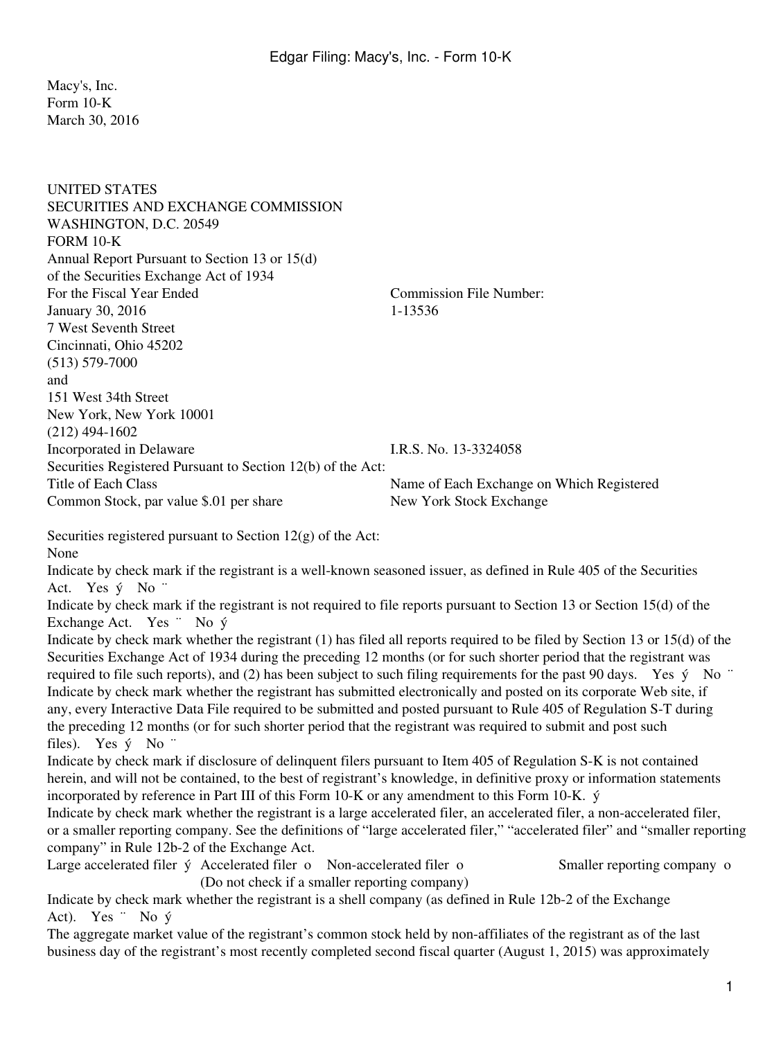Macy's, Inc.
Form 10-K
March 30, 2016

UNITED STATES
SECURITIES AND EXCHANGE COMMISSION
WASHINGTON, D.C. 20549
FORM 10-K
Annual Report Pursuant to Section 13 or 15(d)
of the Securities Exchange Act of 1934

| | |
|---|---|
| For the Fiscal Year Ended | Commission File Number: |
| January 30, 2016 | 1-13536 |

7 West Seventh Street
Cincinnati, Ohio 45202
(513) 579-7000
and
151 West 34th Street
New York, New York 10001
(212) 494-1602

| | |
|---|---|
| Incorporated in Delaware | I.R.S. No. 13-3324058 |

Securities Registered Pursuant to Section 12(b) of the Act:

| Title of Each Class | Name of Each Exchange on Which Registered |
|---|---|
| Common Stock, par value $.01 per share | New York Stock Exchange |

Securities registered pursuant to Section 12(g) of the Act:
None

Indicate by check mark if the registrant is a well-known seasoned issuer, as defined in Rule 405 of the Securities Act. Yes ý No ¨

Indicate by check mark if the registrant is not required to file reports pursuant to Section 13 or Section 15(d) of the Exchange Act. Yes ¨ No ý

Indicate by check mark whether the registrant (1) has filed all reports required to be filed by Section 13 or 15(d) of the Securities Exchange Act of 1934 during the preceding 12 months (or for such shorter period that the registrant was required to file such reports), and (2) has been subject to such filing requirements for the past 90 days. Yes ý No ¨

Indicate by check mark whether the registrant has submitted electronically and posted on its corporate Web site, if any, every Interactive Data File required to be submitted and posted pursuant to Rule 405 of Regulation S-T during the preceding 12 months (or for such shorter period that the registrant was required to submit and post such files). Yes ý No ¨

Indicate by check mark if disclosure of delinquent filers pursuant to Item 405 of Regulation S-K is not contained herein, and will not be contained, to the best of registrant's knowledge, in definitive proxy or information statements incorporated by reference in Part III of this Form 10-K or any amendment to this Form 10-K. ý

Indicate by check mark whether the registrant is a large accelerated filer, an accelerated filer, a non-accelerated filer, or a smaller reporting company. See the definitions of "large accelerated filer," "accelerated filer" and "smaller reporting company" in Rule 12b-2 of the Exchange Act.

Large accelerated filer ý Accelerated filer o Non-accelerated filer o (Do not check if a smaller reporting company) Smaller reporting company o

Indicate by check mark whether the registrant is a shell company (as defined in Rule 12b-2 of the Exchange Act). Yes ¨ No ý

The aggregate market value of the registrant's common stock held by non-affiliates of the registrant as of the last business day of the registrant's most recently completed second fiscal quarter (August 1, 2015) was approximately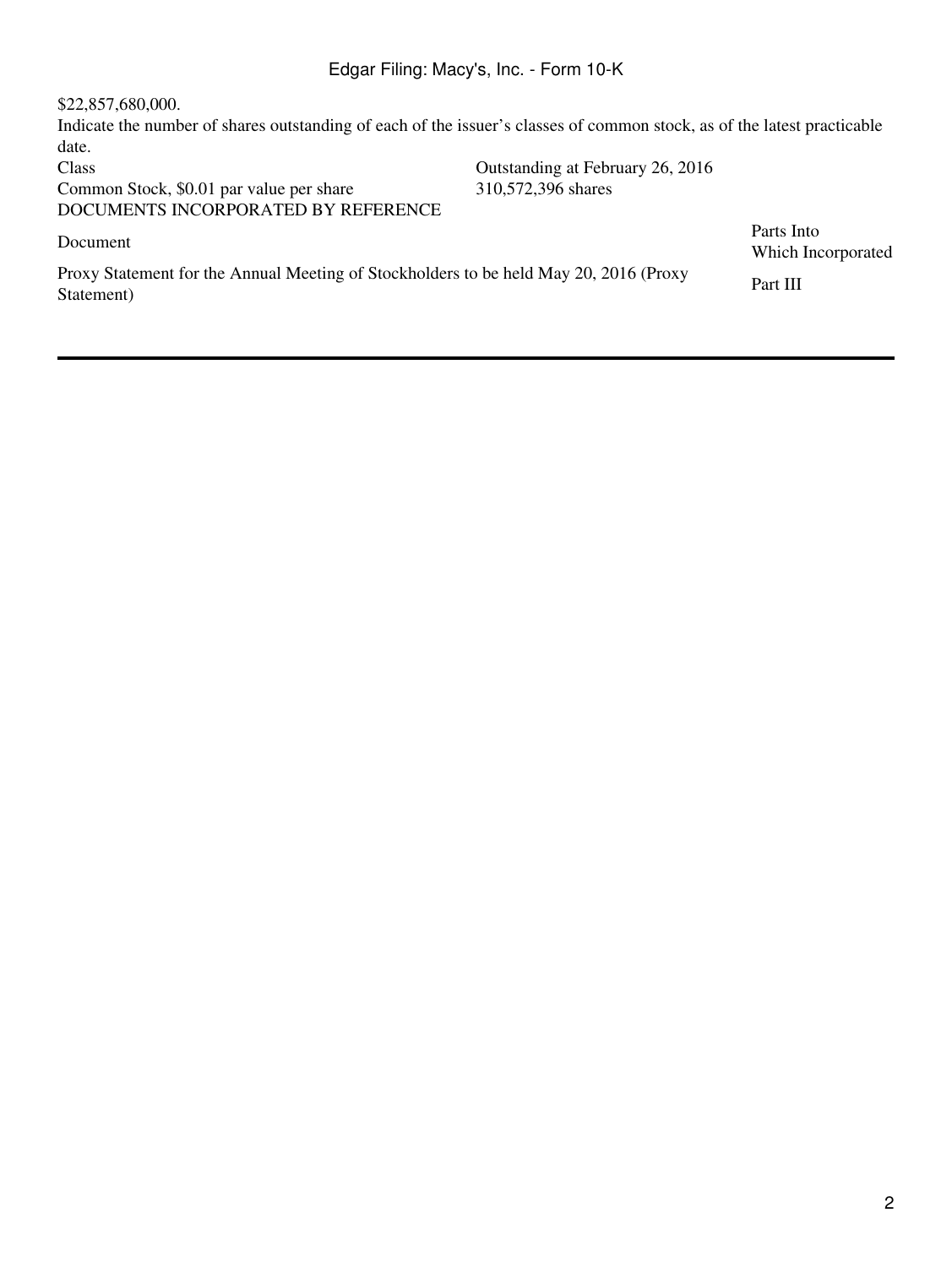$22,857,680,000.

Indicate the number of shares outstanding of each of the issuer's classes of common stock, as of the latest practicable date.

| Class | Outstanding at February 26, 2016 |
| --- | --- |
| Common Stock, $0.01 par value per share | 310,572,396 shares |

DOCUMENTS INCORPORATED BY REFERENCE

| Document | Parts Into Which Incorporated |
| --- | --- |
| Proxy Statement for the Annual Meeting of Stockholders to be held May 20, 2016 (Proxy Statement) | Part III |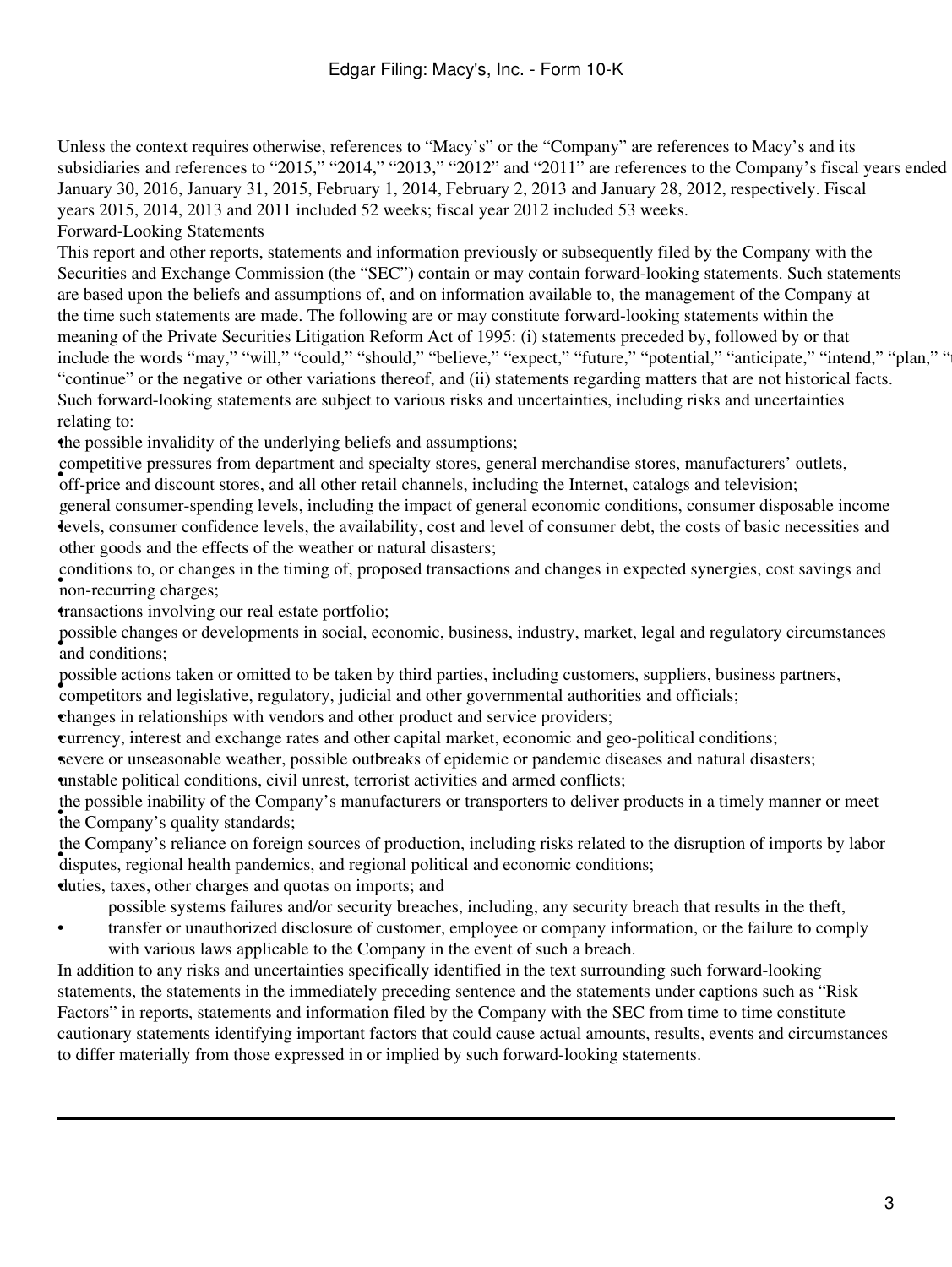Unless the context requires otherwise, references to “Macy’s” or the “Company” are references to Macy’s and its subsidiaries and references to “2015,” “2014,” “2013,” “2012” and “2011” are references to the Company’s fiscal years ended January 30, 2016, January 31, 2015, February 1, 2014, February 2, 2013 and January 28, 2012, respectively. Fiscal years 2015, 2014, 2013 and 2011 included 52 weeks; fiscal year 2012 included 53 weeks.

## Forward-Looking Statements

This report and other reports, statements and information previously or subsequently filed by the Company with the Securities and Exchange Commission (the “SEC”) contain or may contain forward-looking statements. Such statements are based upon the beliefs and assumptions of, and on information available to, the management of the Company at the time such statements are made. The following are or may constitute forward-looking statements within the meaning of the Private Securities Litigation Reform Act of 1995: (i) statements preceded by, followed by or that include the words “may,” “will,” “could,” “should,” “believe,” “expect,” “future,” “potential,” “anticipate,” “intend,” “plan,” “t “continue” or the negative or other variations thereof, and (ii) statements regarding matters that are not historical facts. Such forward-looking statements are subject to various risks and uncertainties, including risks and uncertainties relating to:

- the possible invalidity of the underlying beliefs and assumptions;
- competitive pressures from department and specialty stores, general merchandise stores, manufacturers’ outlets, off-price and discount stores, and all other retail channels, including the Internet, catalogs and television;
- general consumer-spending levels, including the impact of general economic conditions, consumer disposable income levels, consumer confidence levels, the availability, cost and level of consumer debt, the costs of basic necessities and other goods and the effects of the weather or natural disasters;
- conditions to, or changes in the timing of, proposed transactions and changes in expected synergies, cost savings and non-recurring charges;
- transactions involving our real estate portfolio;
- possible changes or developments in social, economic, business, industry, market, legal and regulatory circumstances and conditions;
- possible actions taken or omitted to be taken by third parties, including customers, suppliers, business partners, competitors and legislative, regulatory, judicial and other governmental authorities and officials;
- changes in relationships with vendors and other product and service providers;
- currency, interest and exchange rates and other capital market, economic and geo-political conditions;
- severe or unseasonable weather, possible outbreaks of epidemic or pandemic diseases and natural disasters;
- unstable political conditions, civil unrest, terrorist activities and armed conflicts;
- the possible inability of the Company’s manufacturers or transporters to deliver products in a timely manner or meet the Company’s quality standards;
- the Company’s reliance on foreign sources of production, including risks related to the disruption of imports by labor disputes, regional health pandemics, and regional political and economic conditions;
- duties, taxes, other charges and quotas on imports; and
- possible systems failures and/or security breaches, including, any security breach that results in the theft, transfer or unauthorized disclosure of customer, employee or company information, or the failure to comply with various laws applicable to the Company in the event of such a breach.

In addition to any risks and uncertainties specifically identified in the text surrounding such forward-looking statements, the statements in the immediately preceding sentence and the statements under captions such as “Risk Factors” in reports, statements and information filed by the Company with the SEC from time to time constitute cautionary statements identifying important factors that could cause actual amounts, results, events and circumstances to differ materially from those expressed in or implied by such forward-looking statements.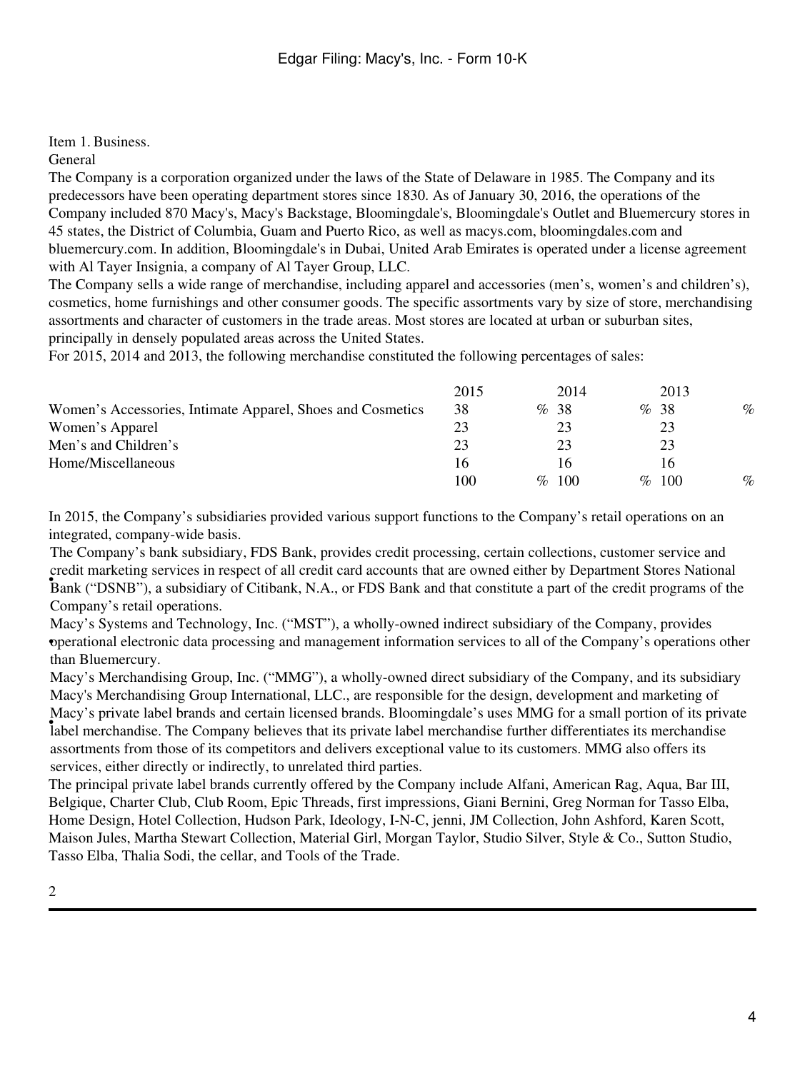Item 1. Business.

General

The Company is a corporation organized under the laws of the State of Delaware in 1985. The Company and its predecessors have been operating department stores since 1830. As of January 30, 2016, the operations of the Company included 870 Macy's, Macy's Backstage, Bloomingdale's, Bloomingdale's Outlet and Bluemercury stores in 45 states, the District of Columbia, Guam and Puerto Rico, as well as macys.com, bloomingdales.com and bluemercury.com. In addition, Bloomingdale's in Dubai, United Arab Emirates is operated under a license agreement with Al Tayer Insignia, a company of Al Tayer Group, LLC.

The Company sells a wide range of merchandise, including apparel and accessories (men's, women's and children's), cosmetics, home furnishings and other consumer goods. The specific assortments vary by size of store, merchandising assortments and character of customers in the trade areas. Most stores are located at urban or suburban sites, principally in densely populated areas across the United States.

For 2015, 2014 and 2013, the following merchandise constituted the following percentages of sales:

| | 2015 | 2014 | 2013 |
|---|---|---|---|
| Women's Accessories, Intimate Apparel, Shoes and Cosmetics | 38 % | 38 % | 38 % |
| Women's Apparel | 23 | 23 | 23 |
| Men's and Children's | 23 | 23 | 23 |
| Home/Miscellaneous | 16 | 16 | 16 |
| | 100 % | 100 % | 100 % |

In 2015, the Company's subsidiaries provided various support functions to the Company's retail operations on an integrated, company-wide basis.

- The Company's bank subsidiary, FDS Bank, provides credit processing, certain collections, customer service and credit marketing services in respect of all credit card accounts that are owned either by Department Stores National Bank ("DSNB"), a subsidiary of Citibank, N.A., or FDS Bank and that constitute a part of the credit programs of the Company's retail operations.
- Macy's Systems and Technology, Inc. ("MST"), a wholly-owned indirect subsidiary of the Company, provides operational electronic data processing and management information services to all of the Company's operations other than Bluemercury.
- Macy's Merchandising Group, Inc. ("MMG"), a wholly-owned direct subsidiary of the Company, and its subsidiary Macy's Merchandising Group International, LLC., are responsible for the design, development and marketing of Macy's private label brands and certain licensed brands. Bloomingdale's uses MMG for a small portion of its private label merchandise. The Company believes that its private label merchandise further differentiates its merchandise assortments from those of its competitors and delivers exceptional value to its customers. MMG also offers its services, either directly or indirectly, to unrelated third parties.

The principal private label brands currently offered by the Company include Alfani, American Rag, Aqua, Bar III, Belgique, Charter Club, Club Room, Epic Threads, first impressions, Giani Bernini, Greg Norman for Tasso Elba, Home Design, Hotel Collection, Hudson Park, Ideology, I-N-C, jenni, JM Collection, John Ashford, Karen Scott, Maison Jules, Martha Stewart Collection, Material Girl, Morgan Taylor, Studio Silver, Style & Co., Sutton Studio, Tasso Elba, Thalia Sodi, the cellar, and Tools of the Trade.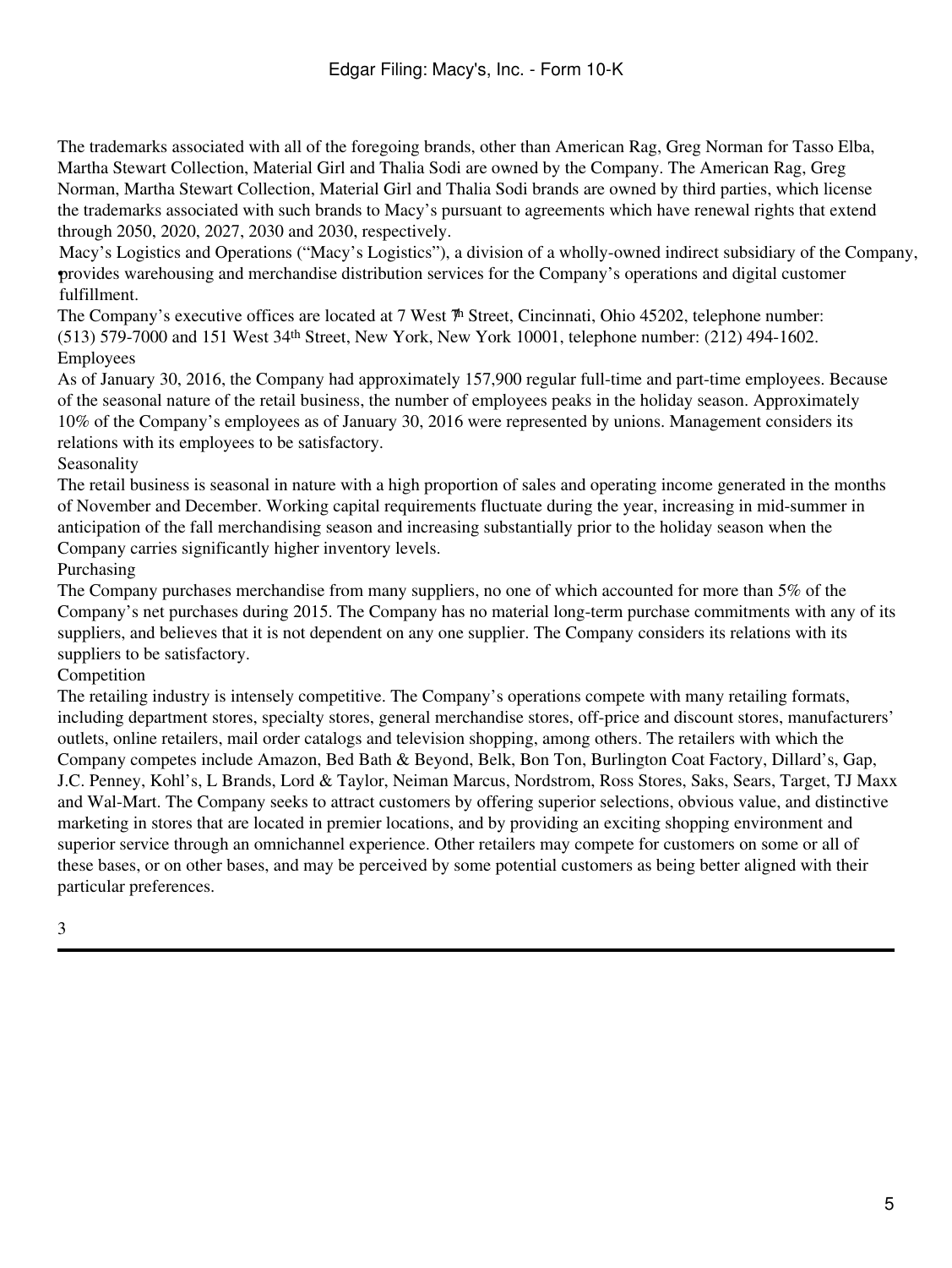The trademarks associated with all of the foregoing brands, other than American Rag, Greg Norman for Tasso Elba, Martha Stewart Collection, Material Girl and Thalia Sodi are owned by the Company. The American Rag, Greg Norman, Martha Stewart Collection, Material Girl and Thalia Sodi brands are owned by third parties, which license the trademarks associated with such brands to Macy's pursuant to agreements which have renewal rights that extend through 2050, 2020, 2027, 2030 and 2030, respectively.

Macy's Logistics and Operations ("Macy's Logistics"), a division of a wholly-owned indirect subsidiary of the Company, provides warehousing and merchandise distribution services for the Company's operations and digital customer fulfillment.

The Company's executive offices are located at 7 West 7th Street, Cincinnati, Ohio 45202, telephone number: (513) 579-7000 and 151 West 34th Street, New York, New York 10001, telephone number: (212) 494-1602.

## Employees

As of January 30, 2016, the Company had approximately 157,900 regular full-time and part-time employees. Because of the seasonal nature of the retail business, the number of employees peaks in the holiday season. Approximately 10% of the Company's employees as of January 30, 2016 were represented by unions. Management considers its relations with its employees to be satisfactory.

## Seasonality

The retail business is seasonal in nature with a high proportion of sales and operating income generated in the months of November and December. Working capital requirements fluctuate during the year, increasing in mid-summer in anticipation of the fall merchandising season and increasing substantially prior to the holiday season when the Company carries significantly higher inventory levels.

## Purchasing

The Company purchases merchandise from many suppliers, no one of which accounted for more than 5% of the Company's net purchases during 2015. The Company has no material long-term purchase commitments with any of its suppliers, and believes that it is not dependent on any one supplier. The Company considers its relations with its suppliers to be satisfactory.

## Competition

The retailing industry is intensely competitive. The Company's operations compete with many retailing formats, including department stores, specialty stores, general merchandise stores, off-price and discount stores, manufacturers' outlets, online retailers, mail order catalogs and television shopping, among others. The retailers with which the Company competes include Amazon, Bed Bath & Beyond, Belk, Bon Ton, Burlington Coat Factory, Dillard's, Gap, J.C. Penney, Kohl's, L Brands, Lord & Taylor, Neiman Marcus, Nordstrom, Ross Stores, Saks, Sears, Target, TJ Maxx and Wal-Mart. The Company seeks to attract customers by offering superior selections, obvious value, and distinctive marketing in stores that are located in premier locations, and by providing an exciting shopping environment and superior service through an omnichannel experience. Other retailers may compete for customers on some or all of these bases, or on other bases, and may be perceived by some potential customers as being better aligned with their particular preferences.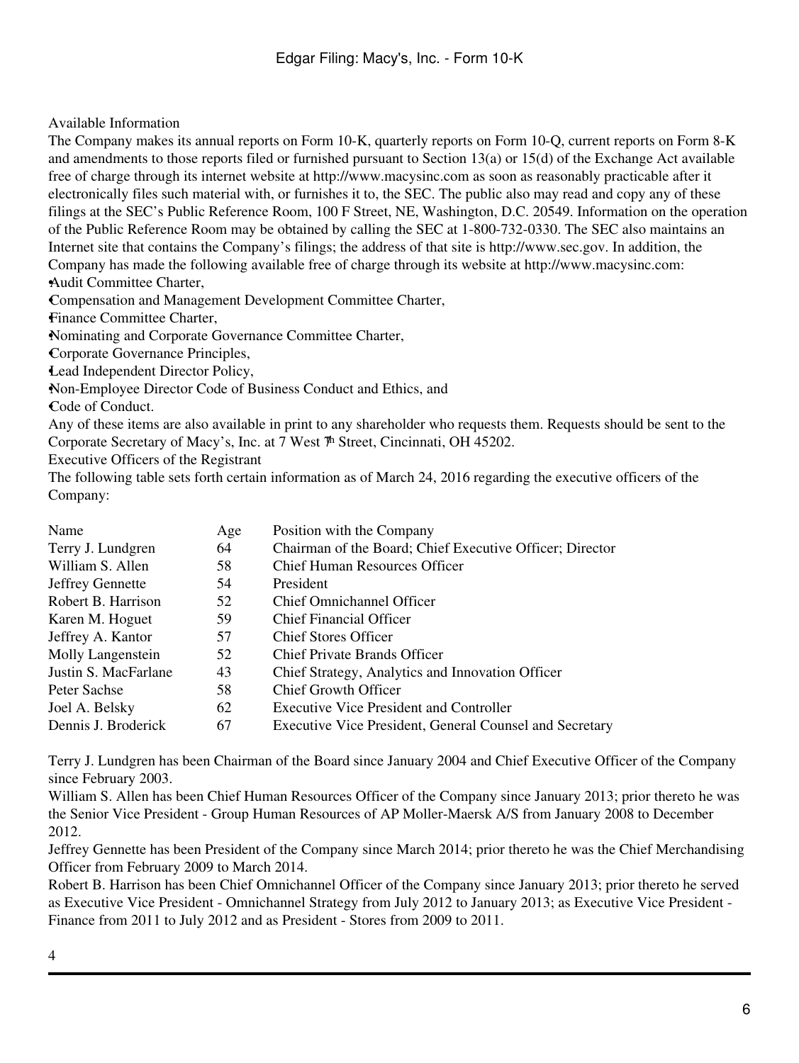Available Information

The Company makes its annual reports on Form 10-K, quarterly reports on Form 10-Q, current reports on Form 8-K and amendments to those reports filed or furnished pursuant to Section 13(a) or 15(d) of the Exchange Act available free of charge through its internet website at http://www.macysinc.com as soon as reasonably practicable after it electronically files such material with, or furnishes it to, the SEC. The public also may read and copy any of these filings at the SEC's Public Reference Room, 100 F Street, NE, Washington, D.C. 20549. Information on the operation of the Public Reference Room may be obtained by calling the SEC at 1-800-732-0330. The SEC also maintains an Internet site that contains the Company's filings; the address of that site is http://www.sec.gov. In addition, the Company has made the following available free of charge through its website at http://www.macysinc.com:

- Audit Committee Charter,
- Compensation and Management Development Committee Charter,
- Finance Committee Charter,
- Nominating and Corporate Governance Committee Charter,
- Corporate Governance Principles,
- Lead Independent Director Policy,
- Non-Employee Director Code of Business Conduct and Ethics, and
- Code of Conduct.

Any of these items are also available in print to any shareholder who requests them. Requests should be sent to the Corporate Secretary of Macy's, Inc. at 7 West 7th Street, Cincinnati, OH 45202.

Executive Officers of the Registrant

The following table sets forth certain information as of March 24, 2016 regarding the executive officers of the Company:

| Name | Age | Position with the Company |
|---|---|---|
| Terry J. Lundgren | 64 | Chairman of the Board; Chief Executive Officer; Director |
| William S. Allen | 58 | Chief Human Resources Officer |
| Jeffrey Gennette | 54 | President |
| Robert B. Harrison | 52 | Chief Omnichannel Officer |
| Karen M. Hoguet | 59 | Chief Financial Officer |
| Jeffrey A. Kantor | 57 | Chief Stores Officer |
| Molly Langenstein | 52 | Chief Private Brands Officer |
| Justin S. MacFarlane | 43 | Chief Strategy, Analytics and Innovation Officer |
| Peter Sachse | 58 | Chief Growth Officer |
| Joel A. Belsky | 62 | Executive Vice President and Controller |
| Dennis J. Broderick | 67 | Executive Vice President, General Counsel and Secretary |

Terry J. Lundgren has been Chairman of the Board since January 2004 and Chief Executive Officer of the Company since February 2003.

William S. Allen has been Chief Human Resources Officer of the Company since January 2013; prior thereto he was the Senior Vice President - Group Human Resources of AP Moller-Maersk A/S from January 2008 to December 2012.

Jeffrey Gennette has been President of the Company since March 2014; prior thereto he was the Chief Merchandising Officer from February 2009 to March 2014.

Robert B. Harrison has been Chief Omnichannel Officer of the Company since January 2013; prior thereto he served as Executive Vice President - Omnichannel Strategy from July 2012 to January 2013; as Executive Vice President - Finance from 2011 to July 2012 and as President - Stores from 2009 to 2011.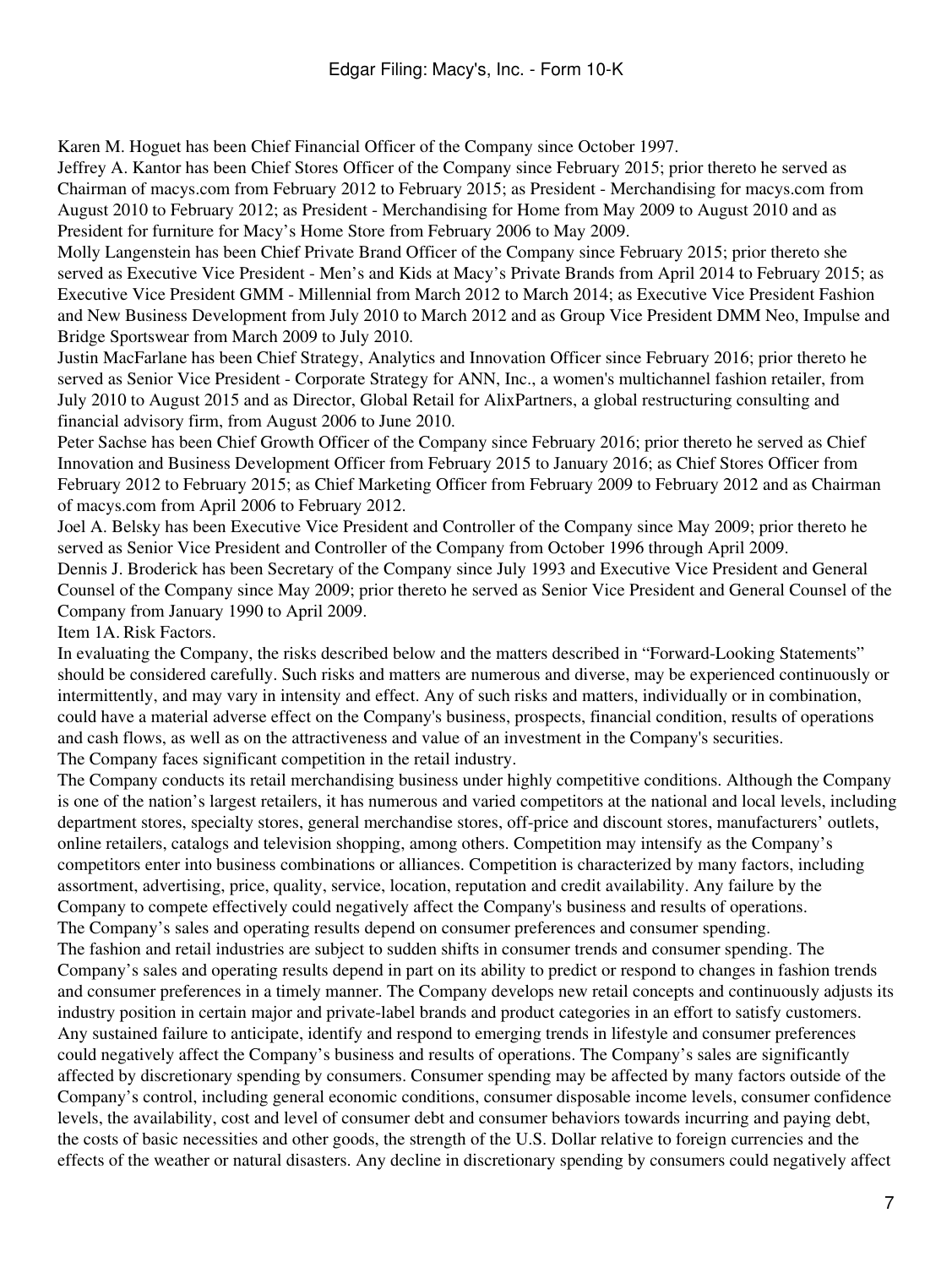Karen M. Hoguet has been Chief Financial Officer of the Company since October 1997.

Jeffrey A. Kantor has been Chief Stores Officer of the Company since February 2015; prior thereto he served as Chairman of macys.com from February 2012 to February 2015; as President - Merchandising for macys.com from August 2010 to February 2012; as President - Merchandising for Home from May 2009 to August 2010 and as President for furniture for Macy's Home Store from February 2006 to May 2009.

Molly Langenstein has been Chief Private Brand Officer of the Company since February 2015; prior thereto she served as Executive Vice President - Men's and Kids at Macy's Private Brands from April 2014 to February 2015; as Executive Vice President GMM - Millennial from March 2012 to March 2014; as Executive Vice President Fashion and New Business Development from July 2010 to March 2012 and as Group Vice President DMM Neo, Impulse and Bridge Sportswear from March 2009 to July 2010.

Justin MacFarlane has been Chief Strategy, Analytics and Innovation Officer since February 2016; prior thereto he served as Senior Vice President - Corporate Strategy for ANN, Inc., a women's multichannel fashion retailer, from July 2010 to August 2015 and as Director, Global Retail for AlixPartners, a global restructuring consulting and financial advisory firm, from August 2006 to June 2010.

Peter Sachse has been Chief Growth Officer of the Company since February 2016; prior thereto he served as Chief Innovation and Business Development Officer from February 2015 to January 2016; as Chief Stores Officer from February 2012 to February 2015; as Chief Marketing Officer from February 2009 to February 2012 and as Chairman of macys.com from April 2006 to February 2012.

Joel A. Belsky has been Executive Vice President and Controller of the Company since May 2009; prior thereto he served as Senior Vice President and Controller of the Company from October 1996 through April 2009.

Dennis J. Broderick has been Secretary of the Company since July 1993 and Executive Vice President and General Counsel of the Company since May 2009; prior thereto he served as Senior Vice President and General Counsel of the Company from January 1990 to April 2009.

## Item 1A. Risk Factors.

In evaluating the Company, the risks described below and the matters described in "Forward-Looking Statements" should be considered carefully. Such risks and matters are numerous and diverse, may be experienced continuously or intermittently, and may vary in intensity and effect. Any of such risks and matters, individually or in combination, could have a material adverse effect on the Company's business, prospects, financial condition, results of operations and cash flows, as well as on the attractiveness and value of an investment in the Company's securities.

### The Company faces significant competition in the retail industry.

The Company conducts its retail merchandising business under highly competitive conditions. Although the Company is one of the nation's largest retailers, it has numerous and varied competitors at the national and local levels, including department stores, specialty stores, general merchandise stores, off-price and discount stores, manufacturers' outlets, online retailers, catalogs and television shopping, among others. Competition may intensify as the Company's competitors enter into business combinations or alliances. Competition is characterized by many factors, including assortment, advertising, price, quality, service, location, reputation and credit availability. Any failure by the Company to compete effectively could negatively affect the Company's business and results of operations.

### The Company's sales and operating results depend on consumer preferences and consumer spending.

The fashion and retail industries are subject to sudden shifts in consumer trends and consumer spending. The Company's sales and operating results depend in part on its ability to predict or respond to changes in fashion trends and consumer preferences in a timely manner. The Company develops new retail concepts and continuously adjusts its industry position in certain major and private-label brands and product categories in an effort to satisfy customers. Any sustained failure to anticipate, identify and respond to emerging trends in lifestyle and consumer preferences could negatively affect the Company's business and results of operations. The Company's sales are significantly affected by discretionary spending by consumers. Consumer spending may be affected by many factors outside of the Company's control, including general economic conditions, consumer disposable income levels, consumer confidence levels, the availability, cost and level of consumer debt and consumer behaviors towards incurring and paying debt, the costs of basic necessities and other goods, the strength of the U.S. Dollar relative to foreign currencies and the effects of the weather or natural disasters. Any decline in discretionary spending by consumers could negatively affect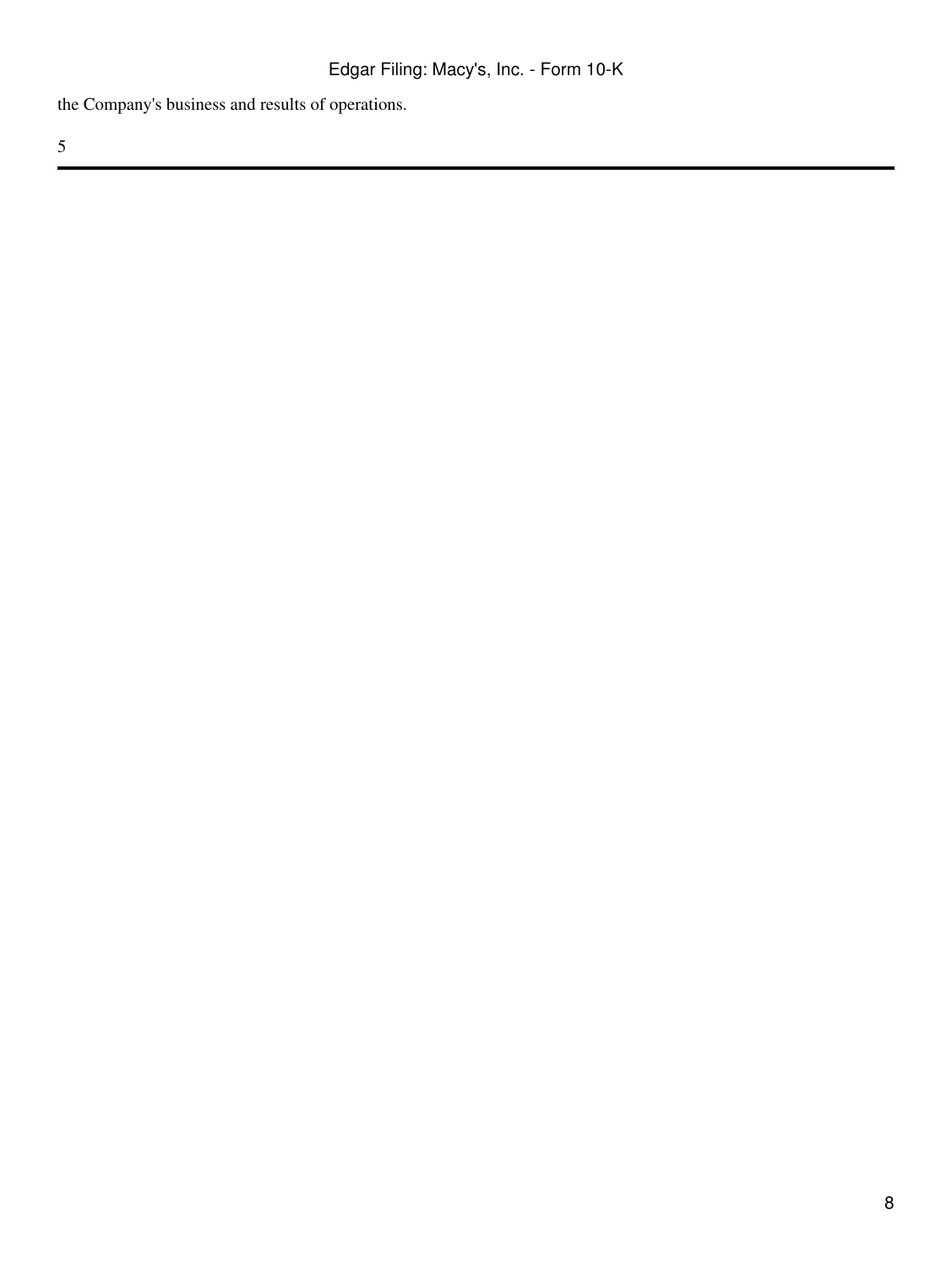the Company's business and results of operations.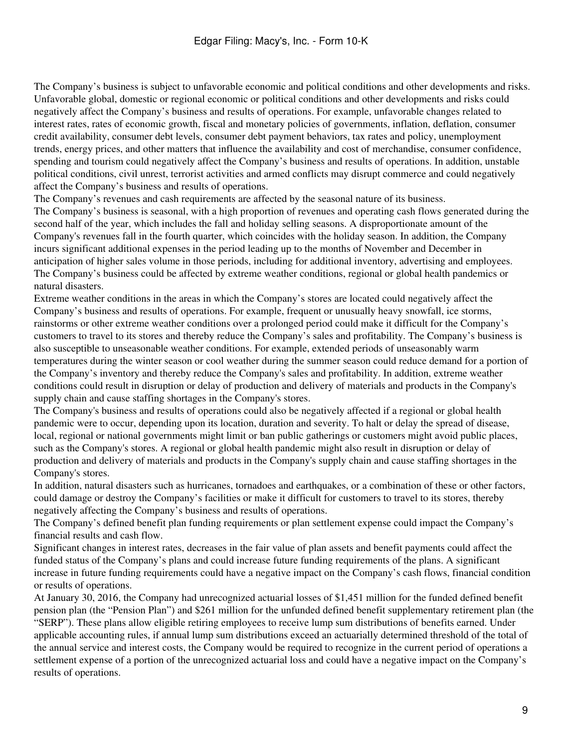The Company's business is subject to unfavorable economic and political conditions and other developments and risks. Unfavorable global, domestic or regional economic or political conditions and other developments and risks could negatively affect the Company's business and results of operations. For example, unfavorable changes related to interest rates, rates of economic growth, fiscal and monetary policies of governments, inflation, deflation, consumer credit availability, consumer debt levels, consumer debt payment behaviors, tax rates and policy, unemployment trends, energy prices, and other matters that influence the availability and cost of merchandise, consumer confidence, spending and tourism could negatively affect the Company's business and results of operations. In addition, unstable political conditions, civil unrest, terrorist activities and armed conflicts may disrupt commerce and could negatively affect the Company's business and results of operations.

The Company's revenues and cash requirements are affected by the seasonal nature of its business.

The Company's business is seasonal, with a high proportion of revenues and operating cash flows generated during the second half of the year, which includes the fall and holiday selling seasons. A disproportionate amount of the Company's revenues fall in the fourth quarter, which coincides with the holiday season. In addition, the Company incurs significant additional expenses in the period leading up to the months of November and December in anticipation of higher sales volume in those periods, including for additional inventory, advertising and employees.

The Company's business could be affected by extreme weather conditions, regional or global health pandemics or natural disasters.

Extreme weather conditions in the areas in which the Company's stores are located could negatively affect the Company's business and results of operations. For example, frequent or unusually heavy snowfall, ice storms, rainstorms or other extreme weather conditions over a prolonged period could make it difficult for the Company's customers to travel to its stores and thereby reduce the Company's sales and profitability. The Company's business is also susceptible to unseasonable weather conditions. For example, extended periods of unseasonably warm temperatures during the winter season or cool weather during the summer season could reduce demand for a portion of the Company's inventory and thereby reduce the Company's sales and profitability. In addition, extreme weather conditions could result in disruption or delay of production and delivery of materials and products in the Company's supply chain and cause staffing shortages in the Company's stores.

The Company's business and results of operations could also be negatively affected if a regional or global health pandemic were to occur, depending upon its location, duration and severity. To halt or delay the spread of disease, local, regional or national governments might limit or ban public gatherings or customers might avoid public places, such as the Company's stores. A regional or global health pandemic might also result in disruption or delay of production and delivery of materials and products in the Company's supply chain and cause staffing shortages in the Company's stores.

In addition, natural disasters such as hurricanes, tornadoes and earthquakes, or a combination of these or other factors, could damage or destroy the Company's facilities or make it difficult for customers to travel to its stores, thereby negatively affecting the Company's business and results of operations.

The Company's defined benefit plan funding requirements or plan settlement expense could impact the Company's financial results and cash flow.

Significant changes in interest rates, decreases in the fair value of plan assets and benefit payments could affect the funded status of the Company's plans and could increase future funding requirements of the plans. A significant increase in future funding requirements could have a negative impact on the Company's cash flows, financial condition or results of operations.

At January 30, 2016, the Company had unrecognized actuarial losses of $1,451 million for the funded defined benefit pension plan (the "Pension Plan") and $261 million for the unfunded defined benefit supplementary retirement plan (the "SERP"). These plans allow eligible retiring employees to receive lump sum distributions of benefits earned. Under applicable accounting rules, if annual lump sum distributions exceed an actuarially determined threshold of the total of the annual service and interest costs, the Company would be required to recognize in the current period of operations a settlement expense of a portion of the unrecognized actuarial loss and could have a negative impact on the Company's results of operations.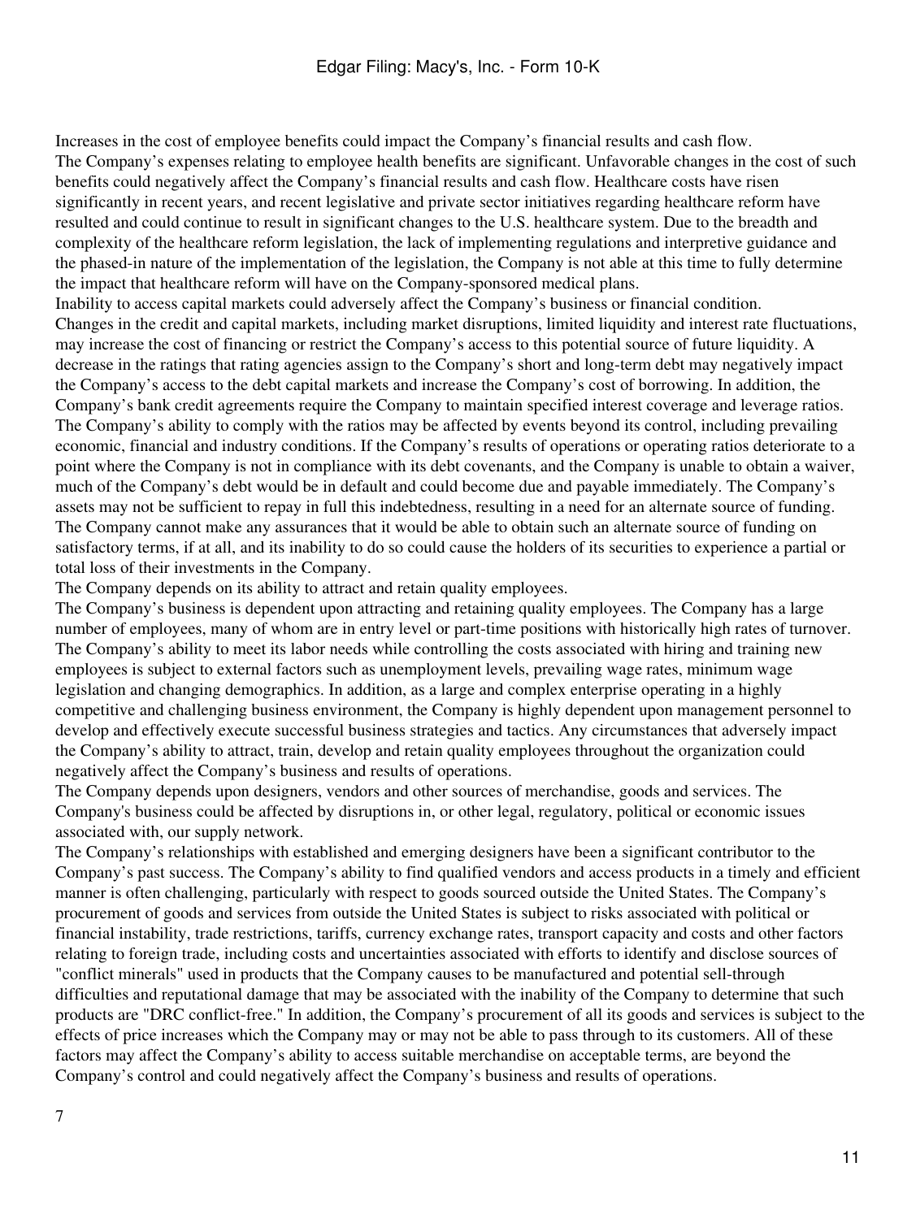Increases in the cost of employee benefits could impact the Company's financial results and cash flow.

The Company's expenses relating to employee health benefits are significant. Unfavorable changes in the cost of such benefits could negatively affect the Company's financial results and cash flow. Healthcare costs have risen significantly in recent years, and recent legislative and private sector initiatives regarding healthcare reform have resulted and could continue to result in significant changes to the U.S. healthcare system. Due to the breadth and complexity of the healthcare reform legislation, the lack of implementing regulations and interpretive guidance and the phased-in nature of the implementation of the legislation, the Company is not able at this time to fully determine the impact that healthcare reform will have on the Company-sponsored medical plans.

Inability to access capital markets could adversely affect the Company's business or financial condition.

Changes in the credit and capital markets, including market disruptions, limited liquidity and interest rate fluctuations, may increase the cost of financing or restrict the Company's access to this potential source of future liquidity. A decrease in the ratings that rating agencies assign to the Company's short and long-term debt may negatively impact the Company's access to the debt capital markets and increase the Company's cost of borrowing. In addition, the Company's bank credit agreements require the Company to maintain specified interest coverage and leverage ratios. The Company's ability to comply with the ratios may be affected by events beyond its control, including prevailing economic, financial and industry conditions. If the Company's results of operations or operating ratios deteriorate to a point where the Company is not in compliance with its debt covenants, and the Company is unable to obtain a waiver, much of the Company's debt would be in default and could become due and payable immediately. The Company's assets may not be sufficient to repay in full this indebtedness, resulting in a need for an alternate source of funding. The Company cannot make any assurances that it would be able to obtain such an alternate source of funding on satisfactory terms, if at all, and its inability to do so could cause the holders of its securities to experience a partial or total loss of their investments in the Company.

The Company depends on its ability to attract and retain quality employees.

The Company's business is dependent upon attracting and retaining quality employees. The Company has a large number of employees, many of whom are in entry level or part-time positions with historically high rates of turnover. The Company's ability to meet its labor needs while controlling the costs associated with hiring and training new employees is subject to external factors such as unemployment levels, prevailing wage rates, minimum wage legislation and changing demographics. In addition, as a large and complex enterprise operating in a highly competitive and challenging business environment, the Company is highly dependent upon management personnel to develop and effectively execute successful business strategies and tactics. Any circumstances that adversely impact the Company's ability to attract, train, develop and retain quality employees throughout the organization could negatively affect the Company's business and results of operations.

The Company depends upon designers, vendors and other sources of merchandise, goods and services. The Company's business could be affected by disruptions in, or other legal, regulatory, political or economic issues associated with, our supply network.

The Company's relationships with established and emerging designers have been a significant contributor to the Company's past success. The Company's ability to find qualified vendors and access products in a timely and efficient manner is often challenging, particularly with respect to goods sourced outside the United States. The Company's procurement of goods and services from outside the United States is subject to risks associated with political or financial instability, trade restrictions, tariffs, currency exchange rates, transport capacity and costs and other factors relating to foreign trade, including costs and uncertainties associated with efforts to identify and disclose sources of "conflict minerals" used in products that the Company causes to be manufactured and potential sell-through difficulties and reputational damage that may be associated with the inability of the Company to determine that such products are "DRC conflict-free." In addition, the Company's procurement of all its goods and services is subject to the effects of price increases which the Company may or may not be able to pass through to its customers. All of these factors may affect the Company's ability to access suitable merchandise on acceptable terms, are beyond the Company's control and could negatively affect the Company's business and results of operations.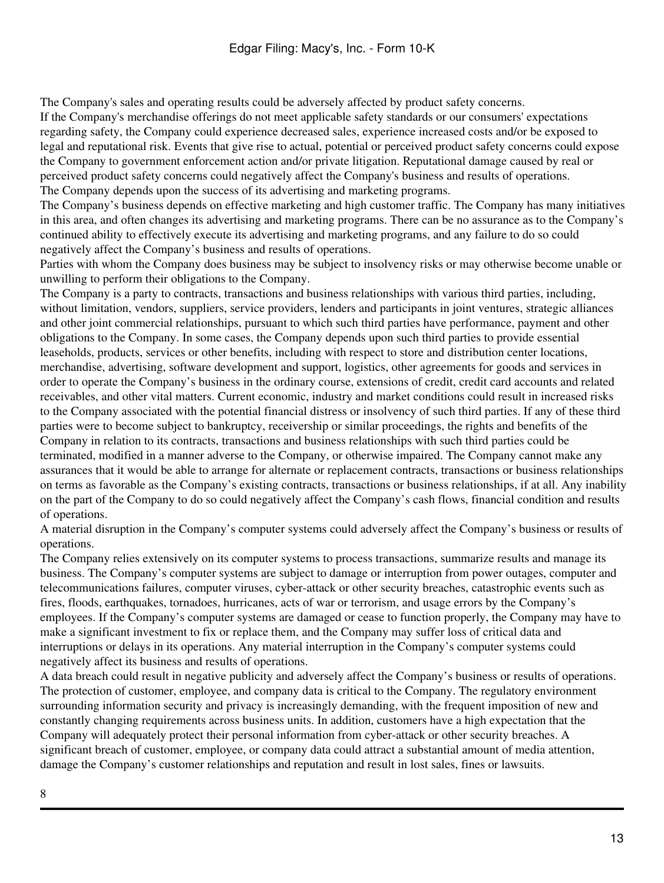The Company's sales and operating results could be adversely affected by product safety concerns.

If the Company's merchandise offerings do not meet applicable safety standards or our consumers' expectations regarding safety, the Company could experience decreased sales, experience increased costs and/or be exposed to legal and reputational risk. Events that give rise to actual, potential or perceived product safety concerns could expose the Company to government enforcement action and/or private litigation. Reputational damage caused by real or perceived product safety concerns could negatively affect the Company's business and results of operations.

The Company depends upon the success of its advertising and marketing programs.

The Company's business depends on effective marketing and high customer traffic. The Company has many initiatives in this area, and often changes its advertising and marketing programs. There can be no assurance as to the Company's continued ability to effectively execute its advertising and marketing programs, and any failure to do so could negatively affect the Company's business and results of operations.

Parties with whom the Company does business may be subject to insolvency risks or may otherwise become unable or unwilling to perform their obligations to the Company.

The Company is a party to contracts, transactions and business relationships with various third parties, including, without limitation, vendors, suppliers, service providers, lenders and participants in joint ventures, strategic alliances and other joint commercial relationships, pursuant to which such third parties have performance, payment and other obligations to the Company. In some cases, the Company depends upon such third parties to provide essential leaseholds, products, services or other benefits, including with respect to store and distribution center locations, merchandise, advertising, software development and support, logistics, other agreements for goods and services in order to operate the Company's business in the ordinary course, extensions of credit, credit card accounts and related receivables, and other vital matters. Current economic, industry and market conditions could result in increased risks to the Company associated with the potential financial distress or insolvency of such third parties. If any of these third parties were to become subject to bankruptcy, receivership or similar proceedings, the rights and benefits of the Company in relation to its contracts, transactions and business relationships with such third parties could be terminated, modified in a manner adverse to the Company, or otherwise impaired. The Company cannot make any assurances that it would be able to arrange for alternate or replacement contracts, transactions or business relationships on terms as favorable as the Company's existing contracts, transactions or business relationships, if at all. Any inability on the part of the Company to do so could negatively affect the Company's cash flows, financial condition and results of operations.

A material disruption in the Company's computer systems could adversely affect the Company's business or results of operations.

The Company relies extensively on its computer systems to process transactions, summarize results and manage its business. The Company's computer systems are subject to damage or interruption from power outages, computer and telecommunications failures, computer viruses, cyber-attack or other security breaches, catastrophic events such as fires, floods, earthquakes, tornadoes, hurricanes, acts of war or terrorism, and usage errors by the Company's employees. If the Company's computer systems are damaged or cease to function properly, the Company may have to make a significant investment to fix or replace them, and the Company may suffer loss of critical data and interruptions or delays in its operations. Any material interruption in the Company's computer systems could negatively affect its business and results of operations.

A data breach could result in negative publicity and adversely affect the Company's business or results of operations.

The protection of customer, employee, and company data is critical to the Company. The regulatory environment surrounding information security and privacy is increasingly demanding, with the frequent imposition of new and constantly changing requirements across business units. In addition, customers have a high expectation that the Company will adequately protect their personal information from cyber-attack or other security breaches. A significant breach of customer, employee, or company data could attract a substantial amount of media attention, damage the Company's customer relationships and reputation and result in lost sales, fines or lawsuits.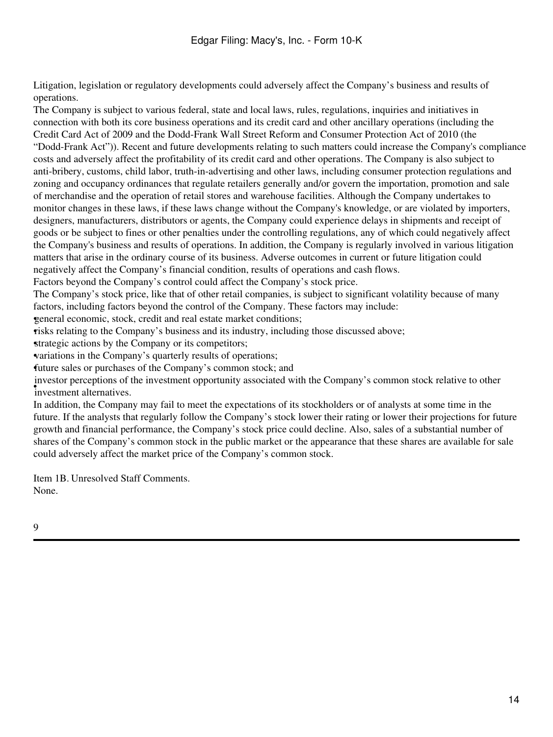Litigation, legislation or regulatory developments could adversely affect the Company's business and results of operations.

The Company is subject to various federal, state and local laws, rules, regulations, inquiries and initiatives in connection with both its core business operations and its credit card and other ancillary operations (including the Credit Card Act of 2009 and the Dodd-Frank Wall Street Reform and Consumer Protection Act of 2010 (the "Dodd-Frank Act")). Recent and future developments relating to such matters could increase the Company's compliance costs and adversely affect the profitability of its credit card and other operations. The Company is also subject to anti-bribery, customs, child labor, truth-in-advertising and other laws, including consumer protection regulations and zoning and occupancy ordinances that regulate retailers generally and/or govern the importation, promotion and sale of merchandise and the operation of retail stores and warehouse facilities. Although the Company undertakes to monitor changes in these laws, if these laws change without the Company's knowledge, or are violated by importers, designers, manufacturers, distributors or agents, the Company could experience delays in shipments and receipt of goods or be subject to fines or other penalties under the controlling regulations, any of which could negatively affect the Company's business and results of operations. In addition, the Company is regularly involved in various litigation matters that arise in the ordinary course of its business. Adverse outcomes in current or future litigation could negatively affect the Company's financial condition, results of operations and cash flows.

Factors beyond the Company's control could affect the Company's stock price.

The Company's stock price, like that of other retail companies, is subject to significant volatility because of many factors, including factors beyond the control of the Company. These factors may include:

- general economic, stock, credit and real estate market conditions;
- risks relating to the Company's business and its industry, including those discussed above;
- strategic actions by the Company or its competitors;
- variations in the Company's quarterly results of operations;
- future sales or purchases of the Company's common stock; and
- investor perceptions of the investment opportunity associated with the Company's common stock relative to other investment alternatives.

In addition, the Company may fail to meet the expectations of its stockholders or of analysts at some time in the future. If the analysts that regularly follow the Company's stock lower their rating or lower their projections for future growth and financial performance, the Company's stock price could decline. Also, sales of a substantial number of shares of the Company's common stock in the public market or the appearance that these shares are available for sale could adversely affect the market price of the Company's common stock.

Item 1B. Unresolved Staff Comments.

None.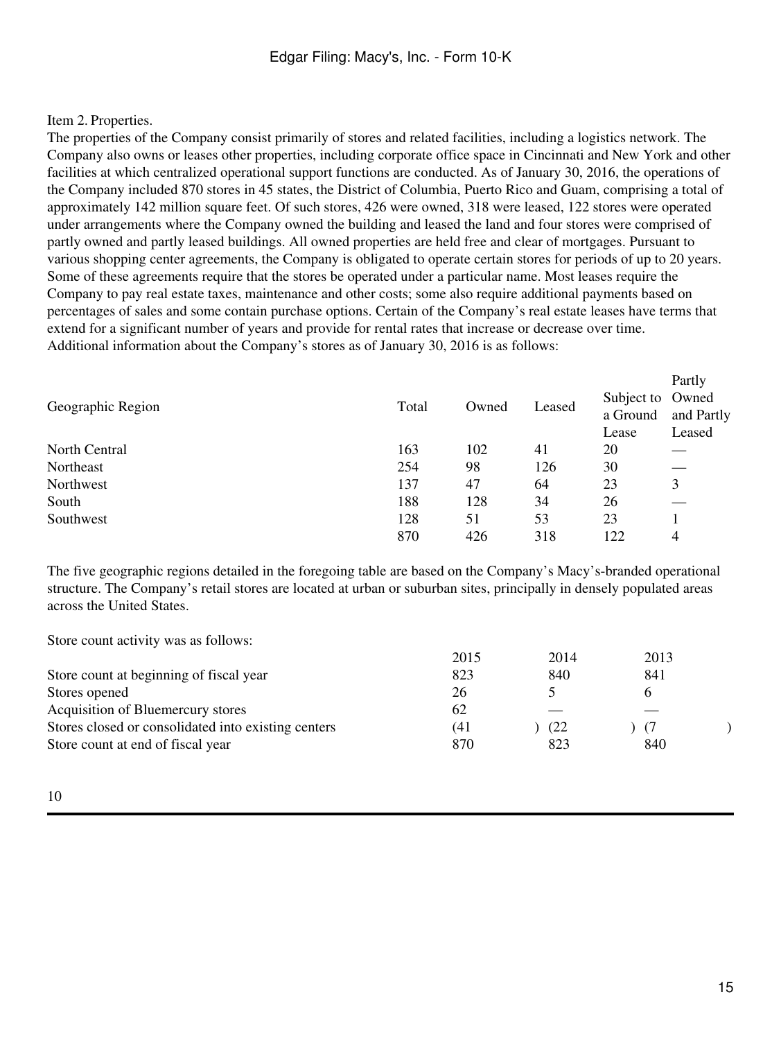Item 2. Properties.

The properties of the Company consist primarily of stores and related facilities, including a logistics network. The Company also owns or leases other properties, including corporate office space in Cincinnati and New York and other facilities at which centralized operational support functions are conducted. As of January 30, 2016, the operations of the Company included 870 stores in 45 states, the District of Columbia, Puerto Rico and Guam, comprising a total of approximately 142 million square feet. Of such stores, 426 were owned, 318 were leased, 122 stores were operated under arrangements where the Company owned the building and leased the land and four stores were comprised of partly owned and partly leased buildings. All owned properties are held free and clear of mortgages. Pursuant to various shopping center agreements, the Company is obligated to operate certain stores for periods of up to 20 years. Some of these agreements require that the stores be operated under a particular name. Most leases require the Company to pay real estate taxes, maintenance and other costs; some also require additional payments based on percentages of sales and some contain purchase options. Certain of the Company's real estate leases have terms that extend for a significant number of years and provide for rental rates that increase or decrease over time.

Additional information about the Company's stores as of January 30, 2016 is as follows:

| Geographic Region | Total | Owned | Leased | Subject to a Ground Lease | Partly Owned and Partly Leased |
|---|---|---|---|---|---|
| North Central | 163 | 102 | 41 | 20 | — |
| Northeast | 254 | 98 | 126 | 30 | — |
| Northwest | 137 | 47 | 64 | 23 | 3 |
| South | 188 | 128 | 34 | 26 | — |
| Southwest | 128 | 51 | 53 | 23 | 1 |
| | 870 | 426 | 318 | 122 | 4 |

The five geographic regions detailed in the foregoing table are based on the Company's Macy's-branded operational structure. The Company's retail stores are located at urban or suburban sites, principally in densely populated areas across the United States.

Store count activity was as follows:

| | 2015 | 2014 | 2013 |
|---|---|---|---|
| Store count at beginning of fiscal year | 823 | 840 | 841 |
| Stores opened | 26 | 5 | 6 |
| Acquisition of Bluemercury stores | 62 | — | — |
| Stores closed or consolidated into existing centers | (41) | (22) | (7) |
| Store count at end of fiscal year | 870 | 823 | 840 |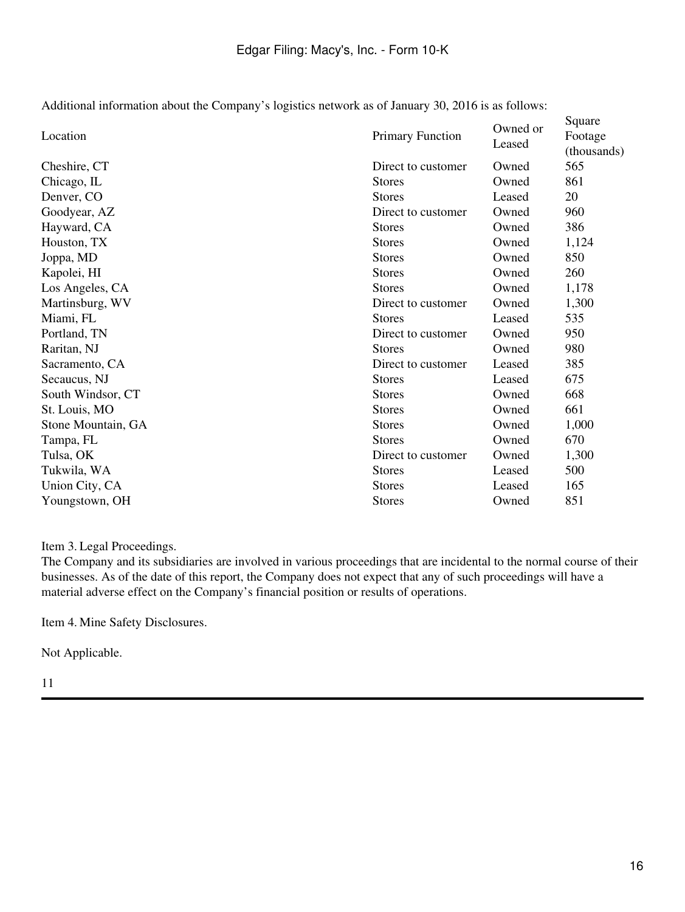Additional information about the Company's logistics network as of January 30, 2016 is as follows:

| Location | Primary Function | Owned or Leased | Square Footage (thousands) |
|---|---|---|---|
| Cheshire, CT | Direct to customer | Owned | 565 |
| Chicago, IL | Stores | Owned | 861 |
| Denver, CO | Stores | Leased | 20 |
| Goodyear, AZ | Direct to customer | Owned | 960 |
| Hayward, CA | Stores | Owned | 386 |
| Houston, TX | Stores | Owned | 1,124 |
| Joppa, MD | Stores | Owned | 850 |
| Kapolei, HI | Stores | Owned | 260 |
| Los Angeles, CA | Stores | Owned | 1,178 |
| Martinsburg, WV | Direct to customer | Owned | 1,300 |
| Miami, FL | Stores | Leased | 535 |
| Portland, TN | Direct to customer | Owned | 950 |
| Raritan, NJ | Stores | Owned | 980 |
| Sacramento, CA | Direct to customer | Leased | 385 |
| Secaucus, NJ | Stores | Leased | 675 |
| South Windsor, CT | Stores | Owned | 668 |
| St. Louis, MO | Stores | Owned | 661 |
| Stone Mountain, GA | Stores | Owned | 1,000 |
| Tampa, FL | Stores | Owned | 670 |
| Tulsa, OK | Direct to customer | Owned | 1,300 |
| Tukwila, WA | Stores | Leased | 500 |
| Union City, CA | Stores | Leased | 165 |
| Youngstown, OH | Stores | Owned | 851 |

## Item 3. Legal Proceedings.

The Company and its subsidiaries are involved in various proceedings that are incidental to the normal course of their businesses. As of the date of this report, the Company does not expect that any of such proceedings will have a material adverse effect on the Company's financial position or results of operations.

## Item 4. Mine Safety Disclosures.

Not Applicable.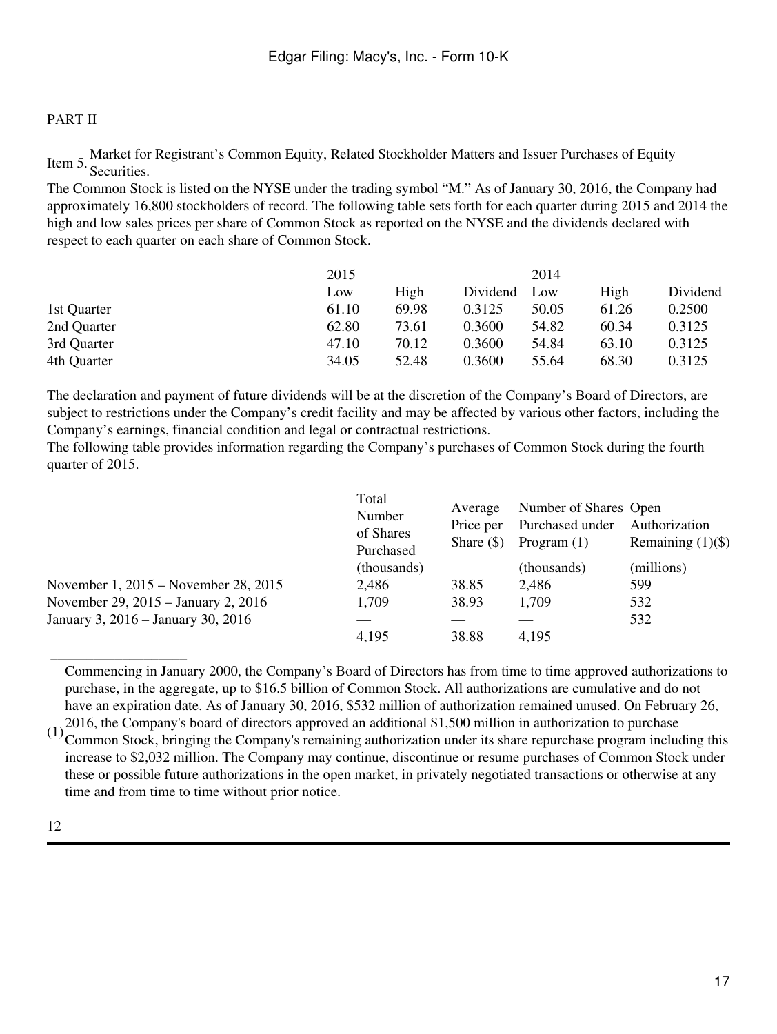PART II

Item 5. Market for Registrant's Common Equity, Related Stockholder Matters and Issuer Purchases of Equity Securities.

The Common Stock is listed on the NYSE under the trading symbol "M." As of January 30, 2016, the Company had approximately 16,800 stockholders of record. The following table sets forth for each quarter during 2015 and 2014 the high and low sales prices per share of Common Stock as reported on the NYSE and the dividends declared with respect to each quarter on each share of Common Stock.

| | 2015 | | | 2014 | | |
|---|---|---|---|---|---|---|
| | Low | High | Dividend | Low | High | Dividend |
| 1st Quarter | 61.10 | 69.98 | 0.3125 | 50.05 | 61.26 | 0.2500 |
| 2nd Quarter | 62.80 | 73.61 | 0.3600 | 54.82 | 60.34 | 0.3125 |
| 3rd Quarter | 47.10 | 70.12 | 0.3600 | 54.84 | 63.10 | 0.3125 |
| 4th Quarter | 34.05 | 52.48 | 0.3600 | 55.64 | 68.30 | 0.3125 |

The declaration and payment of future dividends will be at the discretion of the Company's Board of Directors, are subject to restrictions under the Company's credit facility and may be affected by various other factors, including the Company's earnings, financial condition and legal or contractual restrictions.

The following table provides information regarding the Company's purchases of Common Stock during the fourth quarter of 2015.

| | Total Number of Shares Purchased (thousands) | Average Price per Share ($) | Number of Shares Purchased under Program (1) (thousands) | Open Authorization Remaining (1)($) (millions) |
|---|---|---|---|---|
| November 1, 2015 – November 28, 2015 | 2,486 | 38.85 | 2,486 | 599 |
| November 29, 2015 – January 2, 2016 | 1,709 | 38.93 | 1,709 | 532 |
| January 3, 2016 – January 30, 2016 | — | — | — | 532 |
| | 4,195 | 38.88 | 4,195 | |

(1) Commencing in January 2000, the Company's Board of Directors has from time to time approved authorizations to purchase, in the aggregate, up to $16.5 billion of Common Stock. All authorizations are cumulative and do not have an expiration date. As of January 30, 2016, $532 million of authorization remained unused. On February 26, 2016, the Company's board of directors approved an additional $1,500 million in authorization to purchase Common Stock, bringing the Company's remaining authorization under its share repurchase program including this increase to $2,032 million. The Company may continue, discontinue or resume purchases of Common Stock under these or possible future authorizations in the open market, in privately negotiated transactions or otherwise at any time and from time to time without prior notice.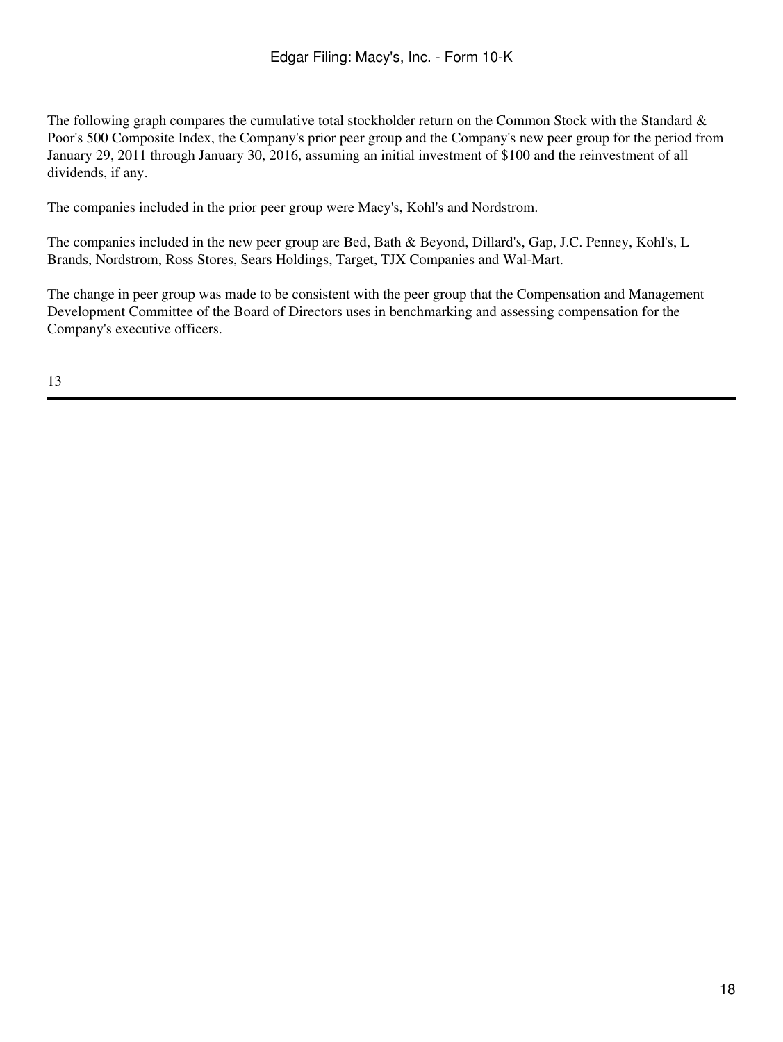The following graph compares the cumulative total stockholder return on the Common Stock with the Standard & Poor's 500 Composite Index, the Company's prior peer group and the Company's new peer group for the period from January 29, 2011 through January 30, 2016, assuming an initial investment of $100 and the reinvestment of all dividends, if any.

The companies included in the prior peer group were Macy's, Kohl's and Nordstrom.

The companies included in the new peer group are Bed, Bath & Beyond, Dillard's, Gap, J.C. Penney, Kohl's, L Brands, Nordstrom, Ross Stores, Sears Holdings, Target, TJX Companies and Wal-Mart.

The change in peer group was made to be consistent with the peer group that the Compensation and Management Development Committee of the Board of Directors uses in benchmarking and assessing compensation for the Company's executive officers.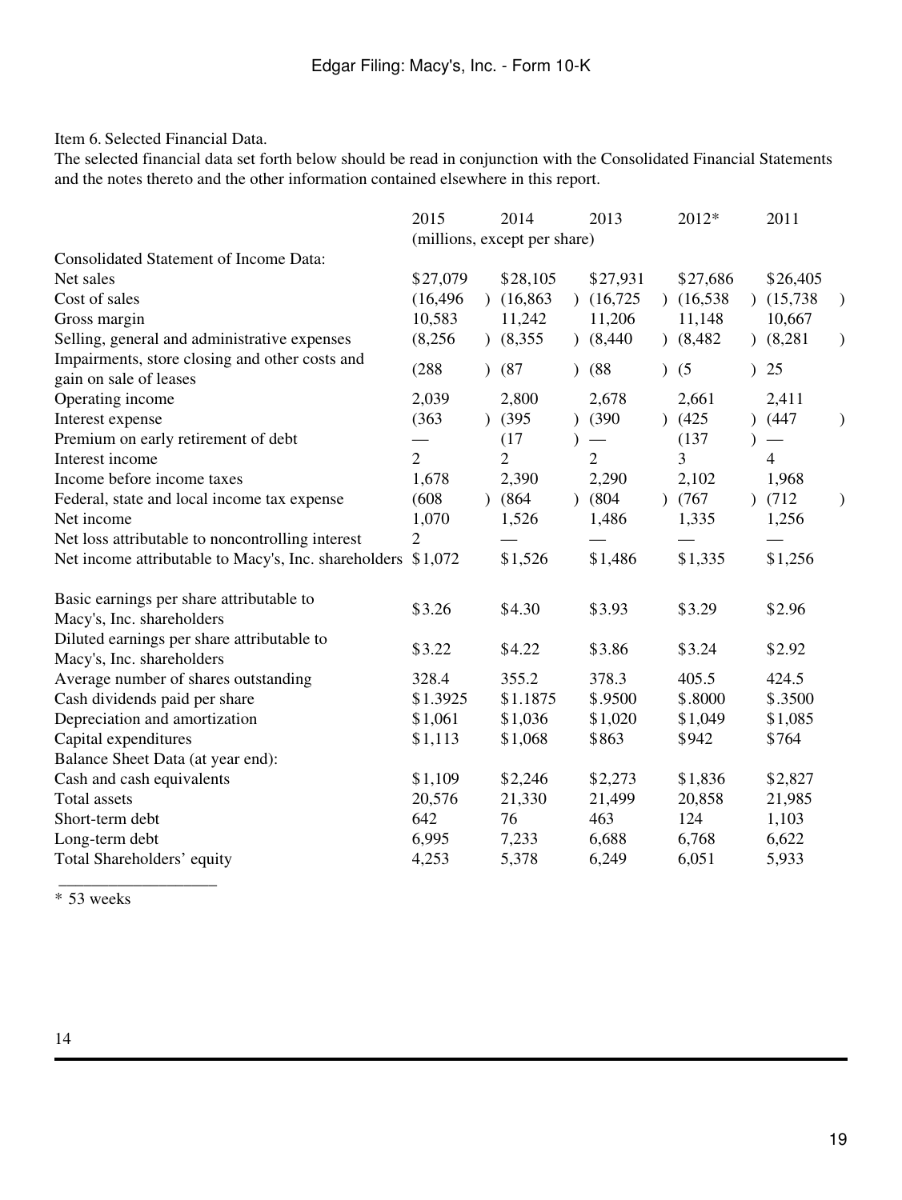Item 6. Selected Financial Data.

The selected financial data set forth below should be read in conjunction with the Consolidated Financial Statements and the notes thereto and the other information contained elsewhere in this report.

| | 2015 | 2014 | 2013 | 2012* | 2011 |
|---|---|---|---|---|---|
| | (millions, except per share) | | | | |
| Consolidated Statement of Income Data: | | | | | |
| Net sales | $27,079 | $28,105 | $27,931 | $27,686 | $26,405 |
| Cost of sales | (16,496) | (16,863) | (16,725) | (16,538) | (15,738) |
| Gross margin | 10,583 | 11,242 | 11,206 | 11,148 | 10,667 |
| Selling, general and administrative expenses | (8,256) | (8,355) | (8,440) | (8,482) | (8,281) |
| Impairments, store closing and other costs and gain on sale of leases | (288) | (87) | (88) | (5) | 25 |
| Operating income | 2,039 | 2,800 | 2,678 | 2,661 | 2,411 |
| Interest expense | (363) | (395) | (390) | (425) | (447) |
| Premium on early retirement of debt | — | (17) | — | (137) | — |
| Interest income | 2 | 2 | 2 | 3 | 4 |
| Income before income taxes | 1,678 | 2,390 | 2,290 | 2,102 | 1,968 |
| Federal, state and local income tax expense | (608) | (864) | (804) | (767) | (712) |
| Net income | 1,070 | 1,526 | 1,486 | 1,335 | 1,256 |
| Net loss attributable to noncontrolling interest | 2 | — | — | — | — |
| Net income attributable to Macy's, Inc. shareholders | $1,072 | $1,526 | $1,486 | $1,335 | $1,256 |
| Basic earnings per share attributable to Macy's, Inc. shareholders | $3.26 | $4.30 | $3.93 | $3.29 | $2.96 |
| Diluted earnings per share attributable to Macy's, Inc. shareholders | $3.22 | $4.22 | $3.86 | $3.24 | $2.92 |
| Average number of shares outstanding | 328.4 | 355.2 | 378.3 | 405.5 | 424.5 |
| Cash dividends paid per share | $1.3925 | $1.1875 | $.9500 | $.8000 | $.3500 |
| Depreciation and amortization | $1,061 | $1,036 | $1,020 | $1,049 | $1,085 |
| Capital expenditures | $1,113 | $1,068 | $863 | $942 | $764 |
| Balance Sheet Data (at year end): | | | | | |
| Cash and cash equivalents | $1,109 | $2,246 | $2,273 | $1,836 | $2,827 |
| Total assets | 20,576 | 21,330 | 21,499 | 20,858 | 21,985 |
| Short-term debt | 642 | 76 | 463 | 124 | 1,103 |
| Long-term debt | 6,995 | 7,233 | 6,688 | 6,768 | 6,622 |
| Total Shareholders' equity | 4,253 | 5,378 | 6,249 | 6,051 | 5,933 |

\* 53 weeks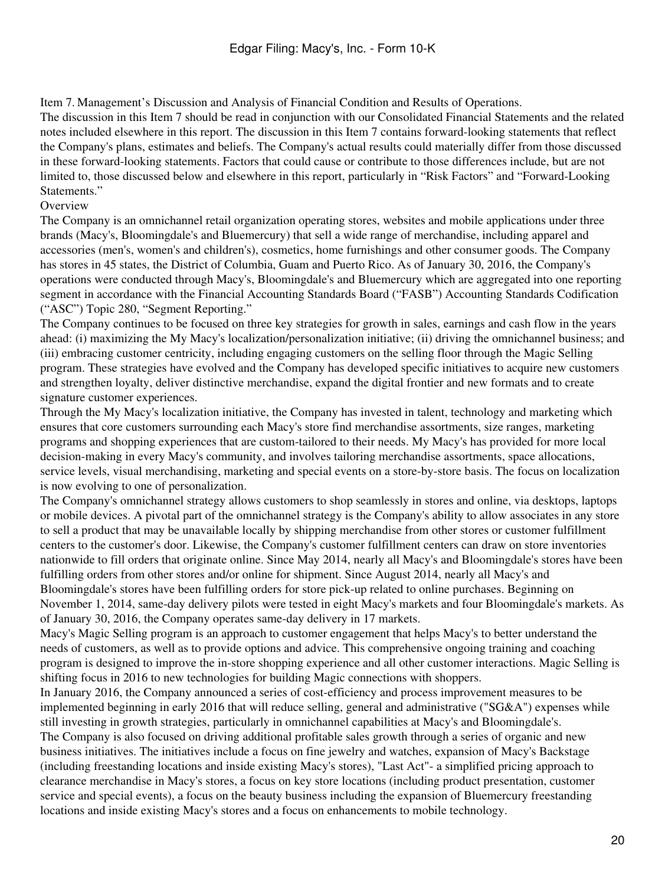## Item 7. Management's Discussion and Analysis of Financial Condition and Results of Operations.

The discussion in this Item 7 should be read in conjunction with our Consolidated Financial Statements and the related notes included elsewhere in this report. The discussion in this Item 7 contains forward-looking statements that reflect the Company's plans, estimates and beliefs. The Company's actual results could materially differ from those discussed in these forward-looking statements. Factors that could cause or contribute to those differences include, but are not limited to, those discussed below and elsewhere in this report, particularly in "Risk Factors" and "Forward-Looking Statements."

### Overview

The Company is an omnichannel retail organization operating stores, websites and mobile applications under three brands (Macy's, Bloomingdale's and Bluemercury) that sell a wide range of merchandise, including apparel and accessories (men's, women's and children's), cosmetics, home furnishings and other consumer goods. The Company has stores in 45 states, the District of Columbia, Guam and Puerto Rico. As of January 30, 2016, the Company's operations were conducted through Macy's, Bloomingdale's and Bluemercury which are aggregated into one reporting segment in accordance with the Financial Accounting Standards Board ("FASB") Accounting Standards Codification ("ASC") Topic 280, "Segment Reporting."

The Company continues to be focused on three key strategies for growth in sales, earnings and cash flow in the years ahead: (i) maximizing the My Macy's localization/personalization initiative; (ii) driving the omnichannel business; and (iii) embracing customer centricity, including engaging customers on the selling floor through the Magic Selling program. These strategies have evolved and the Company has developed specific initiatives to acquire new customers and strengthen loyalty, deliver distinctive merchandise, expand the digital frontier and new formats and to create signature customer experiences.

Through the My Macy's localization initiative, the Company has invested in talent, technology and marketing which ensures that core customers surrounding each Macy's store find merchandise assortments, size ranges, marketing programs and shopping experiences that are custom-tailored to their needs. My Macy's has provided for more local decision-making in every Macy's community, and involves tailoring merchandise assortments, space allocations, service levels, visual merchandising, marketing and special events on a store-by-store basis. The focus on localization is now evolving to one of personalization.

The Company's omnichannel strategy allows customers to shop seamlessly in stores and online, via desktops, laptops or mobile devices. A pivotal part of the omnichannel strategy is the Company's ability to allow associates in any store to sell a product that may be unavailable locally by shipping merchandise from other stores or customer fulfillment centers to the customer's door. Likewise, the Company's customer fulfillment centers can draw on store inventories nationwide to fill orders that originate online. Since May 2014, nearly all Macy's and Bloomingdale's stores have been fulfilling orders from other stores and/or online for shipment. Since August 2014, nearly all Macy's and Bloomingdale's stores have been fulfilling orders for store pick-up related to online purchases. Beginning on November 1, 2014, same-day delivery pilots were tested in eight Macy's markets and four Bloomingdale's markets. As of January 30, 2016, the Company operates same-day delivery in 17 markets.

Macy's Magic Selling program is an approach to customer engagement that helps Macy's to better understand the needs of customers, as well as to provide options and advice. This comprehensive ongoing training and coaching program is designed to improve the in-store shopping experience and all other customer interactions. Magic Selling is shifting focus in 2016 to new technologies for building Magic connections with shoppers.

In January 2016, the Company announced a series of cost-efficiency and process improvement measures to be implemented beginning in early 2016 that will reduce selling, general and administrative ("SG&A") expenses while still investing in growth strategies, particularly in omnichannel capabilities at Macy's and Bloomingdale's.

The Company is also focused on driving additional profitable sales growth through a series of organic and new business initiatives. The initiatives include a focus on fine jewelry and watches, expansion of Macy's Backstage (including freestanding locations and inside existing Macy's stores), "Last Act"- a simplified pricing approach to clearance merchandise in Macy's stores, a focus on key store locations (including product presentation, customer service and special events), a focus on the beauty business including the expansion of Bluemercury freestanding locations and inside existing Macy's stores and a focus on enhancements to mobile technology.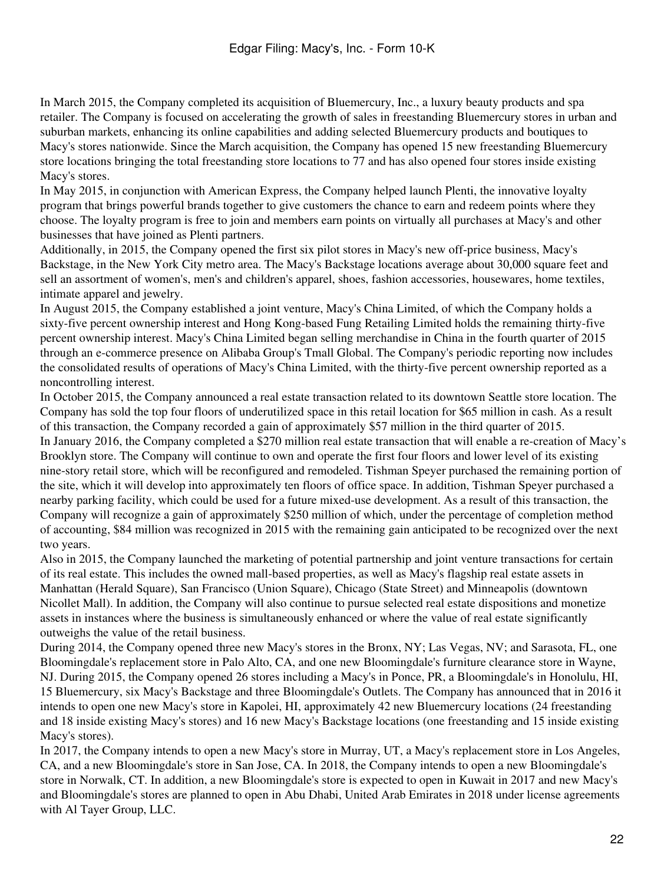In March 2015, the Company completed its acquisition of Bluemercury, Inc., a luxury beauty products and spa retailer. The Company is focused on accelerating the growth of sales in freestanding Bluemercury stores in urban and suburban markets, enhancing its online capabilities and adding selected Bluemercury products and boutiques to Macy's stores nationwide. Since the March acquisition, the Company has opened 15 new freestanding Bluemercury store locations bringing the total freestanding store locations to 77 and has also opened four stores inside existing Macy's stores.

In May 2015, in conjunction with American Express, the Company helped launch Plenti, the innovative loyalty program that brings powerful brands together to give customers the chance to earn and redeem points where they choose. The loyalty program is free to join and members earn points on virtually all purchases at Macy's and other businesses that have joined as Plenti partners.

Additionally, in 2015, the Company opened the first six pilot stores in Macy's new off-price business, Macy's Backstage, in the New York City metro area. The Macy's Backstage locations average about 30,000 square feet and sell an assortment of women's, men's and children's apparel, shoes, fashion accessories, housewares, home textiles, intimate apparel and jewelry.

In August 2015, the Company established a joint venture, Macy's China Limited, of which the Company holds a sixty-five percent ownership interest and Hong Kong-based Fung Retailing Limited holds the remaining thirty-five percent ownership interest. Macy's China Limited began selling merchandise in China in the fourth quarter of 2015 through an e-commerce presence on Alibaba Group's Tmall Global. The Company's periodic reporting now includes the consolidated results of operations of Macy's China Limited, with the thirty-five percent ownership reported as a noncontrolling interest.

In October 2015, the Company announced a real estate transaction related to its downtown Seattle store location. The Company has sold the top four floors of underutilized space in this retail location for $65 million in cash. As a result of this transaction, the Company recorded a gain of approximately $57 million in the third quarter of 2015.

In January 2016, the Company completed a $270 million real estate transaction that will enable a re-creation of Macy's Brooklyn store. The Company will continue to own and operate the first four floors and lower level of its existing nine-story retail store, which will be reconfigured and remodeled. Tishman Speyer purchased the remaining portion of the site, which it will develop into approximately ten floors of office space. In addition, Tishman Speyer purchased a nearby parking facility, which could be used for a future mixed-use development. As a result of this transaction, the Company will recognize a gain of approximately $250 million of which, under the percentage of completion method of accounting, $84 million was recognized in 2015 with the remaining gain anticipated to be recognized over the next two years.

Also in 2015, the Company launched the marketing of potential partnership and joint venture transactions for certain of its real estate. This includes the owned mall-based properties, as well as Macy's flagship real estate assets in Manhattan (Herald Square), San Francisco (Union Square), Chicago (State Street) and Minneapolis (downtown Nicollet Mall). In addition, the Company will also continue to pursue selected real estate dispositions and monetize assets in instances where the business is simultaneously enhanced or where the value of real estate significantly outweighs the value of the retail business.

During 2014, the Company opened three new Macy's stores in the Bronx, NY; Las Vegas, NV; and Sarasota, FL, one Bloomingdale's replacement store in Palo Alto, CA, and one new Bloomingdale's furniture clearance store in Wayne, NJ. During 2015, the Company opened 26 stores including a Macy's in Ponce, PR, a Bloomingdale's in Honolulu, HI, 15 Bluemercury, six Macy's Backstage and three Bloomingdale's Outlets. The Company has announced that in 2016 it intends to open one new Macy's store in Kapolei, HI, approximately 42 new Bluemercury locations (24 freestanding and 18 inside existing Macy's stores) and 16 new Macy's Backstage locations (one freestanding and 15 inside existing Macy's stores).

In 2017, the Company intends to open a new Macy's store in Murray, UT, a Macy's replacement store in Los Angeles, CA, and a new Bloomingdale's store in San Jose, CA. In 2018, the Company intends to open a new Bloomingdale's store in Norwalk, CT. In addition, a new Bloomingdale's store is expected to open in Kuwait in 2017 and new Macy's and Bloomingdale's stores are planned to open in Abu Dhabi, United Arab Emirates in 2018 under license agreements with Al Tayer Group, LLC.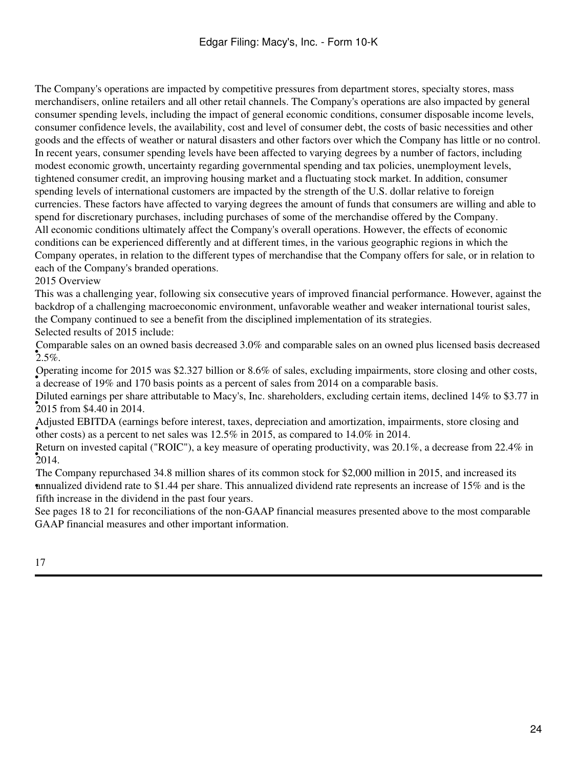The Company's operations are impacted by competitive pressures from department stores, specialty stores, mass merchandisers, online retailers and all other retail channels. The Company's operations are also impacted by general consumer spending levels, including the impact of general economic conditions, consumer disposable income levels, consumer confidence levels, the availability, cost and level of consumer debt, the costs of basic necessities and other goods and the effects of weather or natural disasters and other factors over which the Company has little or no control. In recent years, consumer spending levels have been affected to varying degrees by a number of factors, including modest economic growth, uncertainty regarding governmental spending and tax policies, unemployment levels, tightened consumer credit, an improving housing market and a fluctuating stock market. In addition, consumer spending levels of international customers are impacted by the strength of the U.S. dollar relative to foreign currencies. These factors have affected to varying degrees the amount of funds that consumers are willing and able to spend for discretionary purchases, including purchases of some of the merchandise offered by the Company.

All economic conditions ultimately affect the Company's overall operations. However, the effects of economic conditions can be experienced differently and at different times, in the various geographic regions in which the Company operates, in relation to the different types of merchandise that the Company offers for sale, or in relation to each of the Company's branded operations.

2015 Overview

This was a challenging year, following six consecutive years of improved financial performance. However, against the backdrop of a challenging macroeconomic environment, unfavorable weather and weaker international tourist sales, the Company continued to see a benefit from the disciplined implementation of its strategies.

Selected results of 2015 include:

- Comparable sales on an owned basis decreased 3.0% and comparable sales on an owned plus licensed basis decreased 2.5%.
- Operating income for 2015 was $2.327 billion or 8.6% of sales, excluding impairments, store closing and other costs, a decrease of 19% and 170 basis points as a percent of sales from 2014 on a comparable basis.
- Diluted earnings per share attributable to Macy's, Inc. shareholders, excluding certain items, declined 14% to $3.77 in 2015 from $4.40 in 2014.
- Adjusted EBITDA (earnings before interest, taxes, depreciation and amortization, impairments, store closing and other costs) as a percent to net sales was 12.5% in 2015, as compared to 14.0% in 2014.
- Return on invested capital ("ROIC"), a key measure of operating productivity, was 20.1%, a decrease from 22.4% in 2014.
- The Company repurchased 34.8 million shares of its common stock for $2,000 million in 2015, and increased its annualized dividend rate to $1.44 per share. This annualized dividend rate represents an increase of 15% and is the fifth increase in the dividend in the past four years.

See pages 18 to 21 for reconciliations of the non-GAAP financial measures presented above to the most comparable GAAP financial measures and other important information.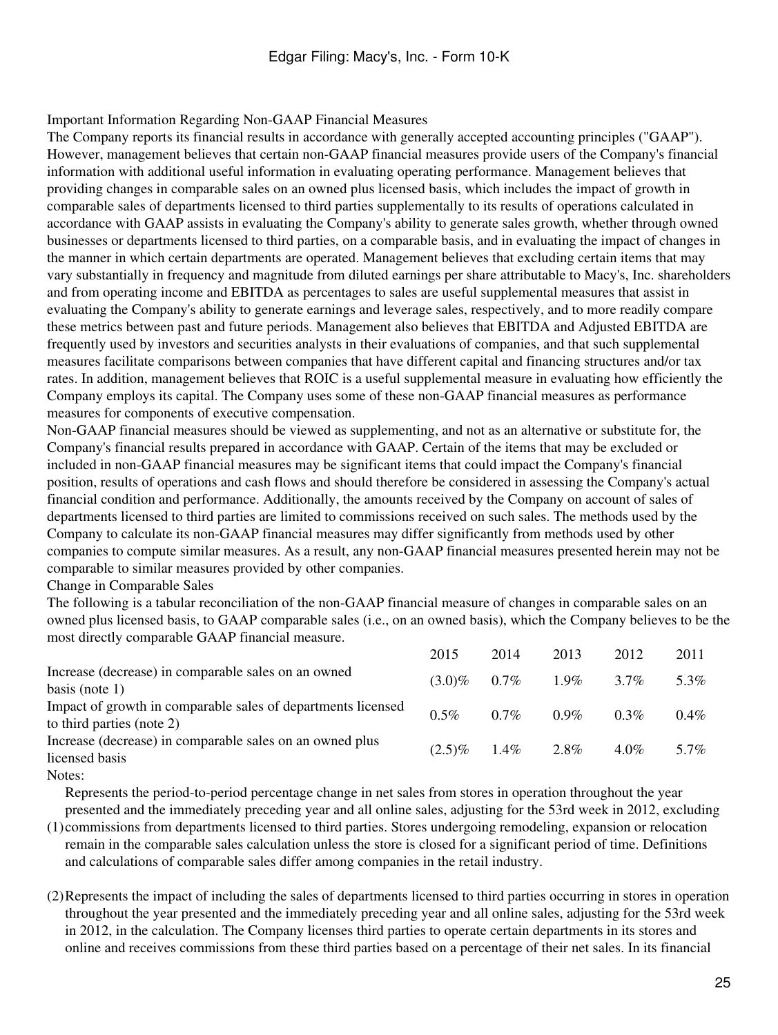## Important Information Regarding Non-GAAP Financial Measures

The Company reports its financial results in accordance with generally accepted accounting principles ("GAAP"). However, management believes that certain non-GAAP financial measures provide users of the Company's financial information with additional useful information in evaluating operating performance. Management believes that providing changes in comparable sales on an owned plus licensed basis, which includes the impact of growth in comparable sales of departments licensed to third parties supplementally to its results of operations calculated in accordance with GAAP assists in evaluating the Company's ability to generate sales growth, whether through owned businesses or departments licensed to third parties, on a comparable basis, and in evaluating the impact of changes in the manner in which certain departments are operated. Management believes that excluding certain items that may vary substantially in frequency and magnitude from diluted earnings per share attributable to Macy's, Inc. shareholders and from operating income and EBITDA as percentages to sales are useful supplemental measures that assist in evaluating the Company's ability to generate earnings and leverage sales, respectively, and to more readily compare these metrics between past and future periods. Management also believes that EBITDA and Adjusted EBITDA are frequently used by investors and securities analysts in their evaluations of companies, and that such supplemental measures facilitate comparisons between companies that have different capital and financing structures and/or tax rates. In addition, management believes that ROIC is a useful supplemental measure in evaluating how efficiently the Company employs its capital. The Company uses some of these non-GAAP financial measures as performance measures for components of executive compensation.

Non-GAAP financial measures should be viewed as supplementing, and not as an alternative or substitute for, the Company's financial results prepared in accordance with GAAP. Certain of the items that may be excluded or included in non-GAAP financial measures may be significant items that could impact the Company's financial position, results of operations and cash flows and should therefore be considered in assessing the Company's actual financial condition and performance. Additionally, the amounts received by the Company on account of sales of departments licensed to third parties are limited to commissions received on such sales. The methods used by the Company to calculate its non-GAAP financial measures may differ significantly from methods used by other companies to compute similar measures. As a result, any non-GAAP financial measures presented herein may not be comparable to similar measures provided by other companies.

### Change in Comparable Sales

The following is a tabular reconciliation of the non-GAAP financial measure of changes in comparable sales on an owned plus licensed basis, to GAAP comparable sales (i.e., on an owned basis), which the Company believes to be the most directly comparable GAAP financial measure.

| | 2015 | 2014 | 2013 | 2012 | 2011 |
|---|---|---|---|---|---|
| Increase (decrease) in comparable sales on an owned basis (note 1) | (3.0)% | 0.7% | 1.9% | 3.7% | 5.3% |
| Impact of growth in comparable sales of departments licensed to third parties (note 2) | 0.5% | 0.7% | 0.9% | 0.3% | 0.4% |
| Increase (decrease) in comparable sales on an owned plus licensed basis | (2.5)% | 1.4% | 2.8% | 4.0% | 5.7% |

Notes:

(1) Represents the period-to-period percentage change in net sales from stores in operation throughout the year presented and the immediately preceding year and all online sales, adjusting for the 53rd week in 2012, excluding commissions from departments licensed to third parties. Stores undergoing remodeling, expansion or relocation remain in the comparable sales calculation unless the store is closed for a significant period of time. Definitions and calculations of comparable sales differ among companies in the retail industry.

(2) Represents the impact of including the sales of departments licensed to third parties occurring in stores in operation throughout the year presented and the immediately preceding year and all online sales, adjusting for the 53rd week in 2012, in the calculation. The Company licenses third parties to operate certain departments in its stores and online and receives commissions from these third parties based on a percentage of their net sales. In its financial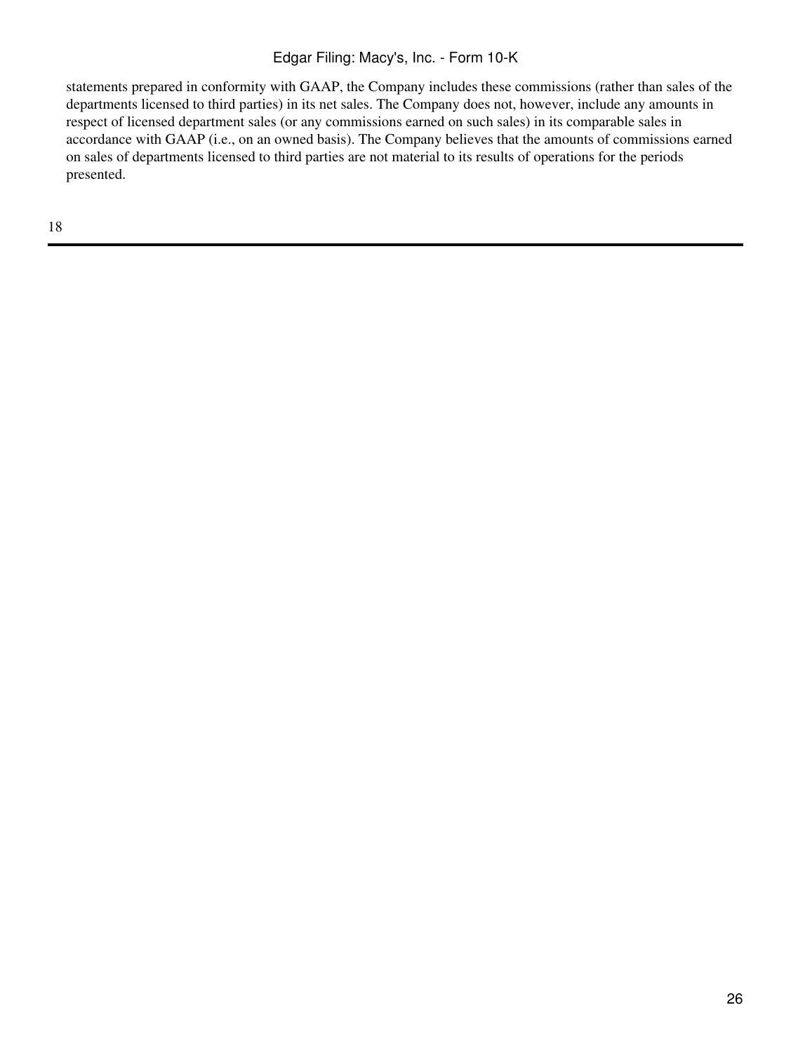statements prepared in conformity with GAAP, the Company includes these commissions (rather than sales of the departments licensed to third parties) in its net sales. The Company does not, however, include any amounts in respect of licensed department sales (or any commissions earned on such sales) in its comparable sales in accordance with GAAP (i.e., on an owned basis). The Company believes that the amounts of commissions earned on sales of departments licensed to third parties are not material to its results of operations for the periods presented.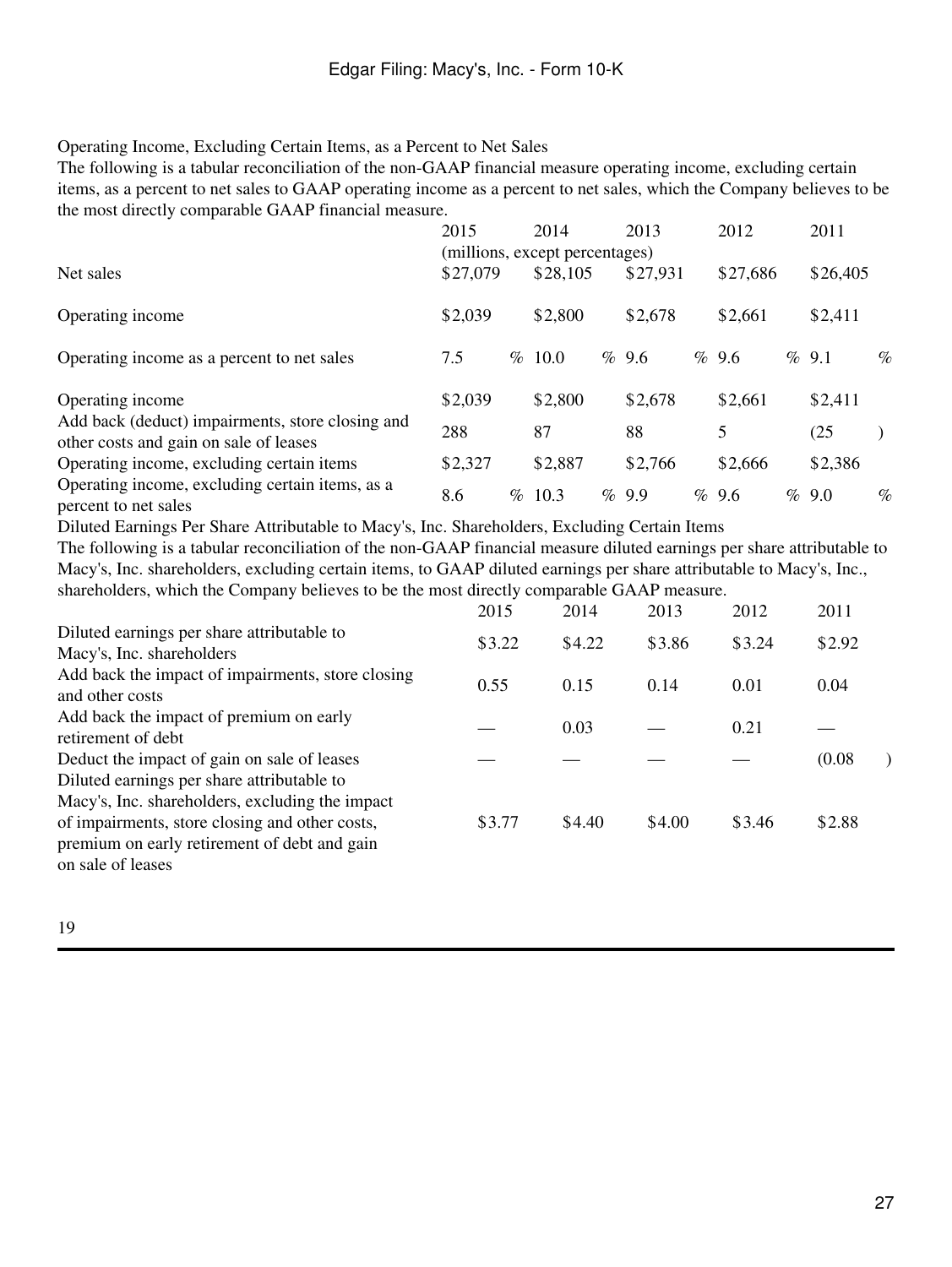Operating Income, Excluding Certain Items, as a Percent to Net Sales

The following is a tabular reconciliation of the non-GAAP financial measure operating income, excluding certain items, as a percent to net sales to GAAP operating income as a percent to net sales, which the Company believes to be the most directly comparable GAAP financial measure.

| | 2015 | 2014 | 2013 | 2012 | 2011 |
|---|---|---|---|---|---|
| | (millions, except percentages) | | | | |
| Net sales | $27,079 | $28,105 | $27,931 | $27,686 | $26,405 |
| Operating income | $2,039 | $2,800 | $2,678 | $2,661 | $2,411 |
| Operating income as a percent to net sales | 7.5 % | 10.0 % | 9.6 % | 9.6 % | 9.1 % |
| Operating income | $2,039 | $2,800 | $2,678 | $2,661 | $2,411 |
| Add back (deduct) impairments, store closing and other costs and gain on sale of leases | 288 | 87 | 88 | 5 | (25) |
| Operating income, excluding certain items | $2,327 | $2,887 | $2,766 | $2,666 | $2,386 |
| Operating income, excluding certain items, as a percent to net sales | 8.6 % | 10.3 % | 9.9 % | 9.6 % | 9.0 % |

Diluted Earnings Per Share Attributable to Macy's, Inc. Shareholders, Excluding Certain Items

The following is a tabular reconciliation of the non-GAAP financial measure diluted earnings per share attributable to Macy's, Inc. shareholders, excluding certain items, to GAAP diluted earnings per share attributable to Macy's, Inc., shareholders, which the Company believes to be the most directly comparable GAAP measure.

| | 2015 | 2014 | 2013 | 2012 | 2011 |
|---|---|---|---|---|---|
| Diluted earnings per share attributable to Macy's, Inc. shareholders | $3.22 | $4.22 | $3.86 | $3.24 | $2.92 |
| Add back the impact of impairments, store closing and other costs | 0.55 | 0.15 | 0.14 | 0.01 | 0.04 |
| Add back the impact of premium on early retirement of debt | — | 0.03 | — | 0.21 | — |
| Deduct the impact of gain on sale of leases | — | — | — | — | (0.08) |
| Diluted earnings per share attributable to Macy's, Inc. shareholders, excluding the impact of impairments, store closing and other costs, premium on early retirement of debt and gain on sale of leases | $3.77 | $4.40 | $4.00 | $3.46 | $2.88 |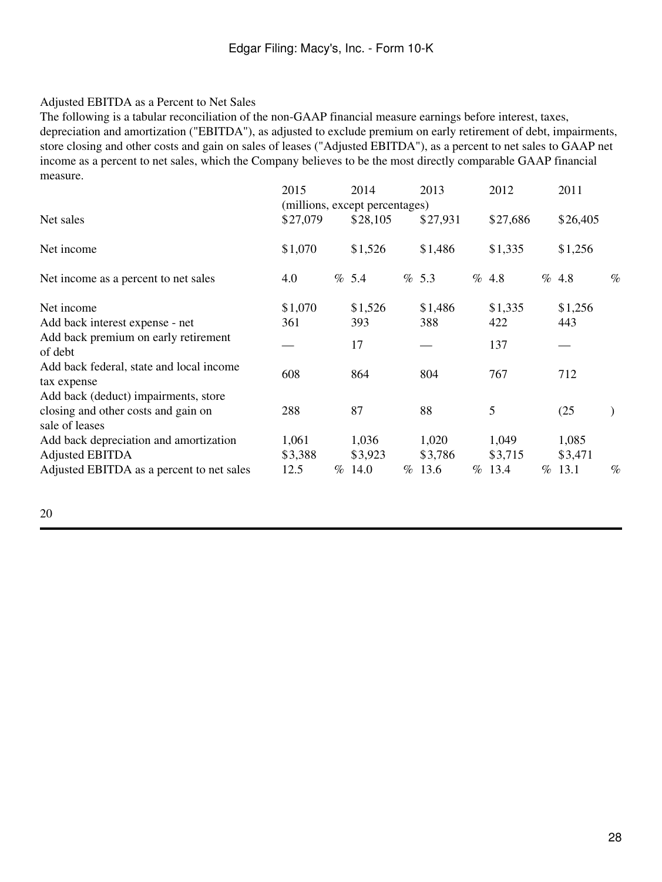Adjusted EBITDA as a Percent to Net Sales

The following is a tabular reconciliation of the non-GAAP financial measure earnings before interest, taxes, depreciation and amortization ("EBITDA"), as adjusted to exclude premium on early retirement of debt, impairments, store closing and other costs and gain on sales of leases ("Adjusted EBITDA"), as a percent to net sales to GAAP net income as a percent to net sales, which the Company believes to be the most directly comparable GAAP financial measure.

| | 2015 | 2014 | 2013 | 2012 | 2011 |
|---|---|---|---|---|---|
| | (millions, except percentages) | | | | |
| Net sales | $27,079 | $28,105 | $27,931 | $27,686 | $26,405 |
| Net income | $1,070 | $1,526 | $1,486 | $1,335 | $1,256 |
| Net income as a percent to net sales | 4.0 % | 5.4 % | 5.3 % | 4.8 % | 4.8 % |
| Net income | $1,070 | $1,526 | $1,486 | $1,335 | $1,256 |
| Add back interest expense - net | 361 | 393 | 388 | 422 | 443 |
| Add back premium on early retirement of debt | — | 17 | — | 137 | — |
| Add back federal, state and local income tax expense | 608 | 864 | 804 | 767 | 712 |
| Add back (deduct) impairments, store closing and other costs and gain on sale of leases | 288 | 87 | 88 | 5 | (25) |
| Add back depreciation and amortization | 1,061 | 1,036 | 1,020 | 1,049 | 1,085 |
| Adjusted EBITDA | $3,388 | $3,923 | $3,786 | $3,715 | $3,471 |
| Adjusted EBITDA as a percent to net sales | 12.5 % | 14.0 % | 13.6 % | 13.4 % | 13.1 % |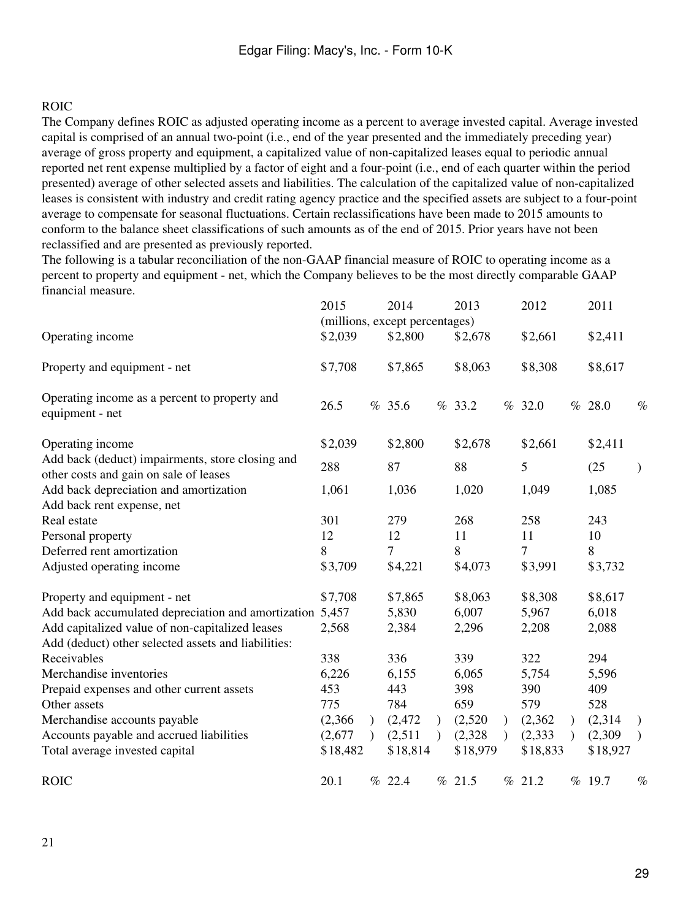## ROIC

The Company defines ROIC as adjusted operating income as a percent to average invested capital. Average invested capital is comprised of an annual two-point (i.e., end of the year presented and the immediately preceding year) average of gross property and equipment, a capitalized value of non-capitalized leases equal to periodic annual reported net rent expense multiplied by a factor of eight and a four-point (i.e., end of each quarter within the period presented) average of other selected assets and liabilities. The calculation of the capitalized value of non-capitalized leases is consistent with industry and credit rating agency practice and the specified assets are subject to a four-point average to compensate for seasonal fluctuations. Certain reclassifications have been made to 2015 amounts to conform to the balance sheet classifications of such amounts as of the end of 2015. Prior years have not been reclassified and are presented as previously reported.

The following is a tabular reconciliation of the non-GAAP financial measure of ROIC to operating income as a percent to property and equipment - net, which the Company believes to be the most directly comparable GAAP financial measure.

| | 2015 | 2014 | 2013 | 2012 | 2011 |
|---|---|---|---|---|---|
| | (millions, except percentages) | | | | |
| Operating income | $2,039 | $2,800 | $2,678 | $2,661 | $2,411 |
| Property and equipment - net | $7,708 | $7,865 | $8,063 | $8,308 | $8,617 |
| Operating income as a percent to property and equipment - net | 26.5 % | 35.6 % | 33.2 % | 32.0 % | 28.0 % |
| Operating income | $2,039 | $2,800 | $2,678 | $2,661 | $2,411 |
| Add back (deduct) impairments, store closing and other costs and gain on sale of leases | 288 | 87 | 88 | 5 | (25) |
| Add back depreciation and amortization | 1,061 | 1,036 | 1,020 | 1,049 | 1,085 |
| Add back rent expense, net | | | | | |
| Real estate | 301 | 279 | 268 | 258 | 243 |
| Personal property | 12 | 12 | 11 | 11 | 10 |
| Deferred rent amortization | 8 | 7 | 8 | 7 | 8 |
| Adjusted operating income | $3,709 | $4,221 | $4,073 | $3,991 | $3,732 |
| Property and equipment - net | $7,708 | $7,865 | $8,063 | $8,308 | $8,617 |
| Add back accumulated depreciation and amortization | 5,457 | 5,830 | 6,007 | 5,967 | 6,018 |
| Add capitalized value of non-capitalized leases | 2,568 | 2,384 | 2,296 | 2,208 | 2,088 |
| Add (deduct) other selected assets and liabilities: | | | | | |
| Receivables | 338 | 336 | 339 | 322 | 294 |
| Merchandise inventories | 6,226 | 6,155 | 6,065 | 5,754 | 5,596 |
| Prepaid expenses and other current assets | 453 | 443 | 398 | 390 | 409 |
| Other assets | 775 | 784 | 659 | 579 | 528 |
| Merchandise accounts payable | (2,366) | (2,472) | (2,520) | (2,362) | (2,314) |
| Accounts payable and accrued liabilities | (2,677) | (2,511) | (2,328) | (2,333) | (2,309) |
| Total average invested capital | $18,482 | $18,814 | $18,979 | $18,833 | $18,927 |
| ROIC | 20.1 % | 22.4 % | 21.5 % | 21.2 % | 19.7 % |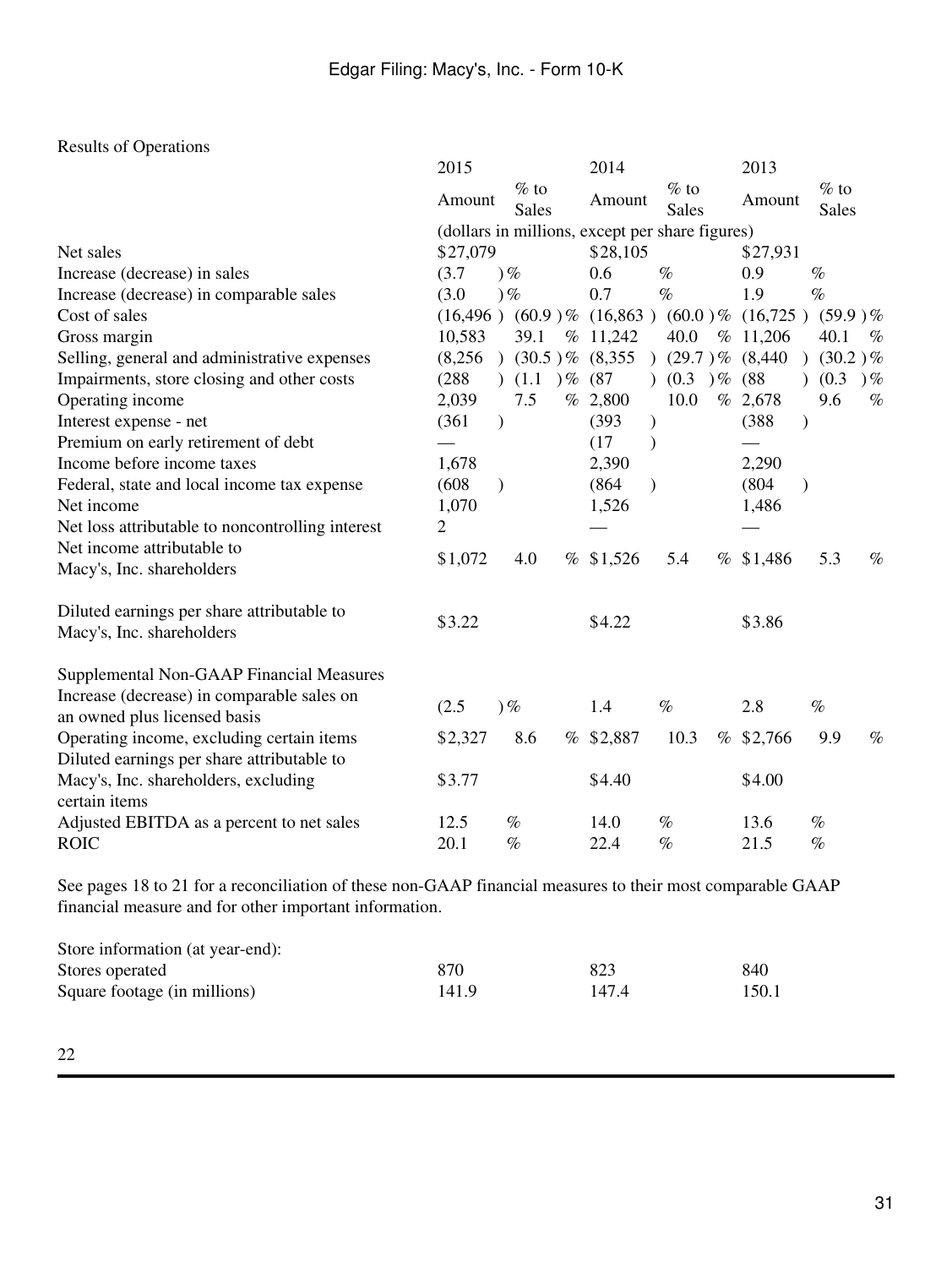Edgar Filing: Macy's, Inc. - Form 10-K

Results of Operations

| | 2015 | | 2014 | | 2013 | |
|---|---|---|---|---|---|---|
| | Amount | % to Sales | Amount | % to Sales | Amount | % to Sales |
| | (dollars in millions, except per share figures) | | | | | |
| Net sales | $27,079 | | $28,105 | | $27,931 | |
| Increase (decrease) in sales | (3.7)% | | 0.6% | | 0.9% | |
| Increase (decrease) in comparable sales | (3.0)% | | 0.7% | | 1.9% | |
| Cost of sales | (16,496) | (60.9)% | (16,863) | (60.0)% | (16,725) | (59.9)% |
| Gross margin | 10,583 | 39.1% | 11,242 | 40.0% | 11,206 | 40.1% |
| Selling, general and administrative expenses | (8,256) | (30.5)% | (8,355) | (29.7)% | (8,440) | (30.2)% |
| Impairments, store closing and other costs | (288) | (1.1)% | (87) | (0.3)% | (88) | (0.3)% |
| Operating income | 2,039 | 7.5% | 2,800 | 10.0% | 2,678 | 9.6% |
| Interest expense - net | (361) | | (393) | | (388) | |
| Premium on early retirement of debt | — | | (17) | | — | |
| Income before income taxes | 1,678 | | 2,390 | | 2,290 | |
| Federal, state and local income tax expense | (608) | | (864) | | (804) | |
| Net income | 1,070 | | 1,526 | | 1,486 | |
| Net loss attributable to noncontrolling interest | 2 | | — | | — | |
| Net income attributable to Macy's, Inc. shareholders | $1,072 | 4.0% | $1,526 | 5.4% | $1,486 | 5.3% |
| Diluted earnings per share attributable to Macy's, Inc. shareholders | $3.22 | | $4.22 | | $3.86 | |
| Supplemental Non-GAAP Financial Measures | | | | | | |
| Increase (decrease) in comparable sales on an owned plus licensed basis | (2.5)% | | 1.4% | | 2.8% | |
| Operating income, excluding certain items | $2,327 | 8.6% | $2,887 | 10.3% | $2,766 | 9.9% |
| Diluted earnings per share attributable to Macy's, Inc. shareholders, excluding certain items | $3.77 | | $4.40 | | $4.00 | |
| Adjusted EBITDA as a percent to net sales | 12.5% | | 14.0% | | 13.6% | |
| ROIC | 20.1% | | 22.4% | | 21.5% | |

See pages 18 to 21 for a reconciliation of these non-GAAP financial measures to their most comparable GAAP financial measure and for other important information.

| Store information (at year-end): | 2015 | 2014 | 2013 |
|---|---|---|---|
| Stores operated | 870 | 823 | 840 |
| Square footage (in millions) | 141.9 | 147.4 | 150.1 |

22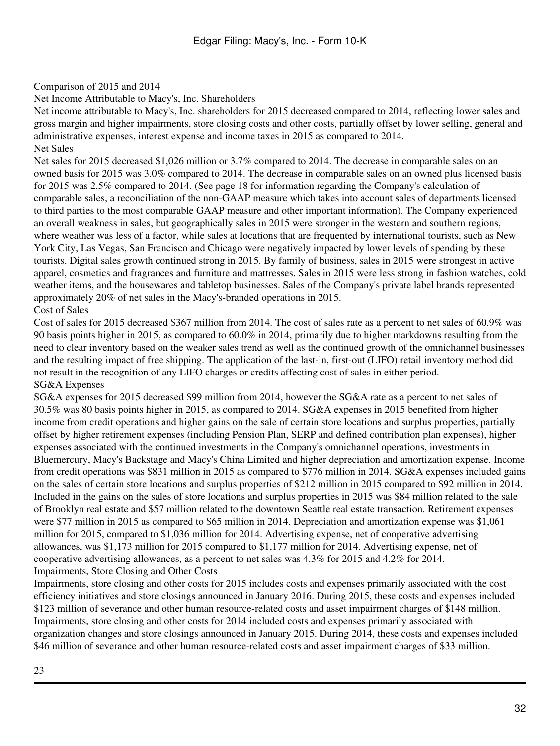## Comparison of 2015 and 2014

### Net Income Attributable to Macy's, Inc. Shareholders

Net income attributable to Macy's, Inc. shareholders for 2015 decreased compared to 2014, reflecting lower sales and gross margin and higher impairments, store closing costs and other costs, partially offset by lower selling, general and administrative expenses, interest expense and income taxes in 2015 as compared to 2014.

### Net Sales

Net sales for 2015 decreased $1,026 million or 3.7% compared to 2014. The decrease in comparable sales on an owned basis for 2015 was 3.0% compared to 2014. The decrease in comparable sales on an owned plus licensed basis for 2015 was 2.5% compared to 2014. (See page 18 for information regarding the Company's calculation of comparable sales, a reconciliation of the non-GAAP measure which takes into account sales of departments licensed to third parties to the most comparable GAAP measure and other important information). The Company experienced an overall weakness in sales, but geographically sales in 2015 were stronger in the western and southern regions, where weather was less of a factor, while sales at locations that are frequented by international tourists, such as New York City, Las Vegas, San Francisco and Chicago were negatively impacted by lower levels of spending by these tourists. Digital sales growth continued strong in 2015. By family of business, sales in 2015 were strongest in active apparel, cosmetics and fragrances and furniture and mattresses. Sales in 2015 were less strong in fashion watches, cold weather items, and the housewares and tabletop businesses. Sales of the Company's private label brands represented approximately 20% of net sales in the Macy's-branded operations in 2015.

### Cost of Sales

Cost of sales for 2015 decreased $367 million from 2014. The cost of sales rate as a percent to net sales of 60.9% was 90 basis points higher in 2015, as compared to 60.0% in 2014, primarily due to higher markdowns resulting from the need to clear inventory based on the weaker sales trend as well as the continued growth of the omnichannel businesses and the resulting impact of free shipping. The application of the last-in, first-out (LIFO) retail inventory method did not result in the recognition of any LIFO charges or credits affecting cost of sales in either period.

### SG&A Expenses

SG&A expenses for 2015 decreased $99 million from 2014, however the SG&A rate as a percent to net sales of 30.5% was 80 basis points higher in 2015, as compared to 2014. SG&A expenses in 2015 benefited from higher income from credit operations and higher gains on the sale of certain store locations and surplus properties, partially offset by higher retirement expenses (including Pension Plan, SERP and defined contribution plan expenses), higher expenses associated with the continued investments in the Company's omnichannel operations, investments in Bluemercury, Macy's Backstage and Macy's China Limited and higher depreciation and amortization expense. Income from credit operations was $831 million in 2015 as compared to $776 million in 2014. SG&A expenses included gains on the sales of certain store locations and surplus properties of $212 million in 2015 compared to $92 million in 2014. Included in the gains on the sales of store locations and surplus properties in 2015 was $84 million related to the sale of Brooklyn real estate and $57 million related to the downtown Seattle real estate transaction. Retirement expenses were $77 million in 2015 as compared to $65 million in 2014. Depreciation and amortization expense was $1,061 million for 2015, compared to $1,036 million for 2014. Advertising expense, net of cooperative advertising allowances, was $1,173 million for 2015 compared to $1,177 million for 2014. Advertising expense, net of cooperative advertising allowances, as a percent to net sales was 4.3% for 2015 and 4.2% for 2014.

### Impairments, Store Closing and Other Costs

Impairments, store closing and other costs for 2015 includes costs and expenses primarily associated with the cost efficiency initiatives and store closings announced in January 2016. During 2015, these costs and expenses included $123 million of severance and other human resource-related costs and asset impairment charges of $148 million. Impairments, store closing and other costs for 2014 included costs and expenses primarily associated with organization changes and store closings announced in January 2015. During 2014, these costs and expenses included $46 million of severance and other human resource-related costs and asset impairment charges of $33 million.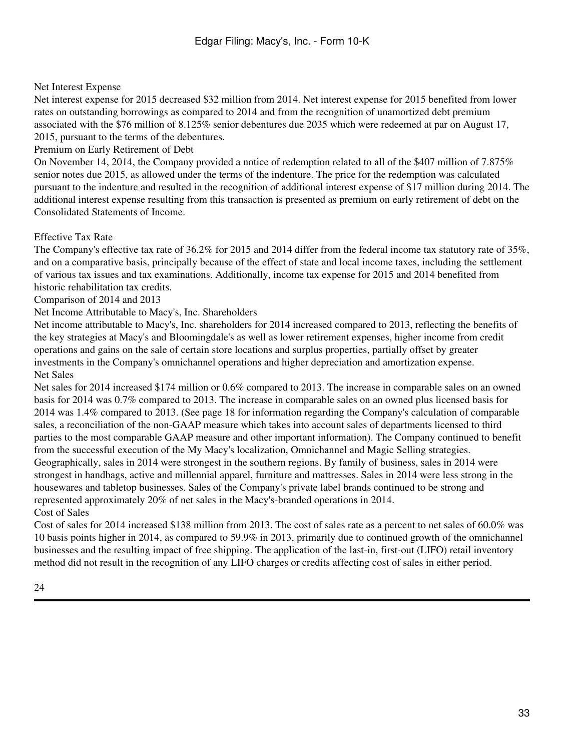### Net Interest Expense

Net interest expense for 2015 decreased $32 million from 2014. Net interest expense for 2015 benefited from lower rates on outstanding borrowings as compared to 2014 and from the recognition of unamortized debt premium associated with the $76 million of 8.125% senior debentures due 2035 which were redeemed at par on August 17, 2015, pursuant to the terms of the debentures.

### Premium on Early Retirement of Debt

On November 14, 2014, the Company provided a notice of redemption related to all of the $407 million of 7.875% senior notes due 2015, as allowed under the terms of the indenture. The price for the redemption was calculated pursuant to the indenture and resulted in the recognition of additional interest expense of $17 million during 2014. The additional interest expense resulting from this transaction is presented as premium on early retirement of debt on the Consolidated Statements of Income.

### Effective Tax Rate

The Company's effective tax rate of 36.2% for 2015 and 2014 differ from the federal income tax statutory rate of 35%, and on a comparative basis, principally because of the effect of state and local income taxes, including the settlement of various tax issues and tax examinations. Additionally, income tax expense for 2015 and 2014 benefited from historic rehabilitation tax credits.

## Comparison of 2014 and 2013

### Net Income Attributable to Macy's, Inc. Shareholders

Net income attributable to Macy's, Inc. shareholders for 2014 increased compared to 2013, reflecting the benefits of the key strategies at Macy's and Bloomingdale's as well as lower retirement expenses, higher income from credit operations and gains on the sale of certain store locations and surplus properties, partially offset by greater investments in the Company's omnichannel operations and higher depreciation and amortization expense.

### Net Sales

Net sales for 2014 increased $174 million or 0.6% compared to 2013. The increase in comparable sales on an owned basis for 2014 was 0.7% compared to 2013. The increase in comparable sales on an owned plus licensed basis for 2014 was 1.4% compared to 2013. (See page 18 for information regarding the Company's calculation of comparable sales, a reconciliation of the non-GAAP measure which takes into account sales of departments licensed to third parties to the most comparable GAAP measure and other important information). The Company continued to benefit from the successful execution of the My Macy's localization, Omnichannel and Magic Selling strategies. Geographically, sales in 2014 were strongest in the southern regions. By family of business, sales in 2014 were strongest in handbags, active and millennial apparel, furniture and mattresses. Sales in 2014 were less strong in the housewares and tabletop businesses. Sales of the Company's private label brands continued to be strong and represented approximately 20% of net sales in the Macy's-branded operations in 2014.

### Cost of Sales

Cost of sales for 2014 increased $138 million from 2013. The cost of sales rate as a percent to net sales of 60.0% was 10 basis points higher in 2014, as compared to 59.9% in 2013, primarily due to continued growth of the omnichannel businesses and the resulting impact of free shipping. The application of the last-in, first-out (LIFO) retail inventory method did not result in the recognition of any LIFO charges or credits affecting cost of sales in either period.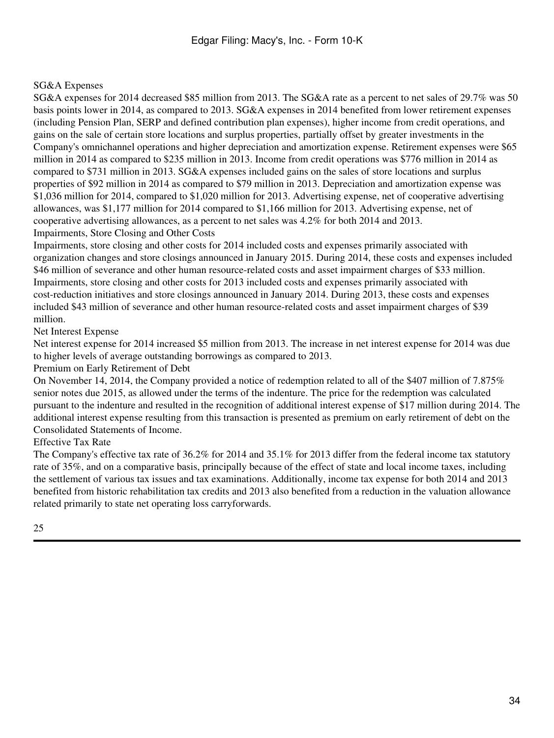### SG&A Expenses

SG&A expenses for 2014 decreased $85 million from 2013. The SG&A rate as a percent to net sales of 29.7% was 50 basis points lower in 2014, as compared to 2013. SG&A expenses in 2014 benefited from lower retirement expenses (including Pension Plan, SERP and defined contribution plan expenses), higher income from credit operations, and gains on the sale of certain store locations and surplus properties, partially offset by greater investments in the Company's omnichannel operations and higher depreciation and amortization expense. Retirement expenses were $65 million in 2014 as compared to $235 million in 2013. Income from credit operations was $776 million in 2014 as compared to $731 million in 2013. SG&A expenses included gains on the sales of store locations and surplus properties of $92 million in 2014 as compared to $79 million in 2013. Depreciation and amortization expense was $1,036 million for 2014, compared to $1,020 million for 2013. Advertising expense, net of cooperative advertising allowances, was $1,177 million for 2014 compared to $1,166 million for 2013. Advertising expense, net of cooperative advertising allowances, as a percent to net sales was 4.2% for both 2014 and 2013.

### Impairments, Store Closing and Other Costs

Impairments, store closing and other costs for 2014 included costs and expenses primarily associated with organization changes and store closings announced in January 2015. During 2014, these costs and expenses included $46 million of severance and other human resource-related costs and asset impairment charges of $33 million. Impairments, store closing and other costs for 2013 included costs and expenses primarily associated with cost-reduction initiatives and store closings announced in January 2014. During 2013, these costs and expenses included $43 million of severance and other human resource-related costs and asset impairment charges of $39 million.

### Net Interest Expense

Net interest expense for 2014 increased $5 million from 2013. The increase in net interest expense for 2014 was due to higher levels of average outstanding borrowings as compared to 2013.

### Premium on Early Retirement of Debt

On November 14, 2014, the Company provided a notice of redemption related to all of the $407 million of 7.875% senior notes due 2015, as allowed under the terms of the indenture. The price for the redemption was calculated pursuant to the indenture and resulted in the recognition of additional interest expense of $17 million during 2014. The additional interest expense resulting from this transaction is presented as premium on early retirement of debt on the Consolidated Statements of Income.

### Effective Tax Rate

The Company's effective tax rate of 36.2% for 2014 and 35.1% for 2013 differ from the federal income tax statutory rate of 35%, and on a comparative basis, principally because of the effect of state and local income taxes, including the settlement of various tax issues and tax examinations. Additionally, income tax expense for both 2014 and 2013 benefited from historic rehabilitation tax credits and 2013 also benefited from a reduction in the valuation allowance related primarily to state net operating loss carryforwards.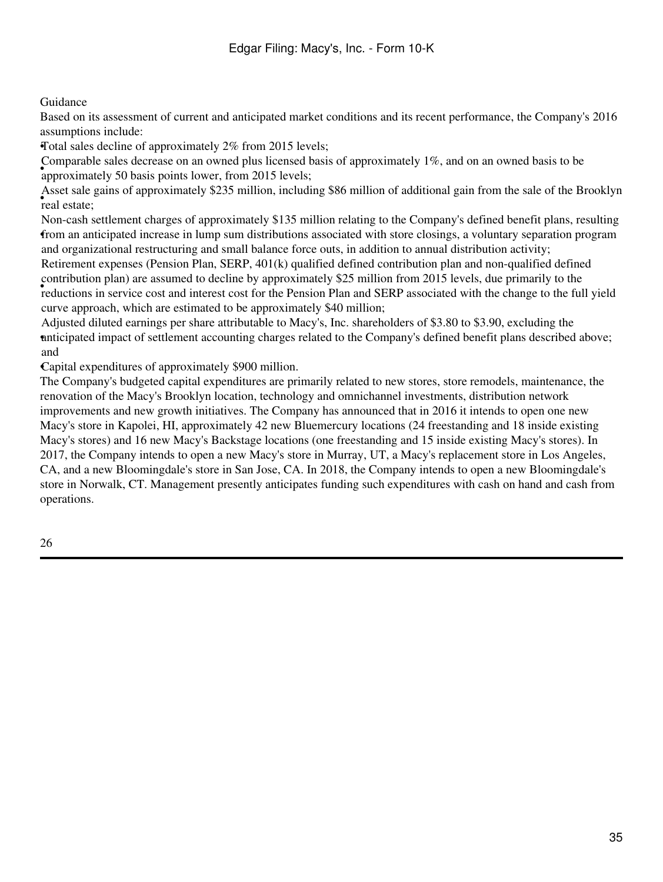## Guidance

Based on its assessment of current and anticipated market conditions and its recent performance, the Company's 2016 assumptions include:

- Total sales decline of approximately 2% from 2015 levels;
- Comparable sales decrease on an owned plus licensed basis of approximately 1%, and on an owned basis to be approximately 50 basis points lower, from 2015 levels;
- Asset sale gains of approximately $235 million, including $86 million of additional gain from the sale of the Brooklyn real estate;
- Non-cash settlement charges of approximately $135 million relating to the Company's defined benefit plans, resulting from an anticipated increase in lump sum distributions associated with store closings, a voluntary separation program and organizational restructuring and small balance force outs, in addition to annual distribution activity;
- Retirement expenses (Pension Plan, SERP, 401(k) qualified defined contribution plan and non-qualified defined contribution plan) are assumed to decline by approximately $25 million from 2015 levels, due primarily to the reductions in service cost and interest cost for the Pension Plan and SERP associated with the change to the full yield curve approach, which are estimated to be approximately $40 million;
- Adjusted diluted earnings per share attributable to Macy's, Inc. shareholders of $3.80 to $3.90, excluding the anticipated impact of settlement accounting charges related to the Company's defined benefit plans described above; and
- Capital expenditures of approximately $900 million.

The Company's budgeted capital expenditures are primarily related to new stores, store remodels, maintenance, the renovation of the Macy's Brooklyn location, technology and omnichannel investments, distribution network improvements and new growth initiatives. The Company has announced that in 2016 it intends to open one new Macy's store in Kapolei, HI, approximately 42 new Bluemercury locations (24 freestanding and 18 inside existing Macy's stores) and 16 new Macy's Backstage locations (one freestanding and 15 inside existing Macy's stores). In 2017, the Company intends to open a new Macy's store in Murray, UT, a Macy's replacement store in Los Angeles, CA, and a new Bloomingdale's store in San Jose, CA. In 2018, the Company intends to open a new Bloomingdale's store in Norwalk, CT. Management presently anticipates funding such expenditures with cash on hand and cash from operations.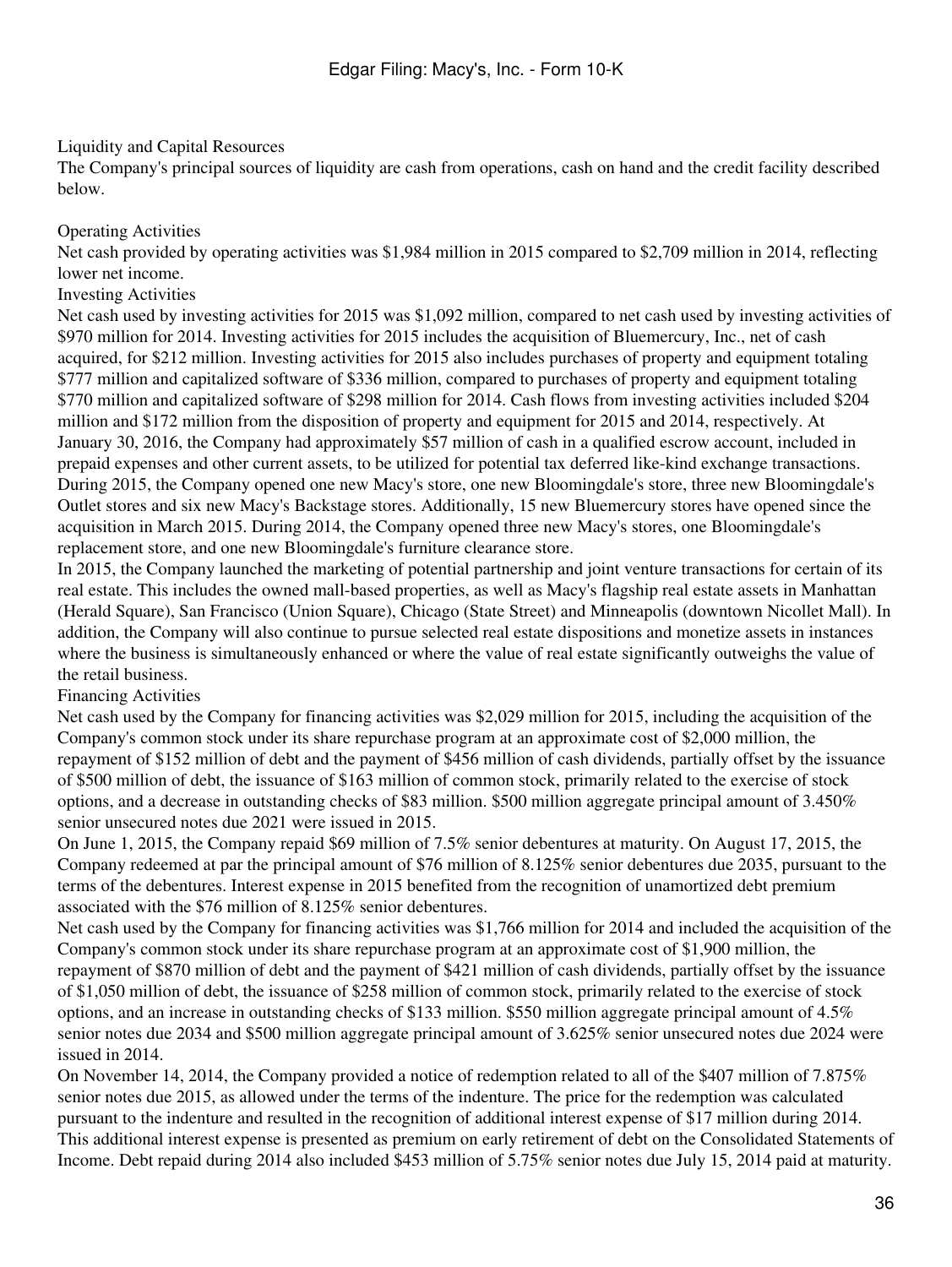## Liquidity and Capital Resources

The Company's principal sources of liquidity are cash from operations, cash on hand and the credit facility described below.

### Operating Activities

Net cash provided by operating activities was $1,984 million in 2015 compared to $2,709 million in 2014, reflecting lower net income.

### Investing Activities

Net cash used by investing activities for 2015 was $1,092 million, compared to net cash used by investing activities of $970 million for 2014. Investing activities for 2015 includes the acquisition of Bluemercury, Inc., net of cash acquired, for $212 million. Investing activities for 2015 also includes purchases of property and equipment totaling $777 million and capitalized software of $336 million, compared to purchases of property and equipment totaling $770 million and capitalized software of $298 million for 2014. Cash flows from investing activities included $204 million and $172 million from the disposition of property and equipment for 2015 and 2014, respectively. At January 30, 2016, the Company had approximately $57 million of cash in a qualified escrow account, included in prepaid expenses and other current assets, to be utilized for potential tax deferred like-kind exchange transactions. During 2015, the Company opened one new Macy's store, one new Bloomingdale's store, three new Bloomingdale's Outlet stores and six new Macy's Backstage stores. Additionally, 15 new Bluemercury stores have opened since the acquisition in March 2015. During 2014, the Company opened three new Macy's stores, one Bloomingdale's replacement store, and one new Bloomingdale's furniture clearance store.

In 2015, the Company launched the marketing of potential partnership and joint venture transactions for certain of its real estate. This includes the owned mall-based properties, as well as Macy's flagship real estate assets in Manhattan (Herald Square), San Francisco (Union Square), Chicago (State Street) and Minneapolis (downtown Nicollet Mall). In addition, the Company will also continue to pursue selected real estate dispositions and monetize assets in instances where the business is simultaneously enhanced or where the value of real estate significantly outweighs the value of the retail business.

### Financing Activities

Net cash used by the Company for financing activities was $2,029 million for 2015, including the acquisition of the Company's common stock under its share repurchase program at an approximate cost of $2,000 million, the repayment of $152 million of debt and the payment of $456 million of cash dividends, partially offset by the issuance of $500 million of debt, the issuance of $163 million of common stock, primarily related to the exercise of stock options, and a decrease in outstanding checks of $83 million. $500 million aggregate principal amount of 3.450% senior unsecured notes due 2021 were issued in 2015.

On June 1, 2015, the Company repaid $69 million of 7.5% senior debentures at maturity. On August 17, 2015, the Company redeemed at par the principal amount of $76 million of 8.125% senior debentures due 2035, pursuant to the terms of the debentures. Interest expense in 2015 benefited from the recognition of unamortized debt premium associated with the $76 million of 8.125% senior debentures.

Net cash used by the Company for financing activities was $1,766 million for 2014 and included the acquisition of the Company's common stock under its share repurchase program at an approximate cost of $1,900 million, the repayment of $870 million of debt and the payment of $421 million of cash dividends, partially offset by the issuance of $1,050 million of debt, the issuance of $258 million of common stock, primarily related to the exercise of stock options, and an increase in outstanding checks of $133 million. $550 million aggregate principal amount of 4.5% senior notes due 2034 and $500 million aggregate principal amount of 3.625% senior unsecured notes due 2024 were issued in 2014.

On November 14, 2014, the Company provided a notice of redemption related to all of the $407 million of 7.875% senior notes due 2015, as allowed under the terms of the indenture. The price for the redemption was calculated pursuant to the indenture and resulted in the recognition of additional interest expense of $17 million during 2014. This additional interest expense is presented as premium on early retirement of debt on the Consolidated Statements of Income. Debt repaid during 2014 also included $453 million of 5.75% senior notes due July 15, 2014 paid at maturity.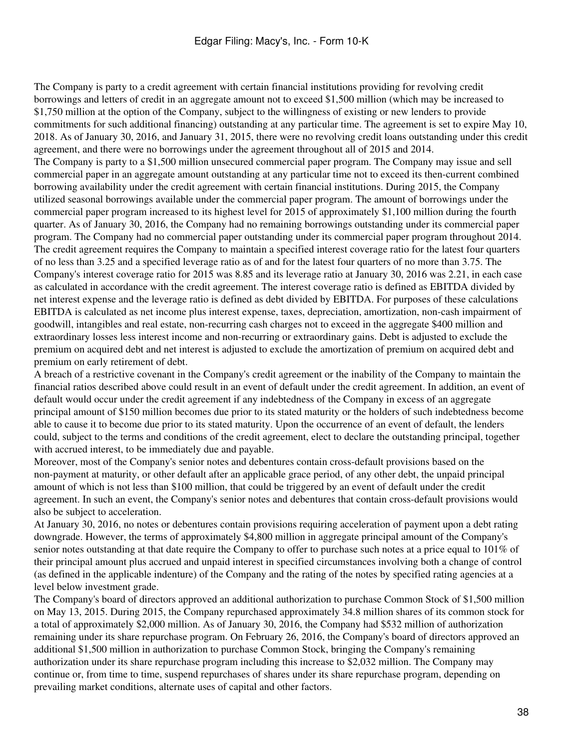The Company is party to a credit agreement with certain financial institutions providing for revolving credit borrowings and letters of credit in an aggregate amount not to exceed $1,500 million (which may be increased to $1,750 million at the option of the Company, subject to the willingness of existing or new lenders to provide commitments for such additional financing) outstanding at any particular time. The agreement is set to expire May 10, 2018. As of January 30, 2016, and January 31, 2015, there were no revolving credit loans outstanding under this credit agreement, and there were no borrowings under the agreement throughout all of 2015 and 2014.

The Company is party to a $1,500 million unsecured commercial paper program. The Company may issue and sell commercial paper in an aggregate amount outstanding at any particular time not to exceed its then-current combined borrowing availability under the credit agreement with certain financial institutions. During 2015, the Company utilized seasonal borrowings available under the commercial paper program. The amount of borrowings under the commercial paper program increased to its highest level for 2015 of approximately $1,100 million during the fourth quarter. As of January 30, 2016, the Company had no remaining borrowings outstanding under its commercial paper program. The Company had no commercial paper outstanding under its commercial paper program throughout 2014.

The credit agreement requires the Company to maintain a specified interest coverage ratio for the latest four quarters of no less than 3.25 and a specified leverage ratio as of and for the latest four quarters of no more than 3.75. The Company's interest coverage ratio for 2015 was 8.85 and its leverage ratio at January 30, 2016 was 2.21, in each case as calculated in accordance with the credit agreement. The interest coverage ratio is defined as EBITDA divided by net interest expense and the leverage ratio is defined as debt divided by EBITDA. For purposes of these calculations EBITDA is calculated as net income plus interest expense, taxes, depreciation, amortization, non-cash impairment of goodwill, intangibles and real estate, non-recurring cash charges not to exceed in the aggregate $400 million and extraordinary losses less interest income and non-recurring or extraordinary gains. Debt is adjusted to exclude the premium on acquired debt and net interest is adjusted to exclude the amortization of premium on acquired debt and premium on early retirement of debt.

A breach of a restrictive covenant in the Company's credit agreement or the inability of the Company to maintain the financial ratios described above could result in an event of default under the credit agreement. In addition, an event of default would occur under the credit agreement if any indebtedness of the Company in excess of an aggregate principal amount of $150 million becomes due prior to its stated maturity or the holders of such indebtedness become able to cause it to become due prior to its stated maturity. Upon the occurrence of an event of default, the lenders could, subject to the terms and conditions of the credit agreement, elect to declare the outstanding principal, together with accrued interest, to be immediately due and payable.

Moreover, most of the Company's senior notes and debentures contain cross-default provisions based on the non-payment at maturity, or other default after an applicable grace period, of any other debt, the unpaid principal amount of which is not less than $100 million, that could be triggered by an event of default under the credit agreement. In such an event, the Company's senior notes and debentures that contain cross-default provisions would also be subject to acceleration.

At January 30, 2016, no notes or debentures contain provisions requiring acceleration of payment upon a debt rating downgrade. However, the terms of approximately $4,800 million in aggregate principal amount of the Company's senior notes outstanding at that date require the Company to offer to purchase such notes at a price equal to 101% of their principal amount plus accrued and unpaid interest in specified circumstances involving both a change of control (as defined in the applicable indenture) of the Company and the rating of the notes by specified rating agencies at a level below investment grade.

The Company's board of directors approved an additional authorization to purchase Common Stock of $1,500 million on May 13, 2015. During 2015, the Company repurchased approximately 34.8 million shares of its common stock for a total of approximately $2,000 million. As of January 30, 2016, the Company had $532 million of authorization remaining under its share repurchase program. On February 26, 2016, the Company's board of directors approved an additional $1,500 million in authorization to purchase Common Stock, bringing the Company's remaining authorization under its share repurchase program including this increase to $2,032 million. The Company may continue or, from time to time, suspend repurchases of shares under its share repurchase program, depending on prevailing market conditions, alternate uses of capital and other factors.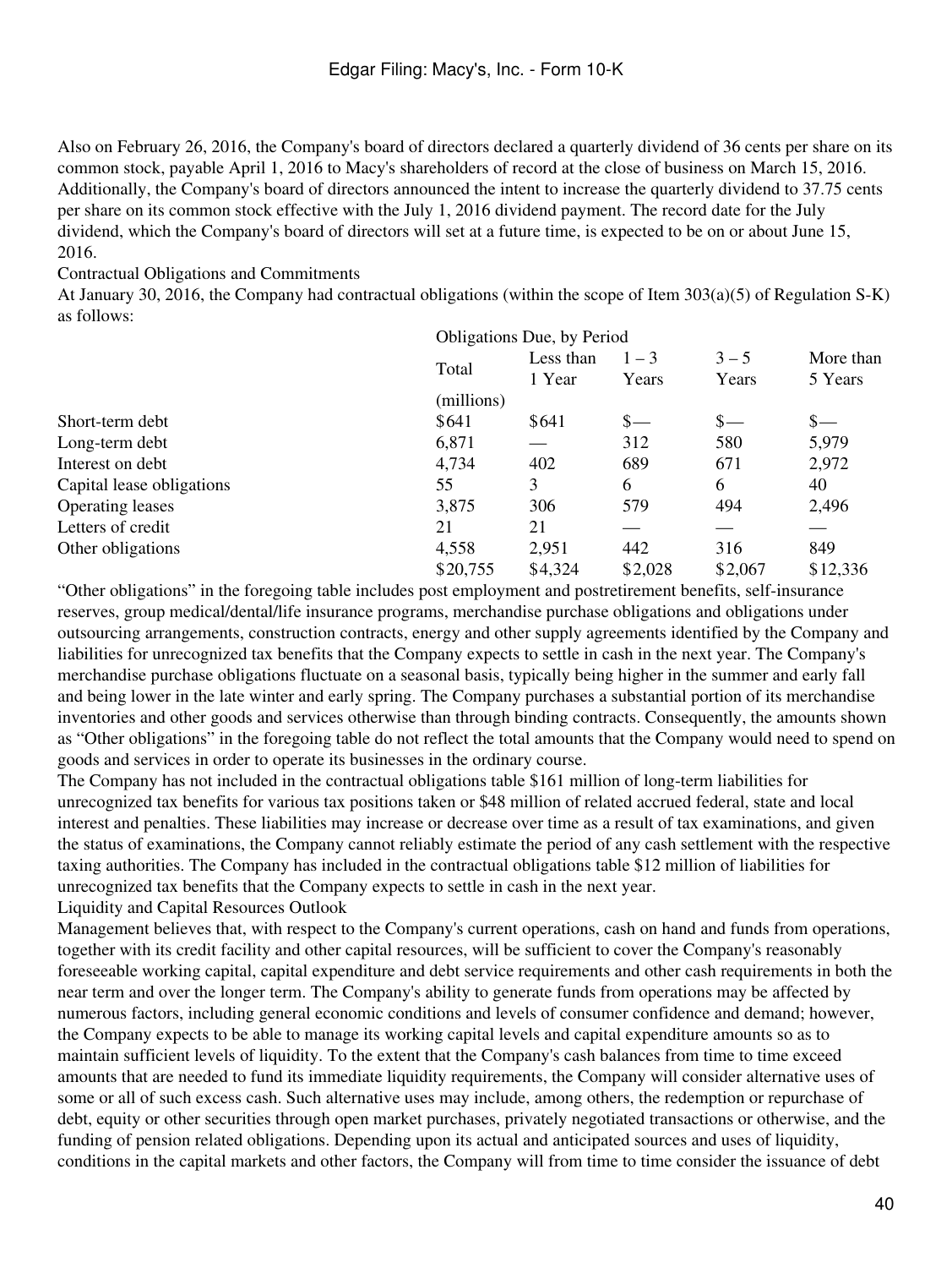Also on February 26, 2016, the Company's board of directors declared a quarterly dividend of 36 cents per share on its common stock, payable April 1, 2016 to Macy's shareholders of record at the close of business on March 15, 2016. Additionally, the Company's board of directors announced the intent to increase the quarterly dividend to 37.75 cents per share on its common stock effective with the July 1, 2016 dividend payment. The record date for the July dividend, which the Company's board of directors will set at a future time, is expected to be on or about June 15, 2016.

Contractual Obligations and Commitments

At January 30, 2016, the Company had contractual obligations (within the scope of Item 303(a)(5) of Regulation S-K) as follows:

| | Obligations Due, by Period | | | | |
|---|---|---|---|---|---|
| | Total | Less than 1 Year | 1 – 3 Years | 3 – 5 Years | More than 5 Years |
| | (millions) | | | | |
| Short-term debt | $641 | $641 | $— | $— | $— |
| Long-term debt | 6,871 | — | 312 | 580 | 5,979 |
| Interest on debt | 4,734 | 402 | 689 | 671 | 2,972 |
| Capital lease obligations | 55 | 3 | 6 | 6 | 40 |
| Operating leases | 3,875 | 306 | 579 | 494 | 2,496 |
| Letters of credit | 21 | 21 | — | — | — |
| Other obligations | 4,558 | 2,951 | 442 | 316 | 849 |
| | $20,755 | $4,324 | $2,028 | $2,067 | $12,336 |

"Other obligations" in the foregoing table includes post employment and postretirement benefits, self-insurance reserves, group medical/dental/life insurance programs, merchandise purchase obligations and obligations under outsourcing arrangements, construction contracts, energy and other supply agreements identified by the Company and liabilities for unrecognized tax benefits that the Company expects to settle in cash in the next year. The Company's merchandise purchase obligations fluctuate on a seasonal basis, typically being higher in the summer and early fall and being lower in the late winter and early spring. The Company purchases a substantial portion of its merchandise inventories and other goods and services otherwise than through binding contracts. Consequently, the amounts shown as "Other obligations" in the foregoing table do not reflect the total amounts that the Company would need to spend on goods and services in order to operate its businesses in the ordinary course.

The Company has not included in the contractual obligations table $161 million of long-term liabilities for unrecognized tax benefits for various tax positions taken or $48 million of related accrued federal, state and local interest and penalties. These liabilities may increase or decrease over time as a result of tax examinations, and given the status of examinations, the Company cannot reliably estimate the period of any cash settlement with the respective taxing authorities. The Company has included in the contractual obligations table $12 million of liabilities for unrecognized tax benefits that the Company expects to settle in cash in the next year.

Liquidity and Capital Resources Outlook

Management believes that, with respect to the Company's current operations, cash on hand and funds from operations, together with its credit facility and other capital resources, will be sufficient to cover the Company's reasonably foreseeable working capital, capital expenditure and debt service requirements and other cash requirements in both the near term and over the longer term. The Company's ability to generate funds from operations may be affected by numerous factors, including general economic conditions and levels of consumer confidence and demand; however, the Company expects to be able to manage its working capital levels and capital expenditure amounts so as to maintain sufficient levels of liquidity. To the extent that the Company's cash balances from time to time exceed amounts that are needed to fund its immediate liquidity requirements, the Company will consider alternative uses of some or all of such excess cash. Such alternative uses may include, among others, the redemption or repurchase of debt, equity or other securities through open market purchases, privately negotiated transactions or otherwise, and the funding of pension related obligations. Depending upon its actual and anticipated sources and uses of liquidity, conditions in the capital markets and other factors, the Company will from time to time consider the issuance of debt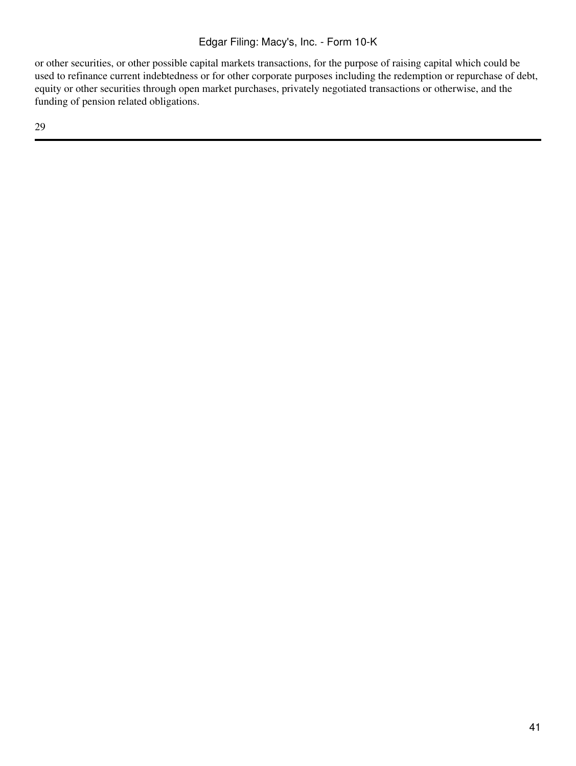or other securities, or other possible capital markets transactions, for the purpose of raising capital which could be used to refinance current indebtedness or for other corporate purposes including the redemption or repurchase of debt, equity or other securities through open market purchases, privately negotiated transactions or otherwise, and the funding of pension related obligations.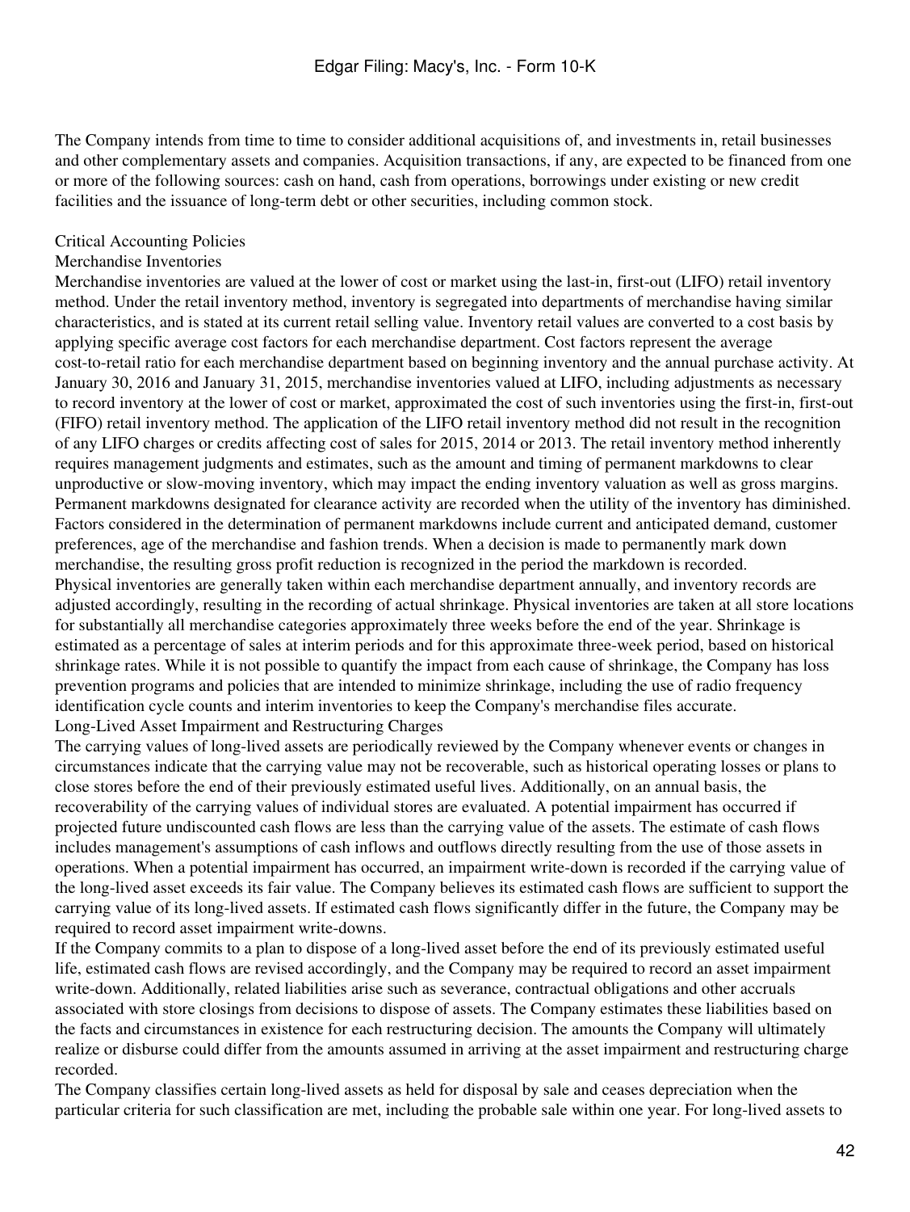The Company intends from time to time to consider additional acquisitions of, and investments in, retail businesses and other complementary assets and companies. Acquisition transactions, if any, are expected to be financed from one or more of the following sources: cash on hand, cash from operations, borrowings under existing or new credit facilities and the issuance of long-term debt or other securities, including common stock.

## Critical Accounting Policies

### Merchandise Inventories

Merchandise inventories are valued at the lower of cost or market using the last-in, first-out (LIFO) retail inventory method. Under the retail inventory method, inventory is segregated into departments of merchandise having similar characteristics, and is stated at its current retail selling value. Inventory retail values are converted to a cost basis by applying specific average cost factors for each merchandise department. Cost factors represent the average cost-to-retail ratio for each merchandise department based on beginning inventory and the annual purchase activity. At January 30, 2016 and January 31, 2015, merchandise inventories valued at LIFO, including adjustments as necessary to record inventory at the lower of cost or market, approximated the cost of such inventories using the first-in, first-out (FIFO) retail inventory method. The application of the LIFO retail inventory method did not result in the recognition of any LIFO charges or credits affecting cost of sales for 2015, 2014 or 2013. The retail inventory method inherently requires management judgments and estimates, such as the amount and timing of permanent markdowns to clear unproductive or slow-moving inventory, which may impact the ending inventory valuation as well as gross margins. Permanent markdowns designated for clearance activity are recorded when the utility of the inventory has diminished. Factors considered in the determination of permanent markdowns include current and anticipated demand, customer preferences, age of the merchandise and fashion trends. When a decision is made to permanently mark down merchandise, the resulting gross profit reduction is recognized in the period the markdown is recorded.

Physical inventories are generally taken within each merchandise department annually, and inventory records are adjusted accordingly, resulting in the recording of actual shrinkage. Physical inventories are taken at all store locations for substantially all merchandise categories approximately three weeks before the end of the year. Shrinkage is estimated as a percentage of sales at interim periods and for this approximate three-week period, based on historical shrinkage rates. While it is not possible to quantify the impact from each cause of shrinkage, the Company has loss prevention programs and policies that are intended to minimize shrinkage, including the use of radio frequency identification cycle counts and interim inventories to keep the Company's merchandise files accurate.

### Long-Lived Asset Impairment and Restructuring Charges

The carrying values of long-lived assets are periodically reviewed by the Company whenever events or changes in circumstances indicate that the carrying value may not be recoverable, such as historical operating losses or plans to close stores before the end of their previously estimated useful lives. Additionally, on an annual basis, the recoverability of the carrying values of individual stores are evaluated. A potential impairment has occurred if projected future undiscounted cash flows are less than the carrying value of the assets. The estimate of cash flows includes management's assumptions of cash inflows and outflows directly resulting from the use of those assets in operations. When a potential impairment has occurred, an impairment write-down is recorded if the carrying value of the long-lived asset exceeds its fair value. The Company believes its estimated cash flows are sufficient to support the carrying value of its long-lived assets. If estimated cash flows significantly differ in the future, the Company may be required to record asset impairment write-downs.

If the Company commits to a plan to dispose of a long-lived asset before the end of its previously estimated useful life, estimated cash flows are revised accordingly, and the Company may be required to record an asset impairment write-down. Additionally, related liabilities arise such as severance, contractual obligations and other accruals associated with store closings from decisions to dispose of assets. The Company estimates these liabilities based on the facts and circumstances in existence for each restructuring decision. The amounts the Company will ultimately realize or disburse could differ from the amounts assumed in arriving at the asset impairment and restructuring charge recorded.

The Company classifies certain long-lived assets as held for disposal by sale and ceases depreciation when the particular criteria for such classification are met, including the probable sale within one year. For long-lived assets to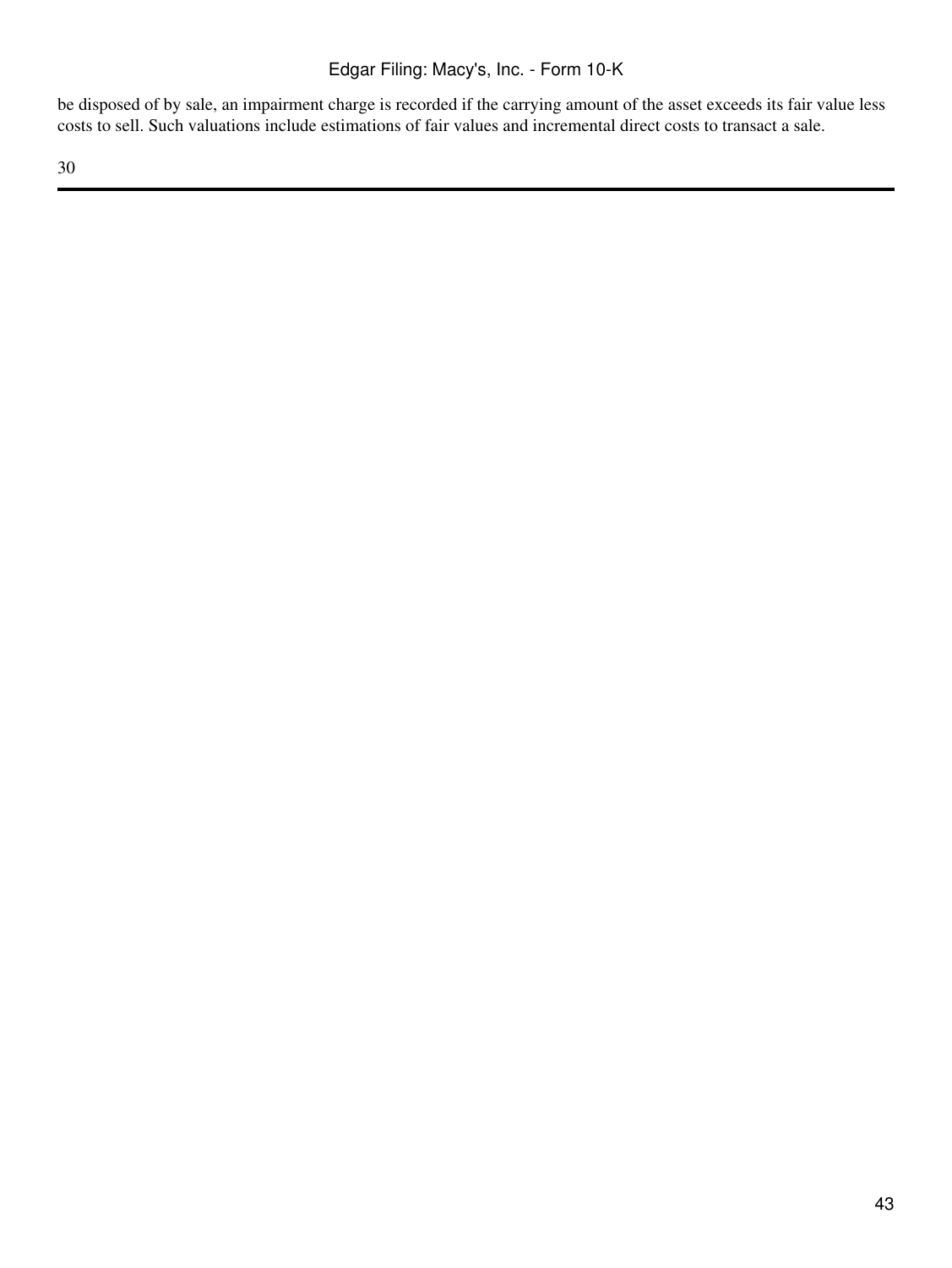be disposed of by sale, an impairment charge is recorded if the carrying amount of the asset exceeds its fair value less costs to sell. Such valuations include estimations of fair values and incremental direct costs to transact a sale.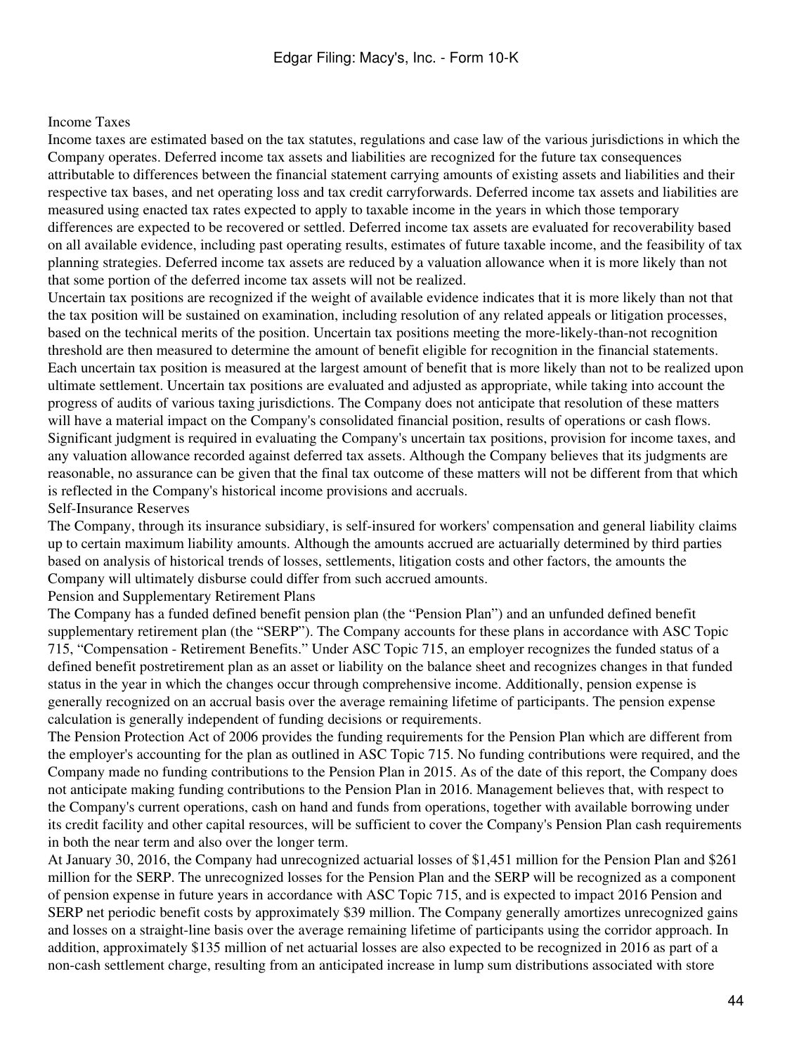### Income Taxes

Income taxes are estimated based on the tax statutes, regulations and case law of the various jurisdictions in which the Company operates. Deferred income tax assets and liabilities are recognized for the future tax consequences attributable to differences between the financial statement carrying amounts of existing assets and liabilities and their respective tax bases, and net operating loss and tax credit carryforwards. Deferred income tax assets and liabilities are measured using enacted tax rates expected to apply to taxable income in the years in which those temporary differences are expected to be recovered or settled. Deferred income tax assets are evaluated for recoverability based on all available evidence, including past operating results, estimates of future taxable income, and the feasibility of tax planning strategies. Deferred income tax assets are reduced by a valuation allowance when it is more likely than not that some portion of the deferred income tax assets will not be realized.

Uncertain tax positions are recognized if the weight of available evidence indicates that it is more likely than not that the tax position will be sustained on examination, including resolution of any related appeals or litigation processes, based on the technical merits of the position. Uncertain tax positions meeting the more-likely-than-not recognition threshold are then measured to determine the amount of benefit eligible for recognition in the financial statements. Each uncertain tax position is measured at the largest amount of benefit that is more likely than not to be realized upon ultimate settlement. Uncertain tax positions are evaluated and adjusted as appropriate, while taking into account the progress of audits of various taxing jurisdictions. The Company does not anticipate that resolution of these matters will have a material impact on the Company's consolidated financial position, results of operations or cash flows. Significant judgment is required in evaluating the Company's uncertain tax positions, provision for income taxes, and any valuation allowance recorded against deferred tax assets. Although the Company believes that its judgments are reasonable, no assurance can be given that the final tax outcome of these matters will not be different from that which is reflected in the Company's historical income provisions and accruals.

### Self-Insurance Reserves

The Company, through its insurance subsidiary, is self-insured for workers' compensation and general liability claims up to certain maximum liability amounts. Although the amounts accrued are actuarially determined by third parties based on analysis of historical trends of losses, settlements, litigation costs and other factors, the amounts the Company will ultimately disburse could differ from such accrued amounts.

### Pension and Supplementary Retirement Plans

The Company has a funded defined benefit pension plan (the "Pension Plan") and an unfunded defined benefit supplementary retirement plan (the "SERP"). The Company accounts for these plans in accordance with ASC Topic 715, "Compensation - Retirement Benefits." Under ASC Topic 715, an employer recognizes the funded status of a defined benefit postretirement plan as an asset or liability on the balance sheet and recognizes changes in that funded status in the year in which the changes occur through comprehensive income. Additionally, pension expense is generally recognized on an accrual basis over the average remaining lifetime of participants. The pension expense calculation is generally independent of funding decisions or requirements.

The Pension Protection Act of 2006 provides the funding requirements for the Pension Plan which are different from the employer's accounting for the plan as outlined in ASC Topic 715. No funding contributions were required, and the Company made no funding contributions to the Pension Plan in 2015. As of the date of this report, the Company does not anticipate making funding contributions to the Pension Plan in 2016. Management believes that, with respect to the Company's current operations, cash on hand and funds from operations, together with available borrowing under its credit facility and other capital resources, will be sufficient to cover the Company's Pension Plan cash requirements in both the near term and also over the longer term.

At January 30, 2016, the Company had unrecognized actuarial losses of $1,451 million for the Pension Plan and $261 million for the SERP. The unrecognized losses for the Pension Plan and the SERP will be recognized as a component of pension expense in future years in accordance with ASC Topic 715, and is expected to impact 2016 Pension and SERP net periodic benefit costs by approximately $39 million. The Company generally amortizes unrecognized gains and losses on a straight-line basis over the average remaining lifetime of participants using the corridor approach. In addition, approximately $135 million of net actuarial losses are also expected to be recognized in 2016 as part of a non-cash settlement charge, resulting from an anticipated increase in lump sum distributions associated with store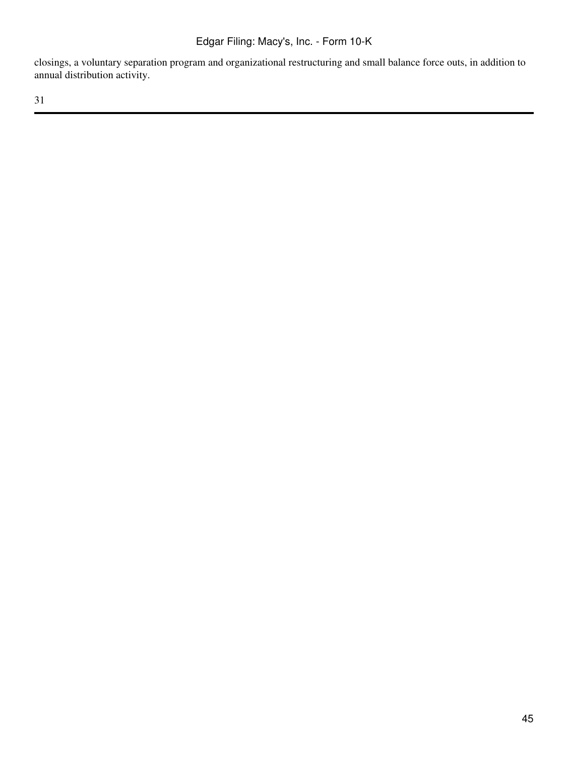closings, a voluntary separation program and organizational restructuring and small balance force outs, in addition to annual distribution activity.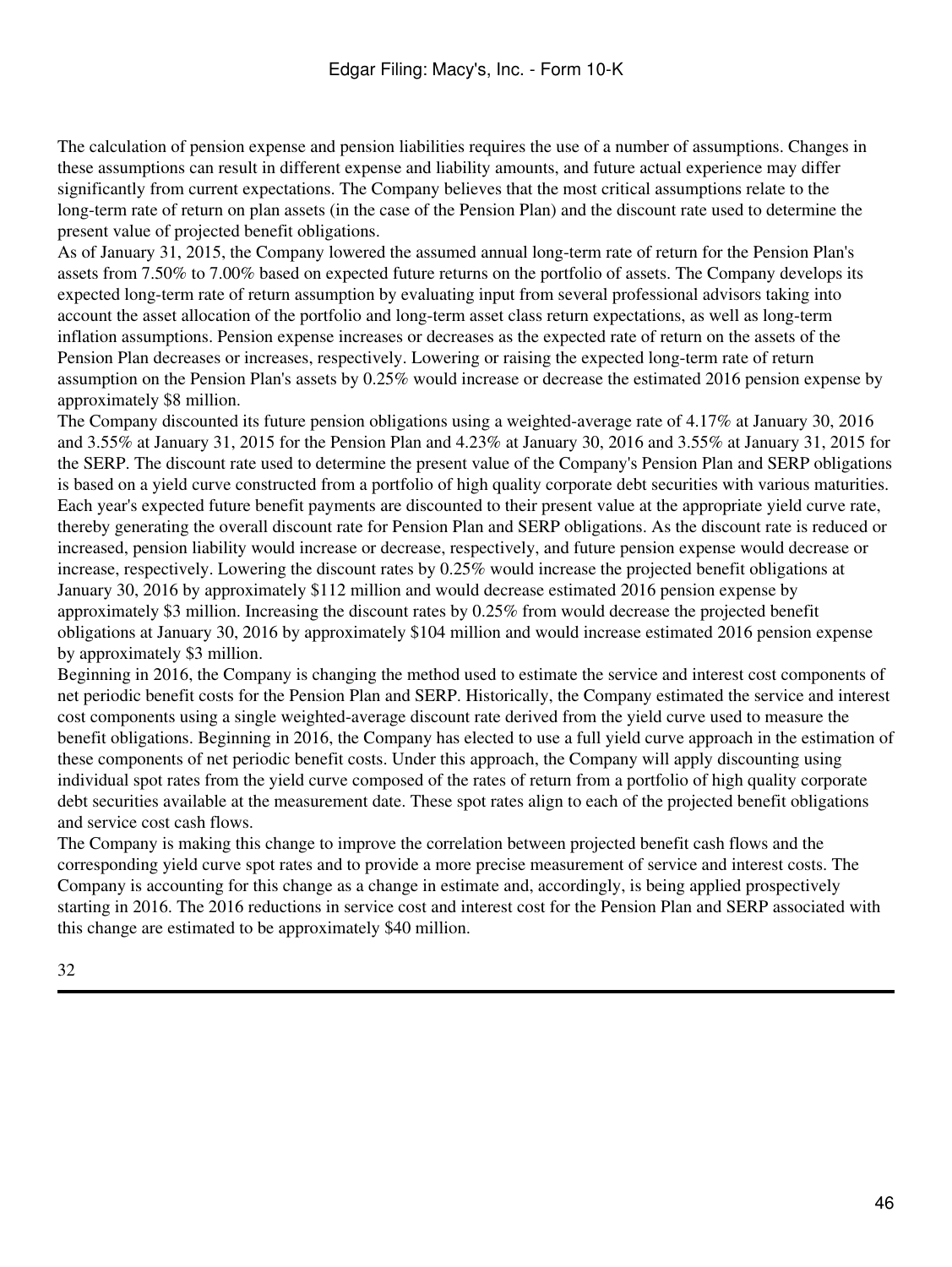The calculation of pension expense and pension liabilities requires the use of a number of assumptions. Changes in these assumptions can result in different expense and liability amounts, and future actual experience may differ significantly from current expectations. The Company believes that the most critical assumptions relate to the long-term rate of return on plan assets (in the case of the Pension Plan) and the discount rate used to determine the present value of projected benefit obligations.

As of January 31, 2015, the Company lowered the assumed annual long-term rate of return for the Pension Plan's assets from 7.50% to 7.00% based on expected future returns on the portfolio of assets. The Company develops its expected long-term rate of return assumption by evaluating input from several professional advisors taking into account the asset allocation of the portfolio and long-term asset class return expectations, as well as long-term inflation assumptions. Pension expense increases or decreases as the expected rate of return on the assets of the Pension Plan decreases or increases, respectively. Lowering or raising the expected long-term rate of return assumption on the Pension Plan's assets by 0.25% would increase or decrease the estimated 2016 pension expense by approximately $8 million.

The Company discounted its future pension obligations using a weighted-average rate of 4.17% at January 30, 2016 and 3.55% at January 31, 2015 for the Pension Plan and 4.23% at January 30, 2016 and 3.55% at January 31, 2015 for the SERP. The discount rate used to determine the present value of the Company's Pension Plan and SERP obligations is based on a yield curve constructed from a portfolio of high quality corporate debt securities with various maturities. Each year's expected future benefit payments are discounted to their present value at the appropriate yield curve rate, thereby generating the overall discount rate for Pension Plan and SERP obligations. As the discount rate is reduced or increased, pension liability would increase or decrease, respectively, and future pension expense would decrease or increase, respectively. Lowering the discount rates by 0.25% would increase the projected benefit obligations at January 30, 2016 by approximately $112 million and would decrease estimated 2016 pension expense by approximately $3 million. Increasing the discount rates by 0.25% from would decrease the projected benefit obligations at January 30, 2016 by approximately $104 million and would increase estimated 2016 pension expense by approximately $3 million.

Beginning in 2016, the Company is changing the method used to estimate the service and interest cost components of net periodic benefit costs for the Pension Plan and SERP. Historically, the Company estimated the service and interest cost components using a single weighted-average discount rate derived from the yield curve used to measure the benefit obligations. Beginning in 2016, the Company has elected to use a full yield curve approach in the estimation of these components of net periodic benefit costs. Under this approach, the Company will apply discounting using individual spot rates from the yield curve composed of the rates of return from a portfolio of high quality corporate debt securities available at the measurement date. These spot rates align to each of the projected benefit obligations and service cost cash flows.

The Company is making this change to improve the correlation between projected benefit cash flows and the corresponding yield curve spot rates and to provide a more precise measurement of service and interest costs. The Company is accounting for this change as a change in estimate and, accordingly, is being applied prospectively starting in 2016. The 2016 reductions in service cost and interest cost for the Pension Plan and SERP associated with this change are estimated to be approximately $40 million.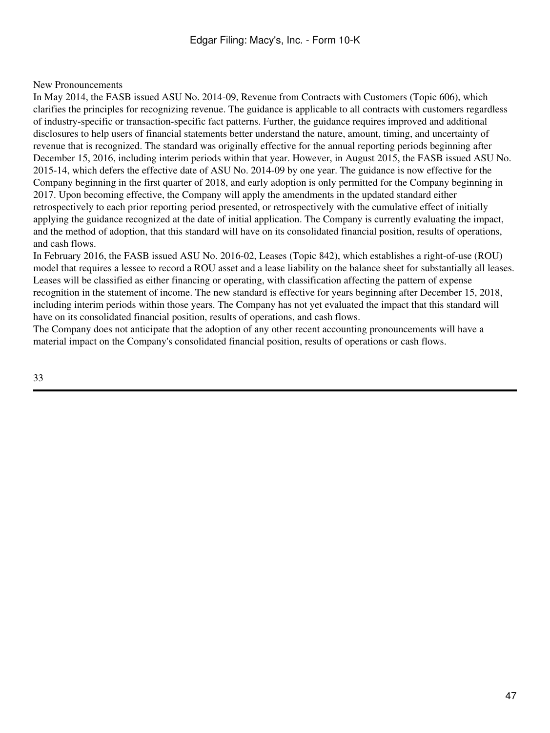### New Pronouncements

In May 2014, the FASB issued ASU No. 2014-09, Revenue from Contracts with Customers (Topic 606), which clarifies the principles for recognizing revenue. The guidance is applicable to all contracts with customers regardless of industry-specific or transaction-specific fact patterns. Further, the guidance requires improved and additional disclosures to help users of financial statements better understand the nature, amount, timing, and uncertainty of revenue that is recognized. The standard was originally effective for the annual reporting periods beginning after December 15, 2016, including interim periods within that year. However, in August 2015, the FASB issued ASU No. 2015-14, which defers the effective date of ASU No. 2014-09 by one year. The guidance is now effective for the Company beginning in the first quarter of 2018, and early adoption is only permitted for the Company beginning in 2017. Upon becoming effective, the Company will apply the amendments in the updated standard either retrospectively to each prior reporting period presented, or retrospectively with the cumulative effect of initially applying the guidance recognized at the date of initial application. The Company is currently evaluating the impact, and the method of adoption, that this standard will have on its consolidated financial position, results of operations, and cash flows.

In February 2016, the FASB issued ASU No. 2016-02, Leases (Topic 842), which establishes a right-of-use (ROU) model that requires a lessee to record a ROU asset and a lease liability on the balance sheet for substantially all leases. Leases will be classified as either financing or operating, with classification affecting the pattern of expense recognition in the statement of income. The new standard is effective for years beginning after December 15, 2018, including interim periods within those years. The Company has not yet evaluated the impact that this standard will have on its consolidated financial position, results of operations, and cash flows.

The Company does not anticipate that the adoption of any other recent accounting pronouncements will have a material impact on the Company's consolidated financial position, results of operations or cash flows.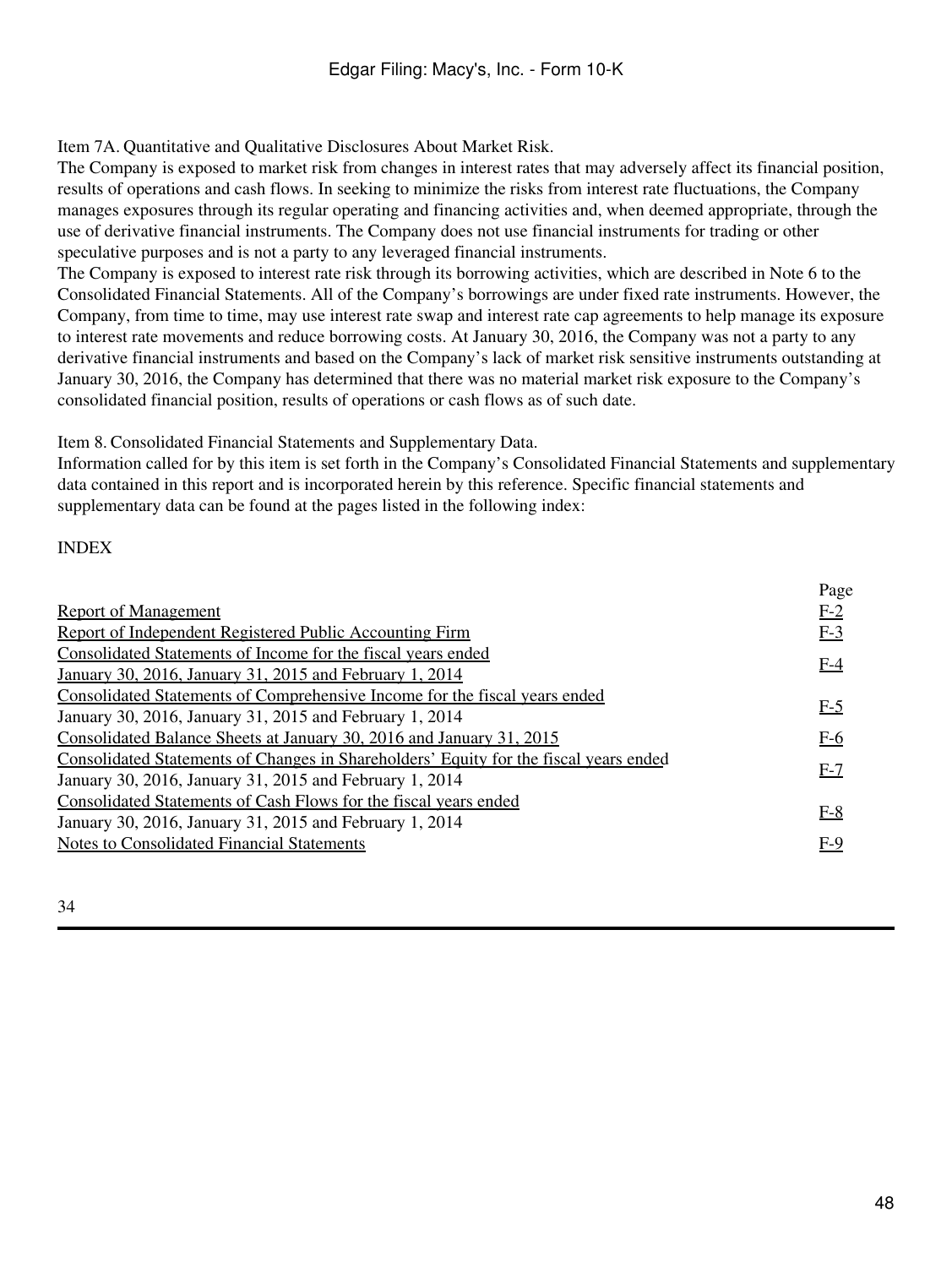Item 7A. Quantitative and Qualitative Disclosures About Market Risk.

The Company is exposed to market risk from changes in interest rates that may adversely affect its financial position, results of operations and cash flows. In seeking to minimize the risks from interest rate fluctuations, the Company manages exposures through its regular operating and financing activities and, when deemed appropriate, through the use of derivative financial instruments. The Company does not use financial instruments for trading or other speculative purposes and is not a party to any leveraged financial instruments.

The Company is exposed to interest rate risk through its borrowing activities, which are described in Note 6 to the Consolidated Financial Statements. All of the Company's borrowings are under fixed rate instruments. However, the Company, from time to time, may use interest rate swap and interest rate cap agreements to help manage its exposure to interest rate movements and reduce borrowing costs. At January 30, 2016, the Company was not a party to any derivative financial instruments and based on the Company's lack of market risk sensitive instruments outstanding at January 30, 2016, the Company has determined that there was no material market risk exposure to the Company's consolidated financial position, results of operations or cash flows as of such date.

Item 8. Consolidated Financial Statements and Supplementary Data.

Information called for by this item is set forth in the Company's Consolidated Financial Statements and supplementary data contained in this report and is incorporated herein by this reference. Specific financial statements and supplementary data can be found at the pages listed in the following index:

INDEX

| | Page |
|---|---|
| Report of Management | F-2 |
| Report of Independent Registered Public Accounting Firm | F-3 |
| Consolidated Statements of Income for the fiscal years ended January 30, 2016, January 31, 2015 and February 1, 2014 | F-4 |
| Consolidated Statements of Comprehensive Income for the fiscal years ended January 30, 2016, January 31, 2015 and February 1, 2014 | F-5 |
| Consolidated Balance Sheets at January 30, 2016 and January 31, 2015 | F-6 |
| Consolidated Statements of Changes in Shareholders' Equity for the fiscal years ended January 30, 2016, January 31, 2015 and February 1, 2014 | F-7 |
| Consolidated Statements of Cash Flows for the fiscal years ended January 30, 2016, January 31, 2015 and February 1, 2014 | F-8 |
| Notes to Consolidated Financial Statements | F-9 |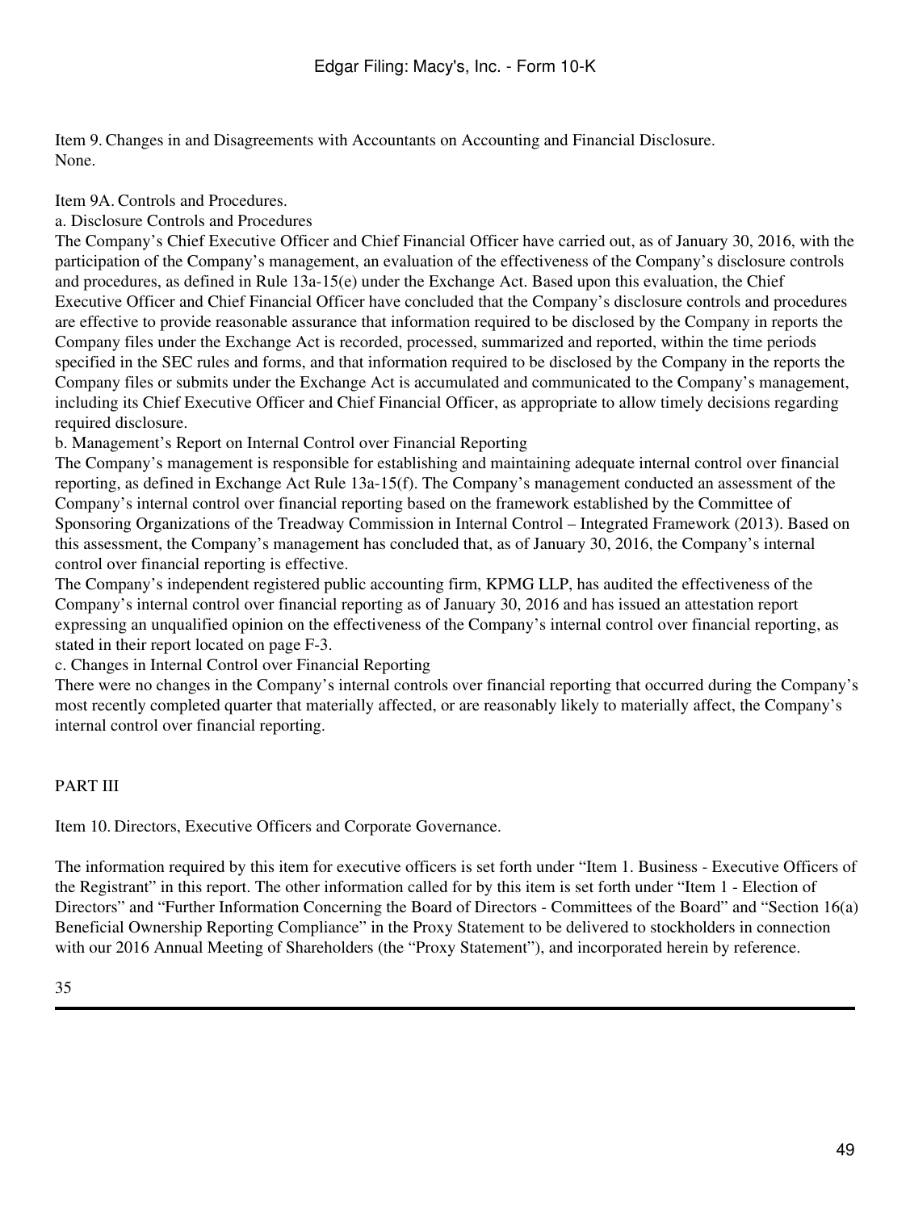## Item 9. Changes in and Disagreements with Accountants on Accounting and Financial Disclosure.

None.

## Item 9A. Controls and Procedures.

### a. Disclosure Controls and Procedures

The Company's Chief Executive Officer and Chief Financial Officer have carried out, as of January 30, 2016, with the participation of the Company's management, an evaluation of the effectiveness of the Company's disclosure controls and procedures, as defined in Rule 13a-15(e) under the Exchange Act. Based upon this evaluation, the Chief Executive Officer and Chief Financial Officer have concluded that the Company's disclosure controls and procedures are effective to provide reasonable assurance that information required to be disclosed by the Company in reports the Company files under the Exchange Act is recorded, processed, summarized and reported, within the time periods specified in the SEC rules and forms, and that information required to be disclosed by the Company in the reports the Company files or submits under the Exchange Act is accumulated and communicated to the Company's management, including its Chief Executive Officer and Chief Financial Officer, as appropriate to allow timely decisions regarding required disclosure.

### b. Management's Report on Internal Control over Financial Reporting

The Company's management is responsible for establishing and maintaining adequate internal control over financial reporting, as defined in Exchange Act Rule 13a-15(f). The Company's management conducted an assessment of the Company's internal control over financial reporting based on the framework established by the Committee of Sponsoring Organizations of the Treadway Commission in Internal Control – Integrated Framework (2013). Based on this assessment, the Company's management has concluded that, as of January 30, 2016, the Company's internal control over financial reporting is effective.

The Company's independent registered public accounting firm, KPMG LLP, has audited the effectiveness of the Company's internal control over financial reporting as of January 30, 2016 and has issued an attestation report expressing an unqualified opinion on the effectiveness of the Company's internal control over financial reporting, as stated in their report located on page F-3.

### c. Changes in Internal Control over Financial Reporting

There were no changes in the Company's internal controls over financial reporting that occurred during the Company's most recently completed quarter that materially affected, or are reasonably likely to materially affect, the Company's internal control over financial reporting.

# PART III

## Item 10. Directors, Executive Officers and Corporate Governance.

The information required by this item for executive officers is set forth under "Item 1. Business - Executive Officers of the Registrant" in this report. The other information called for by this item is set forth under "Item 1 - Election of Directors" and "Further Information Concerning the Board of Directors - Committees of the Board" and "Section 16(a) Beneficial Ownership Reporting Compliance" in the Proxy Statement to be delivered to stockholders in connection with our 2016 Annual Meeting of Shareholders (the "Proxy Statement"), and incorporated herein by reference.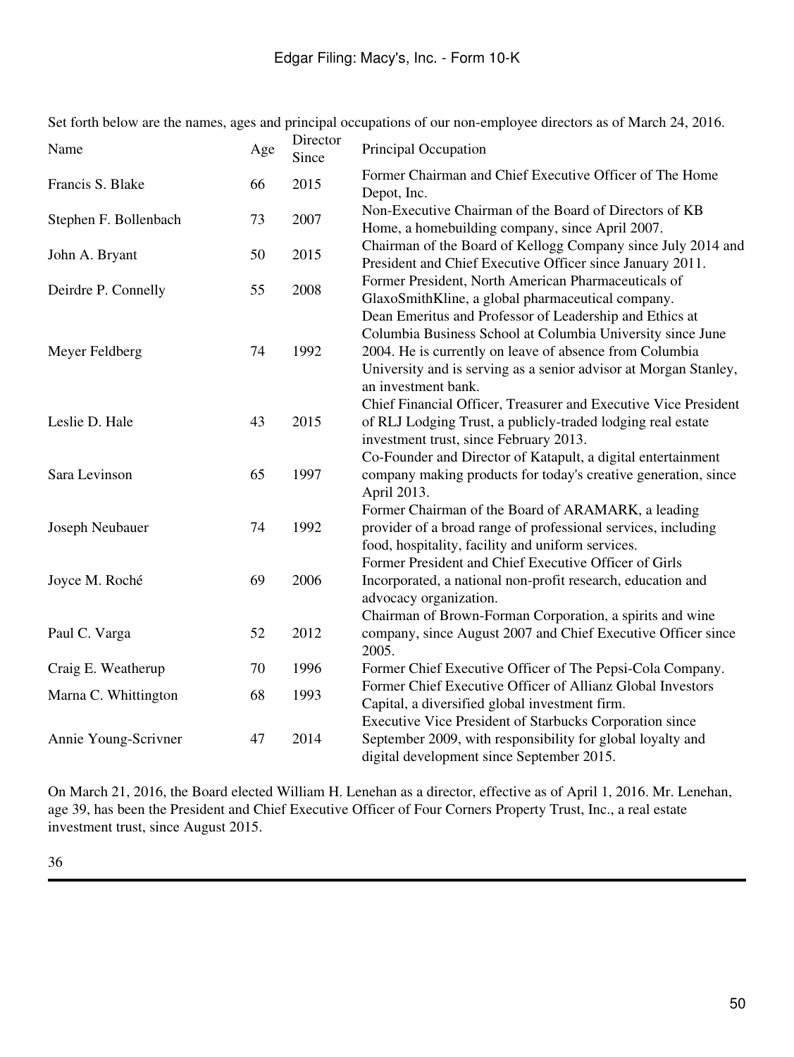Set forth below are the names, ages and principal occupations of our non-employee directors as of March 24, 2016.

| Name | Age | Director Since | Principal Occupation |
| --- | --- | --- | --- |
| Francis S. Blake | 66 | 2015 | Former Chairman and Chief Executive Officer of The Home Depot, Inc. |
| Stephen F. Bollenbach | 73 | 2007 | Non-Executive Chairman of the Board of Directors of KB Home, a homebuilding company, since April 2007. |
| John A. Bryant | 50 | 2015 | Chairman of the Board of Kellogg Company since July 2014 and President and Chief Executive Officer since January 2011. |
| Deirdre P. Connelly | 55 | 2008 | Former President, North American Pharmaceuticals of GlaxoSmithKline, a global pharmaceutical company. |
| Meyer Feldberg | 74 | 1992 | Dean Emeritus and Professor of Leadership and Ethics at Columbia Business School at Columbia University since June 2004. He is currently on leave of absence from Columbia University and is serving as a senior advisor at Morgan Stanley, an investment bank. |
| Leslie D. Hale | 43 | 2015 | Chief Financial Officer, Treasurer and Executive Vice President of RLJ Lodging Trust, a publicly-traded lodging real estate investment trust, since February 2013. |
| Sara Levinson | 65 | 1997 | Co-Founder and Director of Katapult, a digital entertainment company making products for today's creative generation, since April 2013. |
| Joseph Neubauer | 74 | 1992 | Former Chairman of the Board of ARAMARK, a leading provider of a broad range of professional services, including food, hospitality, facility and uniform services. |
| Joyce M. Roché | 69 | 2006 | Former President and Chief Executive Officer of Girls Incorporated, a national non-profit research, education and advocacy organization. |
| Paul C. Varga | 52 | 2012 | Chairman of Brown-Forman Corporation, a spirits and wine company, since August 2007 and Chief Executive Officer since 2005. |
| Craig E. Weatherup | 70 | 1996 | Former Chief Executive Officer of The Pepsi-Cola Company. |
| Marna C. Whittington | 68 | 1993 | Former Chief Executive Officer of Allianz Global Investors Capital, a diversified global investment firm. |
| Annie Young-Scrivner | 47 | 2014 | Executive Vice President of Starbucks Corporation since September 2009, with responsibility for global loyalty and digital development since September 2015. |

On March 21, 2016, the Board elected William H. Lenehan as a director, effective as of April 1, 2016. Mr. Lenehan, age 39, has been the President and Chief Executive Officer of Four Corners Property Trust, Inc., a real estate investment trust, since August 2015.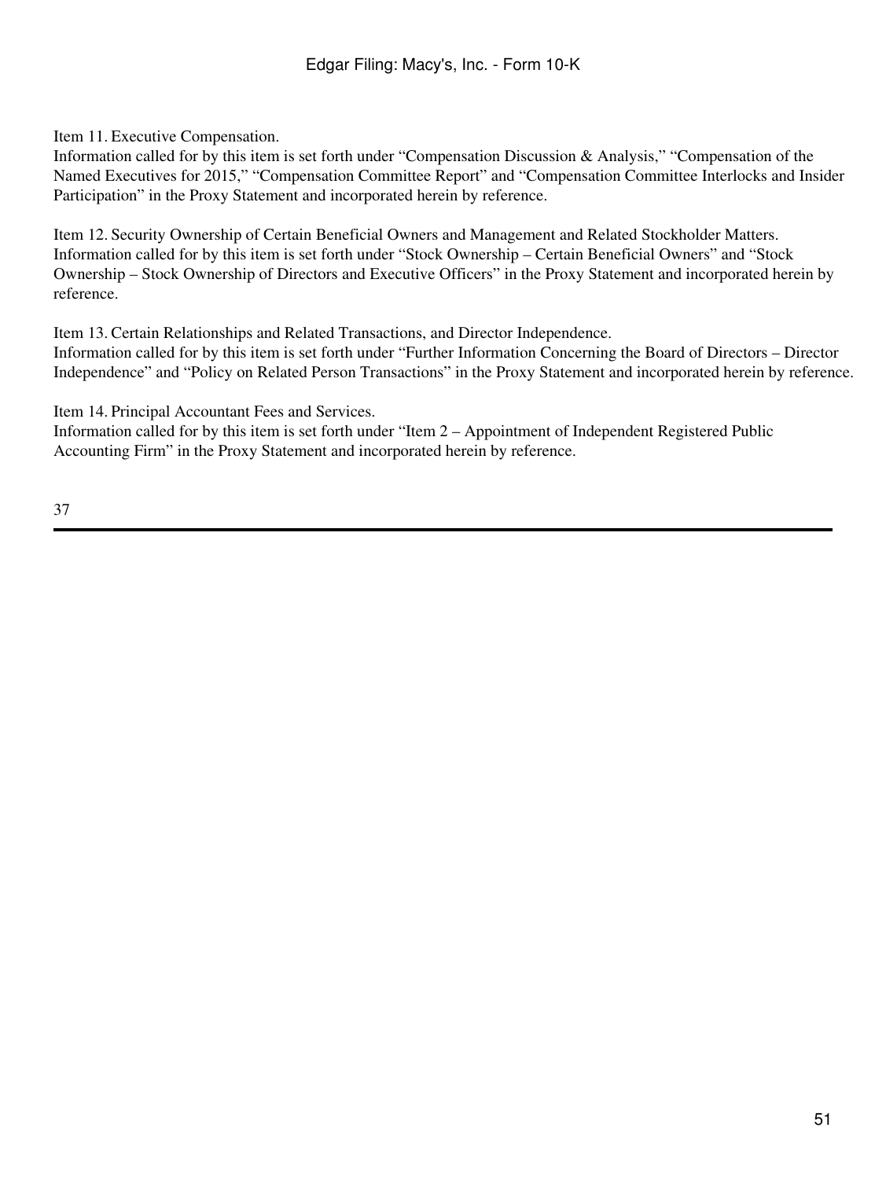Item 11. Executive Compensation.

Information called for by this item is set forth under "Compensation Discussion & Analysis," "Compensation of the Named Executives for 2015," "Compensation Committee Report" and "Compensation Committee Interlocks and Insider Participation" in the Proxy Statement and incorporated herein by reference.

Item 12. Security Ownership of Certain Beneficial Owners and Management and Related Stockholder Matters.

Information called for by this item is set forth under "Stock Ownership – Certain Beneficial Owners" and "Stock Ownership – Stock Ownership of Directors and Executive Officers" in the Proxy Statement and incorporated herein by reference.

Item 13. Certain Relationships and Related Transactions, and Director Independence.

Information called for by this item is set forth under "Further Information Concerning the Board of Directors – Director Independence" and "Policy on Related Person Transactions" in the Proxy Statement and incorporated herein by reference.

Item 14. Principal Accountant Fees and Services.

Information called for by this item is set forth under "Item 2 – Appointment of Independent Registered Public Accounting Firm" in the Proxy Statement and incorporated herein by reference.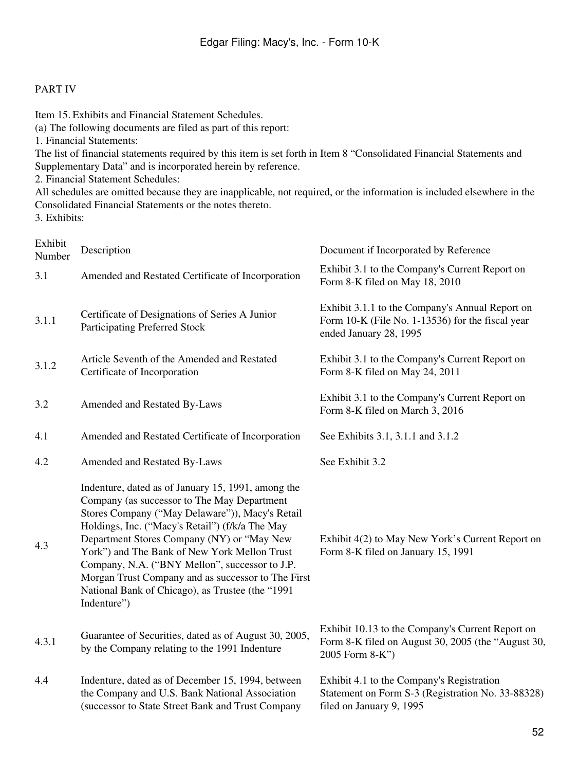PART IV

Item 15. Exhibits and Financial Statement Schedules.

(a) The following documents are filed as part of this report:

1. Financial Statements:

The list of financial statements required by this item is set forth in Item 8 "Consolidated Financial Statements and Supplementary Data" and is incorporated herein by reference.

2. Financial Statement Schedules:

All schedules are omitted because they are inapplicable, not required, or the information is included elsewhere in the Consolidated Financial Statements or the notes thereto.

3. Exhibits:

| Exhibit Number | Description | Document if Incorporated by Reference |
|---|---|---|
| 3.1 | Amended and Restated Certificate of Incorporation | Exhibit 3.1 to the Company's Current Report on Form 8-K filed on May 18, 2010 |
| 3.1.1 | Certificate of Designations of Series A Junior Participating Preferred Stock | Exhibit 3.1.1 to the Company's Annual Report on Form 10-K (File No. 1-13536) for the fiscal year ended January 28, 1995 |
| 3.1.2 | Article Seventh of the Amended and Restated Certificate of Incorporation | Exhibit 3.1 to the Company's Current Report on Form 8-K filed on May 24, 2011 |
| 3.2 | Amended and Restated By-Laws | Exhibit 3.1 to the Company's Current Report on Form 8-K filed on March 3, 2016 |
| 4.1 | Amended and Restated Certificate of Incorporation | See Exhibits 3.1, 3.1.1 and 3.1.2 |
| 4.2 | Amended and Restated By-Laws | See Exhibit 3.2 |
| 4.3 | Indenture, dated as of January 15, 1991, among the Company (as successor to The May Department Stores Company ("May Delaware")), Macy's Retail Holdings, Inc. ("Macy's Retail") (f/k/a The May Department Stores Company (NY) or "May New York") and The Bank of New York Mellon Trust Company, N.A. ("BNY Mellon", successor to J.P. Morgan Trust Company and as successor to The First National Bank of Chicago), as Trustee (the "1991 Indenture") | Exhibit 4(2) to May New York's Current Report on Form 8-K filed on January 15, 1991 |
| 4.3.1 | Guarantee of Securities, dated as of August 30, 2005, by the Company relating to the 1991 Indenture | Exhibit 10.13 to the Company's Current Report on Form 8-K filed on August 30, 2005 (the "August 30, 2005 Form 8-K") |
| 4.4 | Indenture, dated as of December 15, 1994, between the Company and U.S. Bank National Association (successor to State Street Bank and Trust Company | Exhibit 4.1 to the Company's Registration Statement on Form S-3 (Registration No. 33-88328) filed on January 9, 1995 |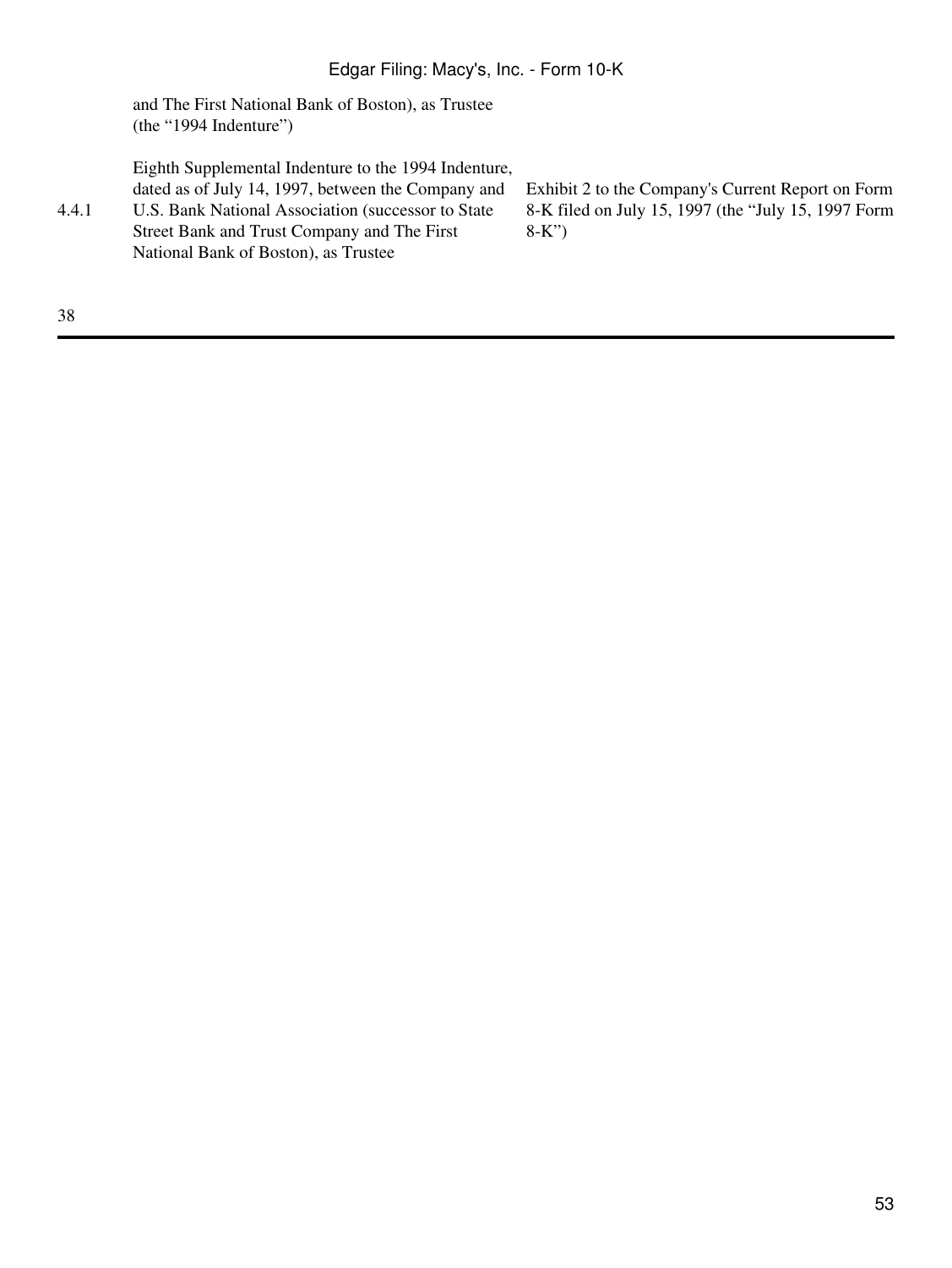| | | |
|---|---|---|
| | and The First National Bank of Boston), as Trustee (the "1994 Indenture") | |
| 4.4.1 | Eighth Supplemental Indenture to the 1994 Indenture, dated as of July 14, 1997, between the Company and U.S. Bank National Association (successor to State Street Bank and Trust Company and The First National Bank of Boston), as Trustee | Exhibit 2 to the Company's Current Report on Form 8-K filed on July 15, 1997 (the "July 15, 1997 Form 8-K") |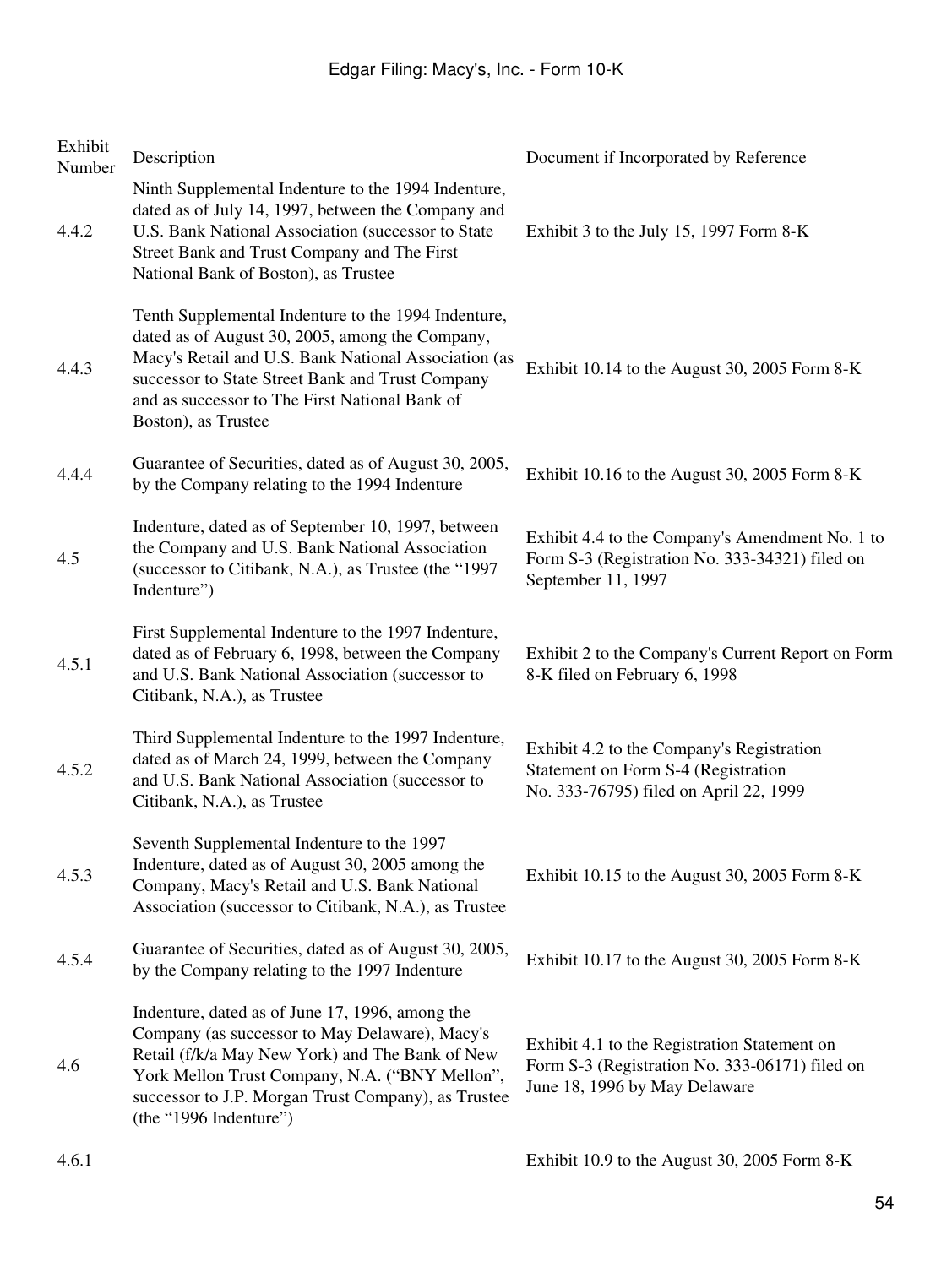| Exhibit Number | Description | Document if Incorporated by Reference |
|---|---|---|
| 4.4.2 | Ninth Supplemental Indenture to the 1994 Indenture, dated as of July 14, 1997, between the Company and U.S. Bank National Association (successor to State Street Bank and Trust Company and The First National Bank of Boston), as Trustee | Exhibit 3 to the July 15, 1997 Form 8-K |
| 4.4.3 | Tenth Supplemental Indenture to the 1994 Indenture, dated as of August 30, 2005, among the Company, Macy's Retail and U.S. Bank National Association (as successor to State Street Bank and Trust Company and as successor to The First National Bank of Boston), as Trustee | Exhibit 10.14 to the August 30, 2005 Form 8-K |
| 4.4.4 | Guarantee of Securities, dated as of August 30, 2005, by the Company relating to the 1994 Indenture | Exhibit 10.16 to the August 30, 2005 Form 8-K |
| 4.5 | Indenture, dated as of September 10, 1997, between the Company and U.S. Bank National Association (successor to Citibank, N.A.), as Trustee (the "1997 Indenture") | Exhibit 4.4 to the Company's Amendment No. 1 to Form S-3 (Registration No. 333-34321) filed on September 11, 1997 |
| 4.5.1 | First Supplemental Indenture to the 1997 Indenture, dated as of February 6, 1998, between the Company and U.S. Bank National Association (successor to Citibank, N.A.), as Trustee | Exhibit 2 to the Company's Current Report on Form 8-K filed on February 6, 1998 |
| 4.5.2 | Third Supplemental Indenture to the 1997 Indenture, dated as of March 24, 1999, between the Company and U.S. Bank National Association (successor to Citibank, N.A.), as Trustee | Exhibit 4.2 to the Company's Registration Statement on Form S-4 (Registration No. 333-76795) filed on April 22, 1999 |
| 4.5.3 | Seventh Supplemental Indenture to the 1997 Indenture, dated as of August 30, 2005 among the Company, Macy's Retail and U.S. Bank National Association (successor to Citibank, N.A.), as Trustee | Exhibit 10.15 to the August 30, 2005 Form 8-K |
| 4.5.4 | Guarantee of Securities, dated as of August 30, 2005, by the Company relating to the 1997 Indenture | Exhibit 10.17 to the August 30, 2005 Form 8-K |
| 4.6 | Indenture, dated as of June 17, 1996, among the Company (as successor to May Delaware), Macy's Retail (f/k/a May New York) and The Bank of New York Mellon Trust Company, N.A. ("BNY Mellon", successor to J.P. Morgan Trust Company), as Trustee (the "1996 Indenture") | Exhibit 4.1 to the Registration Statement on Form S-3 (Registration No. 333-06171) filed on June 18, 1996 by May Delaware |
| 4.6.1 | | Exhibit 10.9 to the August 30, 2005 Form 8-K |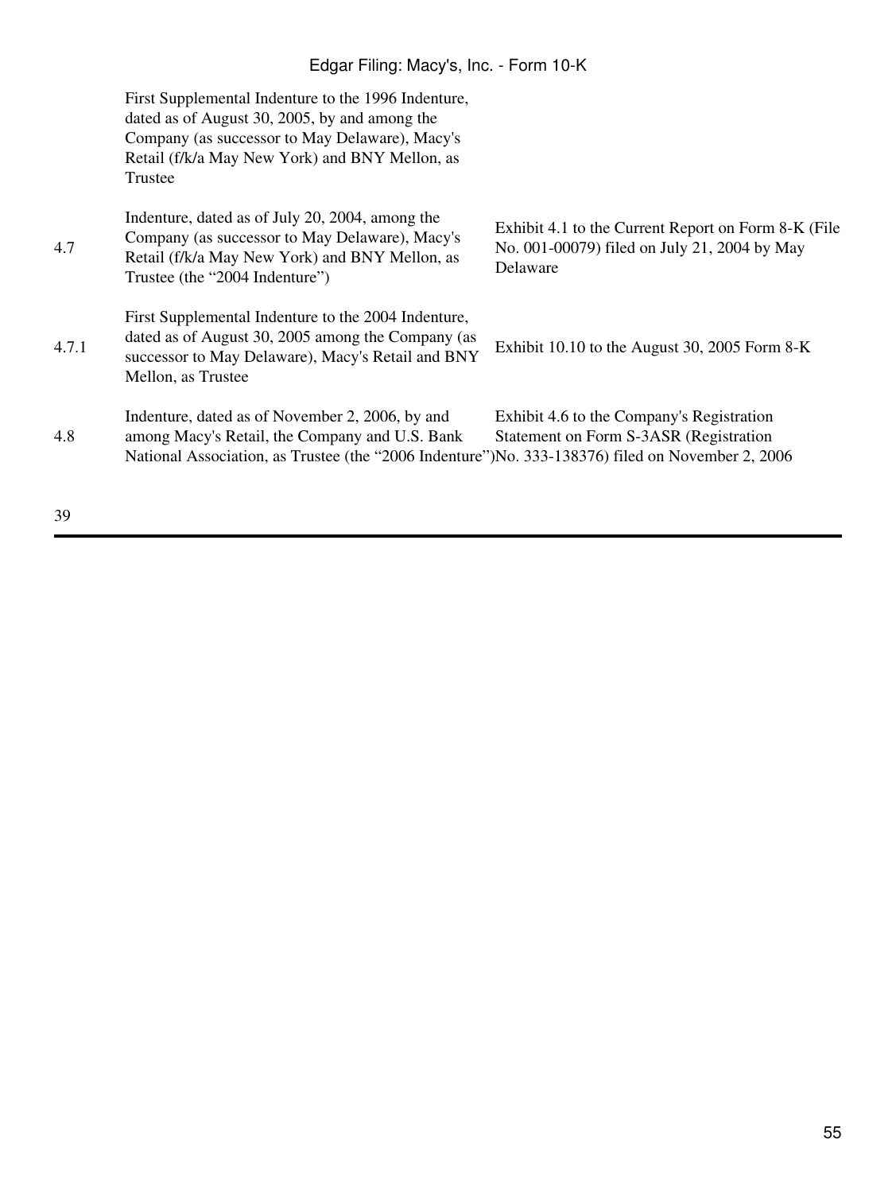| | | |
|---|---|---|
| | First Supplemental Indenture to the 1996 Indenture, dated as of August 30, 2005, by and among the Company (as successor to May Delaware), Macy's Retail (f/k/a May New York) and BNY Mellon, as Trustee | |
| 4.7 | Indenture, dated as of July 20, 2004, among the Company (as successor to May Delaware), Macy's Retail (f/k/a May New York) and BNY Mellon, as Trustee (the "2004 Indenture") | Exhibit 4.1 to the Current Report on Form 8-K (File No. 001-00079) filed on July 21, 2004 by May Delaware |
| 4.7.1 | First Supplemental Indenture to the 2004 Indenture, dated as of August 30, 2005 among the Company (as successor to May Delaware), Macy's Retail and BNY Mellon, as Trustee | Exhibit 10.10 to the August 30, 2005 Form 8-K |
| 4.8 | Indenture, dated as of November 2, 2006, by and among Macy's Retail, the Company and U.S. Bank National Association, as Trustee (the "2006 Indenture") | Exhibit 4.6 to the Company's Registration Statement on Form S-3ASR (Registration No. 333-138376) filed on November 2, 2006 |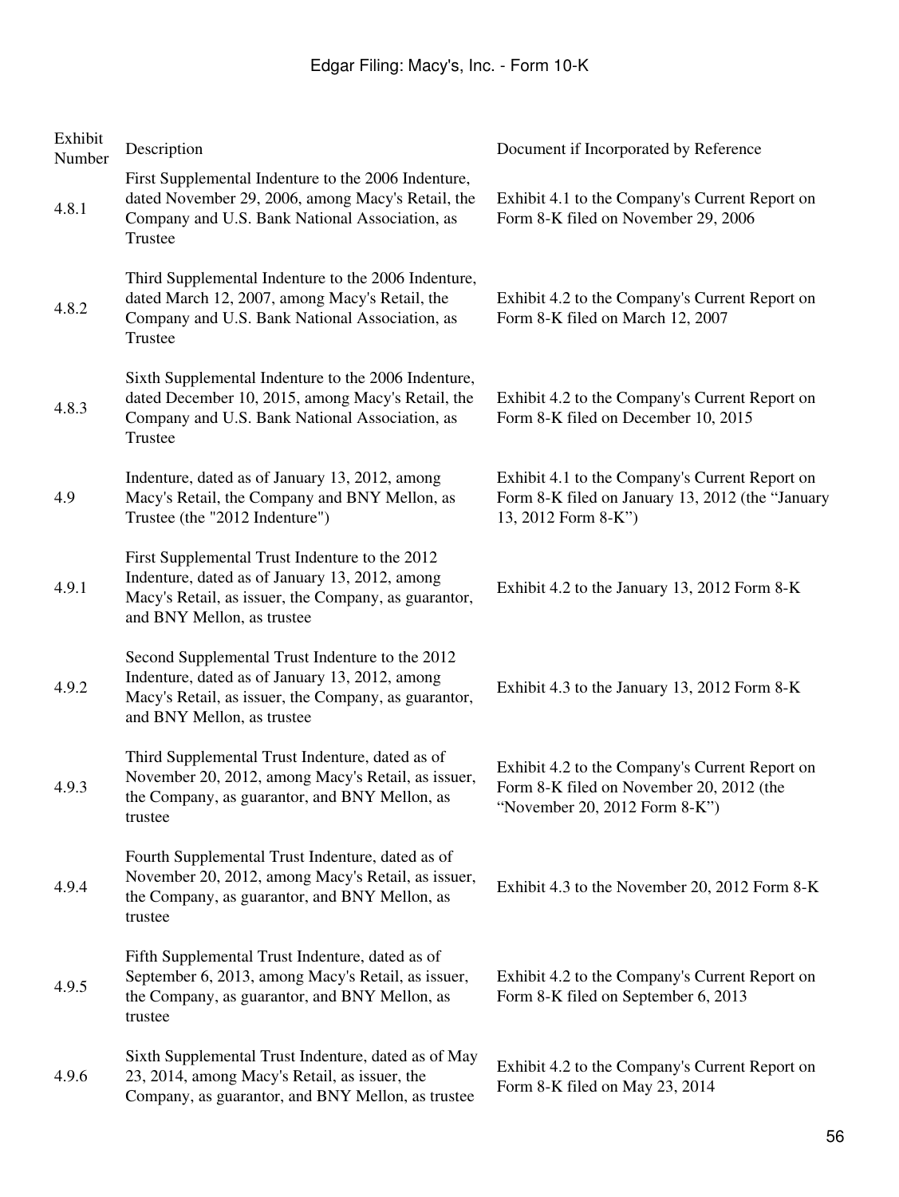| Exhibit Number | Description | Document if Incorporated by Reference |
|---|---|---|
| 4.8.1 | First Supplemental Indenture to the 2006 Indenture, dated November 29, 2006, among Macy's Retail, the Company and U.S. Bank National Association, as Trustee | Exhibit 4.1 to the Company's Current Report on Form 8-K filed on November 29, 2006 |
| 4.8.2 | Third Supplemental Indenture to the 2006 Indenture, dated March 12, 2007, among Macy's Retail, the Company and U.S. Bank National Association, as Trustee | Exhibit 4.2 to the Company's Current Report on Form 8-K filed on March 12, 2007 |
| 4.8.3 | Sixth Supplemental Indenture to the 2006 Indenture, dated December 10, 2015, among Macy's Retail, the Company and U.S. Bank National Association, as Trustee | Exhibit 4.2 to the Company's Current Report on Form 8-K filed on December 10, 2015 |
| 4.9 | Indenture, dated as of January 13, 2012, among Macy's Retail, the Company and BNY Mellon, as Trustee (the "2012 Indenture") | Exhibit 4.1 to the Company's Current Report on Form 8-K filed on January 13, 2012 (the "January 13, 2012 Form 8-K") |
| 4.9.1 | First Supplemental Trust Indenture to the 2012 Indenture, dated as of January 13, 2012, among Macy's Retail, as issuer, the Company, as guarantor, and BNY Mellon, as trustee | Exhibit 4.2 to the January 13, 2012 Form 8-K |
| 4.9.2 | Second Supplemental Trust Indenture to the 2012 Indenture, dated as of January 13, 2012, among Macy's Retail, as issuer, the Company, as guarantor, and BNY Mellon, as trustee | Exhibit 4.3 to the January 13, 2012 Form 8-K |
| 4.9.3 | Third Supplemental Trust Indenture, dated as of November 20, 2012, among Macy's Retail, as issuer, the Company, as guarantor, and BNY Mellon, as trustee | Exhibit 4.2 to the Company's Current Report on Form 8-K filed on November 20, 2012 (the "November 20, 2012 Form 8-K") |
| 4.9.4 | Fourth Supplemental Trust Indenture, dated as of November 20, 2012, among Macy's Retail, as issuer, the Company, as guarantor, and BNY Mellon, as trustee | Exhibit 4.3 to the November 20, 2012 Form 8-K |
| 4.9.5 | Fifth Supplemental Trust Indenture, dated as of September 6, 2013, among Macy's Retail, as issuer, the Company, as guarantor, and BNY Mellon, as trustee | Exhibit 4.2 to the Company's Current Report on Form 8-K filed on September 6, 2013 |
| 4.9.6 | Sixth Supplemental Trust Indenture, dated as of May 23, 2014, among Macy's Retail, as issuer, the Company, as guarantor, and BNY Mellon, as trustee | Exhibit 4.2 to the Company's Current Report on Form 8-K filed on May 23, 2014 |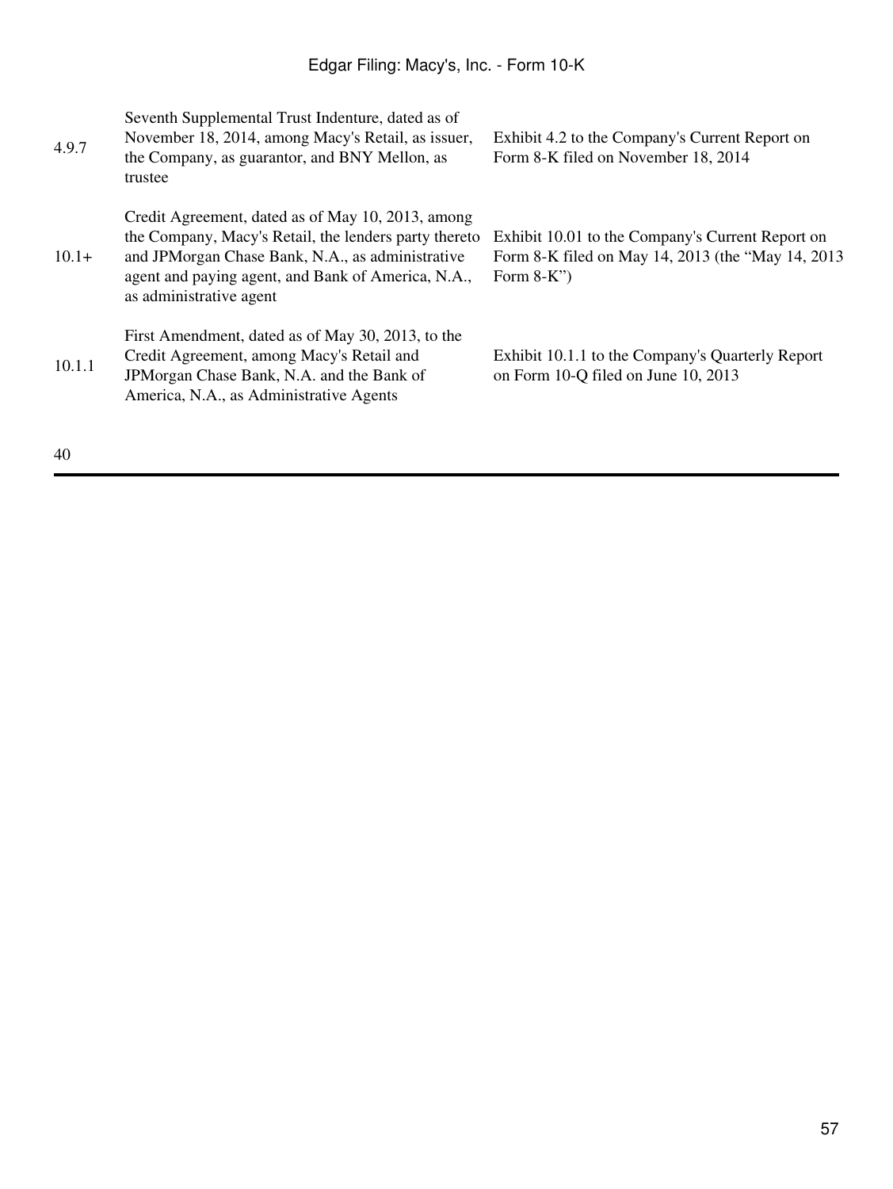| | | |
|---|---|---|
| 4.9.7 | Seventh Supplemental Trust Indenture, dated as of November 18, 2014, among Macy's Retail, as issuer, the Company, as guarantor, and BNY Mellon, as trustee | Exhibit 4.2 to the Company's Current Report on Form 8-K filed on November 18, 2014 |
| 10.1+ | Credit Agreement, dated as of May 10, 2013, among the Company, Macy's Retail, the lenders party thereto and JPMorgan Chase Bank, N.A., as administrative agent and paying agent, and Bank of America, N.A., as administrative agent | Exhibit 10.01 to the Company's Current Report on Form 8-K filed on May 14, 2013 (the "May 14, 2013 Form 8-K") |
| 10.1.1 | First Amendment, dated as of May 30, 2013, to the Credit Agreement, among Macy's Retail and JPMorgan Chase Bank, N.A. and the Bank of America, N.A., as Administrative Agents | Exhibit 10.1.1 to the Company's Quarterly Report on Form 10-Q filed on June 10, 2013 |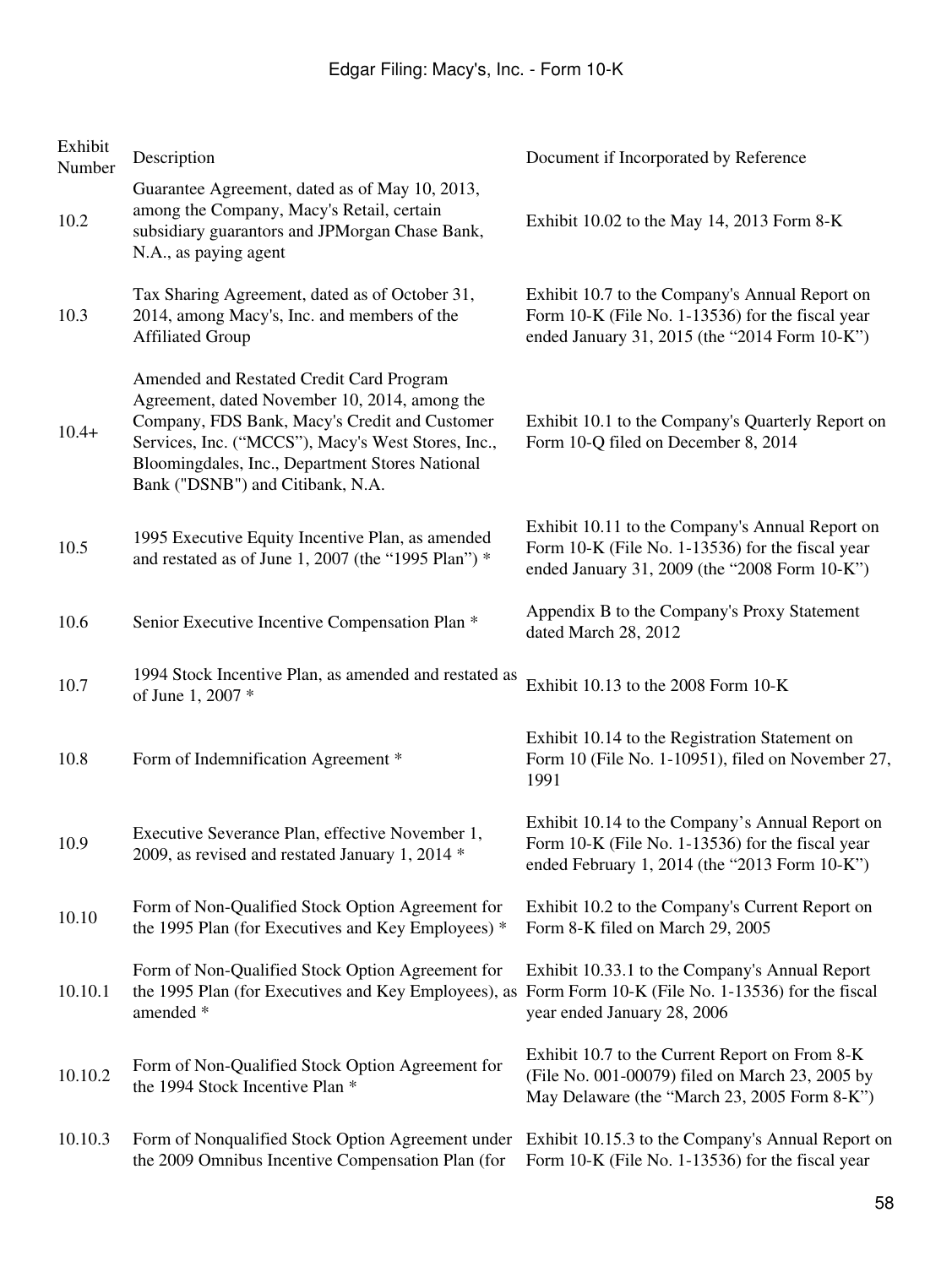| Exhibit Number | Description | Document if Incorporated by Reference |
|---|---|---|
| 10.2 | Guarantee Agreement, dated as of May 10, 2013, among the Company, Macy's Retail, certain subsidiary guarantors and JPMorgan Chase Bank, N.A., as paying agent | Exhibit 10.02 to the May 14, 2013 Form 8-K |
| 10.3 | Tax Sharing Agreement, dated as of October 31, 2014, among Macy's, Inc. and members of the Affiliated Group | Exhibit 10.7 to the Company's Annual Report on Form 10-K (File No. 1-13536) for the fiscal year ended January 31, 2015 (the "2014 Form 10-K") |
| 10.4+ | Amended and Restated Credit Card Program Agreement, dated November 10, 2014, among the Company, FDS Bank, Macy's Credit and Customer Services, Inc. ("MCCS"), Macy's West Stores, Inc., Bloomingdales, Inc., Department Stores National Bank ("DSNB") and Citibank, N.A. | Exhibit 10.1 to the Company's Quarterly Report on Form 10-Q filed on December 8, 2014 |
| 10.5 | 1995 Executive Equity Incentive Plan, as amended and restated as of June 1, 2007 (the "1995 Plan") * | Exhibit 10.11 to the Company's Annual Report on Form 10-K (File No. 1-13536) for the fiscal year ended January 31, 2009 (the "2008 Form 10-K") |
| 10.6 | Senior Executive Incentive Compensation Plan * | Appendix B to the Company's Proxy Statement dated March 28, 2012 |
| 10.7 | 1994 Stock Incentive Plan, as amended and restated as of June 1, 2007 * | Exhibit 10.13 to the 2008 Form 10-K |
| 10.8 | Form of Indemnification Agreement * | Exhibit 10.14 to the Registration Statement on Form 10 (File No. 1-10951), filed on November 27, 1991 |
| 10.9 | Executive Severance Plan, effective November 1, 2009, as revised and restated January 1, 2014 * | Exhibit 10.14 to the Company's Annual Report on Form 10-K (File No. 1-13536) for the fiscal year ended February 1, 2014 (the "2013 Form 10-K") |
| 10.10 | Form of Non-Qualified Stock Option Agreement for the 1995 Plan (for Executives and Key Employees) * | Exhibit 10.2 to the Company's Current Report on Form 8-K filed on March 29, 2005 |
| 10.10.1 | Form of Non-Qualified Stock Option Agreement for the 1995 Plan (for Executives and Key Employees), as amended * | Exhibit 10.33.1 to the Company's Annual Report Form Form 10-K (File No. 1-13536) for the fiscal year ended January 28, 2006 |
| 10.10.2 | Form of Non-Qualified Stock Option Agreement for the 1994 Stock Incentive Plan * | Exhibit 10.7 to the Current Report on From 8-K (File No. 001-00079) filed on March 23, 2005 by May Delaware (the "March 23, 2005 Form 8-K") |
| 10.10.3 | Form of Nonqualified Stock Option Agreement under the 2009 Omnibus Incentive Compensation Plan (for | Exhibit 10.15.3 to the Company's Annual Report on Form 10-K (File No. 1-13536) for the fiscal year |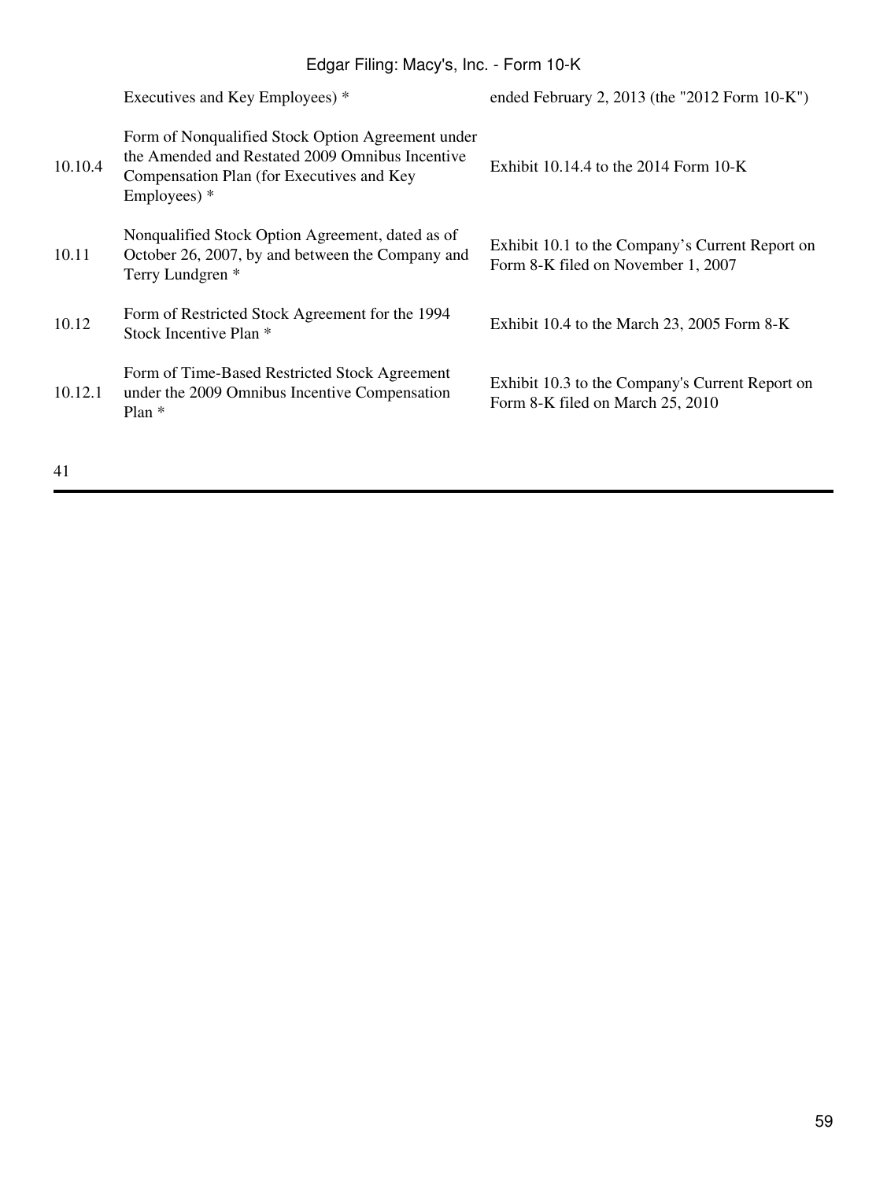| | | |
|---|---|---|
| | Executives and Key Employees) * | ended February 2, 2013 (the "2012 Form 10-K") |
| 10.10.4 | Form of Nonqualified Stock Option Agreement under the Amended and Restated 2009 Omnibus Incentive Compensation Plan (for Executives and Key Employees) * | Exhibit 10.14.4 to the 2014 Form 10-K |
| 10.11 | Nonqualified Stock Option Agreement, dated as of October 26, 2007, by and between the Company and Terry Lundgren * | Exhibit 10.1 to the Company's Current Report on Form 8-K filed on November 1, 2007 |
| 10.12 | Form of Restricted Stock Agreement for the 1994 Stock Incentive Plan * | Exhibit 10.4 to the March 23, 2005 Form 8-K |
| 10.12.1 | Form of Time-Based Restricted Stock Agreement under the 2009 Omnibus Incentive Compensation Plan * | Exhibit 10.3 to the Company's Current Report on Form 8-K filed on March 25, 2010 |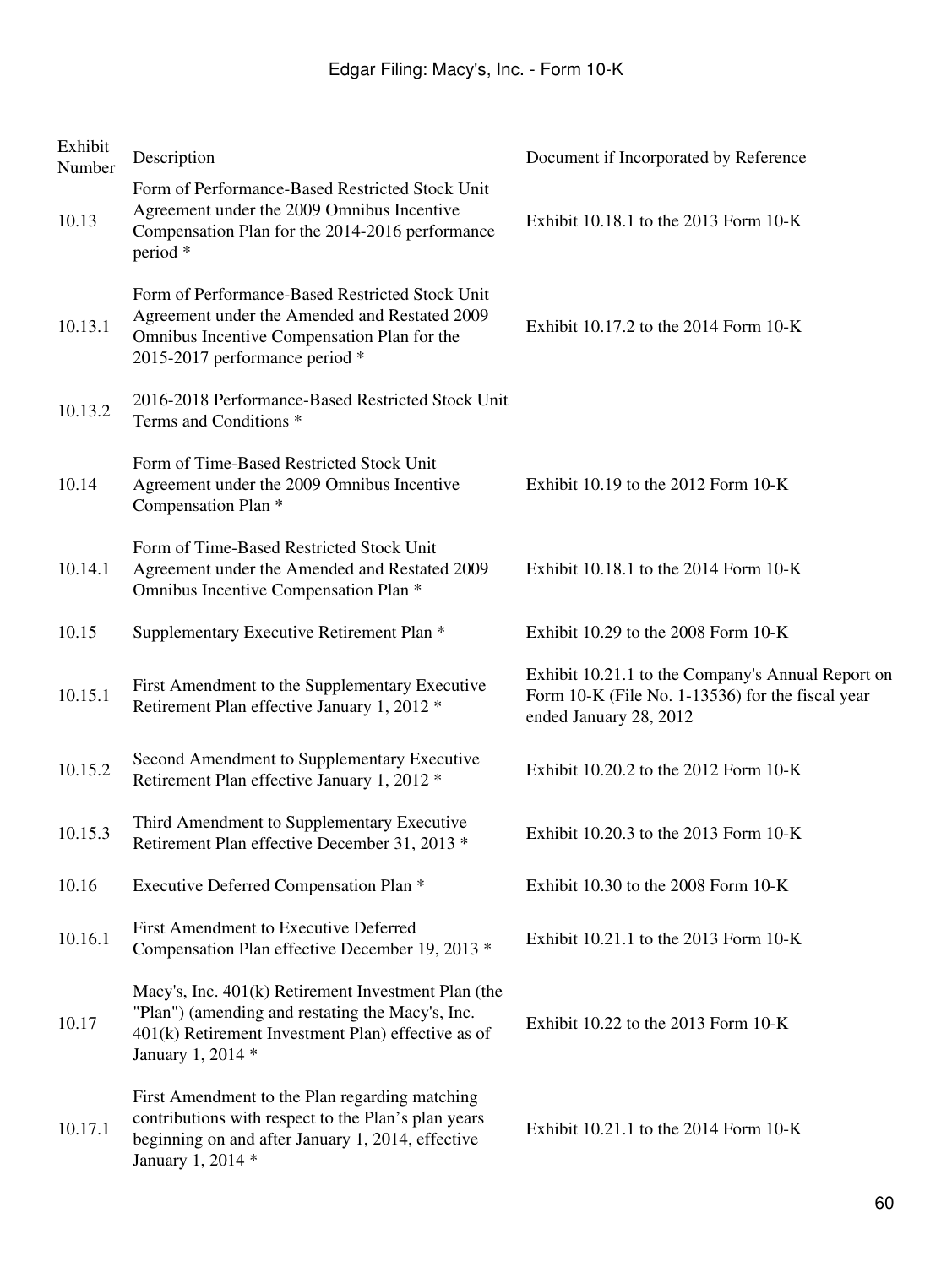| Exhibit Number | Description | Document if Incorporated by Reference |
|---|---|---|
| 10.13 | Form of Performance-Based Restricted Stock Unit Agreement under the 2009 Omnibus Incentive Compensation Plan for the 2014-2016 performance period * | Exhibit 10.18.1 to the 2013 Form 10-K |
| 10.13.1 | Form of Performance-Based Restricted Stock Unit Agreement under the Amended and Restated 2009 Omnibus Incentive Compensation Plan for the 2015-2017 performance period * | Exhibit 10.17.2 to the 2014 Form 10-K |
| 10.13.2 | 2016-2018 Performance-Based Restricted Stock Unit Terms and Conditions * | |
| 10.14 | Form of Time-Based Restricted Stock Unit Agreement under the 2009 Omnibus Incentive Compensation Plan * | Exhibit 10.19 to the 2012 Form 10-K |
| 10.14.1 | Form of Time-Based Restricted Stock Unit Agreement under the Amended and Restated 2009 Omnibus Incentive Compensation Plan * | Exhibit 10.18.1 to the 2014 Form 10-K |
| 10.15 | Supplementary Executive Retirement Plan * | Exhibit 10.29 to the 2008 Form 10-K |
| 10.15.1 | First Amendment to the Supplementary Executive Retirement Plan effective January 1, 2012 * | Exhibit 10.21.1 to the Company's Annual Report on Form 10-K (File No. 1-13536) for the fiscal year ended January 28, 2012 |
| 10.15.2 | Second Amendment to Supplementary Executive Retirement Plan effective January 1, 2012 * | Exhibit 10.20.2 to the 2012 Form 10-K |
| 10.15.3 | Third Amendment to Supplementary Executive Retirement Plan effective December 31, 2013 * | Exhibit 10.20.3 to the 2013 Form 10-K |
| 10.16 | Executive Deferred Compensation Plan * | Exhibit 10.30 to the 2008 Form 10-K |
| 10.16.1 | First Amendment to Executive Deferred Compensation Plan effective December 19, 2013 * | Exhibit 10.21.1 to the 2013 Form 10-K |
| 10.17 | Macy's, Inc. 401(k) Retirement Investment Plan (the "Plan") (amending and restating the Macy's, Inc. 401(k) Retirement Investment Plan) effective as of January 1, 2014 * | Exhibit 10.22 to the 2013 Form 10-K |
| 10.17.1 | First Amendment to the Plan regarding matching contributions with respect to the Plan's plan years beginning on and after January 1, 2014, effective January 1, 2014 * | Exhibit 10.21.1 to the 2014 Form 10-K |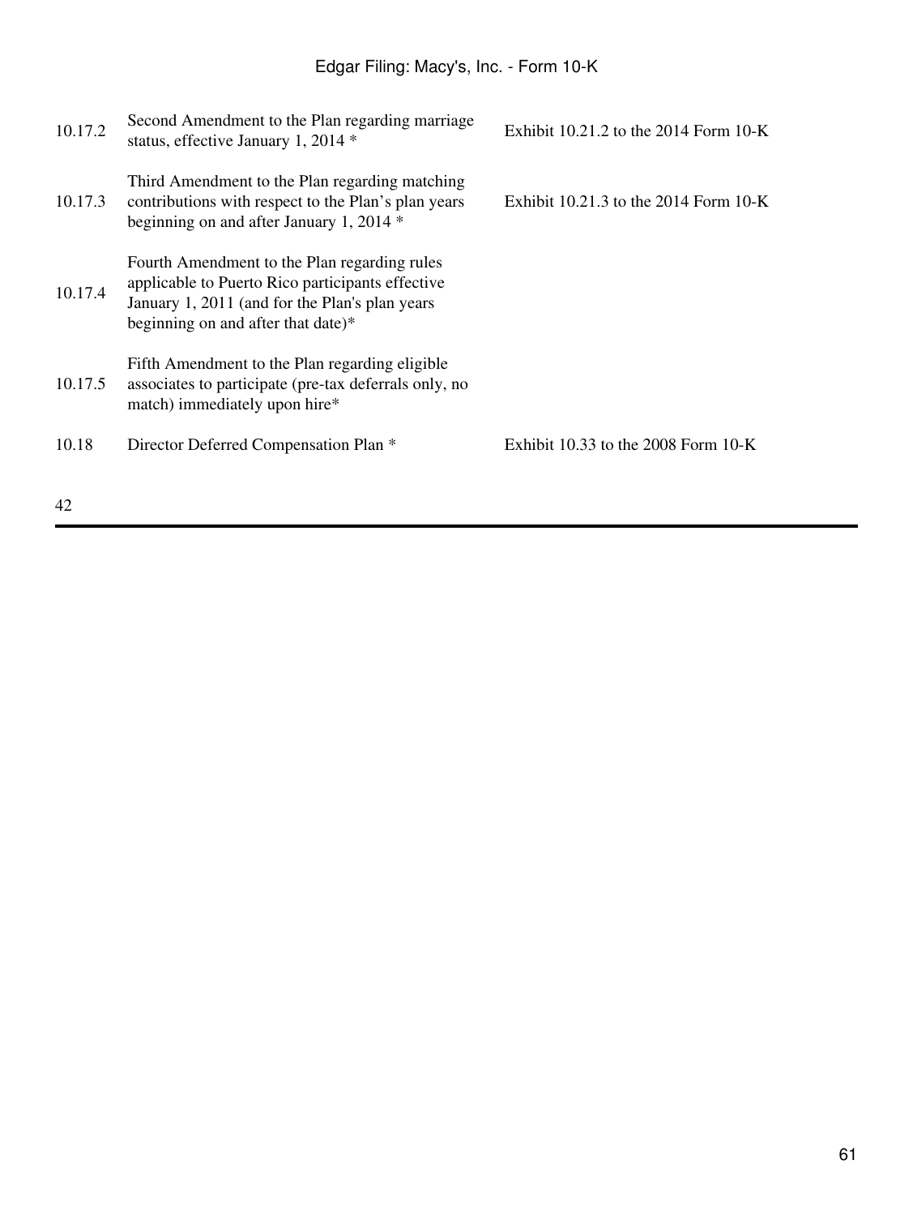| | | |
|---|---|---|
| 10.17.2 | Second Amendment to the Plan regarding marriage status, effective January 1, 2014 * | Exhibit 10.21.2 to the 2014 Form 10-K |
| 10.17.3 | Third Amendment to the Plan regarding matching contributions with respect to the Plan's plan years beginning on and after January 1, 2014 * | Exhibit 10.21.3 to the 2014 Form 10-K |
| 10.17.4 | Fourth Amendment to the Plan regarding rules applicable to Puerto Rico participants effective January 1, 2011 (and for the Plan's plan years beginning on and after that date)* | |
| 10.17.5 | Fifth Amendment to the Plan regarding eligible associates to participate (pre-tax deferrals only, no match) immediately upon hire* | |
| 10.18 | Director Deferred Compensation Plan * | Exhibit 10.33 to the 2008 Form 10-K |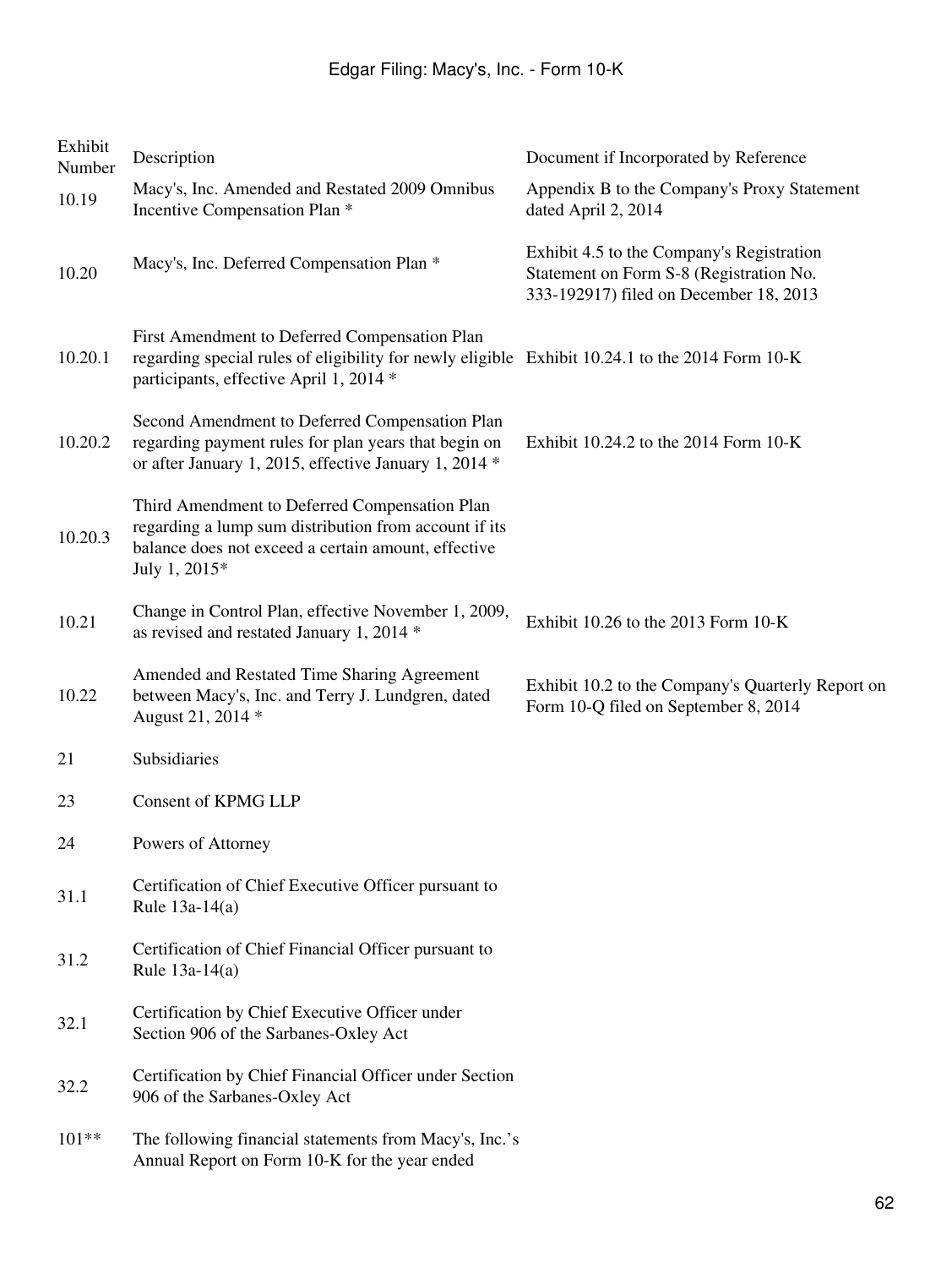| Exhibit Number | Description | Document if Incorporated by Reference |
|---|---|---|
| 10.19 | Macy's, Inc. Amended and Restated 2009 Omnibus Incentive Compensation Plan * | Appendix B to the Company's Proxy Statement dated April 2, 2014 |
| 10.20 | Macy's, Inc. Deferred Compensation Plan * | Exhibit 4.5 to the Company's Registration Statement on Form S-8 (Registration No. 333-192917) filed on December 18, 2013 |
| 10.20.1 | First Amendment to Deferred Compensation Plan regarding special rules of eligibility for newly eligible participants, effective April 1, 2014 * | Exhibit 10.24.1 to the 2014 Form 10-K |
| 10.20.2 | Second Amendment to Deferred Compensation Plan regarding payment rules for plan years that begin on or after January 1, 2015, effective January 1, 2014 * | Exhibit 10.24.2 to the 2014 Form 10-K |
| 10.20.3 | Third Amendment to Deferred Compensation Plan regarding a lump sum distribution from account if its balance does not exceed a certain amount, effective July 1, 2015* | |
| 10.21 | Change in Control Plan, effective November 1, 2009, as revised and restated January 1, 2014 * | Exhibit 10.26 to the 2013 Form 10-K |
| 10.22 | Amended and Restated Time Sharing Agreement between Macy's, Inc. and Terry J. Lundgren, dated August 21, 2014 * | Exhibit 10.2 to the Company's Quarterly Report on Form 10-Q filed on September 8, 2014 |
| 21 | Subsidiaries | |
| 23 | Consent of KPMG LLP | |
| 24 | Powers of Attorney | |
| 31.1 | Certification of Chief Executive Officer pursuant to Rule 13a-14(a) | |
| 31.2 | Certification of Chief Financial Officer pursuant to Rule 13a-14(a) | |
| 32.1 | Certification by Chief Executive Officer under Section 906 of the Sarbanes-Oxley Act | |
| 32.2 | Certification by Chief Financial Officer under Section 906 of the Sarbanes-Oxley Act | |
| 101** | The following financial statements from Macy's, Inc.'s Annual Report on Form 10-K for the year ended | |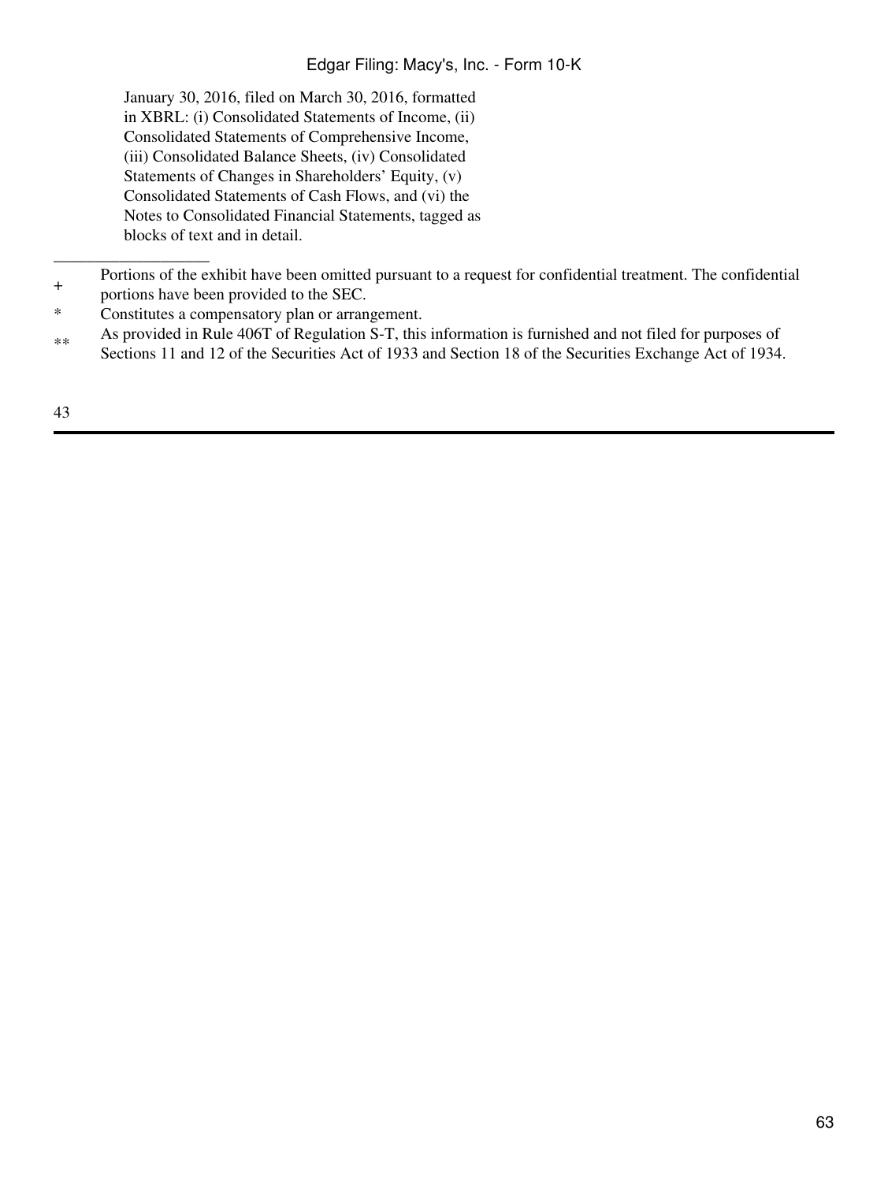January 30, 2016, filed on March 30, 2016, formatted in XBRL: (i) Consolidated Statements of Income, (ii) Consolidated Statements of Comprehensive Income, (iii) Consolidated Balance Sheets, (iv) Consolidated Statements of Changes in Shareholders' Equity, (v) Consolidated Statements of Cash Flows, and (vi) the Notes to Consolidated Financial Statements, tagged as blocks of text and in detail.

---

+ Portions of the exhibit have been omitted pursuant to a request for confidential treatment. The confidential portions have been provided to the SEC.

* Constitutes a compensatory plan or arrangement.

** As provided in Rule 406T of Regulation S-T, this information is furnished and not filed for purposes of Sections 11 and 12 of the Securities Act of 1933 and Section 18 of the Securities Exchange Act of 1934.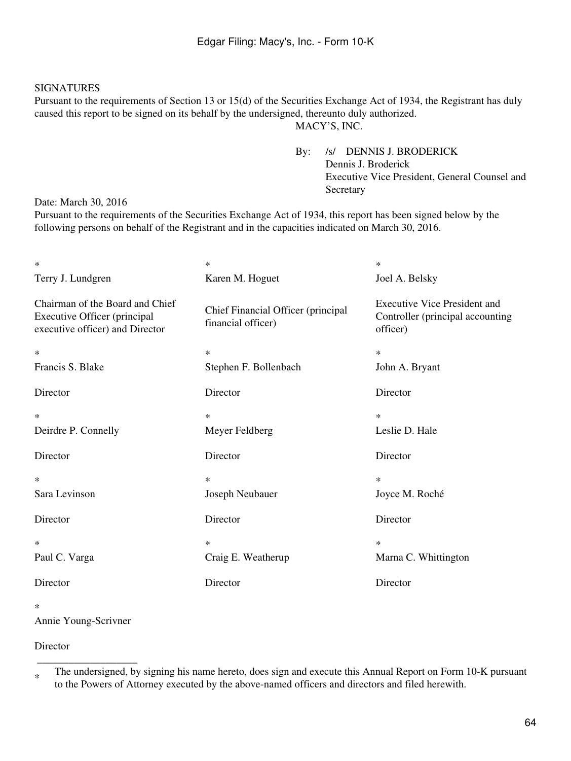SIGNATURES

Pursuant to the requirements of Section 13 or 15(d) of the Securities Exchange Act of 1934, the Registrant has duly caused this report to be signed on its behalf by the undersigned, thereunto duly authorized.

MACY'S, INC.

By: /s/ DENNIS J. BRODERICK
Dennis J. Broderick
Executive Vice President, General Counsel and Secretary

Date: March 30, 2016

Pursuant to the requirements of the Securities Exchange Act of 1934, this report has been signed below by the following persons on behalf of the Registrant and in the capacities indicated on March 30, 2016.

| | | |
|---|---|---|
| * | * | * |
| Terry J. Lundgren | Karen M. Hoguet | Joel A. Belsky |
| Chairman of the Board and Chief Executive Officer (principal executive officer) and Director | Chief Financial Officer (principal financial officer) | Executive Vice President and Controller (principal accounting officer) |
| * | * | * |
| Francis S. Blake | Stephen F. Bollenbach | John A. Bryant |
| Director | Director | Director |
| * | * | * |
| Deirdre P. Connelly | Meyer Feldberg | Leslie D. Hale |
| Director | Director | Director |
| * | * | * |
| Sara Levinson | Joseph Neubauer | Joyce M. Roché |
| Director | Director | Director |
| * | * | * |
| Paul C. Varga | Craig E. Weatherup | Marna C. Whittington |
| Director | Director | Director |
| * | | |
| Annie Young-Scrivner | | |
| Director | | |

___________________

* The undersigned, by signing his name hereto, does sign and execute this Annual Report on Form 10-K pursuant to the Powers of Attorney executed by the above-named officers and directors and filed herewith.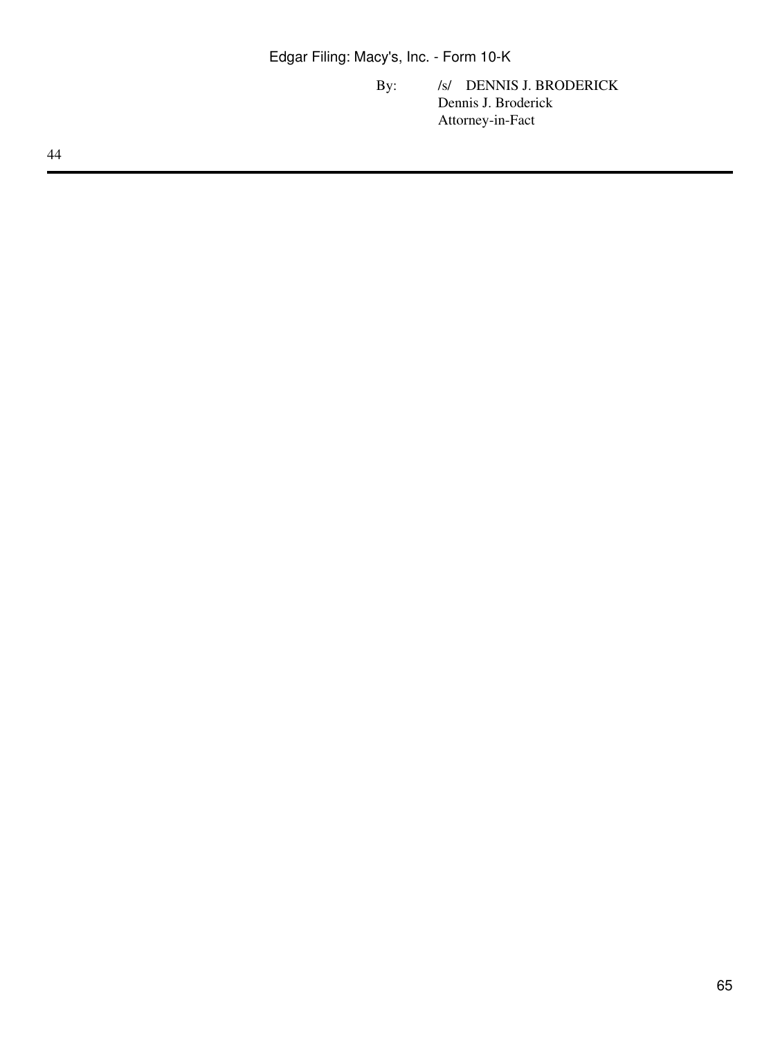By: /s/ DENNIS J. BRODERICK
Dennis J. Broderick
Attorney-in-Fact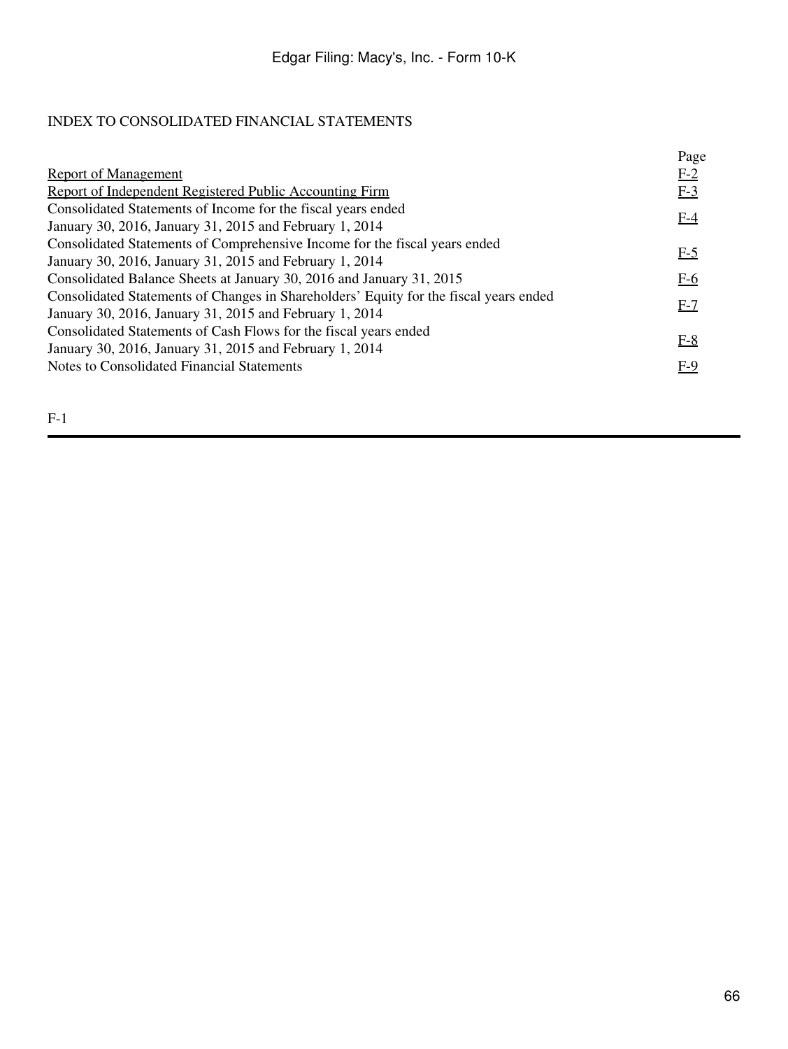# INDEX TO CONSOLIDATED FINANCIAL STATEMENTS

| | Page |
| --- | --- |
| Report of Management | F-2 |
| Report of Independent Registered Public Accounting Firm | F-3 |
| Consolidated Statements of Income for the fiscal years ended January 30, 2016, January 31, 2015 and February 1, 2014 | F-4 |
| Consolidated Statements of Comprehensive Income for the fiscal years ended January 30, 2016, January 31, 2015 and February 1, 2014 | F-5 |
| Consolidated Balance Sheets at January 30, 2016 and January 31, 2015 | F-6 |
| Consolidated Statements of Changes in Shareholders' Equity for the fiscal years ended January 30, 2016, January 31, 2015 and February 1, 2014 | F-7 |
| Consolidated Statements of Cash Flows for the fiscal years ended January 30, 2016, January 31, 2015 and February 1, 2014 | F-8 |
| Notes to Consolidated Financial Statements | F-9 |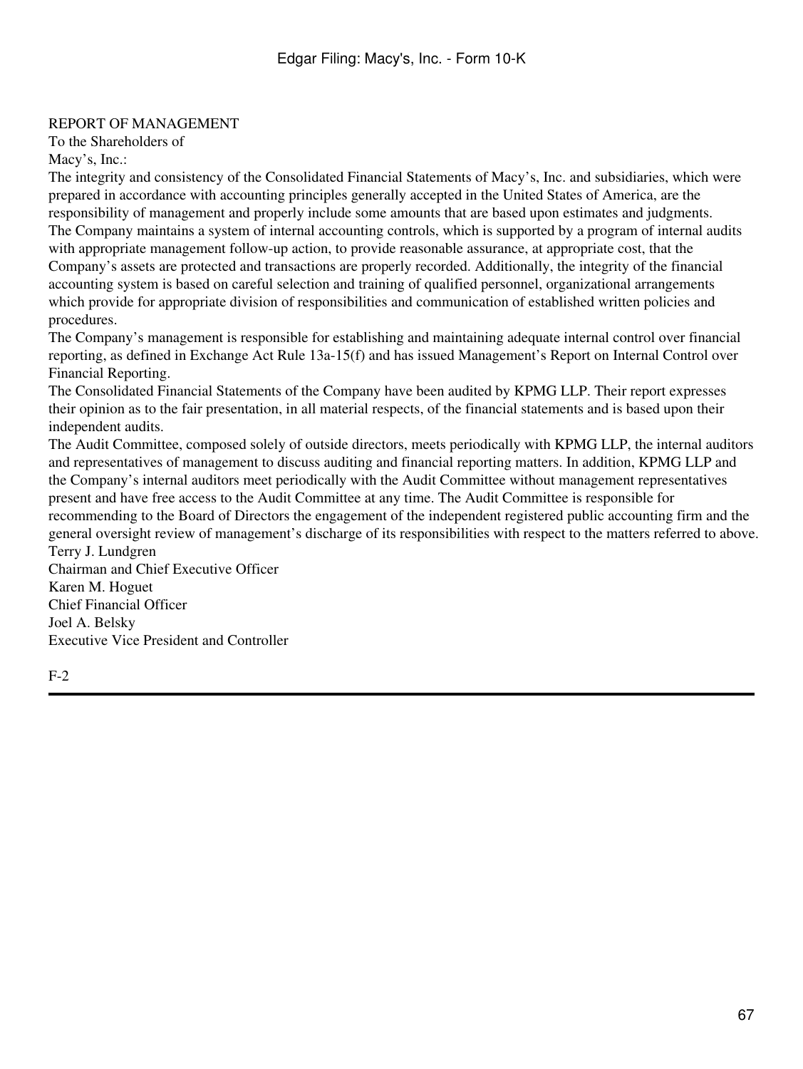# REPORT OF MANAGEMENT

To the Shareholders of
Macy's, Inc.:

The integrity and consistency of the Consolidated Financial Statements of Macy's, Inc. and subsidiaries, which were prepared in accordance with accounting principles generally accepted in the United States of America, are the responsibility of management and properly include some amounts that are based upon estimates and judgments.

The Company maintains a system of internal accounting controls, which is supported by a program of internal audits with appropriate management follow-up action, to provide reasonable assurance, at appropriate cost, that the Company's assets are protected and transactions are properly recorded. Additionally, the integrity of the financial accounting system is based on careful selection and training of qualified personnel, organizational arrangements which provide for appropriate division of responsibilities and communication of established written policies and procedures.

The Company's management is responsible for establishing and maintaining adequate internal control over financial reporting, as defined in Exchange Act Rule 13a-15(f) and has issued Management's Report on Internal Control over Financial Reporting.

The Consolidated Financial Statements of the Company have been audited by KPMG LLP. Their report expresses their opinion as to the fair presentation, in all material respects, of the financial statements and is based upon their independent audits.

The Audit Committee, composed solely of outside directors, meets periodically with KPMG LLP, the internal auditors and representatives of management to discuss auditing and financial reporting matters. In addition, KPMG LLP and the Company's internal auditors meet periodically with the Audit Committee without management representatives present and have free access to the Audit Committee at any time. The Audit Committee is responsible for recommending to the Board of Directors the engagement of the independent registered public accounting firm and the general oversight review of management's discharge of its responsibilities with respect to the matters referred to above.

Terry J. Lundgren
Chairman and Chief Executive Officer

Karen M. Hoguet
Chief Financial Officer

Joel A. Belsky
Executive Vice President and Controller

F-2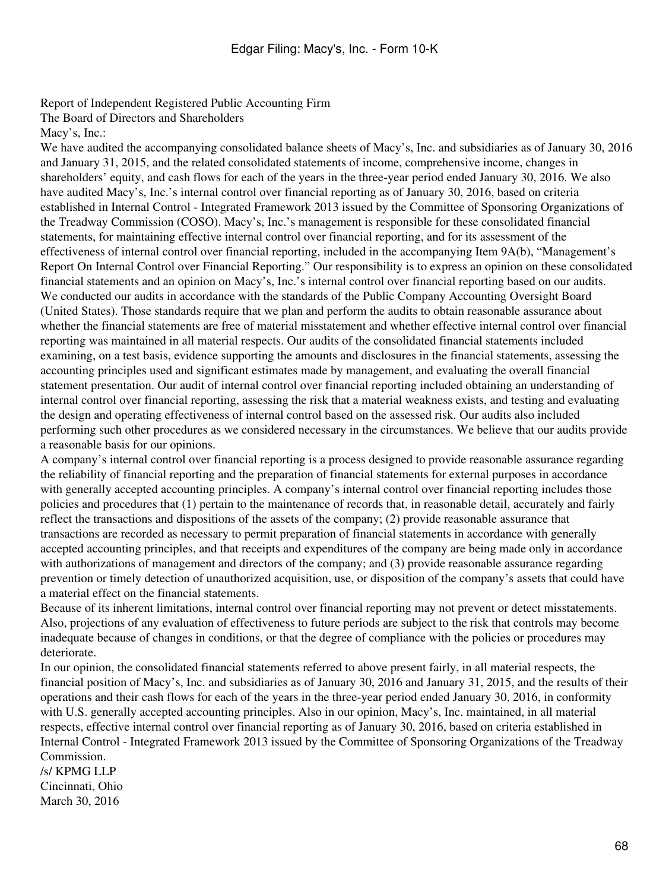Report of Independent Registered Public Accounting Firm

The Board of Directors and Shareholders

Macy's, Inc.:

We have audited the accompanying consolidated balance sheets of Macy's, Inc. and subsidiaries as of January 30, 2016 and January 31, 2015, and the related consolidated statements of income, comprehensive income, changes in shareholders' equity, and cash flows for each of the years in the three-year period ended January 30, 2016. We also have audited Macy's, Inc.'s internal control over financial reporting as of January 30, 2016, based on criteria established in Internal Control - Integrated Framework 2013 issued by the Committee of Sponsoring Organizations of the Treadway Commission (COSO). Macy's, Inc.'s management is responsible for these consolidated financial statements, for maintaining effective internal control over financial reporting, and for its assessment of the effectiveness of internal control over financial reporting, included in the accompanying Item 9A(b), "Management's Report On Internal Control over Financial Reporting." Our responsibility is to express an opinion on these consolidated financial statements and an opinion on Macy's, Inc.'s internal control over financial reporting based on our audits.

We conducted our audits in accordance with the standards of the Public Company Accounting Oversight Board (United States). Those standards require that we plan and perform the audits to obtain reasonable assurance about whether the financial statements are free of material misstatement and whether effective internal control over financial reporting was maintained in all material respects. Our audits of the consolidated financial statements included examining, on a test basis, evidence supporting the amounts and disclosures in the financial statements, assessing the accounting principles used and significant estimates made by management, and evaluating the overall financial statement presentation. Our audit of internal control over financial reporting included obtaining an understanding of internal control over financial reporting, assessing the risk that a material weakness exists, and testing and evaluating the design and operating effectiveness of internal control based on the assessed risk. Our audits also included performing such other procedures as we considered necessary in the circumstances. We believe that our audits provide a reasonable basis for our opinions.

A company's internal control over financial reporting is a process designed to provide reasonable assurance regarding the reliability of financial reporting and the preparation of financial statements for external purposes in accordance with generally accepted accounting principles. A company's internal control over financial reporting includes those policies and procedures that (1) pertain to the maintenance of records that, in reasonable detail, accurately and fairly reflect the transactions and dispositions of the assets of the company; (2) provide reasonable assurance that transactions are recorded as necessary to permit preparation of financial statements in accordance with generally accepted accounting principles, and that receipts and expenditures of the company are being made only in accordance with authorizations of management and directors of the company; and (3) provide reasonable assurance regarding prevention or timely detection of unauthorized acquisition, use, or disposition of the company's assets that could have a material effect on the financial statements.

Because of its inherent limitations, internal control over financial reporting may not prevent or detect misstatements. Also, projections of any evaluation of effectiveness to future periods are subject to the risk that controls may become inadequate because of changes in conditions, or that the degree of compliance with the policies or procedures may deteriorate.

In our opinion, the consolidated financial statements referred to above present fairly, in all material respects, the financial position of Macy's, Inc. and subsidiaries as of January 30, 2016 and January 31, 2015, and the results of their operations and their cash flows for each of the years in the three-year period ended January 30, 2016, in conformity with U.S. generally accepted accounting principles. Also in our opinion, Macy's, Inc. maintained, in all material respects, effective internal control over financial reporting as of January 30, 2016, based on criteria established in Internal Control - Integrated Framework 2013 issued by the Committee of Sponsoring Organizations of the Treadway Commission.

/s/ KPMG LLP

Cincinnati, Ohio

March 30, 2016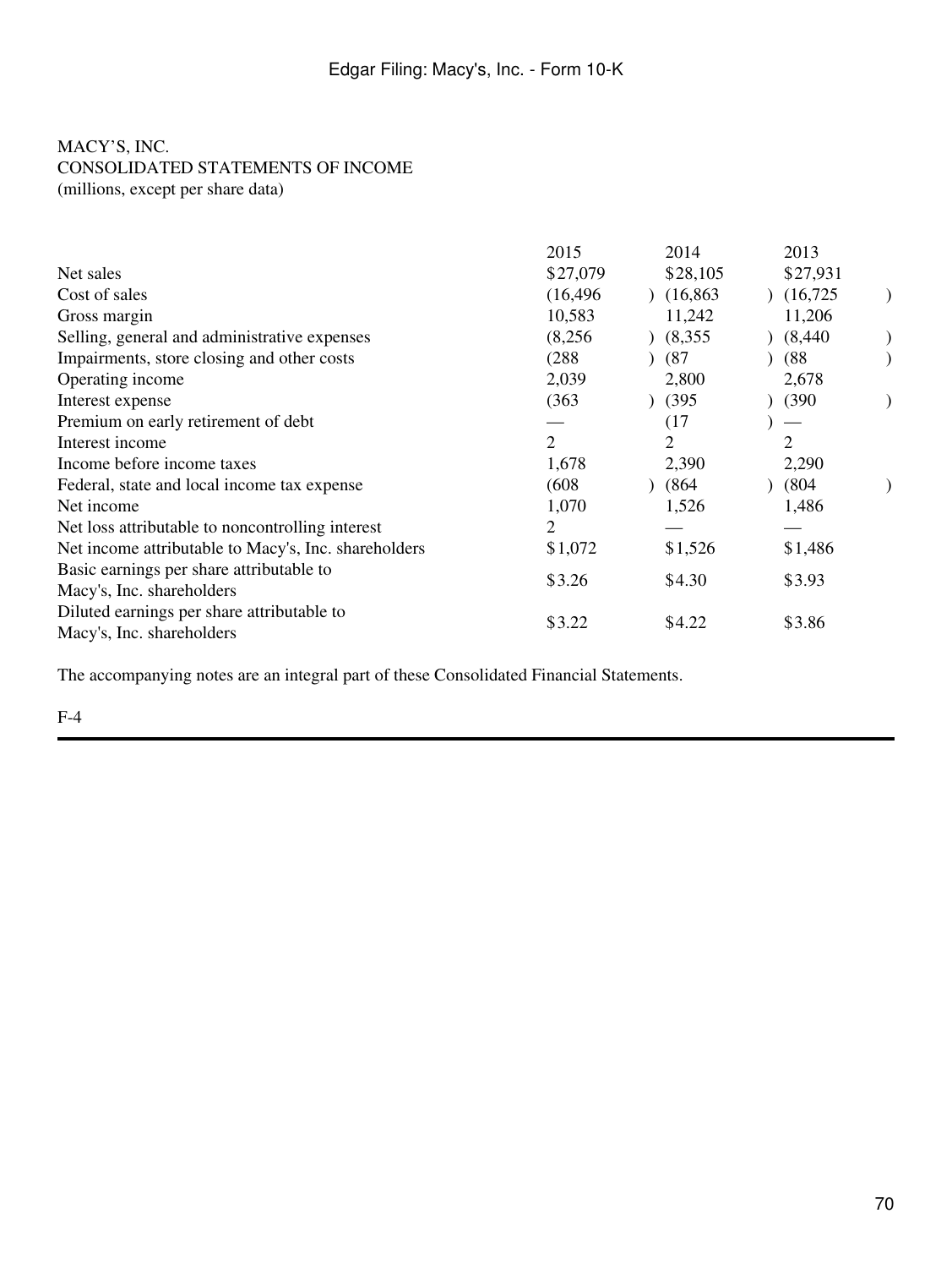MACY'S, INC.
CONSOLIDATED STATEMENTS OF INCOME
(millions, except per share data)

| | 2015 | 2014 | 2013 |
|---|---|---|---|
| Net sales | $27,079 | $28,105 | $27,931 |
| Cost of sales | (16,496) | (16,863) | (16,725) |
| Gross margin | 10,583 | 11,242 | 11,206 |
| Selling, general and administrative expenses | (8,256) | (8,355) | (8,440) |
| Impairments, store closing and other costs | (288) | (87) | (88) |
| Operating income | 2,039 | 2,800 | 2,678 |
| Interest expense | (363) | (395) | (390) |
| Premium on early retirement of debt | — | (17) | — |
| Interest income | 2 | 2 | 2 |
| Income before income taxes | 1,678 | 2,390 | 2,290 |
| Federal, state and local income tax expense | (608) | (864) | (804) |
| Net income | 1,070 | 1,526 | 1,486 |
| Net loss attributable to noncontrolling interest | 2 | — | — |
| Net income attributable to Macy's, Inc. shareholders | $1,072 | $1,526 | $1,486 |
| Basic earnings per share attributable to Macy's, Inc. shareholders | $3.26 | $4.30 | $3.93 |
| Diluted earnings per share attributable to Macy's, Inc. shareholders | $3.22 | $4.22 | $3.86 |

The accompanying notes are an integral part of these Consolidated Financial Statements.

F-4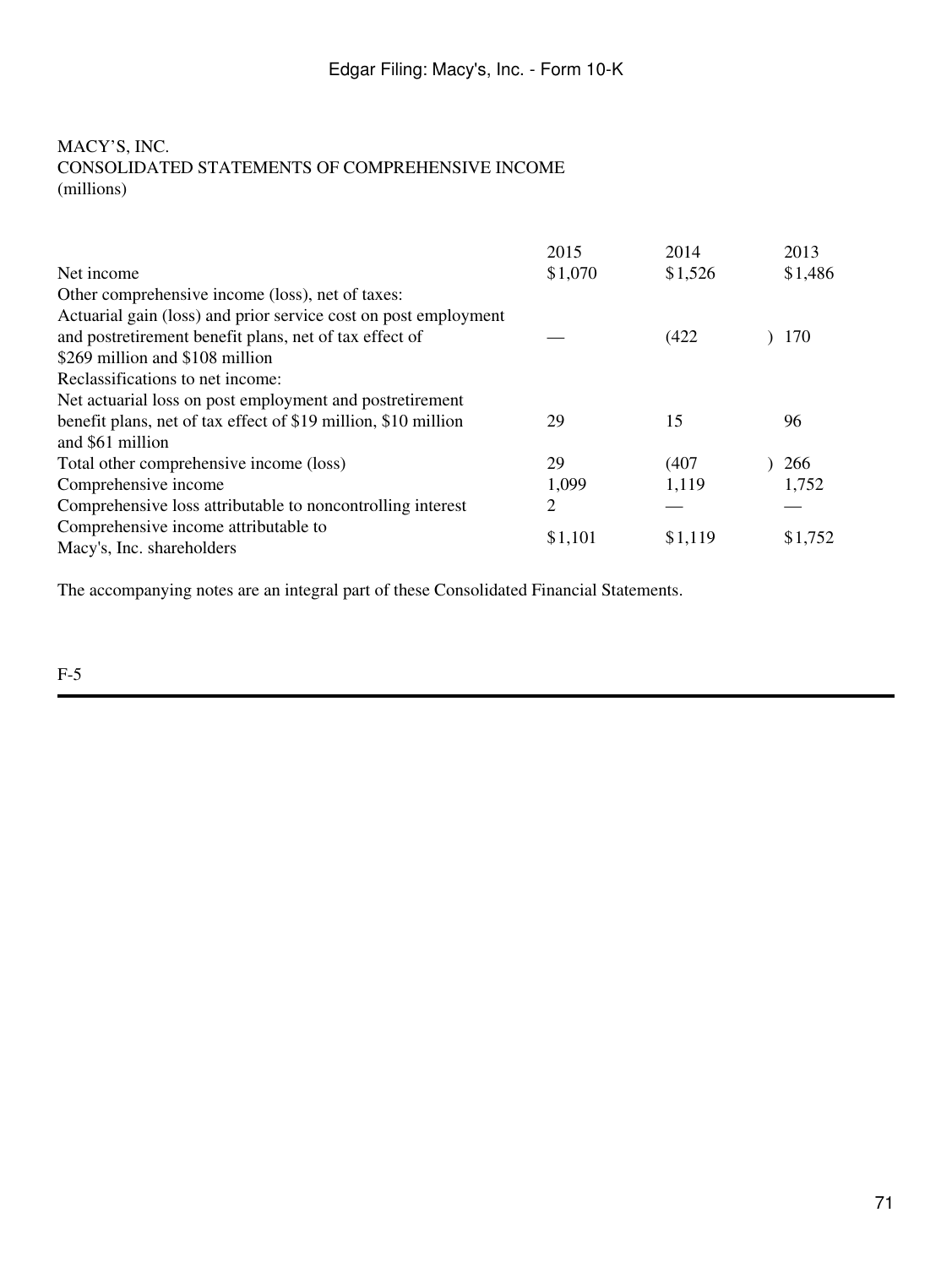MACY'S, INC.
CONSOLIDATED STATEMENTS OF COMPREHENSIVE INCOME
(millions)

| | 2015 | 2014 | 2013 |
|---|---|---|---|
| Net income | $1,070 | $1,526 | $1,486 |
| Other comprehensive income (loss), net of taxes: | | | |
| Actuarial gain (loss) and prior service cost on post employment and postretirement benefit plans, net of tax effect of $269 million and $108 million | — | (422) | 170 |
| Reclassifications to net income: | | | |
| Net actuarial loss on post employment and postretirement benefit plans, net of tax effect of $19 million, $10 million and $61 million | 29 | 15 | 96 |
| Total other comprehensive income (loss) | 29 | (407) | 266 |
| Comprehensive income | 1,099 | 1,119 | 1,752 |
| Comprehensive loss attributable to noncontrolling interest | 2 | — | — |
| Comprehensive income attributable to Macy's, Inc. shareholders | $1,101 | $1,119 | $1,752 |

The accompanying notes are an integral part of these Consolidated Financial Statements.

F-5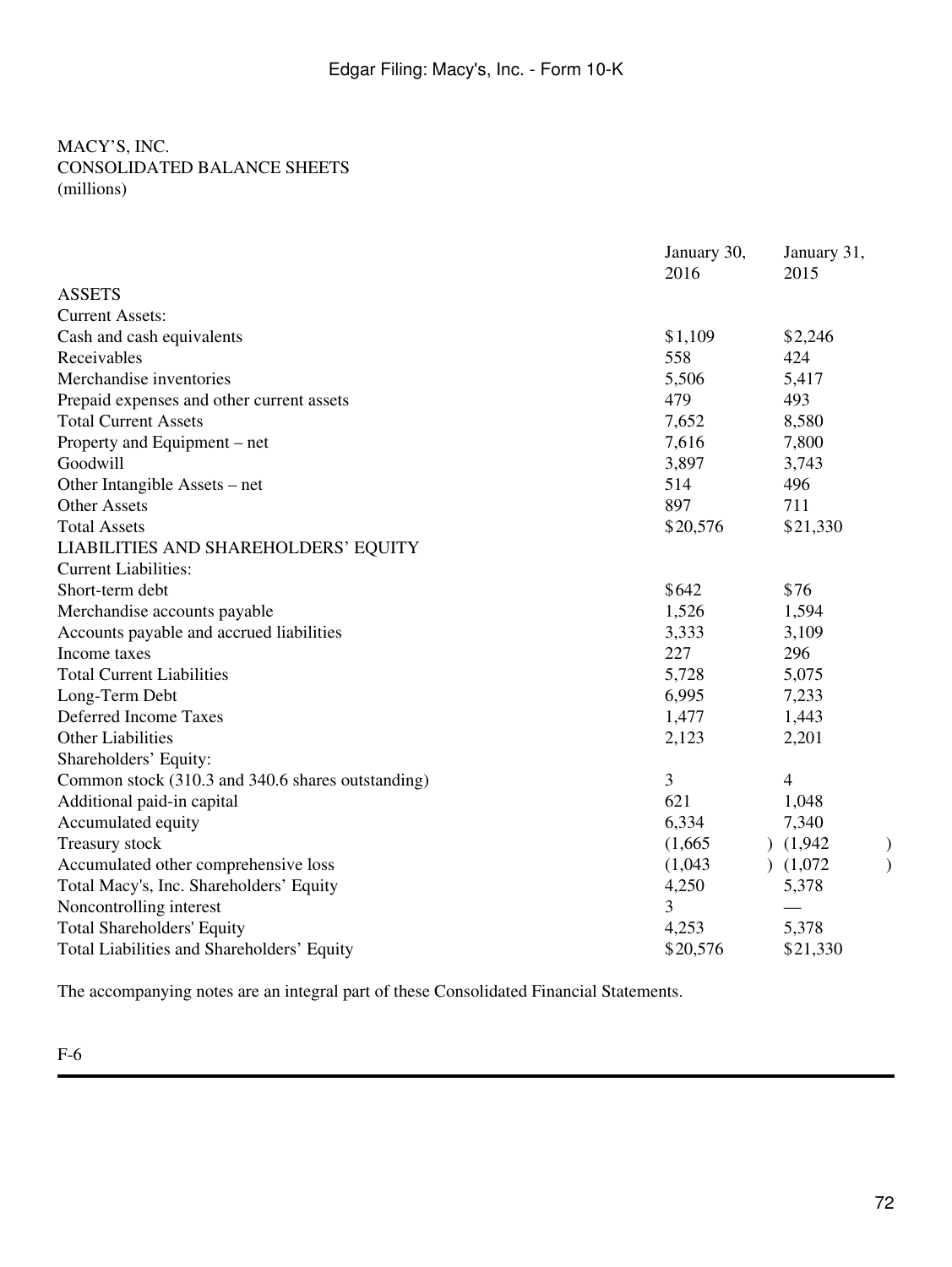MACY'S, INC.
CONSOLIDATED BALANCE SHEETS
(millions)

| | January 30, 2016 | January 31, 2015 |
|---|---|---|
| ASSETS | | |
| Current Assets: | | |
| Cash and cash equivalents | $1,109 | $2,246 |
| Receivables | 558 | 424 |
| Merchandise inventories | 5,506 | 5,417 |
| Prepaid expenses and other current assets | 479 | 493 |
| Total Current Assets | 7,652 | 8,580 |
| Property and Equipment – net | 7,616 | 7,800 |
| Goodwill | 3,897 | 3,743 |
| Other Intangible Assets – net | 514 | 496 |
| Other Assets | 897 | 711 |
| Total Assets | $20,576 | $21,330 |
| LIABILITIES AND SHAREHOLDERS' EQUITY | | |
| Current Liabilities: | | |
| Short-term debt | $642 | $76 |
| Merchandise accounts payable | 1,526 | 1,594 |
| Accounts payable and accrued liabilities | 3,333 | 3,109 |
| Income taxes | 227 | 296 |
| Total Current Liabilities | 5,728 | 5,075 |
| Long-Term Debt | 6,995 | 7,233 |
| Deferred Income Taxes | 1,477 | 1,443 |
| Other Liabilities | 2,123 | 2,201 |
| Shareholders' Equity: | | |
| Common stock (310.3 and 340.6 shares outstanding) | 3 | 4 |
| Additional paid-in capital | 621 | 1,048 |
| Accumulated equity | 6,334 | 7,340 |
| Treasury stock | (1,665) | (1,942) |
| Accumulated other comprehensive loss | (1,043) | (1,072) |
| Total Macy's, Inc. Shareholders' Equity | 4,250 | 5,378 |
| Noncontrolling interest | 3 | — |
| Total Shareholders' Equity | 4,253 | 5,378 |
| Total Liabilities and Shareholders' Equity | $20,576 | $21,330 |

The accompanying notes are an integral part of these Consolidated Financial Statements.

F-6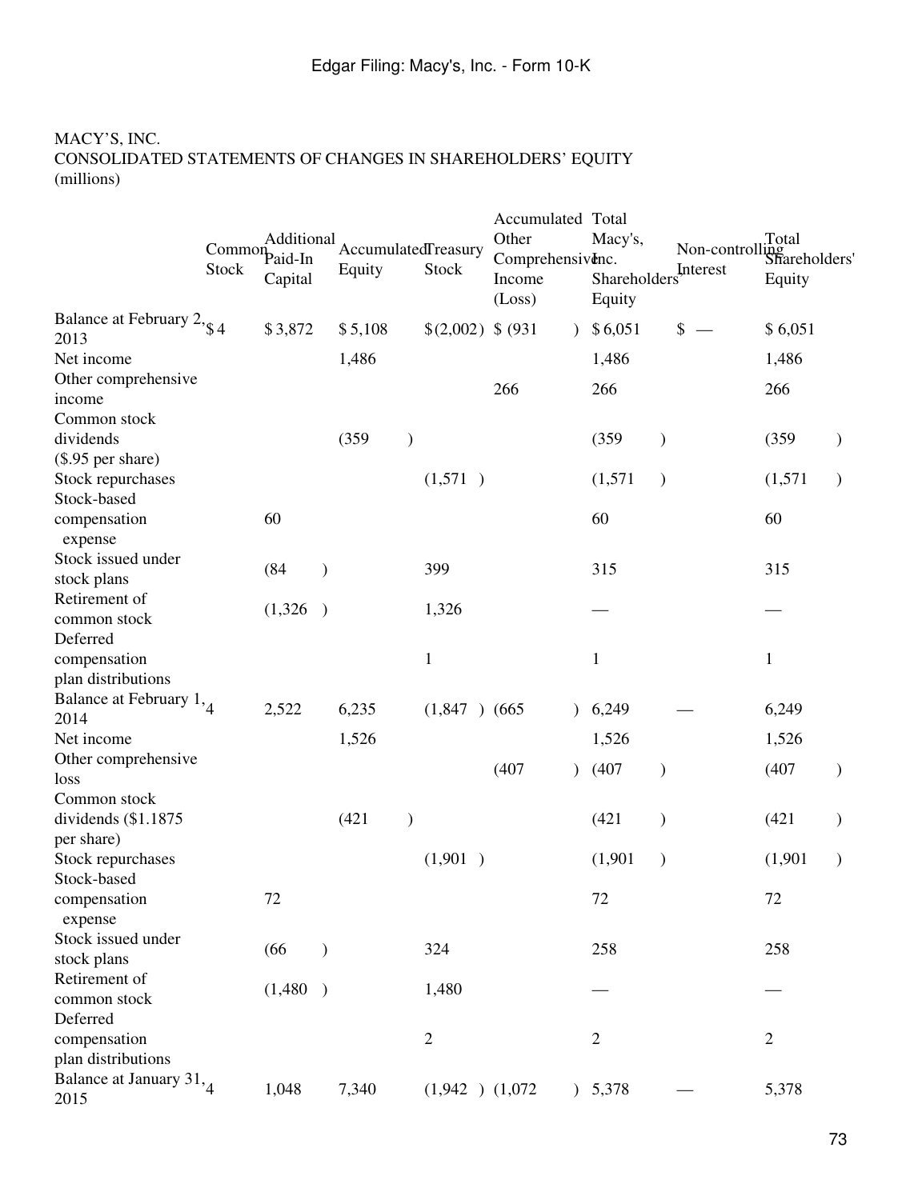MACY'S, INC.
CONSOLIDATED STATEMENTS OF CHANGES IN SHAREHOLDERS' EQUITY
(millions)

| | Common Stock | Additional Paid-In Capital | Accumulated Equity | Treasury Stock | Accumulated Other Comprehensive Income (Loss) | Total Macy's, Inc. Shareholders' Equity | Non-controlling Interest | Total Shareholders' Equity |
|---|---|---|---|---|---|---|---|---|
| Balance at February 2, 2013 | $ 4 | $ 3,872 | $ 5,108 | $ (2,002) | $ (931) | $ 6,051 | $ — | $ 6,051 |
| Net income | | | 1,486 | | | 1,486 | | 1,486 |
| Other comprehensive income | | | | | 266 | 266 | | 266 |
| Common stock dividends ($.95 per share) | | | (359) | | | (359) | | (359) |
| Stock repurchases | | | | (1,571) | | (1,571) | | (1,571) |
| Stock-based compensation expense | | 60 | | | | 60 | | 60 |
| Stock issued under stock plans | | (84) | | 399 | | 315 | | 315 |
| Retirement of common stock | | (1,326) | | 1,326 | | — | | — |
| Deferred compensation plan distributions | | | | 1 | | 1 | | 1 |
| Balance at February 1, 2014 | 4 | 2,522 | 6,235 | (1,847) | (665) | 6,249 | — | 6,249 |
| Net income | | | 1,526 | | | 1,526 | | 1,526 |
| Other comprehensive loss | | | | | (407) | (407) | | (407) |
| Common stock dividends ($1.1875 per share) | | | (421) | | | (421) | | (421) |
| Stock repurchases | | | | (1,901) | | (1,901) | | (1,901) |
| Stock-based compensation expense | | 72 | | | | 72 | | 72 |
| Stock issued under stock plans | | (66) | | 324 | | 258 | | 258 |
| Retirement of common stock | | (1,480) | | 1,480 | | — | | — |
| Deferred compensation plan distributions | | | | 2 | | 2 | | 2 |
| Balance at January 31, 2015 | 4 | 1,048 | 7,340 | (1,942) | (1,072) | 5,378 | — | 5,378 |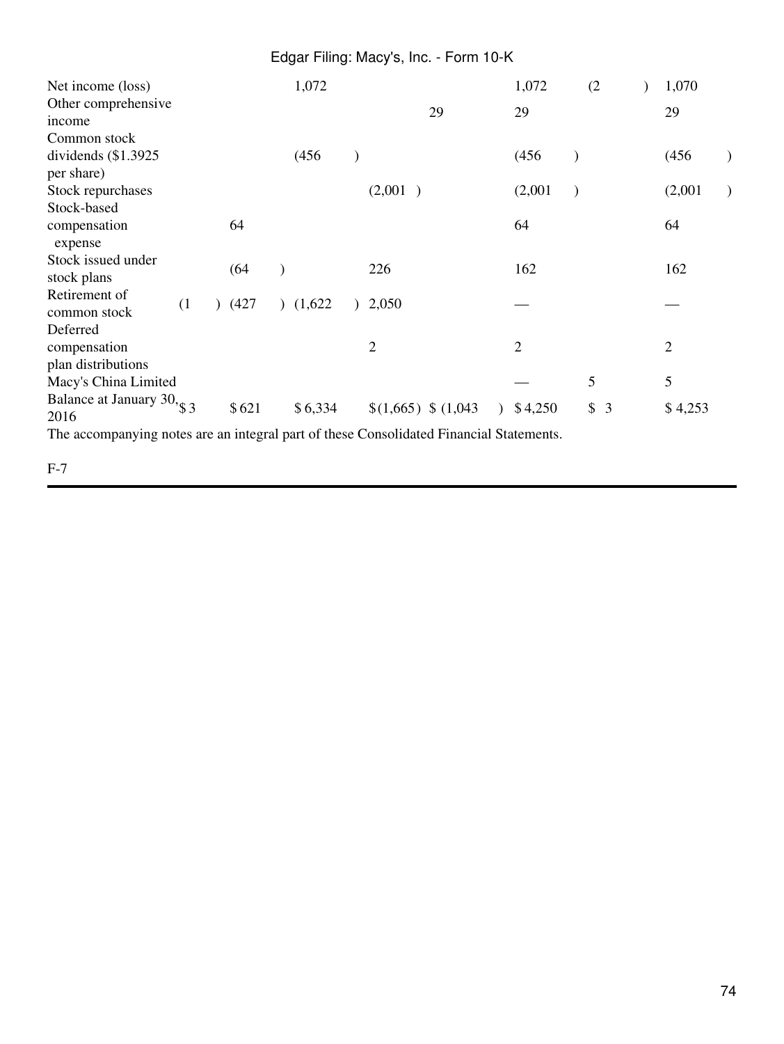| | | | | | | | | |
|---|---|---|---|---|---|---|---|---|
| Net income (loss) | | | 1,072 | | | 1,072 | (2) | 1,070 |
| Other comprehensive income | | | | | 29 | 29 | | 29 |
| Common stock dividends ($1.3925 per share) | | | (456) | | | (456) | | (456) |
| Stock repurchases | | | | (2,001) | | (2,001) | | (2,001) |
| Stock-based compensation expense | | 64 | | | | 64 | | 64 |
| Stock issued under stock plans | | (64) | | 226 | | 162 | | 162 |
| Retirement of common stock | (1) | (427) | (1,622) | 2,050 | | — | | — |
| Deferred compensation plan distributions | | | | 2 | | 2 | | 2 |
| Macy's China Limited | | | | | | — | 5 | 5 |
| Balance at January 30, 2016 | $ 3 | $ 621 | $ 6,334 | $ (1,665) | $ (1,043) | $ 4,250 | $ 3 | $ 4,253 |

The accompanying notes are an integral part of these Consolidated Financial Statements.

F-7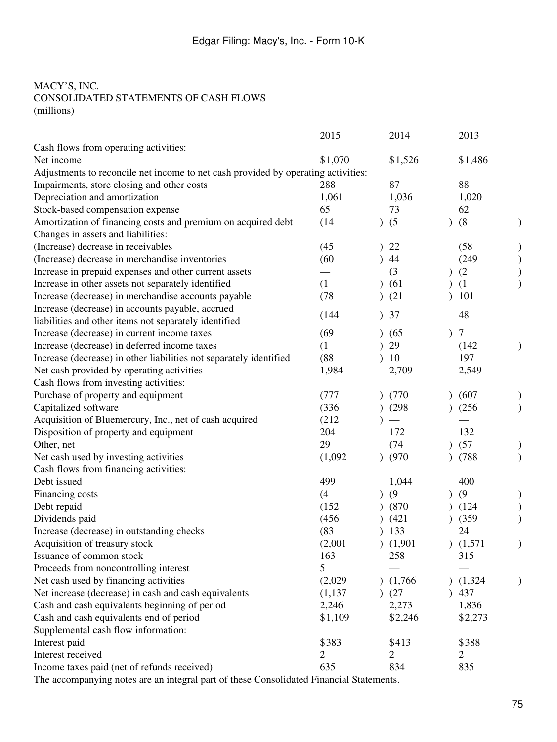MACY'S, INC.
CONSOLIDATED STATEMENTS OF CASH FLOWS
(millions)

| | 2015 | 2014 | 2013 |
|---|---|---|---|
| Cash flows from operating activities: | | | |
| Net income | $1,070 | $1,526 | $1,486 |
| Adjustments to reconcile net income to net cash provided by operating activities: | | | |
| Impairments, store closing and other costs | 288 | 87 | 88 |
| Depreciation and amortization | 1,061 | 1,036 | 1,020 |
| Stock-based compensation expense | 65 | 73 | 62 |
| Amortization of financing costs and premium on acquired debt | (14) | (5) | (8) |
| Changes in assets and liabilities: | | | |
| (Increase) decrease in receivables | (45) | 22 | (58) |
| (Increase) decrease in merchandise inventories | (60) | 44 | (249) |
| Increase in prepaid expenses and other current assets | — | (3) | (2) |
| Increase in other assets not separately identified | (1) | (61) | (1) |
| Increase (decrease) in merchandise accounts payable | (78) | (21) | 101 |
| Increase (decrease) in accounts payable, accrued liabilities and other items not separately identified | (144) | 37 | 48 |
| Increase (decrease) in current income taxes | (69) | (65) | 7 |
| Increase (decrease) in deferred income taxes | (1) | 29 | (142) |
| Increase (decrease) in other liabilities not separately identified | (88) | 10 | 197 |
| Net cash provided by operating activities | 1,984 | 2,709 | 2,549 |
| Cash flows from investing activities: | | | |
| Purchase of property and equipment | (777) | (770) | (607) |
| Capitalized software | (336) | (298) | (256) |
| Acquisition of Bluemercury, Inc., net of cash acquired | (212) | — | — |
| Disposition of property and equipment | 204 | 172 | 132 |
| Other, net | 29 | (74) | (57) |
| Net cash used by investing activities | (1,092) | (970) | (788) |
| Cash flows from financing activities: | | | |
| Debt issued | 499 | 1,044 | 400 |
| Financing costs | (4) | (9) | (9) |
| Debt repaid | (152) | (870) | (124) |
| Dividends paid | (456) | (421) | (359) |
| Increase (decrease) in outstanding checks | (83) | 133 | 24 |
| Acquisition of treasury stock | (2,001) | (1,901) | (1,571) |
| Issuance of common stock | 163 | 258 | 315 |
| Proceeds from noncontrolling interest | 5 | — | — |
| Net cash used by financing activities | (2,029) | (1,766) | (1,324) |
| Net increase (decrease) in cash and cash equivalents | (1,137) | (27) | 437 |
| Cash and cash equivalents beginning of period | 2,246 | 2,273 | 1,836 |
| Cash and cash equivalents end of period | $1,109 | $2,246 | $2,273 |
| Supplemental cash flow information: | | | |
| Interest paid | $383 | $413 | $388 |
| Interest received | 2 | 2 | 2 |
| Income taxes paid (net of refunds received) | 635 | 834 | 835 |

The accompanying notes are an integral part of these Consolidated Financial Statements.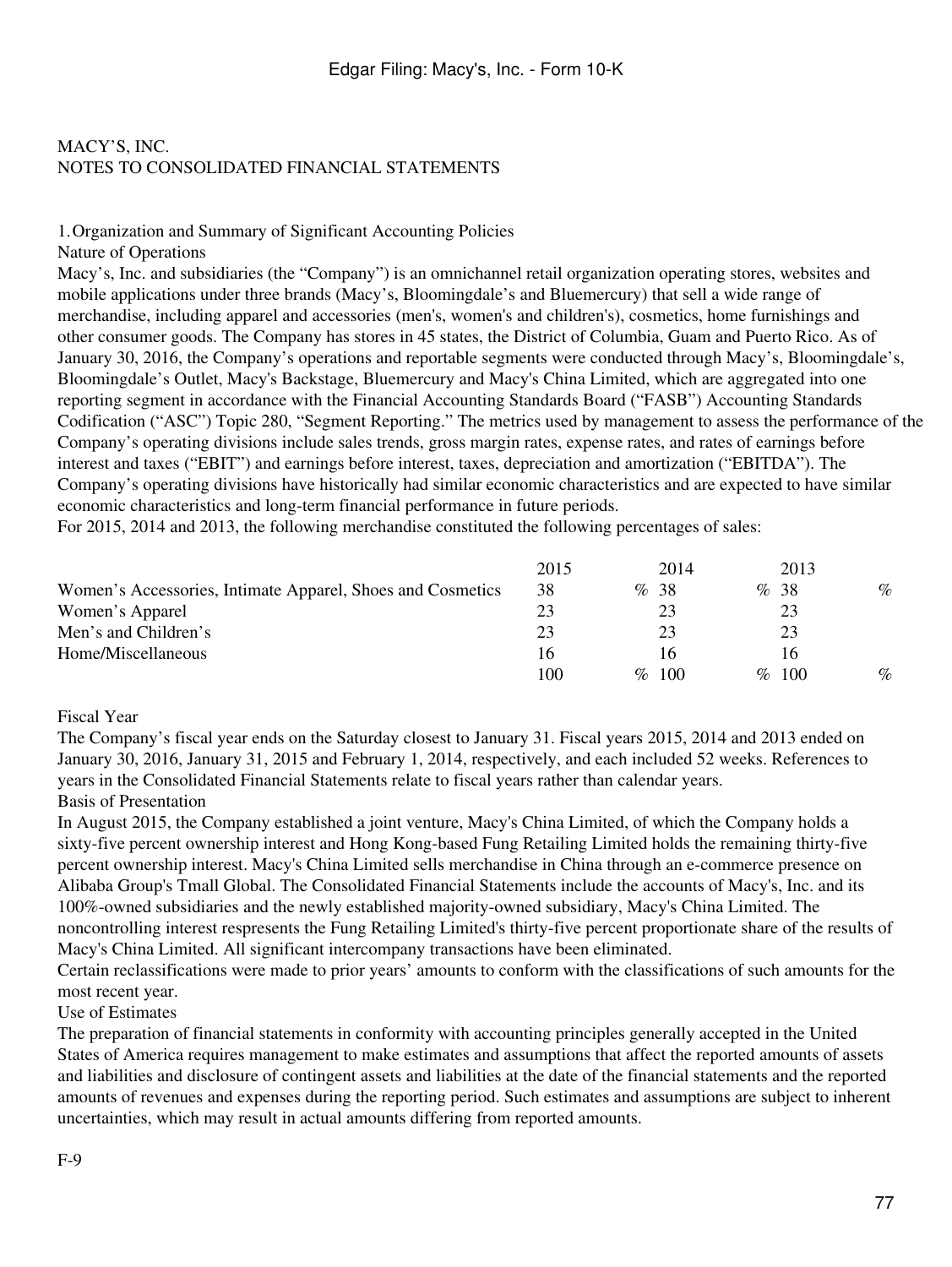MACY'S, INC.
NOTES TO CONSOLIDATED FINANCIAL STATEMENTS

## 1. Organization and Summary of Significant Accounting Policies

### Nature of Operations

Macy's, Inc. and subsidiaries (the "Company") is an omnichannel retail organization operating stores, websites and mobile applications under three brands (Macy's, Bloomingdale's and Bluemercury) that sell a wide range of merchandise, including apparel and accessories (men's, women's and children's), cosmetics, home furnishings and other consumer goods. The Company has stores in 45 states, the District of Columbia, Guam and Puerto Rico. As of January 30, 2016, the Company's operations and reportable segments were conducted through Macy's, Bloomingdale's, Bloomingdale's Outlet, Macy's Backstage, Bluemercury and Macy's China Limited, which are aggregated into one reporting segment in accordance with the Financial Accounting Standards Board ("FASB") Accounting Standards Codification ("ASC") Topic 280, "Segment Reporting." The metrics used by management to assess the performance of the Company's operating divisions include sales trends, gross margin rates, expense rates, and rates of earnings before interest and taxes ("EBIT") and earnings before interest, taxes, depreciation and amortization ("EBITDA"). The Company's operating divisions have historically had similar economic characteristics and are expected to have similar economic characteristics and long-term financial performance in future periods.

For 2015, 2014 and 2013, the following merchandise constituted the following percentages of sales:

| | 2015 | 2014 | 2013 |
|---|---|---|---|
| Women's Accessories, Intimate Apparel, Shoes and Cosmetics | 38 % | 38 % | 38 % |
| Women's Apparel | 23 | 23 | 23 |
| Men's and Children's | 23 | 23 | 23 |
| Home/Miscellaneous | 16 | 16 | 16 |
| | 100 % | 100 % | 100 % |

### Fiscal Year

The Company's fiscal year ends on the Saturday closest to January 31. Fiscal years 2015, 2014 and 2013 ended on January 30, 2016, January 31, 2015 and February 1, 2014, respectively, and each included 52 weeks. References to years in the Consolidated Financial Statements relate to fiscal years rather than calendar years.

### Basis of Presentation

In August 2015, the Company established a joint venture, Macy's China Limited, of which the Company holds a sixty-five percent ownership interest and Hong Kong-based Fung Retailing Limited holds the remaining thirty-five percent ownership interest. Macy's China Limited sells merchandise in China through an e-commerce presence on Alibaba Group's Tmall Global. The Consolidated Financial Statements include the accounts of Macy's, Inc. and its 100%-owned subsidiaries and the newly established majority-owned subsidiary, Macy's China Limited. The noncontrolling interest respresents the Fung Retailing Limited's thirty-five percent proportionate share of the results of Macy's China Limited. All significant intercompany transactions have been eliminated.

Certain reclassifications were made to prior years' amounts to conform with the classifications of such amounts for the most recent year.

### Use of Estimates

The preparation of financial statements in conformity with accounting principles generally accepted in the United States of America requires management to make estimates and assumptions that affect the reported amounts of assets and liabilities and disclosure of contingent assets and liabilities at the date of the financial statements and the reported amounts of revenues and expenses during the reporting period. Such estimates and assumptions are subject to inherent uncertainties, which may result in actual amounts differing from reported amounts.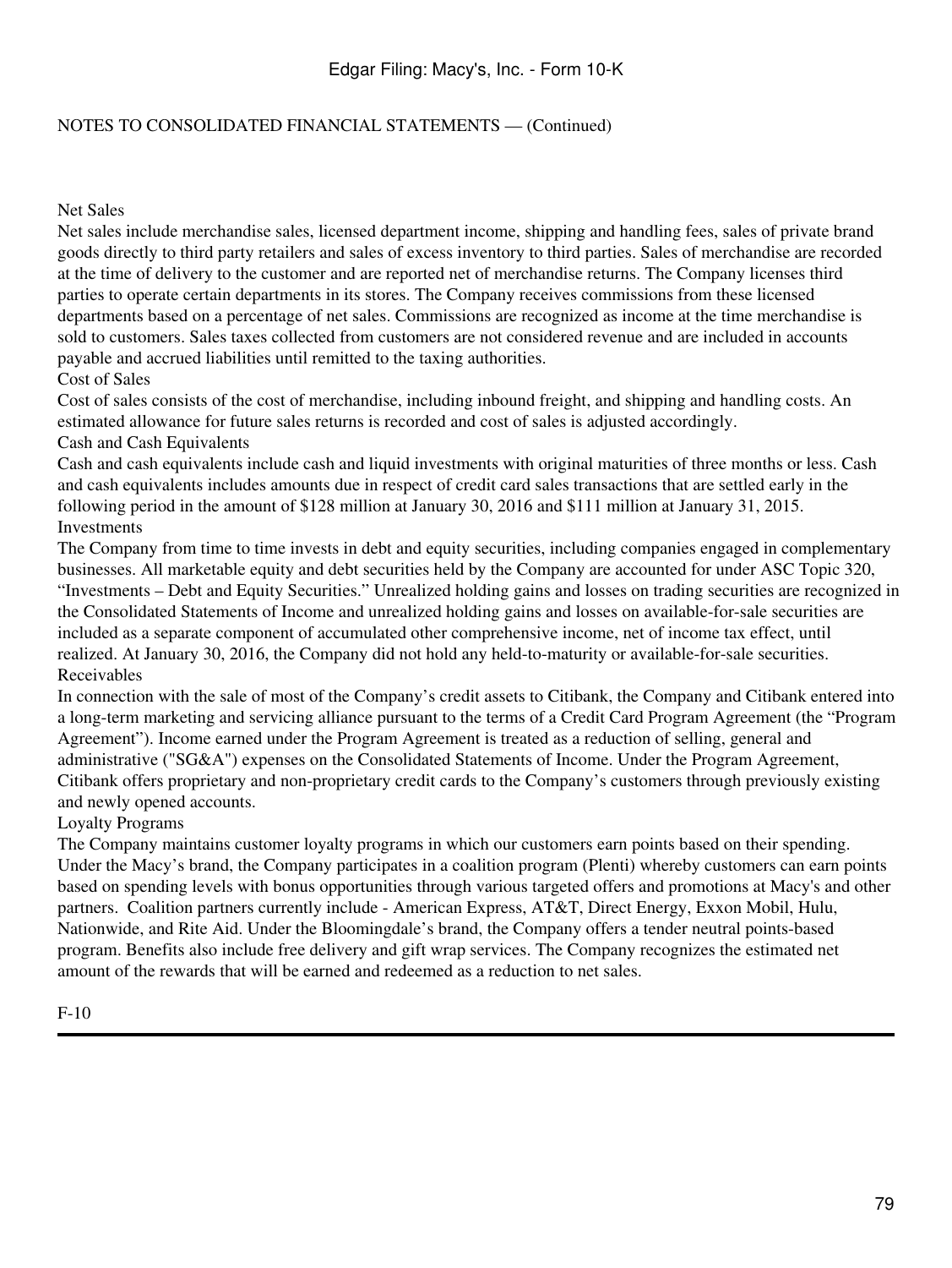NOTES TO CONSOLIDATED FINANCIAL STATEMENTS — (Continued)

### Net Sales

Net sales include merchandise sales, licensed department income, shipping and handling fees, sales of private brand goods directly to third party retailers and sales of excess inventory to third parties. Sales of merchandise are recorded at the time of delivery to the customer and are reported net of merchandise returns. The Company licenses third parties to operate certain departments in its stores. The Company receives commissions from these licensed departments based on a percentage of net sales. Commissions are recognized as income at the time merchandise is sold to customers. Sales taxes collected from customers are not considered revenue and are included in accounts payable and accrued liabilities until remitted to the taxing authorities.

### Cost of Sales

Cost of sales consists of the cost of merchandise, including inbound freight, and shipping and handling costs. An estimated allowance for future sales returns is recorded and cost of sales is adjusted accordingly.

### Cash and Cash Equivalents

Cash and cash equivalents include cash and liquid investments with original maturities of three months or less. Cash and cash equivalents includes amounts due in respect of credit card sales transactions that are settled early in the following period in the amount of $128 million at January 30, 2016 and $111 million at January 31, 2015.

### Investments

The Company from time to time invests in debt and equity securities, including companies engaged in complementary businesses. All marketable equity and debt securities held by the Company are accounted for under ASC Topic 320, "Investments – Debt and Equity Securities." Unrealized holding gains and losses on trading securities are recognized in the Consolidated Statements of Income and unrealized holding gains and losses on available-for-sale securities are included as a separate component of accumulated other comprehensive income, net of income tax effect, until realized. At January 30, 2016, the Company did not hold any held-to-maturity or available-for-sale securities.

### Receivables

In connection with the sale of most of the Company's credit assets to Citibank, the Company and Citibank entered into a long-term marketing and servicing alliance pursuant to the terms of a Credit Card Program Agreement (the "Program Agreement"). Income earned under the Program Agreement is treated as a reduction of selling, general and administrative ("SG&A") expenses on the Consolidated Statements of Income. Under the Program Agreement, Citibank offers proprietary and non-proprietary credit cards to the Company's customers through previously existing and newly opened accounts.

### Loyalty Programs

The Company maintains customer loyalty programs in which our customers earn points based on their spending. Under the Macy's brand, the Company participates in a coalition program (Plenti) whereby customers can earn points based on spending levels with bonus opportunities through various targeted offers and promotions at Macy's and other partners. Coalition partners currently include - American Express, AT&T, Direct Energy, Exxon Mobil, Hulu, Nationwide, and Rite Aid. Under the Bloomingdale's brand, the Company offers a tender neutral points-based program. Benefits also include free delivery and gift wrap services. The Company recognizes the estimated net amount of the rewards that will be earned and redeemed as a reduction to net sales.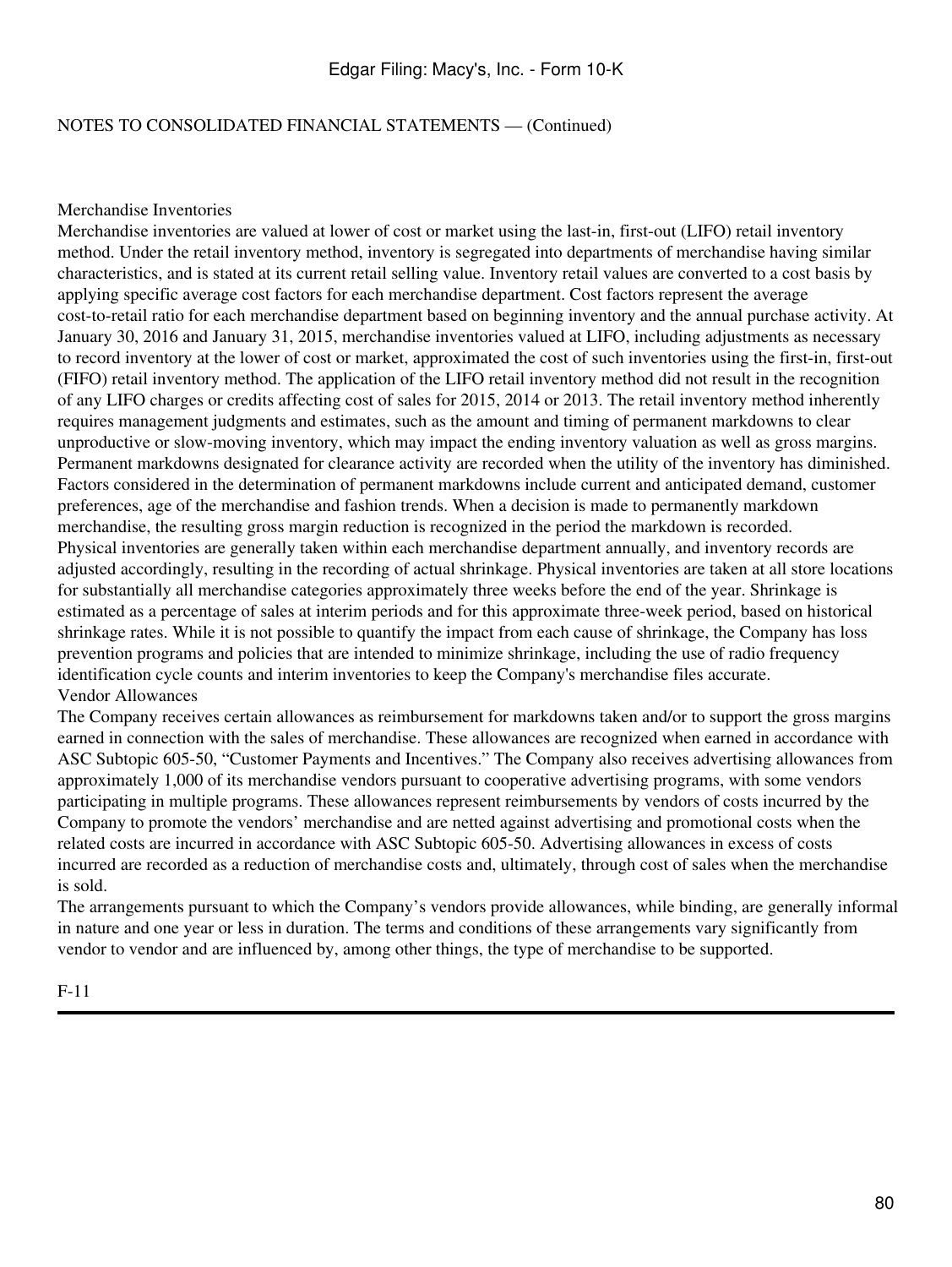NOTES TO CONSOLIDATED FINANCIAL STATEMENTS — (Continued)

### Merchandise Inventories

Merchandise inventories are valued at lower of cost or market using the last-in, first-out (LIFO) retail inventory method. Under the retail inventory method, inventory is segregated into departments of merchandise having similar characteristics, and is stated at its current retail selling value. Inventory retail values are converted to a cost basis by applying specific average cost factors for each merchandise department. Cost factors represent the average cost-to-retail ratio for each merchandise department based on beginning inventory and the annual purchase activity. At January 30, 2016 and January 31, 2015, merchandise inventories valued at LIFO, including adjustments as necessary to record inventory at the lower of cost or market, approximated the cost of such inventories using the first-in, first-out (FIFO) retail inventory method. The application of the LIFO retail inventory method did not result in the recognition of any LIFO charges or credits affecting cost of sales for 2015, 2014 or 2013. The retail inventory method inherently requires management judgments and estimates, such as the amount and timing of permanent markdowns to clear unproductive or slow-moving inventory, which may impact the ending inventory valuation as well as gross margins. Permanent markdowns designated for clearance activity are recorded when the utility of the inventory has diminished. Factors considered in the determination of permanent markdowns include current and anticipated demand, customer preferences, age of the merchandise and fashion trends. When a decision is made to permanently markdown merchandise, the resulting gross margin reduction is recognized in the period the markdown is recorded.

Physical inventories are generally taken within each merchandise department annually, and inventory records are adjusted accordingly, resulting in the recording of actual shrinkage. Physical inventories are taken at all store locations for substantially all merchandise categories approximately three weeks before the end of the year. Shrinkage is estimated as a percentage of sales at interim periods and for this approximate three-week period, based on historical shrinkage rates. While it is not possible to quantify the impact from each cause of shrinkage, the Company has loss prevention programs and policies that are intended to minimize shrinkage, including the use of radio frequency identification cycle counts and interim inventories to keep the Company's merchandise files accurate.

### Vendor Allowances

The Company receives certain allowances as reimbursement for markdowns taken and/or to support the gross margins earned in connection with the sales of merchandise. These allowances are recognized when earned in accordance with ASC Subtopic 605-50, "Customer Payments and Incentives." The Company also receives advertising allowances from approximately 1,000 of its merchandise vendors pursuant to cooperative advertising programs, with some vendors participating in multiple programs. These allowances represent reimbursements by vendors of costs incurred by the Company to promote the vendors' merchandise and are netted against advertising and promotional costs when the related costs are incurred in accordance with ASC Subtopic 605-50. Advertising allowances in excess of costs incurred are recorded as a reduction of merchandise costs and, ultimately, through cost of sales when the merchandise is sold.

The arrangements pursuant to which the Company's vendors provide allowances, while binding, are generally informal in nature and one year or less in duration. The terms and conditions of these arrangements vary significantly from vendor to vendor and are influenced by, among other things, the type of merchandise to be supported.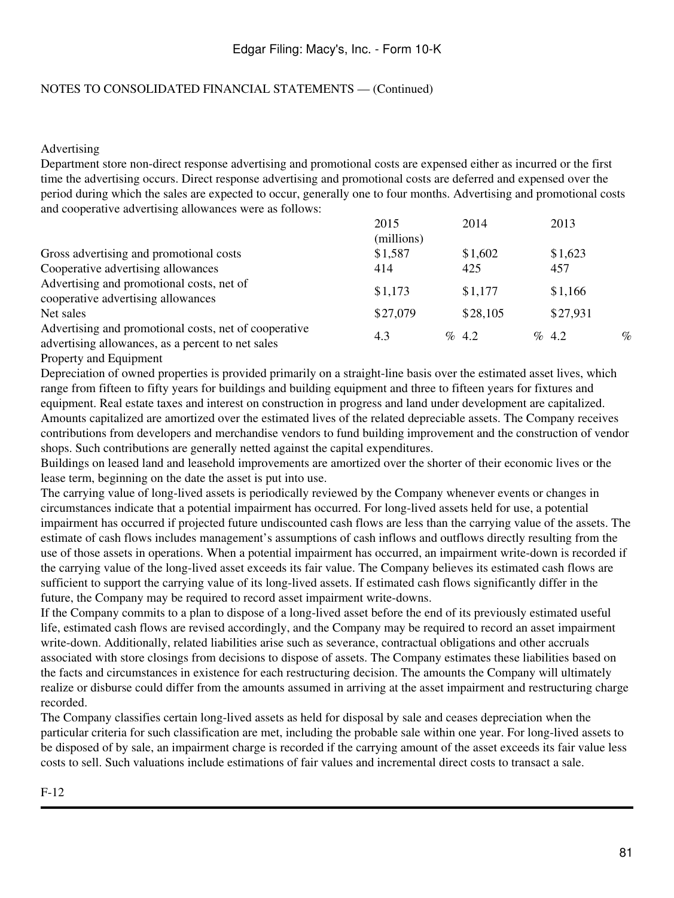NOTES TO CONSOLIDATED FINANCIAL STATEMENTS — (Continued)

Advertising

Department store non-direct response advertising and promotional costs are expensed either as incurred or the first time the advertising occurs. Direct response advertising and promotional costs are deferred and expensed over the period during which the sales are expected to occur, generally one to four months. Advertising and promotional costs and cooperative advertising allowances were as follows:

| | 2015 | 2014 | 2013 |
|---|---|---|---|
| | (millions) | | |
| Gross advertising and promotional costs | $1,587 | $1,602 | $1,623 |
| Cooperative advertising allowances | 414 | 425 | 457 |
| Advertising and promotional costs, net of cooperative advertising allowances | $1,173 | $1,177 | $1,166 |
| Net sales | $27,079 | $28,105 | $27,931 |
| Advertising and promotional costs, net of cooperative advertising allowances, as a percent to net sales | 4.3 % | 4.2 % | 4.2 % |

Property and Equipment

Depreciation of owned properties is provided primarily on a straight-line basis over the estimated asset lives, which range from fifteen to fifty years for buildings and building equipment and three to fifteen years for fixtures and equipment. Real estate taxes and interest on construction in progress and land under development are capitalized. Amounts capitalized are amortized over the estimated lives of the related depreciable assets. The Company receives contributions from developers and merchandise vendors to fund building improvement and the construction of vendor shops. Such contributions are generally netted against the capital expenditures.

Buildings on leased land and leasehold improvements are amortized over the shorter of their economic lives or the lease term, beginning on the date the asset is put into use.

The carrying value of long-lived assets is periodically reviewed by the Company whenever events or changes in circumstances indicate that a potential impairment has occurred. For long-lived assets held for use, a potential impairment has occurred if projected future undiscounted cash flows are less than the carrying value of the assets. The estimate of cash flows includes management's assumptions of cash inflows and outflows directly resulting from the use of those assets in operations. When a potential impairment has occurred, an impairment write-down is recorded if the carrying value of the long-lived asset exceeds its fair value. The Company believes its estimated cash flows are sufficient to support the carrying value of its long-lived assets. If estimated cash flows significantly differ in the future, the Company may be required to record asset impairment write-downs.

If the Company commits to a plan to dispose of a long-lived asset before the end of its previously estimated useful life, estimated cash flows are revised accordingly, and the Company may be required to record an asset impairment write-down. Additionally, related liabilities arise such as severance, contractual obligations and other accruals associated with store closings from decisions to dispose of assets. The Company estimates these liabilities based on the facts and circumstances in existence for each restructuring decision. The amounts the Company will ultimately realize or disburse could differ from the amounts assumed in arriving at the asset impairment and restructuring charge recorded.

The Company classifies certain long-lived assets as held for disposal by sale and ceases depreciation when the particular criteria for such classification are met, including the probable sale within one year. For long-lived assets to be disposed of by sale, an impairment charge is recorded if the carrying amount of the asset exceeds its fair value less costs to sell. Such valuations include estimations of fair values and incremental direct costs to transact a sale.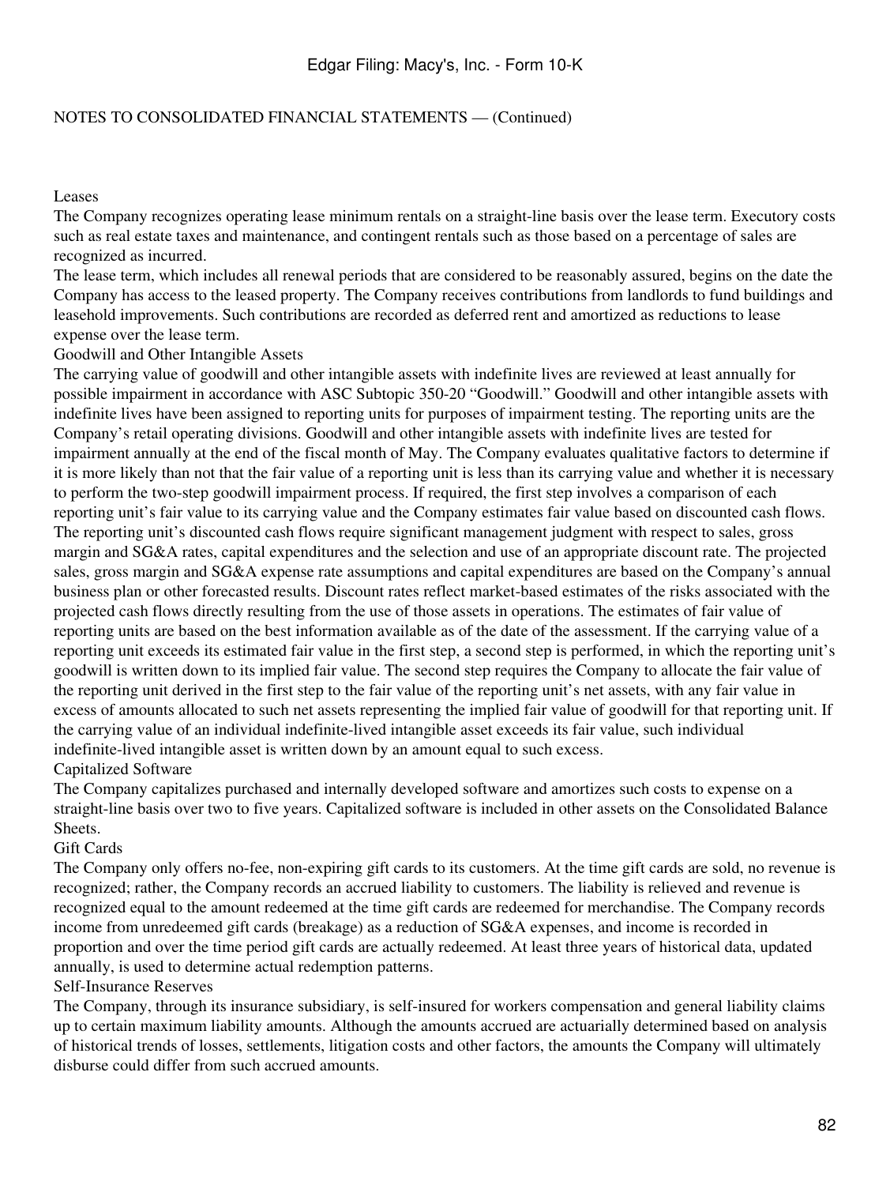NOTES TO CONSOLIDATED FINANCIAL STATEMENTS — (Continued)

### Leases

The Company recognizes operating lease minimum rentals on a straight-line basis over the lease term. Executory costs such as real estate taxes and maintenance, and contingent rentals such as those based on a percentage of sales are recognized as incurred.

The lease term, which includes all renewal periods that are considered to be reasonably assured, begins on the date the Company has access to the leased property. The Company receives contributions from landlords to fund buildings and leasehold improvements. Such contributions are recorded as deferred rent and amortized as reductions to lease expense over the lease term.

### Goodwill and Other Intangible Assets

The carrying value of goodwill and other intangible assets with indefinite lives are reviewed at least annually for possible impairment in accordance with ASC Subtopic 350-20 "Goodwill." Goodwill and other intangible assets with indefinite lives have been assigned to reporting units for purposes of impairment testing. The reporting units are the Company's retail operating divisions. Goodwill and other intangible assets with indefinite lives are tested for impairment annually at the end of the fiscal month of May. The Company evaluates qualitative factors to determine if it is more likely than not that the fair value of a reporting unit is less than its carrying value and whether it is necessary to perform the two-step goodwill impairment process. If required, the first step involves a comparison of each reporting unit's fair value to its carrying value and the Company estimates fair value based on discounted cash flows. The reporting unit's discounted cash flows require significant management judgment with respect to sales, gross margin and SG&A rates, capital expenditures and the selection and use of an appropriate discount rate. The projected sales, gross margin and SG&A expense rate assumptions and capital expenditures are based on the Company's annual business plan or other forecasted results. Discount rates reflect market-based estimates of the risks associated with the projected cash flows directly resulting from the use of those assets in operations. The estimates of fair value of reporting units are based on the best information available as of the date of the assessment. If the carrying value of a reporting unit exceeds its estimated fair value in the first step, a second step is performed, in which the reporting unit's goodwill is written down to its implied fair value. The second step requires the Company to allocate the fair value of the reporting unit derived in the first step to the fair value of the reporting unit's net assets, with any fair value in excess of amounts allocated to such net assets representing the implied fair value of goodwill for that reporting unit. If the carrying value of an individual indefinite-lived intangible asset exceeds its fair value, such individual indefinite-lived intangible asset is written down by an amount equal to such excess.

### Capitalized Software

The Company capitalizes purchased and internally developed software and amortizes such costs to expense on a straight-line basis over two to five years. Capitalized software is included in other assets on the Consolidated Balance Sheets.

### Gift Cards

The Company only offers no-fee, non-expiring gift cards to its customers. At the time gift cards are sold, no revenue is recognized; rather, the Company records an accrued liability to customers. The liability is relieved and revenue is recognized equal to the amount redeemed at the time gift cards are redeemed for merchandise. The Company records income from unredeemed gift cards (breakage) as a reduction of SG&A expenses, and income is recorded in proportion and over the time period gift cards are actually redeemed. At least three years of historical data, updated annually, is used to determine actual redemption patterns.

### Self-Insurance Reserves

The Company, through its insurance subsidiary, is self-insured for workers compensation and general liability claims up to certain maximum liability amounts. Although the amounts accrued are actuarially determined based on analysis of historical trends of losses, settlements, litigation costs and other factors, the amounts the Company will ultimately disburse could differ from such accrued amounts.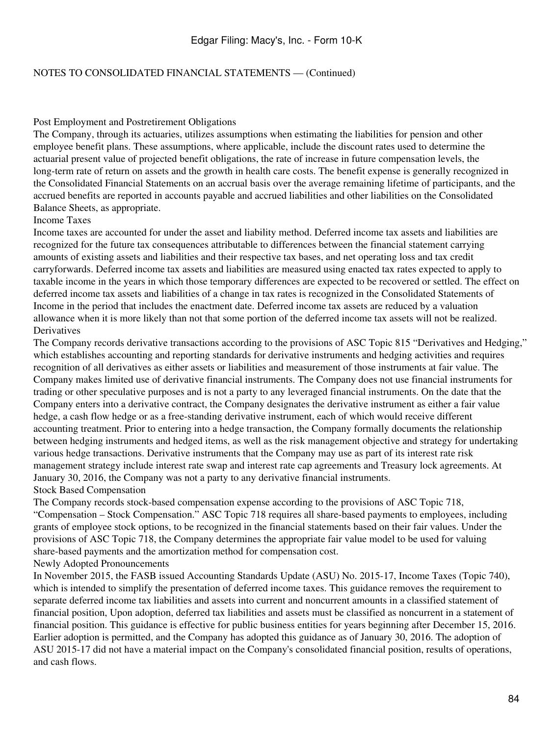NOTES TO CONSOLIDATED FINANCIAL STATEMENTS — (Continued)

### Post Employment and Postretirement Obligations

The Company, through its actuaries, utilizes assumptions when estimating the liabilities for pension and other employee benefit plans. These assumptions, where applicable, include the discount rates used to determine the actuarial present value of projected benefit obligations, the rate of increase in future compensation levels, the long-term rate of return on assets and the growth in health care costs. The benefit expense is generally recognized in the Consolidated Financial Statements on an accrual basis over the average remaining lifetime of participants, and the accrued benefits are reported in accounts payable and accrued liabilities and other liabilities on the Consolidated Balance Sheets, as appropriate.

### Income Taxes

Income taxes are accounted for under the asset and liability method. Deferred income tax assets and liabilities are recognized for the future tax consequences attributable to differences between the financial statement carrying amounts of existing assets and liabilities and their respective tax bases, and net operating loss and tax credit carryforwards. Deferred income tax assets and liabilities are measured using enacted tax rates expected to apply to taxable income in the years in which those temporary differences are expected to be recovered or settled. The effect on deferred income tax assets and liabilities of a change in tax rates is recognized in the Consolidated Statements of Income in the period that includes the enactment date. Deferred income tax assets are reduced by a valuation allowance when it is more likely than not that some portion of the deferred income tax assets will not be realized.

### Derivatives

The Company records derivative transactions according to the provisions of ASC Topic 815 "Derivatives and Hedging," which establishes accounting and reporting standards for derivative instruments and hedging activities and requires recognition of all derivatives as either assets or liabilities and measurement of those instruments at fair value. The Company makes limited use of derivative financial instruments. The Company does not use financial instruments for trading or other speculative purposes and is not a party to any leveraged financial instruments. On the date that the Company enters into a derivative contract, the Company designates the derivative instrument as either a fair value hedge, a cash flow hedge or as a free-standing derivative instrument, each of which would receive different accounting treatment. Prior to entering into a hedge transaction, the Company formally documents the relationship between hedging instruments and hedged items, as well as the risk management objective and strategy for undertaking various hedge transactions. Derivative instruments that the Company may use as part of its interest rate risk management strategy include interest rate swap and interest rate cap agreements and Treasury lock agreements. At January 30, 2016, the Company was not a party to any derivative financial instruments.

### Stock Based Compensation

The Company records stock-based compensation expense according to the provisions of ASC Topic 718, "Compensation – Stock Compensation." ASC Topic 718 requires all share-based payments to employees, including grants of employee stock options, to be recognized in the financial statements based on their fair values. Under the provisions of ASC Topic 718, the Company determines the appropriate fair value model to be used for valuing share-based payments and the amortization method for compensation cost.

### Newly Adopted Pronouncements

In November 2015, the FASB issued Accounting Standards Update (ASU) No. 2015-17, Income Taxes (Topic 740), which is intended to simplify the presentation of deferred income taxes. This guidance removes the requirement to separate deferred income tax liabilities and assets into current and noncurrent amounts in a classified statement of financial position, Upon adoption, deferred tax liabilities and assets must be classified as noncurrent in a statement of financial position. This guidance is effective for public business entities for years beginning after December 15, 2016. Earlier adoption is permitted, and the Company has adopted this guidance as of January 30, 2016. The adoption of ASU 2015-17 did not have a material impact on the Company's consolidated financial position, results of operations, and cash flows.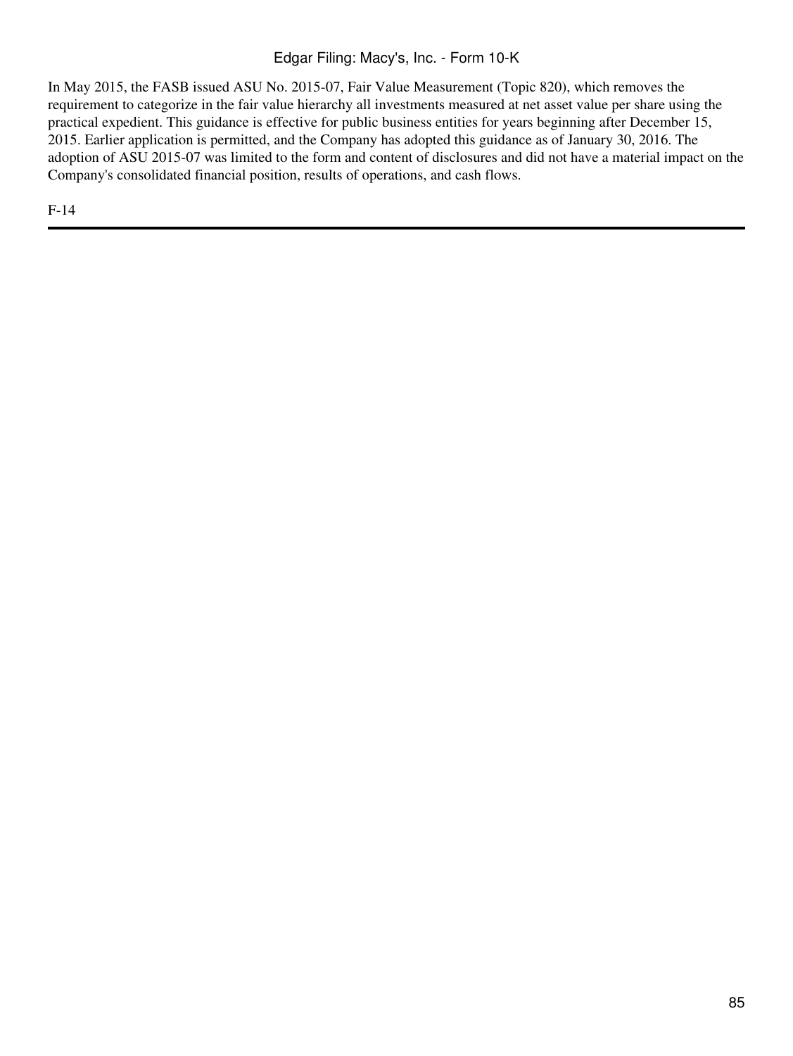In May 2015, the FASB issued ASU No. 2015-07, Fair Value Measurement (Topic 820), which removes the requirement to categorize in the fair value hierarchy all investments measured at net asset value per share using the practical expedient. This guidance is effective for public business entities for years beginning after December 15, 2015. Earlier application is permitted, and the Company has adopted this guidance as of January 30, 2016. The adoption of ASU 2015-07 was limited to the form and content of disclosures and did not have a material impact on the Company's consolidated financial position, results of operations, and cash flows.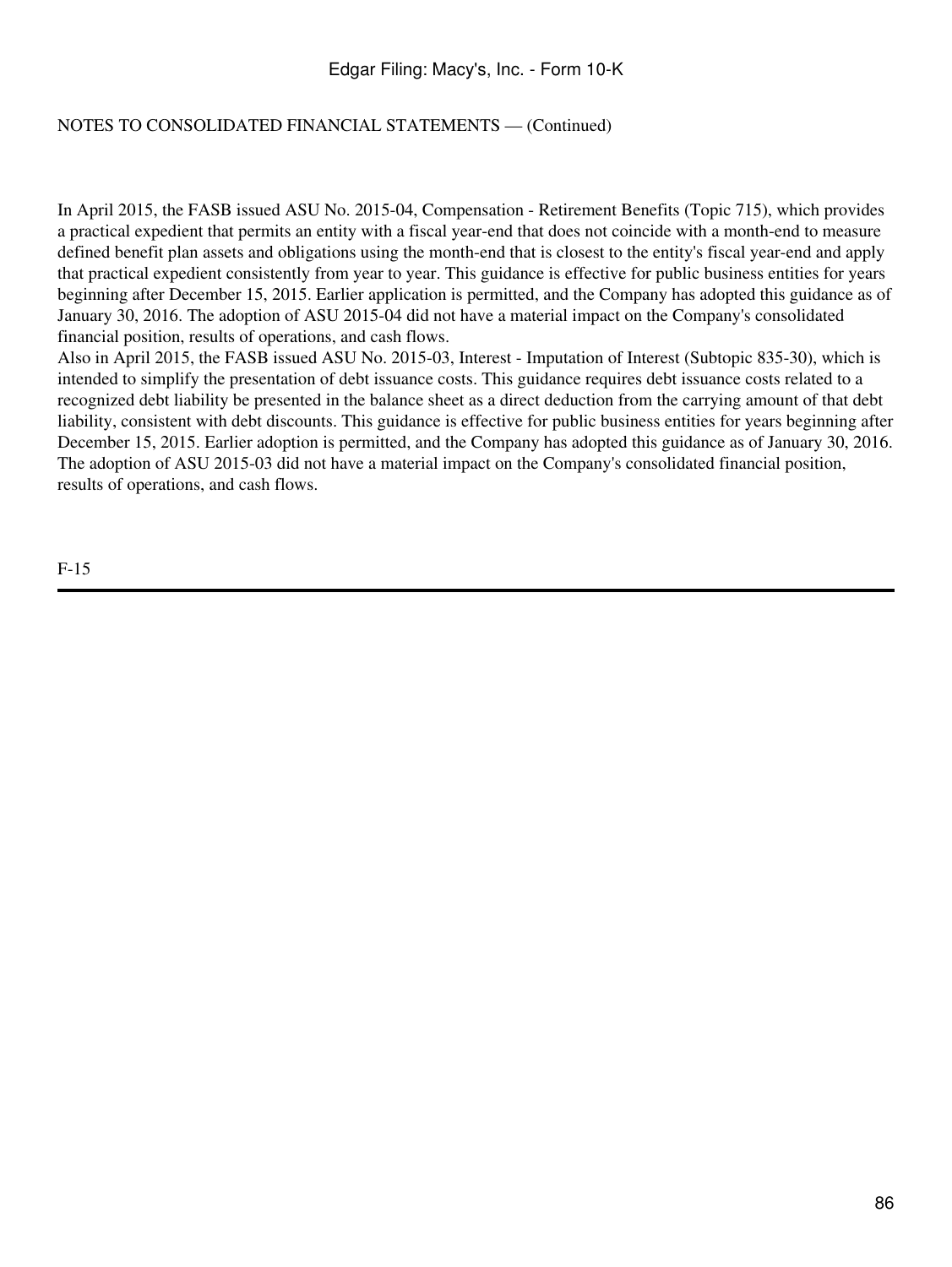NOTES TO CONSOLIDATED FINANCIAL STATEMENTS — (Continued)

In April 2015, the FASB issued ASU No. 2015-04, Compensation - Retirement Benefits (Topic 715), which provides a practical expedient that permits an entity with a fiscal year-end that does not coincide with a month-end to measure defined benefit plan assets and obligations using the month-end that is closest to the entity's fiscal year-end and apply that practical expedient consistently from year to year. This guidance is effective for public business entities for years beginning after December 15, 2015. Earlier application is permitted, and the Company has adopted this guidance as of January 30, 2016. The adoption of ASU 2015-04 did not have a material impact on the Company's consolidated financial position, results of operations, and cash flows.

Also in April 2015, the FASB issued ASU No. 2015-03, Interest - Imputation of Interest (Subtopic 835-30), which is intended to simplify the presentation of debt issuance costs. This guidance requires debt issuance costs related to a recognized debt liability be presented in the balance sheet as a direct deduction from the carrying amount of that debt liability, consistent with debt discounts. This guidance is effective for public business entities for years beginning after December 15, 2015. Earlier adoption is permitted, and the Company has adopted this guidance as of January 30, 2016. The adoption of ASU 2015-03 did not have a material impact on the Company's consolidated financial position, results of operations, and cash flows.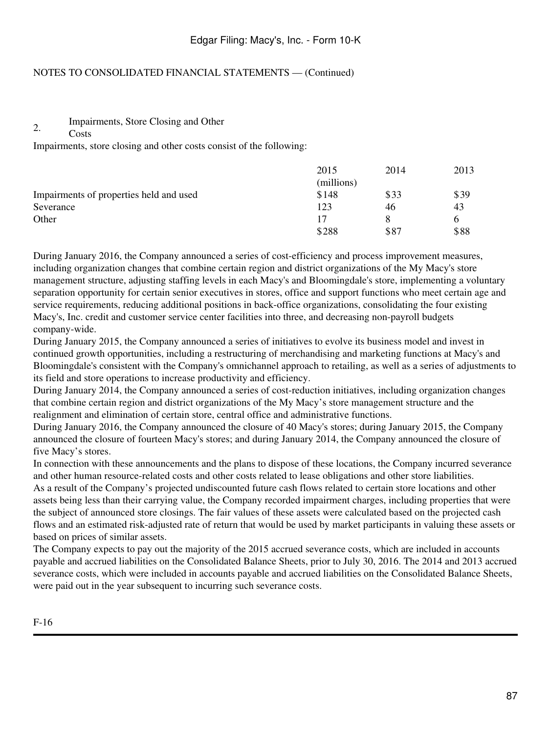NOTES TO CONSOLIDATED FINANCIAL STATEMENTS — (Continued)

## 2. Impairments, Store Closing and Other Costs

Impairments, store closing and other costs consist of the following:

| | 2015 | 2014 | 2013 |
|---|---|---|---|
| | (millions) | | |
| Impairments of properties held and used | $148 | $33 | $39 |
| Severance | 123 | 46 | 43 |
| Other | 17 | 8 | 6 |
| | $288 | $87 | $88 |

During January 2016, the Company announced a series of cost-efficiency and process improvement measures, including organization changes that combine certain region and district organizations of the My Macy's store management structure, adjusting staffing levels in each Macy's and Bloomingdale's store, implementing a voluntary separation opportunity for certain senior executives in stores, office and support functions who meet certain age and service requirements, reducing additional positions in back-office organizations, consolidating the four existing Macy's, Inc. credit and customer service center facilities into three, and decreasing non-payroll budgets company-wide.

During January 2015, the Company announced a series of initiatives to evolve its business model and invest in continued growth opportunities, including a restructuring of merchandising and marketing functions at Macy's and Bloomingdale's consistent with the Company's omnichannel approach to retailing, as well as a series of adjustments to its field and store operations to increase productivity and efficiency.

During January 2014, the Company announced a series of cost-reduction initiatives, including organization changes that combine certain region and district organizations of the My Macy's store management structure and the realignment and elimination of certain store, central office and administrative functions.

During January 2016, the Company announced the closure of 40 Macy's stores; during January 2015, the Company announced the closure of fourteen Macy's stores; and during January 2014, the Company announced the closure of five Macy's stores.

In connection with these announcements and the plans to dispose of these locations, the Company incurred severance and other human resource-related costs and other costs related to lease obligations and other store liabilities.

As a result of the Company's projected undiscounted future cash flows related to certain store locations and other assets being less than their carrying value, the Company recorded impairment charges, including properties that were the subject of announced store closings. The fair values of these assets were calculated based on the projected cash flows and an estimated risk-adjusted rate of return that would be used by market participants in valuing these assets or based on prices of similar assets.

The Company expects to pay out the majority of the 2015 accrued severance costs, which are included in accounts payable and accrued liabilities on the Consolidated Balance Sheets, prior to July 30, 2016. The 2014 and 2013 accrued severance costs, which were included in accounts payable and accrued liabilities on the Consolidated Balance Sheets, were paid out in the year subsequent to incurring such severance costs.

F-16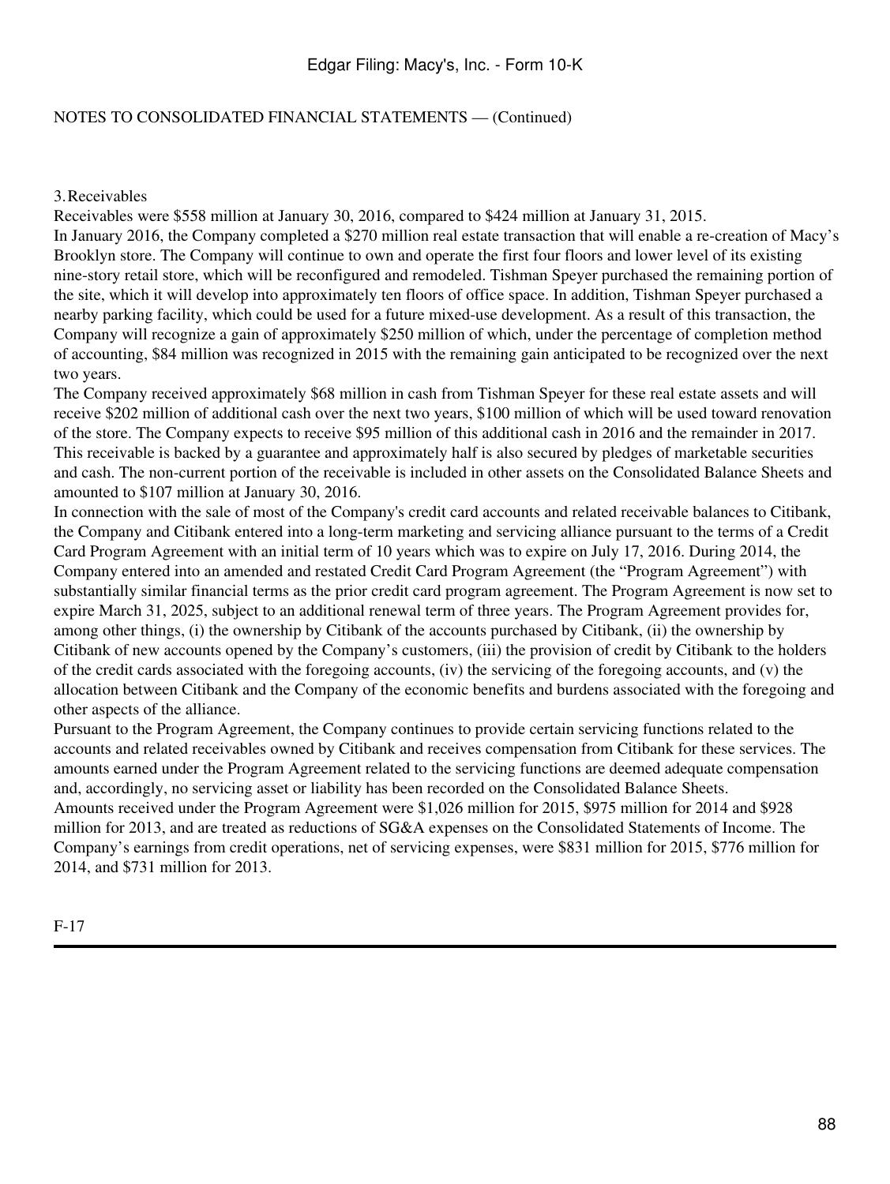NOTES TO CONSOLIDATED FINANCIAL STATEMENTS — (Continued)

## 3. Receivables

Receivables were $558 million at January 30, 2016, compared to $424 million at January 31, 2015.

In January 2016, the Company completed a $270 million real estate transaction that will enable a re-creation of Macy's Brooklyn store. The Company will continue to own and operate the first four floors and lower level of its existing nine-story retail store, which will be reconfigured and remodeled. Tishman Speyer purchased the remaining portion of the site, which it will develop into approximately ten floors of office space. In addition, Tishman Speyer purchased a nearby parking facility, which could be used for a future mixed-use development. As a result of this transaction, the Company will recognize a gain of approximately $250 million of which, under the percentage of completion method of accounting, $84 million was recognized in 2015 with the remaining gain anticipated to be recognized over the next two years.

The Company received approximately $68 million in cash from Tishman Speyer for these real estate assets and will receive $202 million of additional cash over the next two years, $100 million of which will be used toward renovation of the store. The Company expects to receive $95 million of this additional cash in 2016 and the remainder in 2017. This receivable is backed by a guarantee and approximately half is also secured by pledges of marketable securities and cash. The non-current portion of the receivable is included in other assets on the Consolidated Balance Sheets and amounted to $107 million at January 30, 2016.

In connection with the sale of most of the Company's credit card accounts and related receivable balances to Citibank, the Company and Citibank entered into a long-term marketing and servicing alliance pursuant to the terms of a Credit Card Program Agreement with an initial term of 10 years which was to expire on July 17, 2016. During 2014, the Company entered into an amended and restated Credit Card Program Agreement (the "Program Agreement") with substantially similar financial terms as the prior credit card program agreement. The Program Agreement is now set to expire March 31, 2025, subject to an additional renewal term of three years. The Program Agreement provides for, among other things, (i) the ownership by Citibank of the accounts purchased by Citibank, (ii) the ownership by Citibank of new accounts opened by the Company's customers, (iii) the provision of credit by Citibank to the holders of the credit cards associated with the foregoing accounts, (iv) the servicing of the foregoing accounts, and (v) the allocation between Citibank and the Company of the economic benefits and burdens associated with the foregoing and other aspects of the alliance.

Pursuant to the Program Agreement, the Company continues to provide certain servicing functions related to the accounts and related receivables owned by Citibank and receives compensation from Citibank for these services. The amounts earned under the Program Agreement related to the servicing functions are deemed adequate compensation and, accordingly, no servicing asset or liability has been recorded on the Consolidated Balance Sheets.

Amounts received under the Program Agreement were $1,026 million for 2015, $975 million for 2014 and $928 million for 2013, and are treated as reductions of SG&A expenses on the Consolidated Statements of Income. The Company's earnings from credit operations, net of servicing expenses, were $831 million for 2015, $776 million for 2014, and $731 million for 2013.

F-17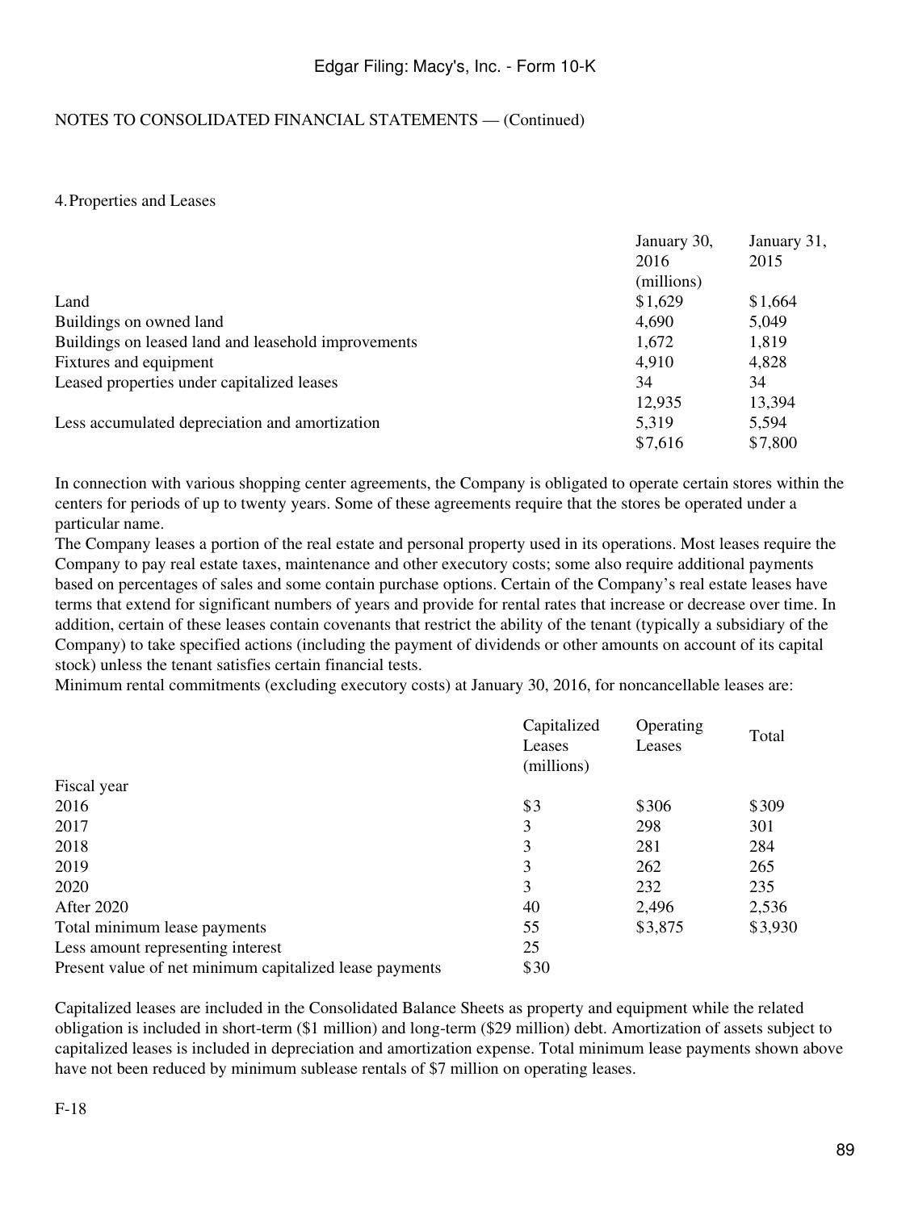NOTES TO CONSOLIDATED FINANCIAL STATEMENTS — (Continued)

## 4. Properties and Leases

| | January 30, 2016 | January 31, 2015 |
|---|---|---|
| | (millions) | |
| Land | $1,629 | $1,664 |
| Buildings on owned land | 4,690 | 5,049 |
| Buildings on leased land and leasehold improvements | 1,672 | 1,819 |
| Fixtures and equipment | 4,910 | 4,828 |
| Leased properties under capitalized leases | 34 | 34 |
| | 12,935 | 13,394 |
| Less accumulated depreciation and amortization | 5,319 | 5,594 |
| | $7,616 | $7,800 |

In connection with various shopping center agreements, the Company is obligated to operate certain stores within the centers for periods of up to twenty years. Some of these agreements require that the stores be operated under a particular name.

The Company leases a portion of the real estate and personal property used in its operations. Most leases require the Company to pay real estate taxes, maintenance and other executory costs; some also require additional payments based on percentages of sales and some contain purchase options. Certain of the Company's real estate leases have terms that extend for significant numbers of years and provide for rental rates that increase or decrease over time. In addition, certain of these leases contain covenants that restrict the ability of the tenant (typically a subsidiary of the Company) to take specified actions (including the payment of dividends or other amounts on account of its capital stock) unless the tenant satisfies certain financial tests.

Minimum rental commitments (excluding executory costs) at January 30, 2016, for noncancellable leases are:

| | Capitalized Leases | Operating Leases | Total |
|---|---|---|---|
| | (millions) | | |
| Fiscal year | | | |
| 2016 | $3 | $306 | $309 |
| 2017 | 3 | 298 | 301 |
| 2018 | 3 | 281 | 284 |
| 2019 | 3 | 262 | 265 |
| 2020 | 3 | 232 | 235 |
| After 2020 | 40 | 2,496 | 2,536 |
| Total minimum lease payments | 55 | $3,875 | $3,930 |
| Less amount representing interest | 25 | | |
| Present value of net minimum capitalized lease payments | $30 | | |

Capitalized leases are included in the Consolidated Balance Sheets as property and equipment while the related obligation is included in short-term ($1 million) and long-term ($29 million) debt. Amortization of assets subject to capitalized leases is included in depreciation and amortization expense. Total minimum lease payments shown above have not been reduced by minimum sublease rentals of $7 million on operating leases.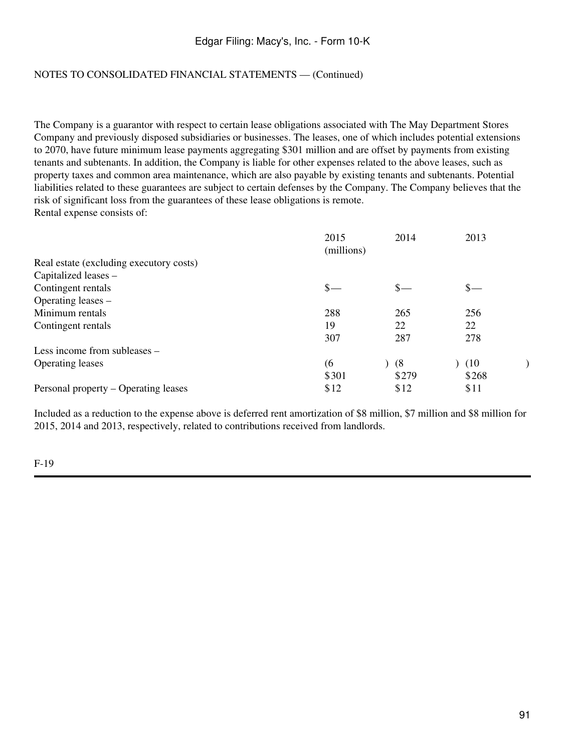NOTES TO CONSOLIDATED FINANCIAL STATEMENTS — (Continued)

The Company is a guarantor with respect to certain lease obligations associated with The May Department Stores Company and previously disposed subsidiaries or businesses. The leases, one of which includes potential extensions to 2070, have future minimum lease payments aggregating $301 million and are offset by payments from existing tenants and subtenants. In addition, the Company is liable for other expenses related to the above leases, such as property taxes and common area maintenance, which are also payable by existing tenants and subtenants. Potential liabilities related to these guarantees are subject to certain defenses by the Company. The Company believes that the risk of significant loss from the guarantees of these lease obligations is remote.

Rental expense consists of:

| | 2015 | 2014 | 2013 |
|---|---|---|---|
| | (millions) | | |
| Real estate (excluding executory costs) | | | |
| Capitalized leases – | | | |
| Contingent rentals | $— | $— | $— |
| Operating leases – | | | |
| Minimum rentals | 288 | 265 | 256 |
| Contingent rentals | 19 | 22 | 22 |
| | 307 | 287 | 278 |
| Less income from subleases – | | | |
| Operating leases | (6) | (8) | (10) |
| | $301 | $279 | $268 |
| Personal property – Operating leases | $12 | $12 | $11 |

Included as a reduction to the expense above is deferred rent amortization of $8 million, $7 million and $8 million for 2015, 2014 and 2013, respectively, related to contributions received from landlords.

F-19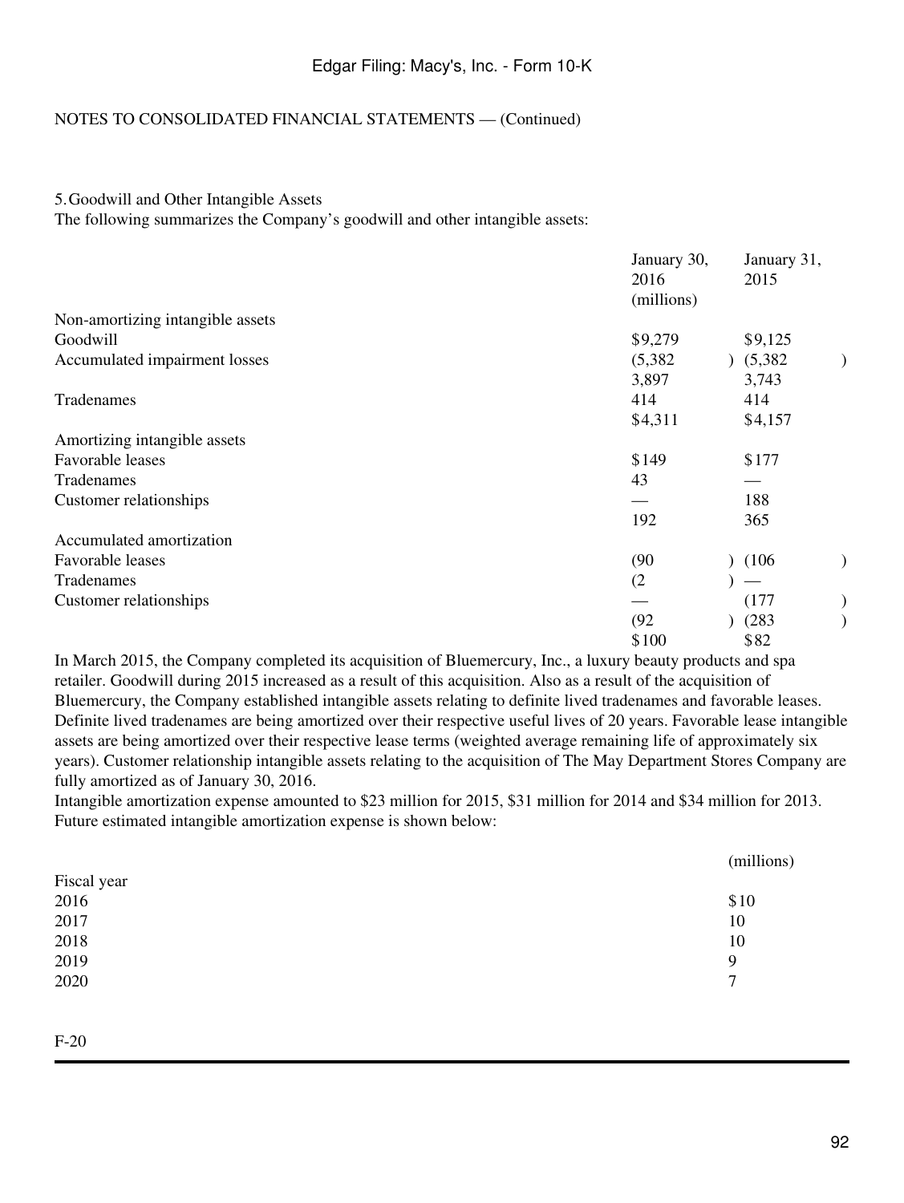NOTES TO CONSOLIDATED FINANCIAL STATEMENTS — (Continued)

## 5. Goodwill and Other Intangible Assets

The following summarizes the Company's goodwill and other intangible assets:

| | January 30, 2016 | January 31, 2015 |
|---|---|---|
| | (millions) | |
| Non-amortizing intangible assets | | |
| Goodwill | $9,279 | $9,125 |
| Accumulated impairment losses | (5,382) | (5,382) |
| | 3,897 | 3,743 |
| Tradenames | 414 | 414 |
| | $4,311 | $4,157 |
| Amortizing intangible assets | | |
| Favorable leases | $149 | $177 |
| Tradenames | 43 | — |
| Customer relationships | — | 188 |
| | 192 | 365 |
| Accumulated amortization | | |
| Favorable leases | (90) | (106) |
| Tradenames | (2) | — |
| Customer relationships | — | (177) |
| | (92) | (283) |
| | $100 | $82 |

In March 2015, the Company completed its acquisition of Bluemercury, Inc., a luxury beauty products and spa retailer. Goodwill during 2015 increased as a result of this acquisition. Also as a result of the acquisition of Bluemercury, the Company established intangible assets relating to definite lived tradenames and favorable leases. Definite lived tradenames are being amortized over their respective useful lives of 20 years. Favorable lease intangible assets are being amortized over their respective lease terms (weighted average remaining life of approximately six years). Customer relationship intangible assets relating to the acquisition of The May Department Stores Company are fully amortized as of January 30, 2016.

Intangible amortization expense amounted to $23 million for 2015, $31 million for 2014 and $34 million for 2013. Future estimated intangible amortization expense is shown below:

| | (millions) |
|---|---|
| Fiscal year | |
| 2016 | $10 |
| 2017 | 10 |
| 2018 | 10 |
| 2019 | 9 |
| 2020 | 7 |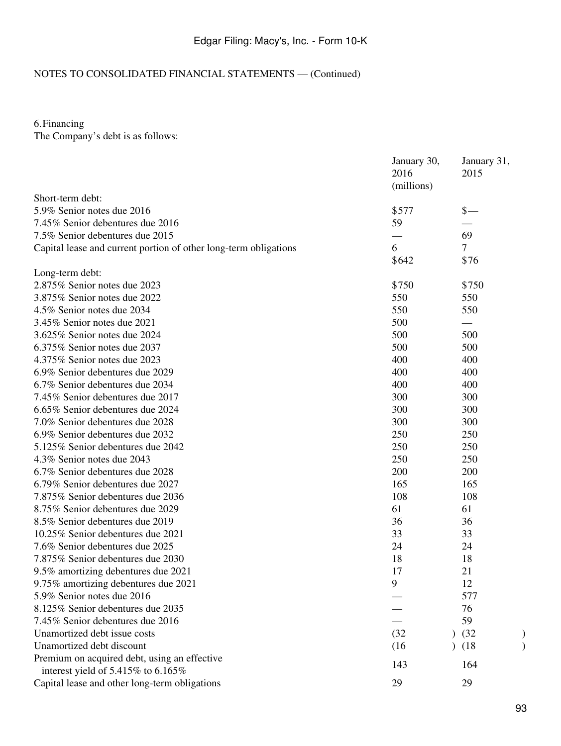NOTES TO CONSOLIDATED FINANCIAL STATEMENTS — (Continued)

## 6. Financing

The Company's debt is as follows:

| | January 30, 2016 | January 31, 2015 |
|---|---|---|
| | (millions) | |
| Short-term debt: | | |
| 5.9% Senior notes due 2016 | $577 | $— |
| 7.45% Senior debentures due 2016 | 59 | — |
| 7.5% Senior debentures due 2015 | — | 69 |
| Capital lease and current portion of other long-term obligations | 6 | 7 |
| | $642 | $76 |
| Long-term debt: | | |
| 2.875% Senior notes due 2023 | $750 | $750 |
| 3.875% Senior notes due 2022 | 550 | 550 |
| 4.5% Senior notes due 2034 | 550 | 550 |
| 3.45% Senior notes due 2021 | 500 | — |
| 3.625% Senior notes due 2024 | 500 | 500 |
| 6.375% Senior notes due 2037 | 500 | 500 |
| 4.375% Senior notes due 2023 | 400 | 400 |
| 6.9% Senior debentures due 2029 | 400 | 400 |
| 6.7% Senior debentures due 2034 | 400 | 400 |
| 7.45% Senior debentures due 2017 | 300 | 300 |
| 6.65% Senior debentures due 2024 | 300 | 300 |
| 7.0% Senior debentures due 2028 | 300 | 300 |
| 6.9% Senior debentures due 2032 | 250 | 250 |
| 5.125% Senior debentures due 2042 | 250 | 250 |
| 4.3% Senior notes due 2043 | 250 | 250 |
| 6.7% Senior debentures due 2028 | 200 | 200 |
| 6.79% Senior debentures due 2027 | 165 | 165 |
| 7.875% Senior debentures due 2036 | 108 | 108 |
| 8.75% Senior debentures due 2029 | 61 | 61 |
| 8.5% Senior debentures due 2019 | 36 | 36 |
| 10.25% Senior debentures due 2021 | 33 | 33 |
| 7.6% Senior debentures due 2025 | 24 | 24 |
| 7.875% Senior debentures due 2030 | 18 | 18 |
| 9.5% amortizing debentures due 2021 | 17 | 21 |
| 9.75% amortizing debentures due 2021 | 9 | 12 |
| 5.9% Senior notes due 2016 | — | 577 |
| 8.125% Senior debentures due 2035 | — | 76 |
| 7.45% Senior debentures due 2016 | — | 59 |
| Unamortized debt issue costs | (32) | (32) |
| Unamortized debt discount | (16) | (18) |
| Premium on acquired debt, using an effective interest yield of 5.415% to 6.165% | 143 | 164 |
| Capital lease and other long-term obligations | 29 | 29 |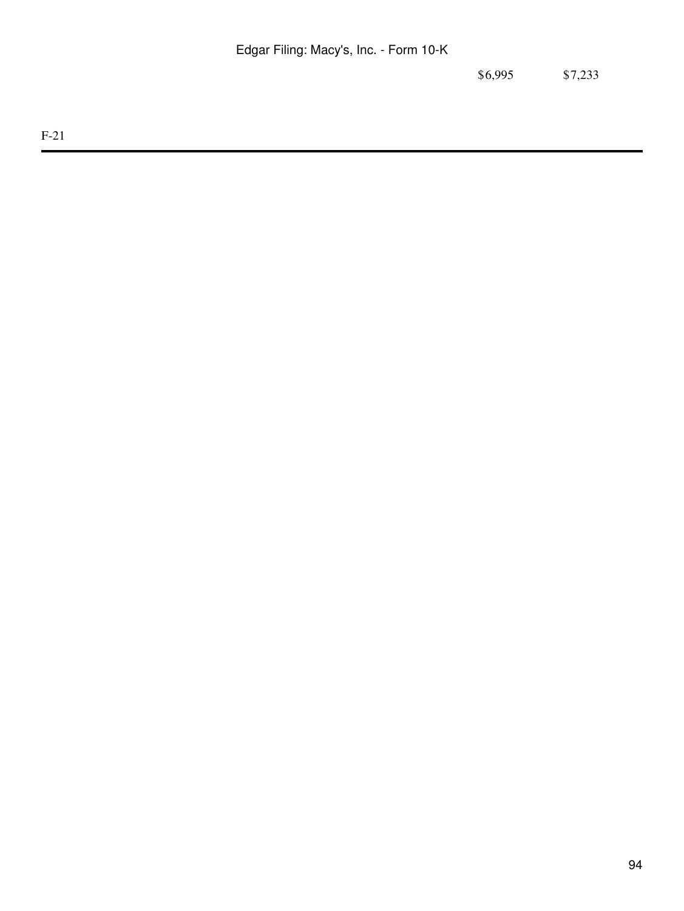| | | |
|---|---|---|
| | $6,995 | $7,233 |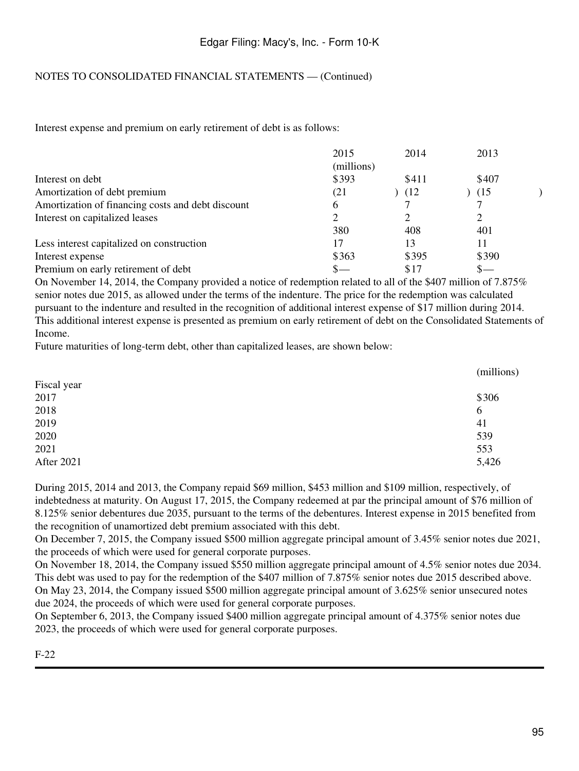NOTES TO CONSOLIDATED FINANCIAL STATEMENTS — (Continued)

Interest expense and premium on early retirement of debt is as follows:

| | 2015 | 2014 | 2013 |
|---|---|---|---|
| | (millions) | | |
| Interest on debt | $393 | $411 | $407 |
| Amortization of debt premium | (21) | (12) | (15) |
| Amortization of financing costs and debt discount | 6 | 7 | 7 |
| Interest on capitalized leases | 2 | 2 | 2 |
| | 380 | 408 | 401 |
| Less interest capitalized on construction | 17 | 13 | 11 |
| Interest expense | $363 | $395 | $390 |
| Premium on early retirement of debt | $— | $17 | $— |

On November 14, 2014, the Company provided a notice of redemption related to all of the $407 million of 7.875% senior notes due 2015, as allowed under the terms of the indenture. The price for the redemption was calculated pursuant to the indenture and resulted in the recognition of additional interest expense of $17 million during 2014. This additional interest expense is presented as premium on early retirement of debt on the Consolidated Statements of Income.

Future maturities of long-term debt, other than capitalized leases, are shown below:

| | (millions) |
|---|---|
| Fiscal year | |
| 2017 | $306 |
| 2018 | 6 |
| 2019 | 41 |
| 2020 | 539 |
| 2021 | 553 |
| After 2021 | 5,426 |

During 2015, 2014 and 2013, the Company repaid $69 million, $453 million and $109 million, respectively, of indebtedness at maturity. On August 17, 2015, the Company redeemed at par the principal amount of $76 million of 8.125% senior debentures due 2035, pursuant to the terms of the debentures. Interest expense in 2015 benefited from the recognition of unamortized debt premium associated with this debt.

On December 7, 2015, the Company issued $500 million aggregate principal amount of 3.45% senior notes due 2021, the proceeds of which were used for general corporate purposes.

On November 18, 2014, the Company issued $550 million aggregate principal amount of 4.5% senior notes due 2034. This debt was used to pay for the redemption of the $407 million of 7.875% senior notes due 2015 described above.

On May 23, 2014, the Company issued $500 million aggregate principal amount of 3.625% senior unsecured notes due 2024, the proceeds of which were used for general corporate purposes.

On September 6, 2013, the Company issued $400 million aggregate principal amount of 4.375% senior notes due 2023, the proceeds of which were used for general corporate purposes.

F-22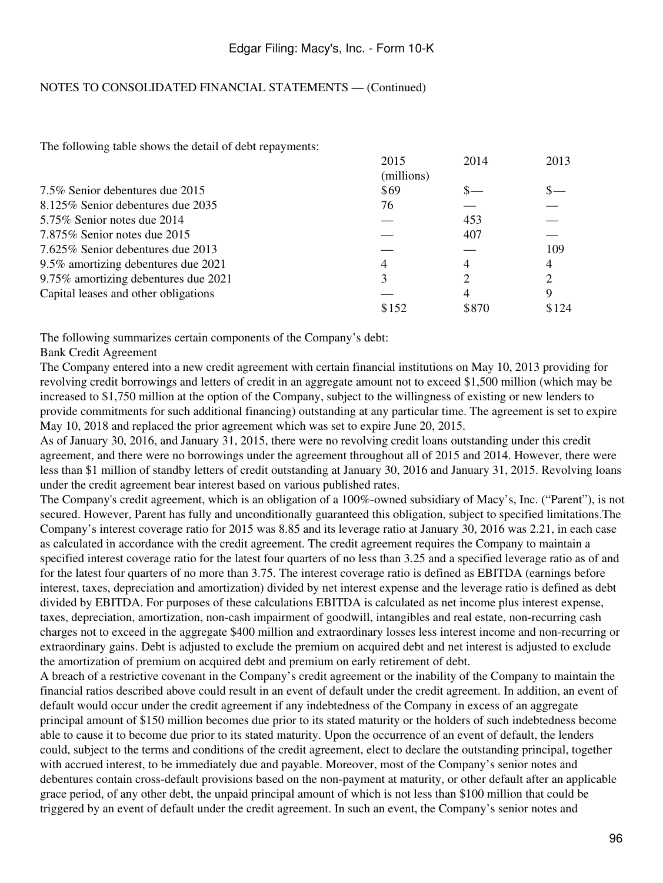NOTES TO CONSOLIDATED FINANCIAL STATEMENTS — (Continued)

The following table shows the detail of debt repayments:

| | 2015 | 2014 | 2013 |
|---|---|---|---|
| | (millions) | | |
| 7.5% Senior debentures due 2015 | $69 | $— | $— |
| 8.125% Senior debentures due 2035 | 76 | — | — |
| 5.75% Senior notes due 2014 | — | 453 | — |
| 7.875% Senior notes due 2015 | — | 407 | — |
| 7.625% Senior debentures due 2013 | — | — | 109 |
| 9.5% amortizing debentures due 2021 | 4 | 4 | 4 |
| 9.75% amortizing debentures due 2021 | 3 | 2 | 2 |
| Capital leases and other obligations | — | 4 | 9 |
| | $152 | $870 | $124 |

The following summarizes certain components of the Company's debt:

Bank Credit Agreement

The Company entered into a new credit agreement with certain financial institutions on May 10, 2013 providing for revolving credit borrowings and letters of credit in an aggregate amount not to exceed $1,500 million (which may be increased to $1,750 million at the option of the Company, subject to the willingness of existing or new lenders to provide commitments for such additional financing) outstanding at any particular time. The agreement is set to expire May 10, 2018 and replaced the prior agreement which was set to expire June 20, 2015.

As of January 30, 2016, and January 31, 2015, there were no revolving credit loans outstanding under this credit agreement, and there were no borrowings under the agreement throughout all of 2015 and 2014. However, there were less than $1 million of standby letters of credit outstanding at January 30, 2016 and January 31, 2015. Revolving loans under the credit agreement bear interest based on various published rates.

The Company's credit agreement, which is an obligation of a 100%-owned subsidiary of Macy's, Inc. ("Parent"), is not secured. However, Parent has fully and unconditionally guaranteed this obligation, subject to specified limitations.The Company's interest coverage ratio for 2015 was 8.85 and its leverage ratio at January 30, 2016 was 2.21, in each case as calculated in accordance with the credit agreement. The credit agreement requires the Company to maintain a specified interest coverage ratio for the latest four quarters of no less than 3.25 and a specified leverage ratio as of and for the latest four quarters of no more than 3.75. The interest coverage ratio is defined as EBITDA (earnings before interest, taxes, depreciation and amortization) divided by net interest expense and the leverage ratio is defined as debt divided by EBITDA. For purposes of these calculations EBITDA is calculated as net income plus interest expense, taxes, depreciation, amortization, non-cash impairment of goodwill, intangibles and real estate, non-recurring cash charges not to exceed in the aggregate $400 million and extraordinary losses less interest income and non-recurring or extraordinary gains. Debt is adjusted to exclude the premium on acquired debt and net interest is adjusted to exclude the amortization of premium on acquired debt and premium on early retirement of debt.

A breach of a restrictive covenant in the Company's credit agreement or the inability of the Company to maintain the financial ratios described above could result in an event of default under the credit agreement. In addition, an event of default would occur under the credit agreement if any indebtedness of the Company in excess of an aggregate principal amount of $150 million becomes due prior to its stated maturity or the holders of such indebtedness become able to cause it to become due prior to its stated maturity. Upon the occurrence of an event of default, the lenders could, subject to the terms and conditions of the credit agreement, elect to declare the outstanding principal, together with accrued interest, to be immediately due and payable. Moreover, most of the Company's senior notes and debentures contain cross-default provisions based on the non-payment at maturity, or other default after an applicable grace period, of any other debt, the unpaid principal amount of which is not less than $100 million that could be triggered by an event of default under the credit agreement. In such an event, the Company's senior notes and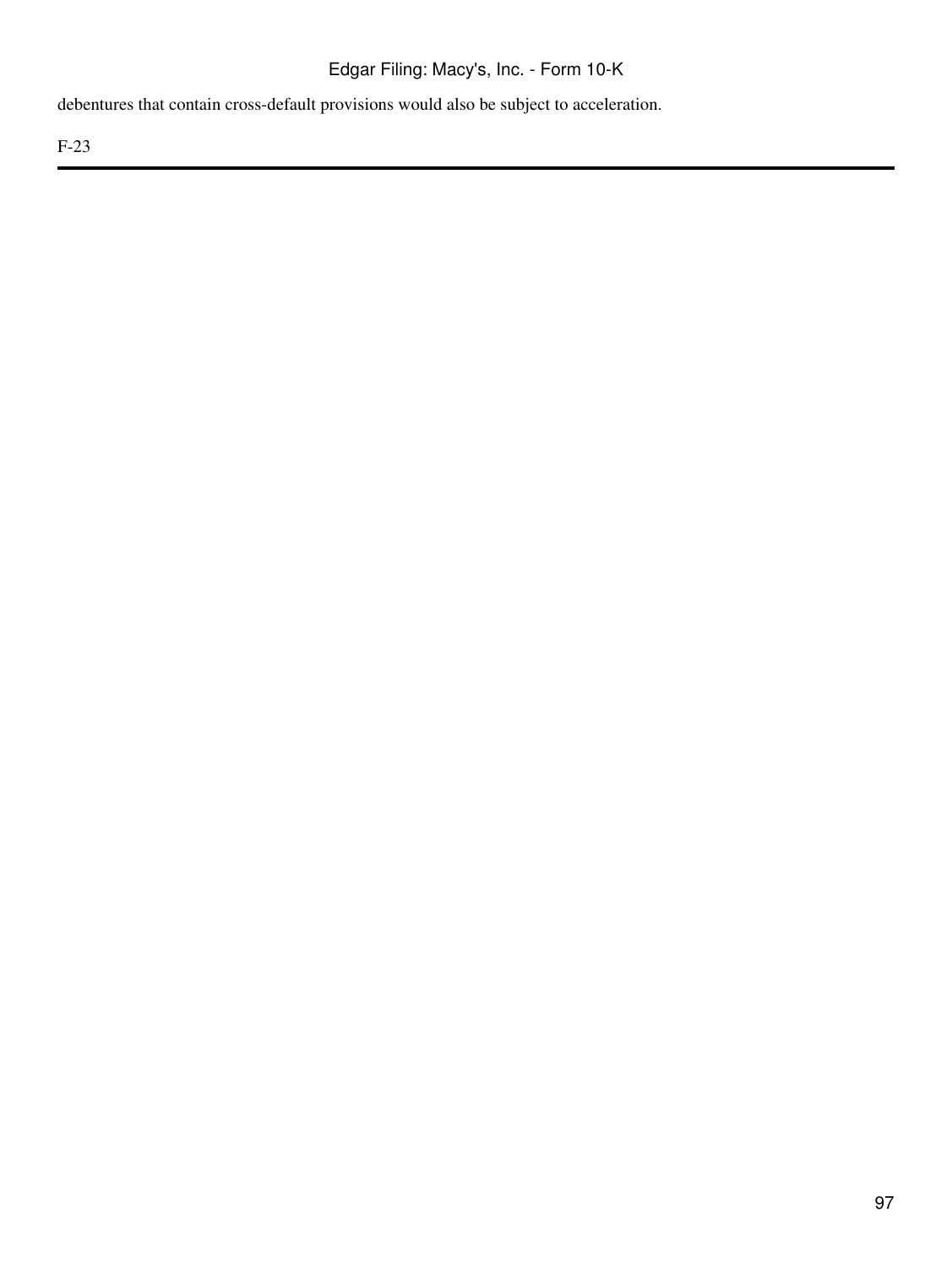debentures that contain cross-default provisions would also be subject to acceleration.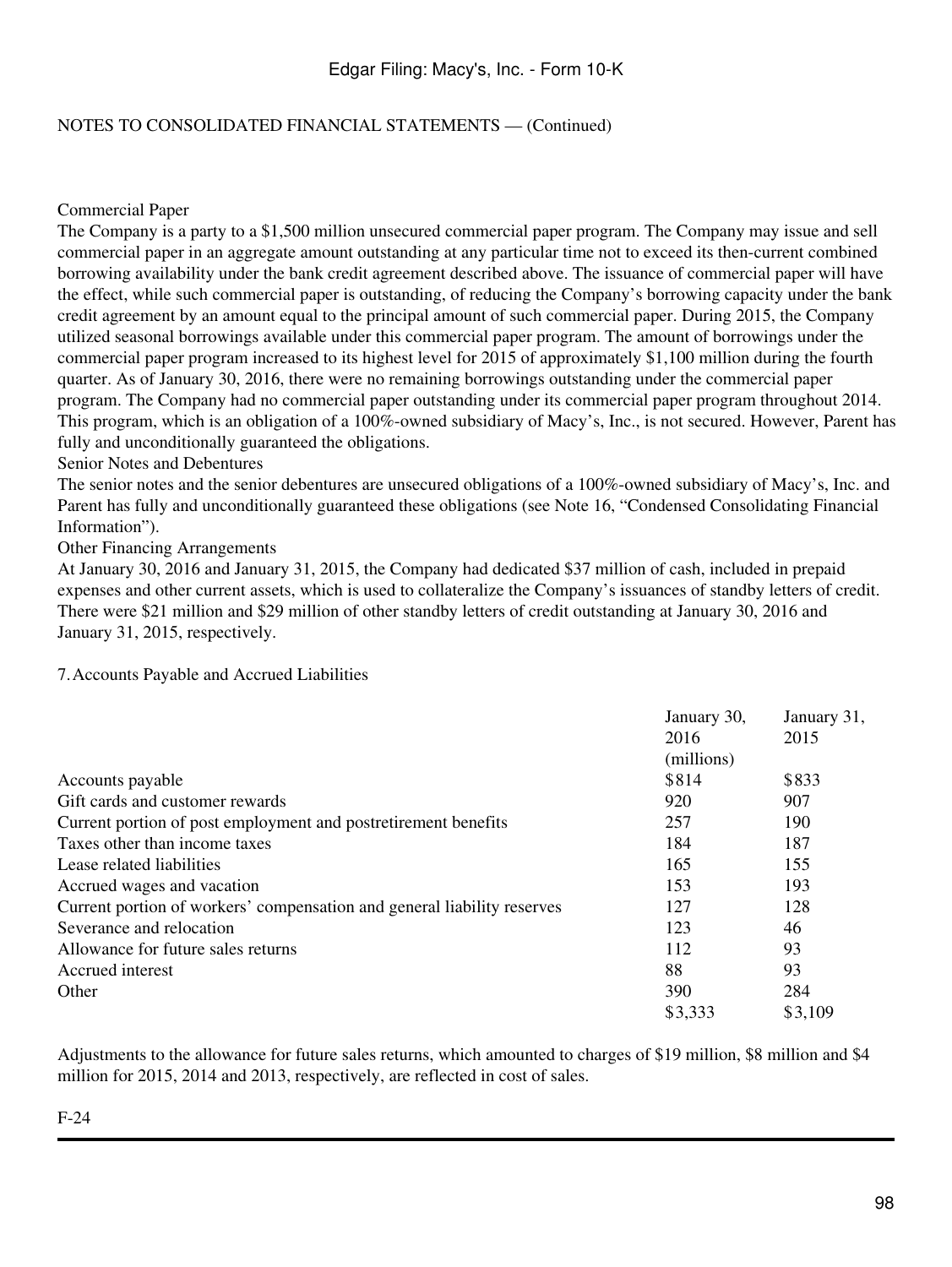NOTES TO CONSOLIDATED FINANCIAL STATEMENTS — (Continued)

Commercial Paper

The Company is a party to a $1,500 million unsecured commercial paper program. The Company may issue and sell commercial paper in an aggregate amount outstanding at any particular time not to exceed its then-current combined borrowing availability under the bank credit agreement described above. The issuance of commercial paper will have the effect, while such commercial paper is outstanding, of reducing the Company's borrowing capacity under the bank credit agreement by an amount equal to the principal amount of such commercial paper. During 2015, the Company utilized seasonal borrowings available under this commercial paper program. The amount of borrowings under the commercial paper program increased to its highest level for 2015 of approximately $1,100 million during the fourth quarter. As of January 30, 2016, there were no remaining borrowings outstanding under the commercial paper program. The Company had no commercial paper outstanding under its commercial paper program throughout 2014. This program, which is an obligation of a 100%-owned subsidiary of Macy's, Inc., is not secured. However, Parent has fully and unconditionally guaranteed the obligations.

Senior Notes and Debentures

The senior notes and the senior debentures are unsecured obligations of a 100%-owned subsidiary of Macy's, Inc. and Parent has fully and unconditionally guaranteed these obligations (see Note 16, "Condensed Consolidating Financial Information").

Other Financing Arrangements

At January 30, 2016 and January 31, 2015, the Company had dedicated $37 million of cash, included in prepaid expenses and other current assets, which is used to collateralize the Company's issuances of standby letters of credit. There were $21 million and $29 million of other standby letters of credit outstanding at January 30, 2016 and January 31, 2015, respectively.

## 7. Accounts Payable and Accrued Liabilities

| | January 30, 2016 | January 31, 2015 |
|---|---|---|
| | (millions) | |
| Accounts payable | $814 | $833 |
| Gift cards and customer rewards | 920 | 907 |
| Current portion of post employment and postretirement benefits | 257 | 190 |
| Taxes other than income taxes | 184 | 187 |
| Lease related liabilities | 165 | 155 |
| Accrued wages and vacation | 153 | 193 |
| Current portion of workers' compensation and general liability reserves | 127 | 128 |
| Severance and relocation | 123 | 46 |
| Allowance for future sales returns | 112 | 93 |
| Accrued interest | 88 | 93 |
| Other | 390 | 284 |
| | $3,333 | $3,109 |

Adjustments to the allowance for future sales returns, which amounted to charges of $19 million, $8 million and $4 million for 2015, 2014 and 2013, respectively, are reflected in cost of sales.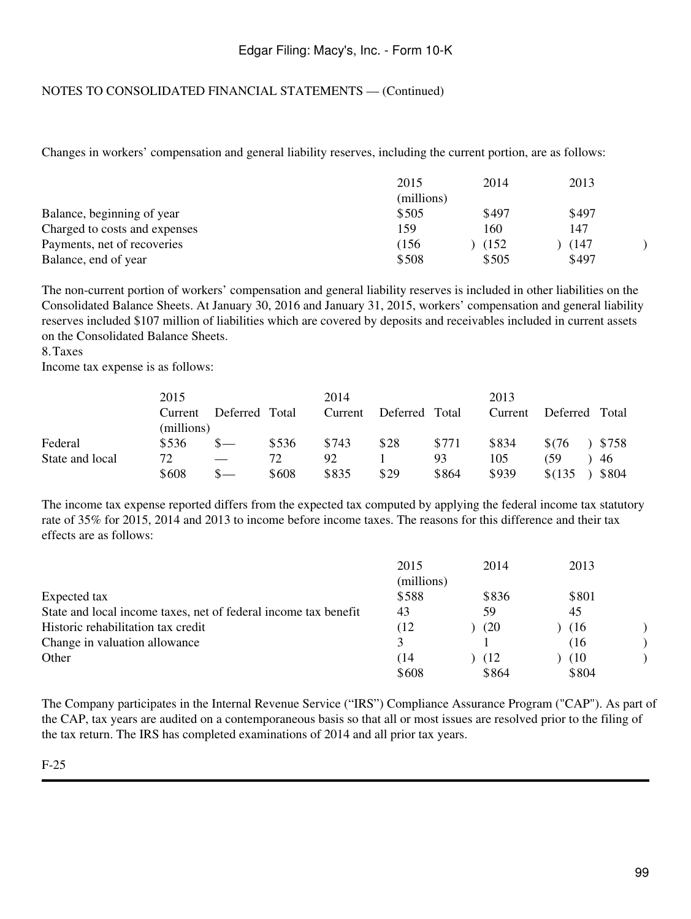NOTES TO CONSOLIDATED FINANCIAL STATEMENTS — (Continued)

Changes in workers' compensation and general liability reserves, including the current portion, are as follows:

| | 2015 | 2014 | 2013 |
|---|---|---|---|
| | (millions) | | |
| Balance, beginning of year | $505 | $497 | $497 |
| Charged to costs and expenses | 159 | 160 | 147 |
| Payments, net of recoveries | (156) | (152) | (147) |
| Balance, end of year | $508 | $505 | $497 |

The non-current portion of workers' compensation and general liability reserves is included in other liabilities on the Consolidated Balance Sheets. At January 30, 2016 and January 31, 2015, workers' compensation and general liability reserves included $107 million of liabilities which are covered by deposits and receivables included in current assets on the Consolidated Balance Sheets.

8. Taxes

Income tax expense is as follows:

| | 2015 | | | 2014 | | | 2013 | | |
|---|---|---|---|---|---|---|---|---|---|
| | Current | Deferred | Total | Current | Deferred | Total | Current | Deferred | Total |
| | (millions) | | | | | | | | |
| Federal | $536 | $— | $536 | $743 | $28 | $771 | $834 | $(76) | $758 |
| State and local | 72 | — | 72 | 92 | 1 | 93 | 105 | (59) | 46 |
| | $608 | $— | $608 | $835 | $29 | $864 | $939 | $(135) | $804 |

The income tax expense reported differs from the expected tax computed by applying the federal income tax statutory rate of 35% for 2015, 2014 and 2013 to income before income taxes. The reasons for this difference and their tax effects are as follows:

| | 2015 | 2014 | 2013 |
|---|---|---|---|
| | (millions) | | |
| Expected tax | $588 | $836 | $801 |
| State and local income taxes, net of federal income tax benefit | 43 | 59 | 45 |
| Historic rehabilitation tax credit | (12) | (20) | (16) |
| Change in valuation allowance | 3 | 1 | (16) |
| Other | (14) | (12) | (10) |
| | $608 | $864 | $804 |

The Company participates in the Internal Revenue Service ("IRS") Compliance Assurance Program ("CAP"). As part of the CAP, tax years are audited on a contemporaneous basis so that all or most issues are resolved prior to the filing of the tax return. The IRS has completed examinations of 2014 and all prior tax years.

F-25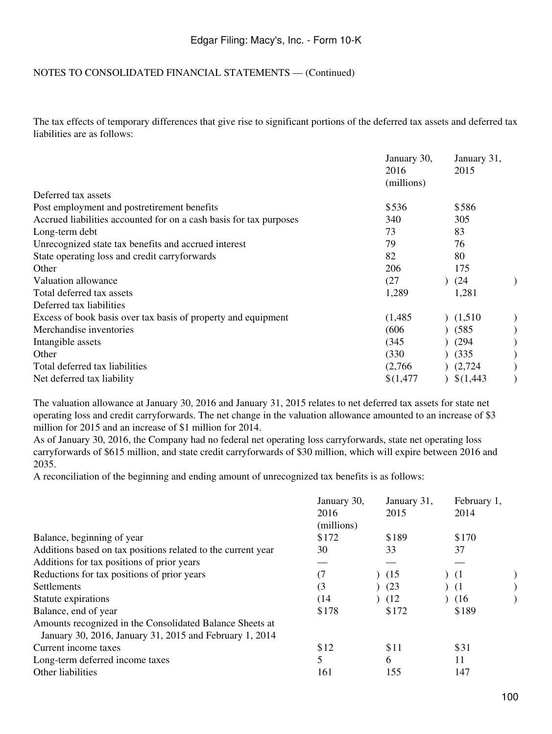NOTES TO CONSOLIDATED FINANCIAL STATEMENTS — (Continued)

The tax effects of temporary differences that give rise to significant portions of the deferred tax assets and deferred tax liabilities are as follows:

| | January 30, 2016 | January 31, 2015 |
|---|---|---|
| | (millions) | |
| Deferred tax assets | | |
| Post employment and postretirement benefits | $536 | $586 |
| Accrued liabilities accounted for on a cash basis for tax purposes | 340 | 305 |
| Long-term debt | 73 | 83 |
| Unrecognized state tax benefits and accrued interest | 79 | 76 |
| State operating loss and credit carryforwards | 82 | 80 |
| Other | 206 | 175 |
| Valuation allowance | (27) | (24) |
| Total deferred tax assets | 1,289 | 1,281 |
| Deferred tax liabilities | | |
| Excess of book basis over tax basis of property and equipment | (1,485) | (1,510) |
| Merchandise inventories | (606) | (585) |
| Intangible assets | (345) | (294) |
| Other | (330) | (335) |
| Total deferred tax liabilities | (2,766) | (2,724) |
| Net deferred tax liability | $(1,477) | $(1,443) |

The valuation allowance at January 30, 2016 and January 31, 2015 relates to net deferred tax assets for state net operating loss and credit carryforwards. The net change in the valuation allowance amounted to an increase of $3 million for 2015 and an increase of $1 million for 2014.

As of January 30, 2016, the Company had no federal net operating loss carryforwards, state net operating loss carryforwards of $615 million, and state credit carryforwards of $30 million, which will expire between 2016 and 2035.

A reconciliation of the beginning and ending amount of unrecognized tax benefits is as follows:

| | January 30, 2016 | January 31, 2015 | February 1, 2014 |
|---|---|---|---|
| | (millions) | | |
| Balance, beginning of year | $172 | $189 | $170 |
| Additions based on tax positions related to the current year | 30 | 33 | 37 |
| Additions for tax positions of prior years | — | — | — |
| Reductions for tax positions of prior years | (7) | (15) | (1) |
| Settlements | (3) | (23) | (1) |
| Statute expirations | (14) | (12) | (16) |
| Balance, end of year | $178 | $172 | $189 |
| Amounts recognized in the Consolidated Balance Sheets at January 30, 2016, January 31, 2015 and February 1, 2014 | | | |
| Current income taxes | $12 | $11 | $31 |
| Long-term deferred income taxes | 5 | 6 | 11 |
| Other liabilities | 161 | 155 | 147 |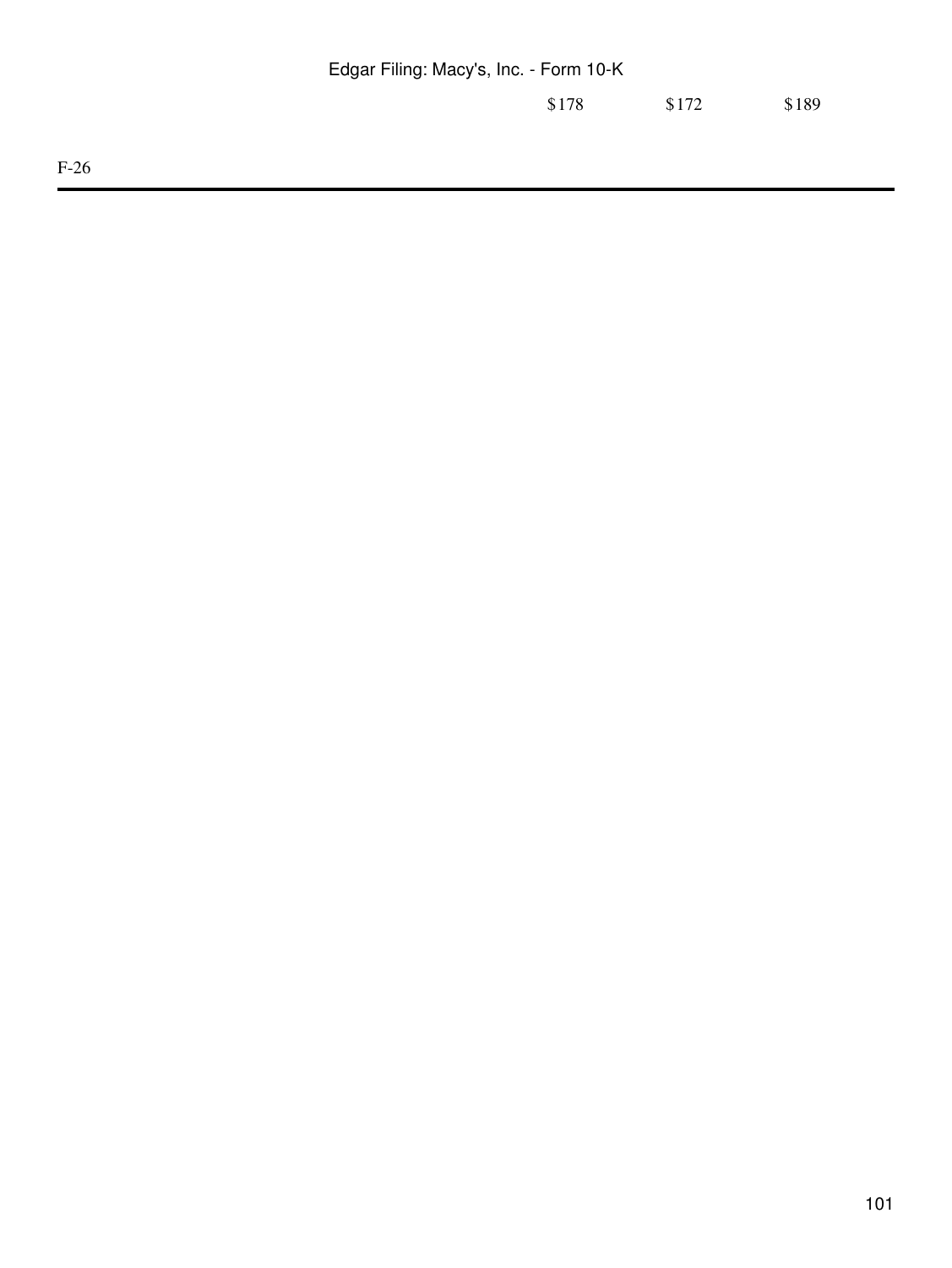| | | |
|---|---|---|
| $178 | $172 | $189 |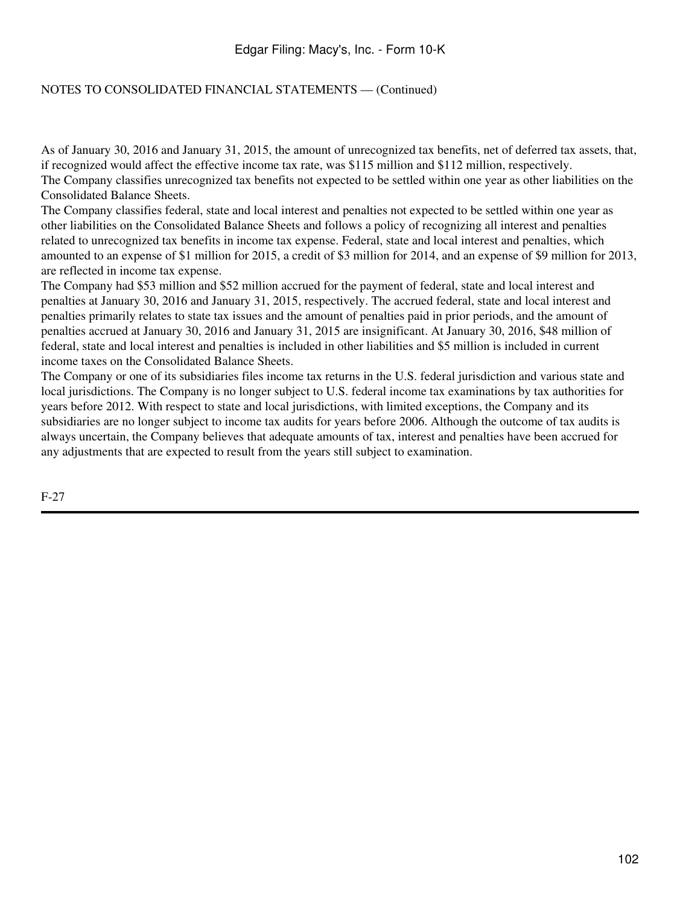NOTES TO CONSOLIDATED FINANCIAL STATEMENTS — (Continued)

As of January 30, 2016 and January 31, 2015, the amount of unrecognized tax benefits, net of deferred tax assets, that, if recognized would affect the effective income tax rate, was $115 million and $112 million, respectively.

The Company classifies unrecognized tax benefits not expected to be settled within one year as other liabilities on the Consolidated Balance Sheets.

The Company classifies federal, state and local interest and penalties not expected to be settled within one year as other liabilities on the Consolidated Balance Sheets and follows a policy of recognizing all interest and penalties related to unrecognized tax benefits in income tax expense. Federal, state and local interest and penalties, which amounted to an expense of $1 million for 2015, a credit of $3 million for 2014, and an expense of $9 million for 2013, are reflected in income tax expense.

The Company had $53 million and $52 million accrued for the payment of federal, state and local interest and penalties at January 30, 2016 and January 31, 2015, respectively. The accrued federal, state and local interest and penalties primarily relates to state tax issues and the amount of penalties paid in prior periods, and the amount of penalties accrued at January 30, 2016 and January 31, 2015 are insignificant. At January 30, 2016, $48 million of federal, state and local interest and penalties is included in other liabilities and $5 million is included in current income taxes on the Consolidated Balance Sheets.

The Company or one of its subsidiaries files income tax returns in the U.S. federal jurisdiction and various state and local jurisdictions. The Company is no longer subject to U.S. federal income tax examinations by tax authorities for years before 2012. With respect to state and local jurisdictions, with limited exceptions, the Company and its subsidiaries are no longer subject to income tax audits for years before 2006. Although the outcome of tax audits is always uncertain, the Company believes that adequate amounts of tax, interest and penalties have been accrued for any adjustments that are expected to result from the years still subject to examination.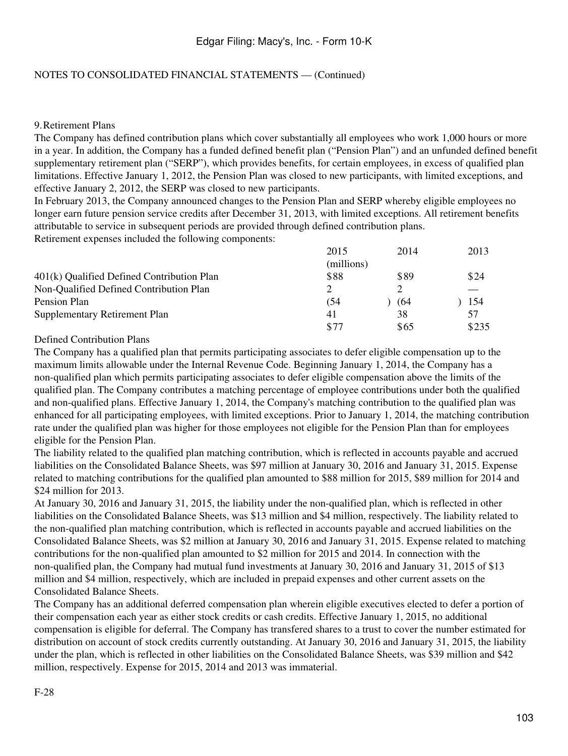NOTES TO CONSOLIDATED FINANCIAL STATEMENTS — (Continued)

## 9. Retirement Plans

The Company has defined contribution plans which cover substantially all employees who work 1,000 hours or more in a year. In addition, the Company has a funded defined benefit plan ("Pension Plan") and an unfunded defined benefit supplementary retirement plan ("SERP"), which provides benefits, for certain employees, in excess of qualified plan limitations. Effective January 1, 2012, the Pension Plan was closed to new participants, with limited exceptions, and effective January 2, 2012, the SERP was closed to new participants.

In February 2013, the Company announced changes to the Pension Plan and SERP whereby eligible employees no longer earn future pension service credits after December 31, 2013, with limited exceptions. All retirement benefits attributable to service in subsequent periods are provided through defined contribution plans.

Retirement expenses included the following components:

| | 2015 | 2014 | 2013 |
|---|---|---|---|
| | (millions) | | |
| 401(k) Qualified Defined Contribution Plan | $88 | $89 | $24 |
| Non-Qualified Defined Contribution Plan | 2 | 2 | — |
| Pension Plan | (54) | (64) | 154 |
| Supplementary Retirement Plan | 41 | 38 | 57 |
| | $77 | $65 | $235 |

### Defined Contribution Plans

The Company has a qualified plan that permits participating associates to defer eligible compensation up to the maximum limits allowable under the Internal Revenue Code. Beginning January 1, 2014, the Company has a non-qualified plan which permits participating associates to defer eligible compensation above the limits of the qualified plan. The Company contributes a matching percentage of employee contributions under both the qualified and non-qualified plans. Effective January 1, 2014, the Company's matching contribution to the qualified plan was enhanced for all participating employees, with limited exceptions. Prior to January 1, 2014, the matching contribution rate under the qualified plan was higher for those employees not eligible for the Pension Plan than for employees eligible for the Pension Plan.

The liability related to the qualified plan matching contribution, which is reflected in accounts payable and accrued liabilities on the Consolidated Balance Sheets, was $97 million at January 30, 2016 and January 31, 2015. Expense related to matching contributions for the qualified plan amounted to $88 million for 2015, $89 million for 2014 and $24 million for 2013.

At January 30, 2016 and January 31, 2015, the liability under the non-qualified plan, which is reflected in other liabilities on the Consolidated Balance Sheets, was $13 million and $4 million, respectively. The liability related to the non-qualified plan matching contribution, which is reflected in accounts payable and accrued liabilities on the Consolidated Balance Sheets, was $2 million at January 30, 2016 and January 31, 2015. Expense related to matching contributions for the non-qualified plan amounted to $2 million for 2015 and 2014. In connection with the non-qualified plan, the Company had mutual fund investments at January 30, 2016 and January 31, 2015 of $13 million and $4 million, respectively, which are included in prepaid expenses and other current assets on the Consolidated Balance Sheets.

The Company has an additional deferred compensation plan wherein eligible executives elected to defer a portion of their compensation each year as either stock credits or cash credits. Effective January 1, 2015, no additional compensation is eligible for deferral. The Company has transfered shares to a trust to cover the number estimated for distribution on account of stock credits currently outstanding. At January 30, 2016 and January 31, 2015, the liability under the plan, which is reflected in other liabilities on the Consolidated Balance Sheets, was $39 million and $42 million, respectively. Expense for 2015, 2014 and 2013 was immaterial.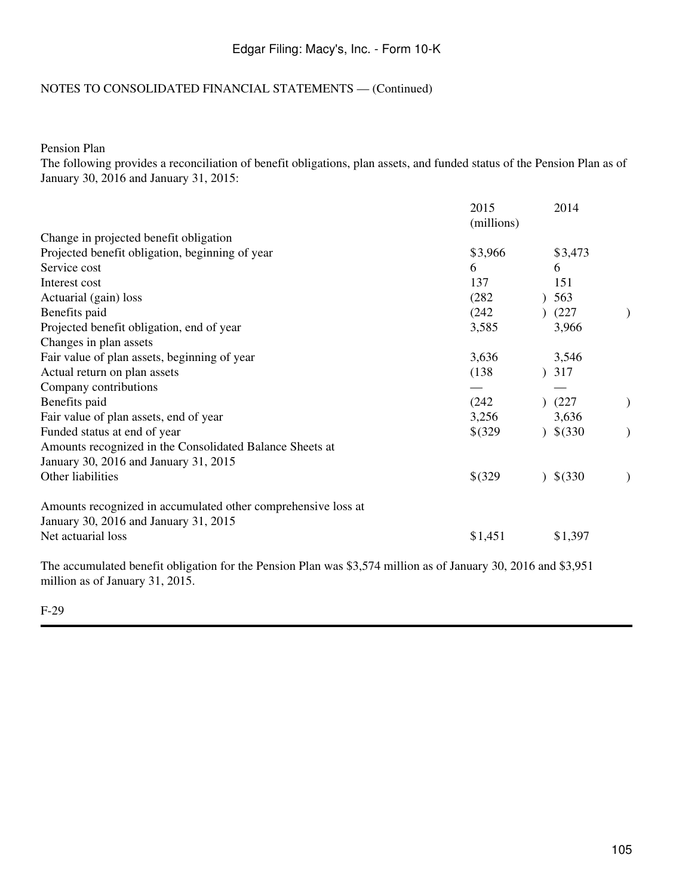NOTES TO CONSOLIDATED FINANCIAL STATEMENTS — (Continued)

Pension Plan

The following provides a reconciliation of benefit obligations, plan assets, and funded status of the Pension Plan as of January 30, 2016 and January 31, 2015:

| | 2015 | 2014 |
|---|---|---|
| | (millions) | |
| Change in projected benefit obligation | | |
| Projected benefit obligation, beginning of year | $3,966 | $3,473 |
| Service cost | 6 | 6 |
| Interest cost | 137 | 151 |
| Actuarial (gain) loss | (282) | 563 |
| Benefits paid | (242) | (227) |
| Projected benefit obligation, end of year | 3,585 | 3,966 |
| Changes in plan assets | | |
| Fair value of plan assets, beginning of year | 3,636 | 3,546 |
| Actual return on plan assets | (138) | 317 |
| Company contributions | — | — |
| Benefits paid | (242) | (227) |
| Fair value of plan assets, end of year | 3,256 | 3,636 |
| Funded status at end of year | $(329) | $(330) |
| Amounts recognized in the Consolidated Balance Sheets at January 30, 2016 and January 31, 2015 | | |
| Other liabilities | $(329) | $(330) |
| Amounts recognized in accumulated other comprehensive loss at January 30, 2016 and January 31, 2015 | | |
| Net actuarial loss | $1,451 | $1,397 |

The accumulated benefit obligation for the Pension Plan was $3,574 million as of January 30, 2016 and $3,951 million as of January 31, 2015.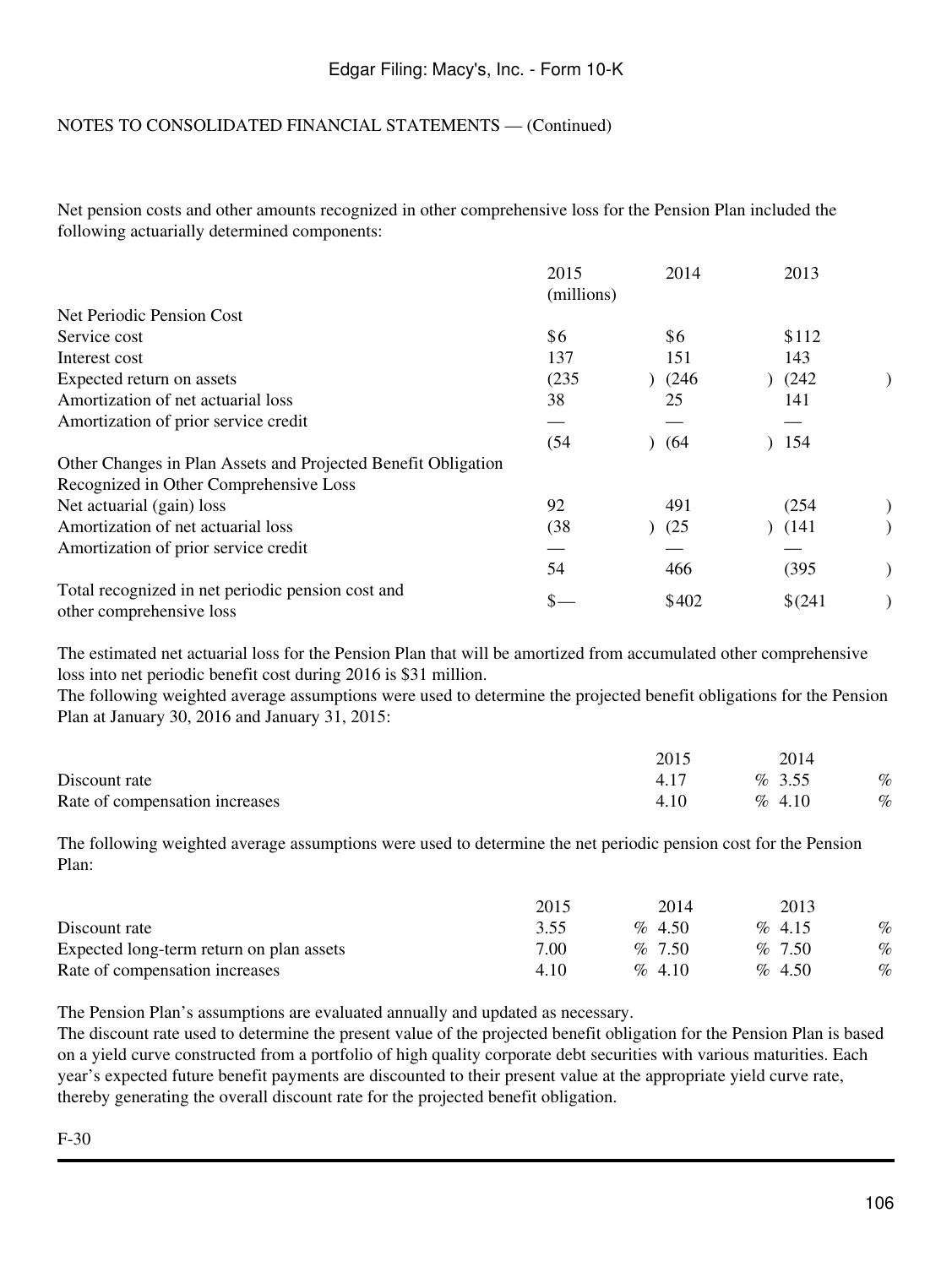NOTES TO CONSOLIDATED FINANCIAL STATEMENTS — (Continued)

Net pension costs and other amounts recognized in other comprehensive loss for the Pension Plan included the following actuarially determined components:

| | 2015 | 2014 | 2013 |
|---|---|---|---|
| | (millions) | | |
| Net Periodic Pension Cost | | | |
| Service cost | $6 | $6 | $112 |
| Interest cost | 137 | 151 | 143 |
| Expected return on assets | (235) | (246) | (242) |
| Amortization of net actuarial loss | 38 | 25 | 141 |
| Amortization of prior service credit | — | — | — |
| | (54) | (64) | 154 |
| Other Changes in Plan Assets and Projected Benefit Obligation Recognized in Other Comprehensive Loss | | | |
| Net actuarial (gain) loss | 92 | 491 | (254) |
| Amortization of net actuarial loss | (38) | (25) | (141) |
| Amortization of prior service credit | — | — | — |
| | 54 | 466 | (395) |
| Total recognized in net periodic pension cost and other comprehensive loss | $— | $402 | $(241) |

The estimated net actuarial loss for the Pension Plan that will be amortized from accumulated other comprehensive loss into net periodic benefit cost during 2016 is $31 million.

The following weighted average assumptions were used to determine the projected benefit obligations for the Pension Plan at January 30, 2016 and January 31, 2015:

| | 2015 | 2014 |
|---|---|---|
| Discount rate | 4.17 % | 3.55 % |
| Rate of compensation increases | 4.10 % | 4.10 % |

The following weighted average assumptions were used to determine the net periodic pension cost for the Pension Plan:

| | 2015 | 2014 | 2013 |
|---|---|---|---|
| Discount rate | 3.55 % | 4.50 % | 4.15 % |
| Expected long-term return on plan assets | 7.00 % | 7.50 % | 7.50 % |
| Rate of compensation increases | 4.10 % | 4.10 % | 4.50 % |

The Pension Plan's assumptions are evaluated annually and updated as necessary.

The discount rate used to determine the present value of the projected benefit obligation for the Pension Plan is based on a yield curve constructed from a portfolio of high quality corporate debt securities with various maturities. Each year's expected future benefit payments are discounted to their present value at the appropriate yield curve rate, thereby generating the overall discount rate for the projected benefit obligation.

F-30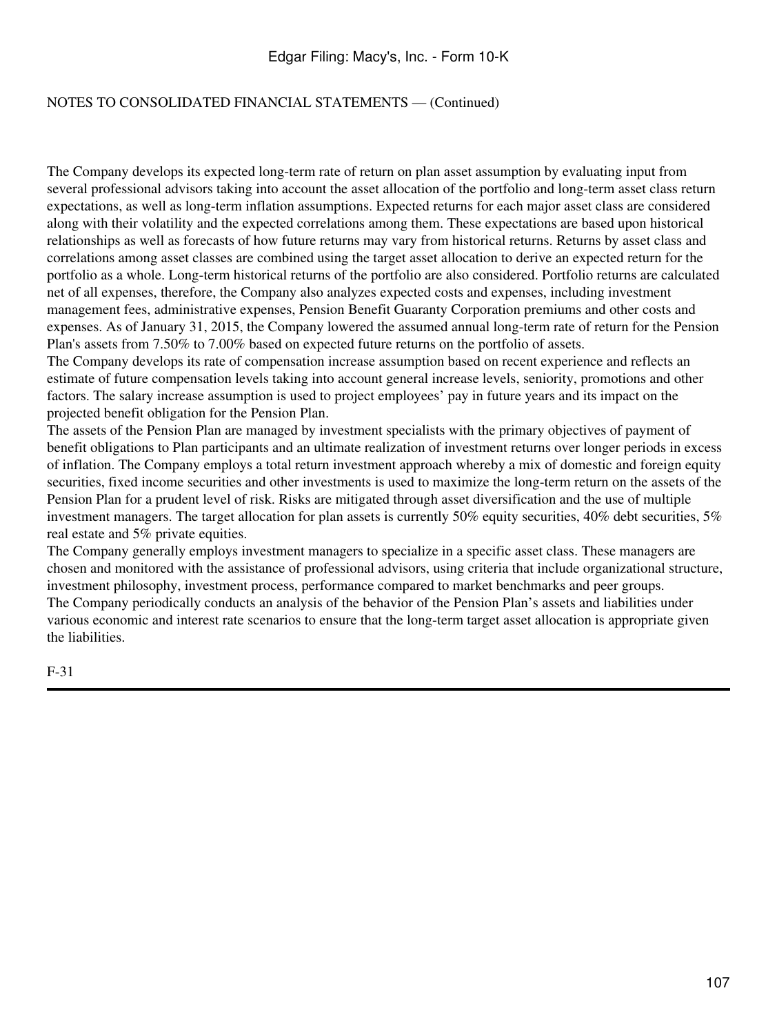NOTES TO CONSOLIDATED FINANCIAL STATEMENTS — (Continued)

The Company develops its expected long-term rate of return on plan asset assumption by evaluating input from several professional advisors taking into account the asset allocation of the portfolio and long-term asset class return expectations, as well as long-term inflation assumptions. Expected returns for each major asset class are considered along with their volatility and the expected correlations among them. These expectations are based upon historical relationships as well as forecasts of how future returns may vary from historical returns. Returns by asset class and correlations among asset classes are combined using the target asset allocation to derive an expected return for the portfolio as a whole. Long-term historical returns of the portfolio are also considered. Portfolio returns are calculated net of all expenses, therefore, the Company also analyzes expected costs and expenses, including investment management fees, administrative expenses, Pension Benefit Guaranty Corporation premiums and other costs and expenses. As of January 31, 2015, the Company lowered the assumed annual long-term rate of return for the Pension Plan's assets from 7.50% to 7.00% based on expected future returns on the portfolio of assets.

The Company develops its rate of compensation increase assumption based on recent experience and reflects an estimate of future compensation levels taking into account general increase levels, seniority, promotions and other factors. The salary increase assumption is used to project employees' pay in future years and its impact on the projected benefit obligation for the Pension Plan.

The assets of the Pension Plan are managed by investment specialists with the primary objectives of payment of benefit obligations to Plan participants and an ultimate realization of investment returns over longer periods in excess of inflation. The Company employs a total return investment approach whereby a mix of domestic and foreign equity securities, fixed income securities and other investments is used to maximize the long-term return on the assets of the Pension Plan for a prudent level of risk. Risks are mitigated through asset diversification and the use of multiple investment managers. The target allocation for plan assets is currently 50% equity securities, 40% debt securities, 5% real estate and 5% private equities.

The Company generally employs investment managers to specialize in a specific asset class. These managers are chosen and monitored with the assistance of professional advisors, using criteria that include organizational structure, investment philosophy, investment process, performance compared to market benchmarks and peer groups.

The Company periodically conducts an analysis of the behavior of the Pension Plan's assets and liabilities under various economic and interest rate scenarios to ensure that the long-term target asset allocation is appropriate given the liabilities.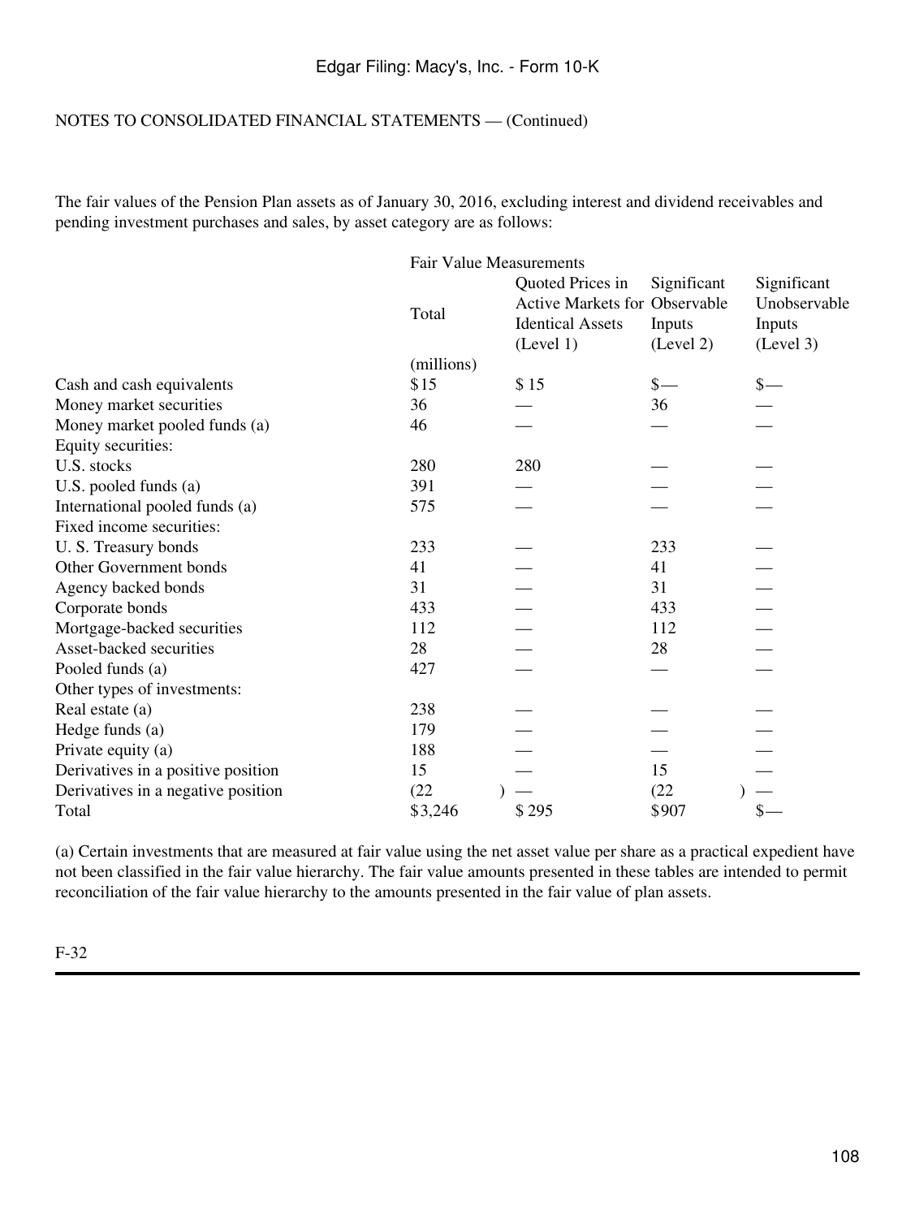NOTES TO CONSOLIDATED FINANCIAL STATEMENTS — (Continued)

The fair values of the Pension Plan assets as of January 30, 2016, excluding interest and dividend receivables and pending investment purchases and sales, by asset category are as follows:

| | Fair Value Measurements | | | |
|---|---|---|---|---|
| | Total | Quoted Prices in Active Markets for Identical Assets (Level 1) | Significant Observable Inputs (Level 2) | Significant Unobservable Inputs (Level 3) |
| | (millions) | | | |
| Cash and cash equivalents | $15 | $ 15 | $— | $— |
| Money market securities | 36 | — | 36 | — |
| Money market pooled funds (a) | 46 | — | — | — |
| Equity securities: | | | | |
| U.S. stocks | 280 | 280 | — | — |
| U.S. pooled funds (a) | 391 | — | — | — |
| International pooled funds (a) | 575 | — | — | — |
| Fixed income securities: | | | | |
| U. S. Treasury bonds | 233 | — | 233 | — |
| Other Government bonds | 41 | — | 41 | — |
| Agency backed bonds | 31 | — | 31 | — |
| Corporate bonds | 433 | — | 433 | — |
| Mortgage-backed securities | 112 | — | 112 | — |
| Asset-backed securities | 28 | — | 28 | — |
| Pooled funds (a) | 427 | — | — | — |
| Other types of investments: | | | | |
| Real estate (a) | 238 | — | — | — |
| Hedge funds (a) | 179 | — | — | — |
| Private equity (a) | 188 | — | — | — |
| Derivatives in a positive position | 15 | — | 15 | — |
| Derivatives in a negative position | (22) | — | (22) | — |
| Total | $3,246 | $ 295 | $907 | $— |

(a) Certain investments that are measured at fair value using the net asset value per share as a practical expedient have not been classified in the fair value hierarchy. The fair value amounts presented in these tables are intended to permit reconciliation of the fair value hierarchy to the amounts presented in the fair value of plan assets.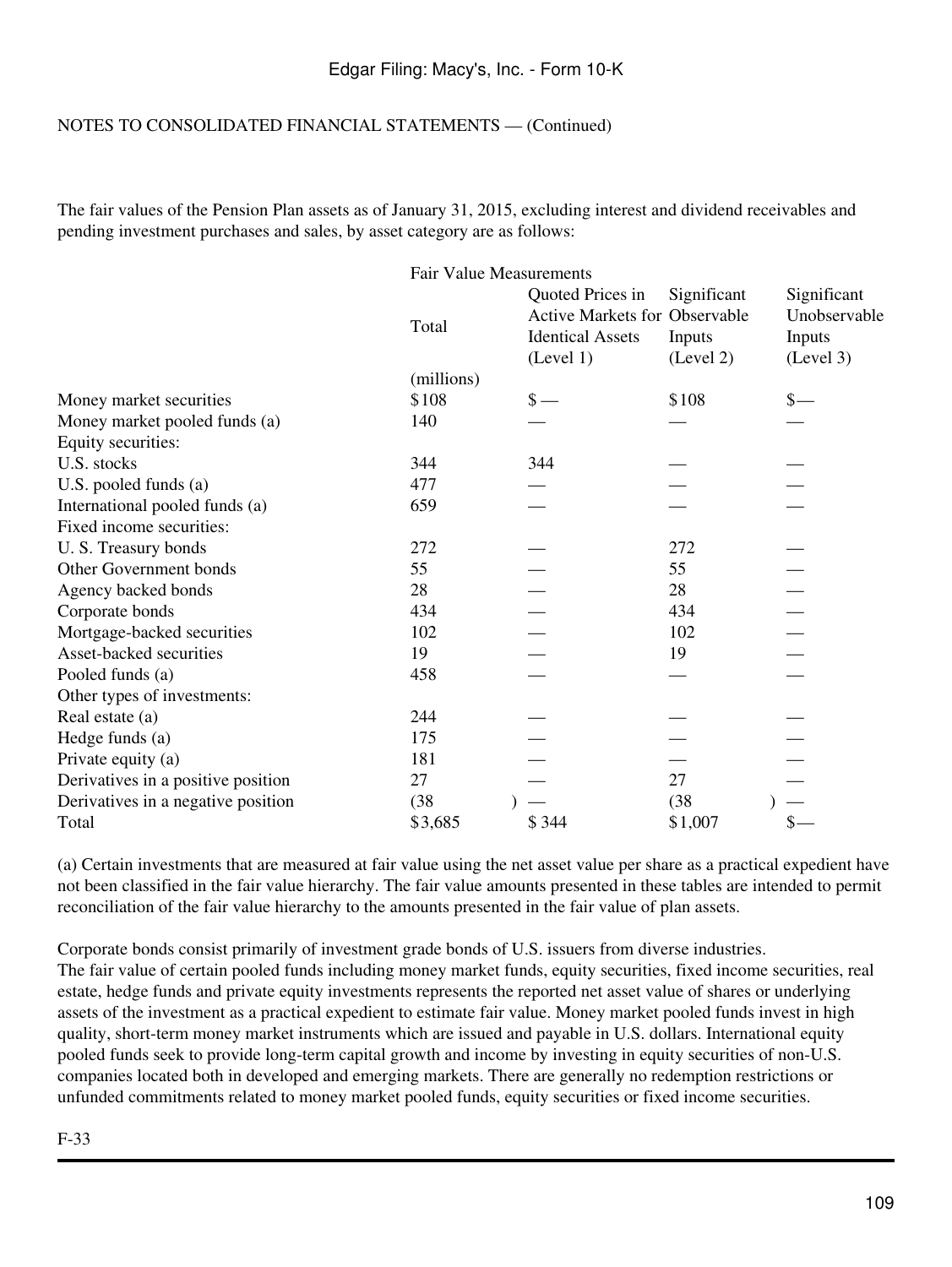NOTES TO CONSOLIDATED FINANCIAL STATEMENTS — (Continued)

The fair values of the Pension Plan assets as of January 31, 2015, excluding interest and dividend receivables and pending investment purchases and sales, by asset category are as follows:

| | Fair Value Measurements | | | |
|---|---|---|---|---|
| | Total | Quoted Prices in Active Markets for Identical Assets (Level 1) | Significant Observable Inputs (Level 2) | Significant Unobservable Inputs (Level 3) |
| | (millions) | | | |
| Money market securities | $108 | $— | $108 | $— |
| Money market pooled funds (a) | 140 | — | — | — |
| Equity securities: | | | | |
| U.S. stocks | 344 | 344 | — | — |
| U.S. pooled funds (a) | 477 | — | — | — |
| International pooled funds (a) | 659 | — | — | — |
| Fixed income securities: | | | | |
| U. S. Treasury bonds | 272 | — | 272 | — |
| Other Government bonds | 55 | — | 55 | — |
| Agency backed bonds | 28 | — | 28 | — |
| Corporate bonds | 434 | — | 434 | — |
| Mortgage-backed securities | 102 | — | 102 | — |
| Asset-backed securities | 19 | — | 19 | — |
| Pooled funds (a) | 458 | — | — | — |
| Other types of investments: | | | | |
| Real estate (a) | 244 | — | — | — |
| Hedge funds (a) | 175 | — | — | — |
| Private equity (a) | 181 | — | — | — |
| Derivatives in a positive position | 27 | — | 27 | — |
| Derivatives in a negative position | (38) | — | (38) | — |
| Total | $3,685 | $ 344 | $1,007 | $— |

(a) Certain investments that are measured at fair value using the net asset value per share as a practical expedient have not been classified in the fair value hierarchy. The fair value amounts presented in these tables are intended to permit reconciliation of the fair value hierarchy to the amounts presented in the fair value of plan assets.

Corporate bonds consist primarily of investment grade bonds of U.S. issuers from diverse industries.
The fair value of certain pooled funds including money market funds, equity securities, fixed income securities, real estate, hedge funds and private equity investments represents the reported net asset value of shares or underlying assets of the investment as a practical expedient to estimate fair value. Money market pooled funds invest in high quality, short-term money market instruments which are issued and payable in U.S. dollars. International equity pooled funds seek to provide long-term capital growth and income by investing in equity securities of non-U.S. companies located both in developed and emerging markets. There are generally no redemption restrictions or unfunded commitments related to money market pooled funds, equity securities or fixed income securities.

F-33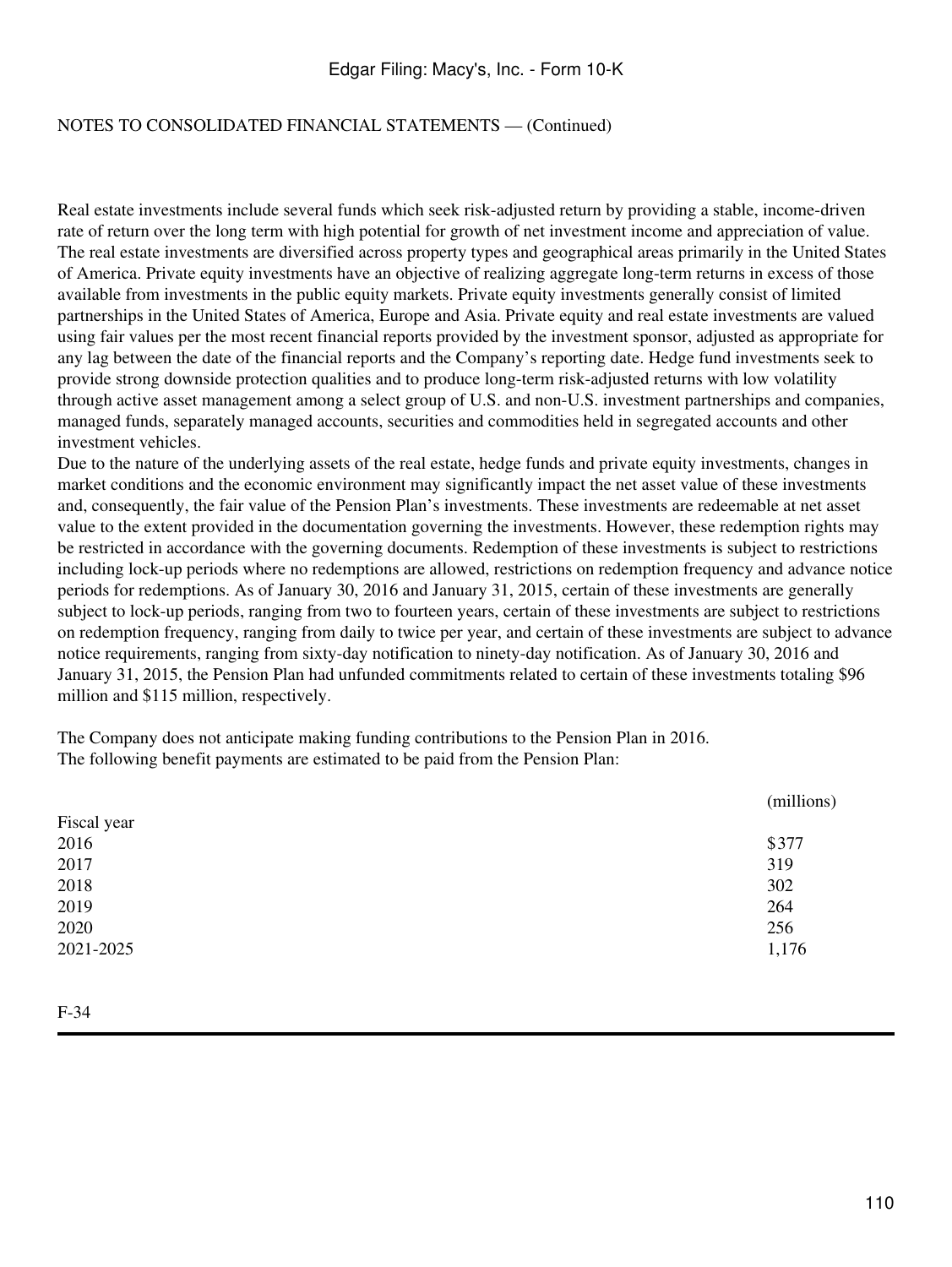NOTES TO CONSOLIDATED FINANCIAL STATEMENTS — (Continued)

Real estate investments include several funds which seek risk-adjusted return by providing a stable, income-driven rate of return over the long term with high potential for growth of net investment income and appreciation of value. The real estate investments are diversified across property types and geographical areas primarily in the United States of America. Private equity investments have an objective of realizing aggregate long-term returns in excess of those available from investments in the public equity markets. Private equity investments generally consist of limited partnerships in the United States of America, Europe and Asia. Private equity and real estate investments are valued using fair values per the most recent financial reports provided by the investment sponsor, adjusted as appropriate for any lag between the date of the financial reports and the Company's reporting date. Hedge fund investments seek to provide strong downside protection qualities and to produce long-term risk-adjusted returns with low volatility through active asset management among a select group of U.S. and non-U.S. investment partnerships and companies, managed funds, separately managed accounts, securities and commodities held in segregated accounts and other investment vehicles.

Due to the nature of the underlying assets of the real estate, hedge funds and private equity investments, changes in market conditions and the economic environment may significantly impact the net asset value of these investments and, consequently, the fair value of the Pension Plan's investments. These investments are redeemable at net asset value to the extent provided in the documentation governing the investments. However, these redemption rights may be restricted in accordance with the governing documents. Redemption of these investments is subject to restrictions including lock-up periods where no redemptions are allowed, restrictions on redemption frequency and advance notice periods for redemptions. As of January 30, 2016 and January 31, 2015, certain of these investments are generally subject to lock-up periods, ranging from two to fourteen years, certain of these investments are subject to restrictions on redemption frequency, ranging from daily to twice per year, and certain of these investments are subject to advance notice requirements, ranging from sixty-day notification to ninety-day notification. As of January 30, 2016 and January 31, 2015, the Pension Plan had unfunded commitments related to certain of these investments totaling $96 million and $115 million, respectively.

The Company does not anticipate making funding contributions to the Pension Plan in 2016.

The following benefit payments are estimated to be paid from the Pension Plan:

| | (millions) |
|---|---|
| Fiscal year | |
| 2016 | $377 |
| 2017 | 319 |
| 2018 | 302 |
| 2019 | 264 |
| 2020 | 256 |
| 2021-2025 | 1,176 |

F-34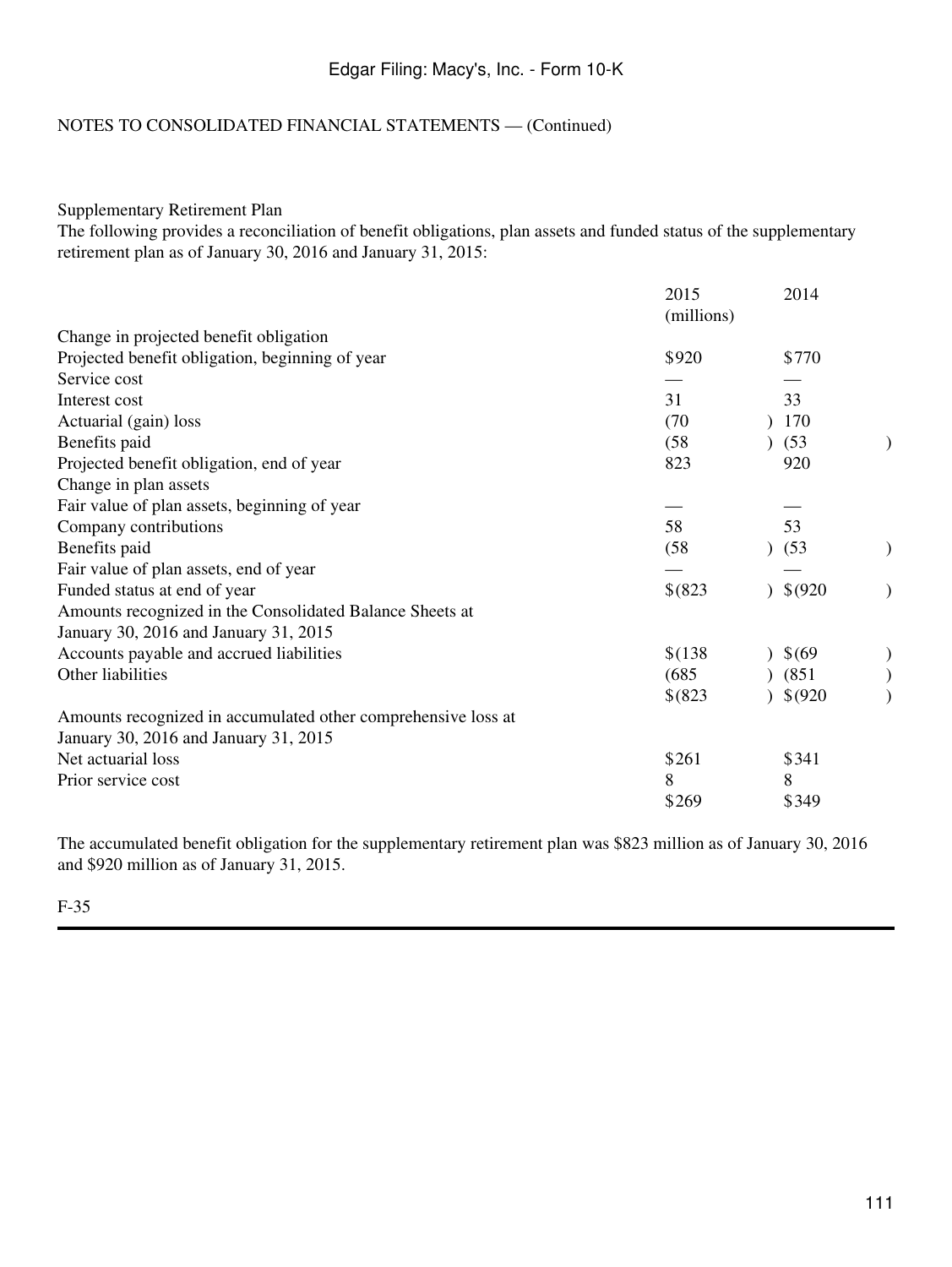NOTES TO CONSOLIDATED FINANCIAL STATEMENTS — (Continued)

Supplementary Retirement Plan

The following provides a reconciliation of benefit obligations, plan assets and funded status of the supplementary retirement plan as of January 30, 2016 and January 31, 2015:

| | 2015 | 2014 |
|---|---|---|
| | (millions) | |
| Change in projected benefit obligation | | |
| Projected benefit obligation, beginning of year | $920 | $770 |
| Service cost | — | — |
| Interest cost | 31 | 33 |
| Actuarial (gain) loss | (70) | 170 |
| Benefits paid | (58) | (53) |
| Projected benefit obligation, end of year | 823 | 920 |
| Change in plan assets | | |
| Fair value of plan assets, beginning of year | — | — |
| Company contributions | 58 | 53 |
| Benefits paid | (58) | (53) |
| Fair value of plan assets, end of year | — | — |
| Funded status at end of year | $(823) | $(920) |
| Amounts recognized in the Consolidated Balance Sheets at January 30, 2016 and January 31, 2015 | | |
| Accounts payable and accrued liabilities | $(138) | $(69) |
| Other liabilities | (685) | (851) |
| | $(823) | $(920) |
| Amounts recognized in accumulated other comprehensive loss at January 30, 2016 and January 31, 2015 | | |
| Net actuarial loss | $261 | $341 |
| Prior service cost | 8 | 8 |
| | $269 | $349 |

The accumulated benefit obligation for the supplementary retirement plan was $823 million as of January 30, 2016 and $920 million as of January 31, 2015.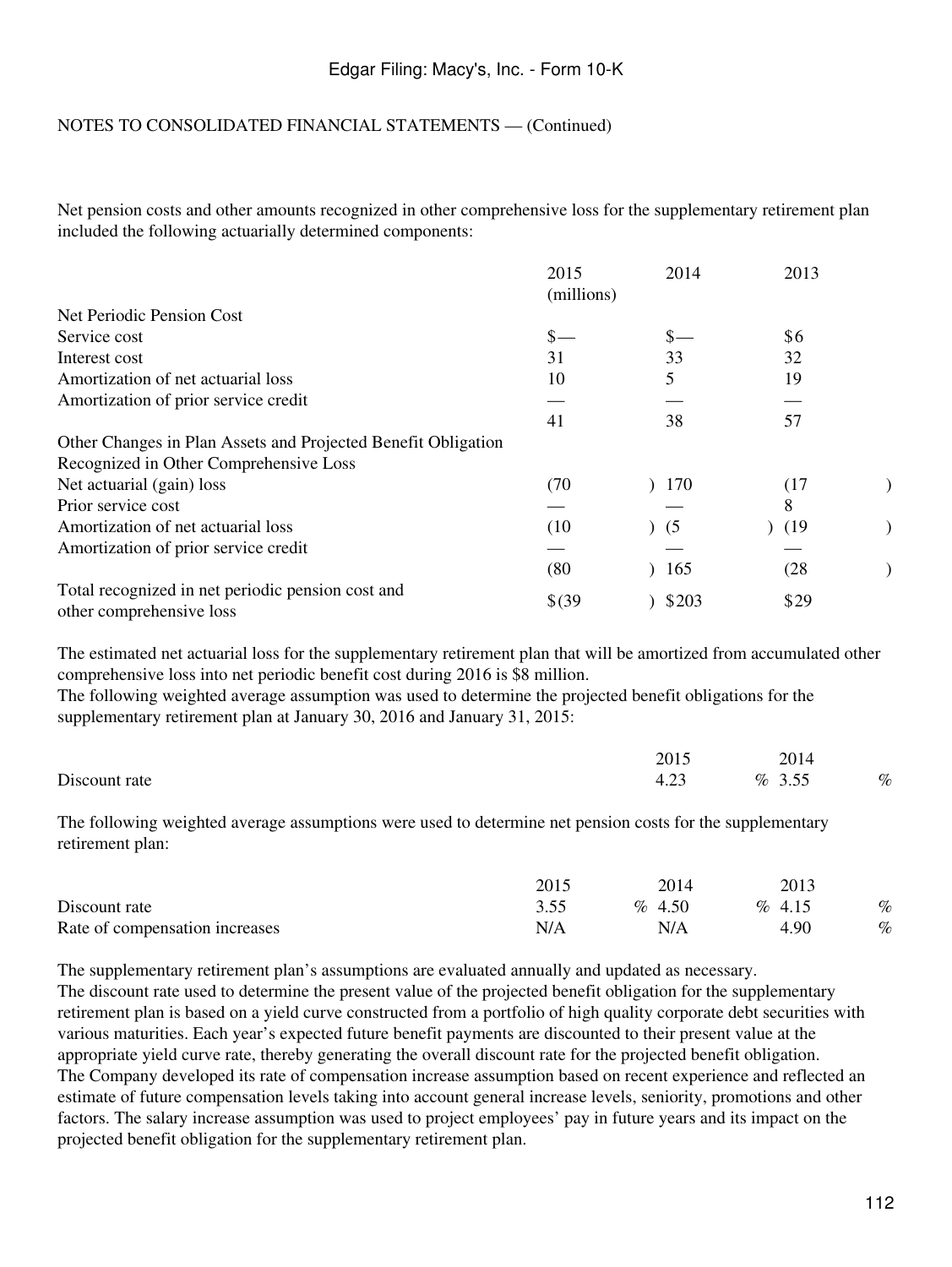NOTES TO CONSOLIDATED FINANCIAL STATEMENTS — (Continued)

Net pension costs and other amounts recognized in other comprehensive loss for the supplementary retirement plan included the following actuarially determined components:

| | 2015 | 2014 | 2013 |
|---|---|---|---|
| | (millions) | | |
| Net Periodic Pension Cost | | | |
| Service cost | $— | $— | $6 |
| Interest cost | 31 | 33 | 32 |
| Amortization of net actuarial loss | 10 | 5 | 19 |
| Amortization of prior service credit | — | — | — |
| | 41 | 38 | 57 |
| Other Changes in Plan Assets and Projected Benefit Obligation Recognized in Other Comprehensive Loss | | | |
| Net actuarial (gain) loss | (70) | 170 | (17) |
| Prior service cost | — | — | 8 |
| Amortization of net actuarial loss | (10) | (5) | (19) |
| Amortization of prior service credit | — | — | — |
| | (80) | 165 | (28) |
| Total recognized in net periodic pension cost and other comprehensive loss | $(39) | $203 | $29 |

The estimated net actuarial loss for the supplementary retirement plan that will be amortized from accumulated other comprehensive loss into net periodic benefit cost during 2016 is $8 million.

The following weighted average assumption was used to determine the projected benefit obligations for the supplementary retirement plan at January 30, 2016 and January 31, 2015:

| | 2015 | 2014 |
|---|---|---|
| Discount rate | 4.23 % | 3.55 % |

The following weighted average assumptions were used to determine net pension costs for the supplementary retirement plan:

| | 2015 | 2014 | 2013 |
|---|---|---|---|
| Discount rate | 3.55 % | 4.50 % | 4.15 % |
| Rate of compensation increases | N/A | N/A | 4.90 % |

The supplementary retirement plan's assumptions are evaluated annually and updated as necessary.

The discount rate used to determine the present value of the projected benefit obligation for the supplementary retirement plan is based on a yield curve constructed from a portfolio of high quality corporate debt securities with various maturities. Each year's expected future benefit payments are discounted to their present value at the appropriate yield curve rate, thereby generating the overall discount rate for the projected benefit obligation.

The Company developed its rate of compensation increase assumption based on recent experience and reflected an estimate of future compensation levels taking into account general increase levels, seniority, promotions and other factors. The salary increase assumption was used to project employees' pay in future years and its impact on the projected benefit obligation for the supplementary retirement plan.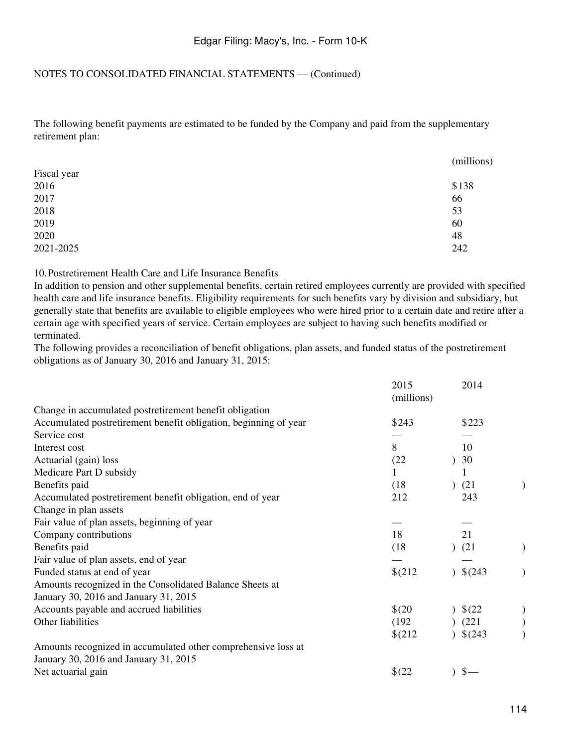NOTES TO CONSOLIDATED FINANCIAL STATEMENTS — (Continued)

The following benefit payments are estimated to be funded by the Company and paid from the supplementary retirement plan:

| | (millions) |
|---|---|
| Fiscal year | |
| 2016 | $138 |
| 2017 | 66 |
| 2018 | 53 |
| 2019 | 60 |
| 2020 | 48 |
| 2021-2025 | 242 |

10. Postretirement Health Care and Life Insurance Benefits

In addition to pension and other supplemental benefits, certain retired employees currently are provided with specified health care and life insurance benefits. Eligibility requirements for such benefits vary by division and subsidiary, but generally state that benefits are available to eligible employees who were hired prior to a certain date and retire after a certain age with specified years of service. Certain employees are subject to having such benefits modified or terminated.

The following provides a reconciliation of benefit obligations, plan assets, and funded status of the postretirement obligations as of January 30, 2016 and January 31, 2015:

| | 2015 (millions) | 2014 |
|---|---|---|
| Change in accumulated postretirement benefit obligation | | |
| Accumulated postretirement benefit obligation, beginning of year | $243 | $223 |
| Service cost | — | — |
| Interest cost | 8 | 10 |
| Actuarial (gain) loss | (22) | 30 |
| Medicare Part D subsidy | 1 | 1 |
| Benefits paid | (18) | (21) |
| Accumulated postretirement benefit obligation, end of year | 212 | 243 |
| Change in plan assets | | |
| Fair value of plan assets, beginning of year | — | — |
| Company contributions | 18 | 21 |
| Benefits paid | (18) | (21) |
| Fair value of plan assets, end of year | — | — |
| Funded status at end of year | $(212) | $(243) |
| Amounts recognized in the Consolidated Balance Sheets at January 30, 2016 and January 31, 2015 | | |
| Accounts payable and accrued liabilities | $(20) | $(22) |
| Other liabilities | (192) | (221) |
| | $(212) | $(243) |
| Amounts recognized in accumulated other comprehensive loss at January 30, 2016 and January 31, 2015 | | |
| Net actuarial gain | $(22) | $— |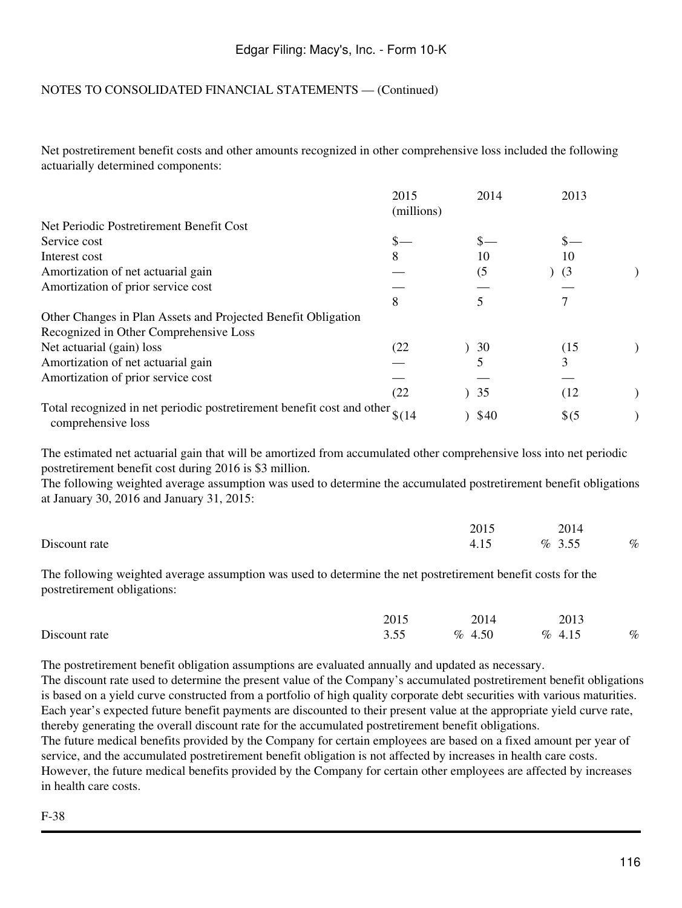Edgar Filing: Macy's, Inc. - Form 10-K

NOTES TO CONSOLIDATED FINANCIAL STATEMENTS — (Continued)

Net postretirement benefit costs and other amounts recognized in other comprehensive loss included the following actuarially determined components:

| | 2015 | 2014 | 2013 |
|---|---|---|---|
| | (millions) | | |
| Net Periodic Postretirement Benefit Cost | | | |
| Service cost | $— | $— | $— |
| Interest cost | 8 | 10 | 10 |
| Amortization of net actuarial gain | — | (5) | (3) |
| Amortization of prior service cost | — | — | — |
| | 8 | 5 | 7 |
| Other Changes in Plan Assets and Projected Benefit Obligation Recognized in Other Comprehensive Loss | | | |
| Net actuarial (gain) loss | (22) | 30 | (15) |
| Amortization of net actuarial gain | — | 5 | 3 |
| Amortization of prior service cost | — | — | — |
| | (22) | 35 | (12) |
| Total recognized in net periodic postretirement benefit cost and other comprehensive loss | $(14) | $40 | $(5) |

The estimated net actuarial gain that will be amortized from accumulated other comprehensive loss into net periodic postretirement benefit cost during 2016 is $3 million.

The following weighted average assumption was used to determine the accumulated postretirement benefit obligations at January 30, 2016 and January 31, 2015:

| | 2015 | 2014 |
|---|---|---|
| Discount rate | 4.15 % | 3.55 % |

The following weighted average assumption was used to determine the net postretirement benefit costs for the postretirement obligations:

| | 2015 | 2014 | 2013 |
|---|---|---|---|
| Discount rate | 3.55 % | 4.50 % | 4.15 % |

The postretirement benefit obligation assumptions are evaluated annually and updated as necessary.

The discount rate used to determine the present value of the Company's accumulated postretirement benefit obligations is based on a yield curve constructed from a portfolio of high quality corporate debt securities with various maturities. Each year's expected future benefit payments are discounted to their present value at the appropriate yield curve rate, thereby generating the overall discount rate for the accumulated postretirement benefit obligations.

The future medical benefits provided by the Company for certain employees are based on a fixed amount per year of service, and the accumulated postretirement benefit obligation is not affected by increases in health care costs. However, the future medical benefits provided by the Company for certain other employees are affected by increases in health care costs.

F-38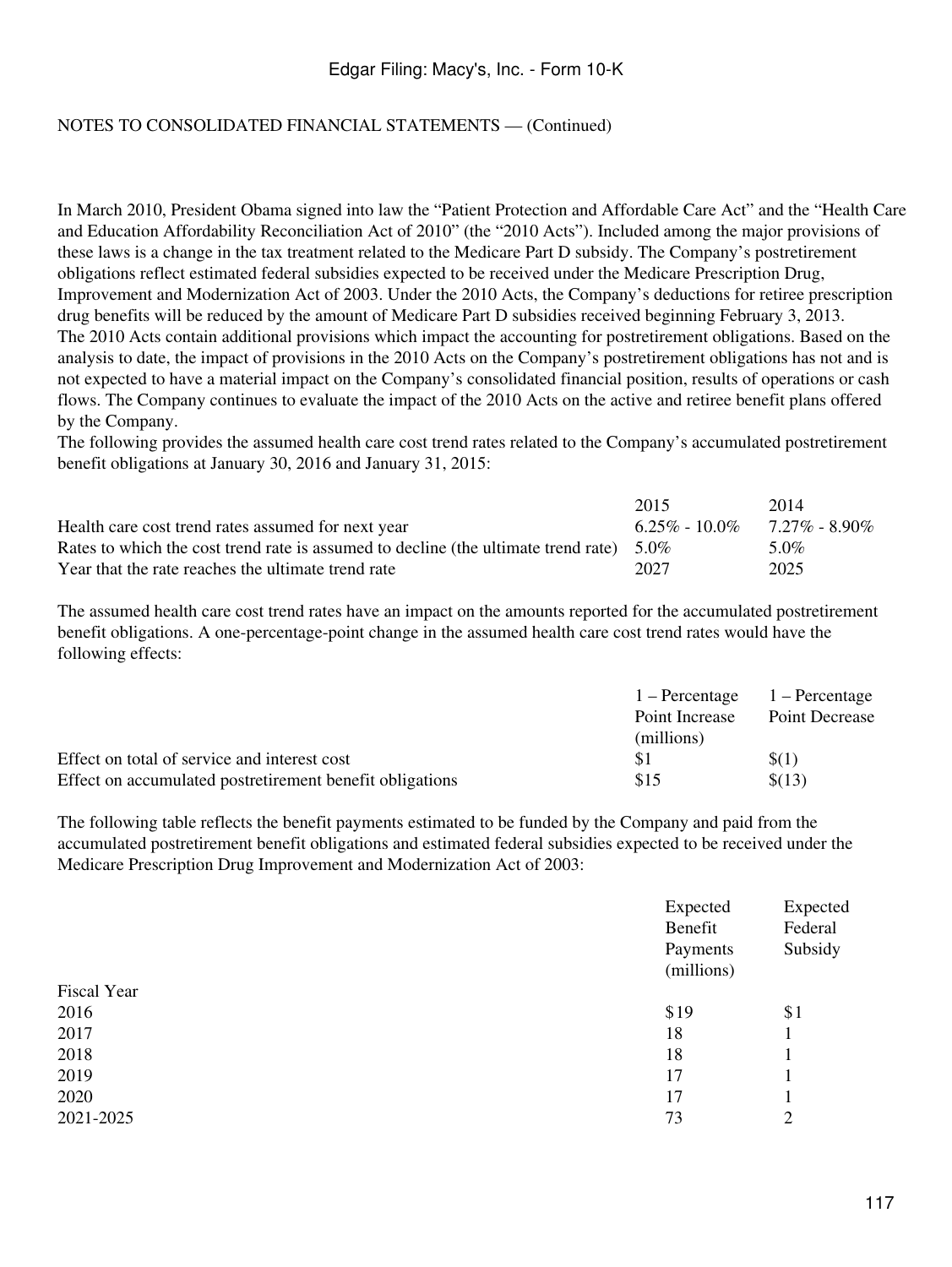NOTES TO CONSOLIDATED FINANCIAL STATEMENTS — (Continued)

In March 2010, President Obama signed into law the "Patient Protection and Affordable Care Act" and the "Health Care and Education Affordability Reconciliation Act of 2010" (the "2010 Acts"). Included among the major provisions of these laws is a change in the tax treatment related to the Medicare Part D subsidy. The Company's postretirement obligations reflect estimated federal subsidies expected to be received under the Medicare Prescription Drug, Improvement and Modernization Act of 2003. Under the 2010 Acts, the Company's deductions for retiree prescription drug benefits will be reduced by the amount of Medicare Part D subsidies received beginning February 3, 2013. The 2010 Acts contain additional provisions which impact the accounting for postretirement obligations. Based on the analysis to date, the impact of provisions in the 2010 Acts on the Company's postretirement obligations has not and is not expected to have a material impact on the Company's consolidated financial position, results of operations or cash flows. The Company continues to evaluate the impact of the 2010 Acts on the active and retiree benefit plans offered by the Company.

The following provides the assumed health care cost trend rates related to the Company's accumulated postretirement benefit obligations at January 30, 2016 and January 31, 2015:

| | 2015 | 2014 |
|---|---|---|
| Health care cost trend rates assumed for next year | 6.25% - 10.0% | 7.27% - 8.90% |
| Rates to which the cost trend rate is assumed to decline (the ultimate trend rate) | 5.0% | 5.0% |
| Year that the rate reaches the ultimate trend rate | 2027 | 2025 |

The assumed health care cost trend rates have an impact on the amounts reported for the accumulated postretirement benefit obligations. A one-percentage-point change in the assumed health care cost trend rates would have the following effects:

| | 1 – Percentage Point Increase | 1 – Percentage Point Decrease |
|---|---|---|
| | (millions) | |
| Effect on total of service and interest cost | $1 | $(1) |
| Effect on accumulated postretirement benefit obligations | $15 | $(13) |

The following table reflects the benefit payments estimated to be funded by the Company and paid from the accumulated postretirement benefit obligations and estimated federal subsidies expected to be received under the Medicare Prescription Drug Improvement and Modernization Act of 2003:

| | Expected Benefit Payments | Expected Federal Subsidy |
|---|---|---|
| | (millions) | |
| Fiscal Year | | |
| 2016 | $19 | $1 |
| 2017 | 18 | 1 |
| 2018 | 18 | 1 |
| 2019 | 17 | 1 |
| 2020 | 17 | 1 |
| 2021-2025 | 73 | 2 |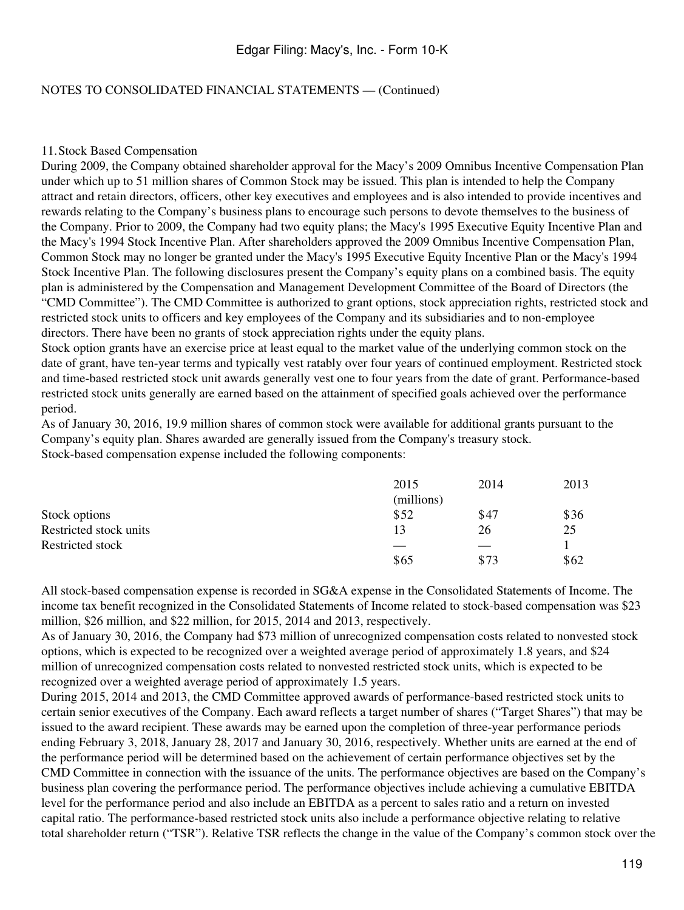NOTES TO CONSOLIDATED FINANCIAL STATEMENTS — (Continued)

## 11. Stock Based Compensation

During 2009, the Company obtained shareholder approval for the Macy's 2009 Omnibus Incentive Compensation Plan under which up to 51 million shares of Common Stock may be issued. This plan is intended to help the Company attract and retain directors, officers, other key executives and employees and is also intended to provide incentives and rewards relating to the Company's business plans to encourage such persons to devote themselves to the business of the Company. Prior to 2009, the Company had two equity plans; the Macy's 1995 Executive Equity Incentive Plan and the Macy's 1994 Stock Incentive Plan. After shareholders approved the 2009 Omnibus Incentive Compensation Plan, Common Stock may no longer be granted under the Macy's 1995 Executive Equity Incentive Plan or the Macy's 1994 Stock Incentive Plan. The following disclosures present the Company's equity plans on a combined basis. The equity plan is administered by the Compensation and Management Development Committee of the Board of Directors (the "CMD Committee"). The CMD Committee is authorized to grant options, stock appreciation rights, restricted stock and restricted stock units to officers and key employees of the Company and its subsidiaries and to non-employee directors. There have been no grants of stock appreciation rights under the equity plans.

Stock option grants have an exercise price at least equal to the market value of the underlying common stock on the date of grant, have ten-year terms and typically vest ratably over four years of continued employment. Restricted stock and time-based restricted stock unit awards generally vest one to four years from the date of grant. Performance-based restricted stock units generally are earned based on the attainment of specified goals achieved over the performance period.

As of January 30, 2016, 19.9 million shares of common stock were available for additional grants pursuant to the Company's equity plan. Shares awarded are generally issued from the Company's treasury stock.

Stock-based compensation expense included the following components:

| | 2015 | 2014 | 2013 |
|---|---|---|---|
| | (millions) | | |
| Stock options | $52 | $47 | $36 |
| Restricted stock units | 13 | 26 | 25 |
| Restricted stock | — | — | 1 |
| | $65 | $73 | $62 |

All stock-based compensation expense is recorded in SG&A expense in the Consolidated Statements of Income. The income tax benefit recognized in the Consolidated Statements of Income related to stock-based compensation was $23 million, $26 million, and $22 million, for 2015, 2014 and 2013, respectively.

As of January 30, 2016, the Company had $73 million of unrecognized compensation costs related to nonvested stock options, which is expected to be recognized over a weighted average period of approximately 1.8 years, and $24 million of unrecognized compensation costs related to nonvested restricted stock units, which is expected to be recognized over a weighted average period of approximately 1.5 years.

During 2015, 2014 and 2013, the CMD Committee approved awards of performance-based restricted stock units to certain senior executives of the Company. Each award reflects a target number of shares ("Target Shares") that may be issued to the award recipient. These awards may be earned upon the completion of three-year performance periods ending February 3, 2018, January 28, 2017 and January 30, 2016, respectively. Whether units are earned at the end of the performance period will be determined based on the achievement of certain performance objectives set by the CMD Committee in connection with the issuance of the units. The performance objectives are based on the Company's business plan covering the performance period. The performance objectives include achieving a cumulative EBITDA level for the performance period and also include an EBITDA as a percent to sales ratio and a return on invested capital ratio. The performance-based restricted stock units also include a performance objective relating to relative total shareholder return ("TSR"). Relative TSR reflects the change in the value of the Company's common stock over the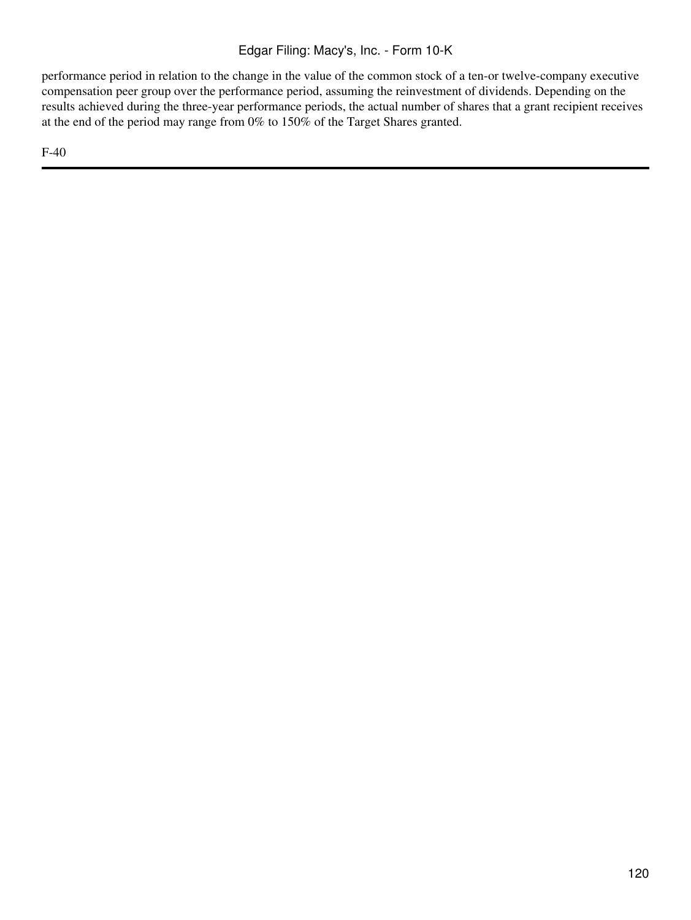performance period in relation to the change in the value of the common stock of a ten-or twelve-company executive compensation peer group over the performance period, assuming the reinvestment of dividends. Depending on the results achieved during the three-year performance periods, the actual number of shares that a grant recipient receives at the end of the period may range from 0% to 150% of the Target Shares granted.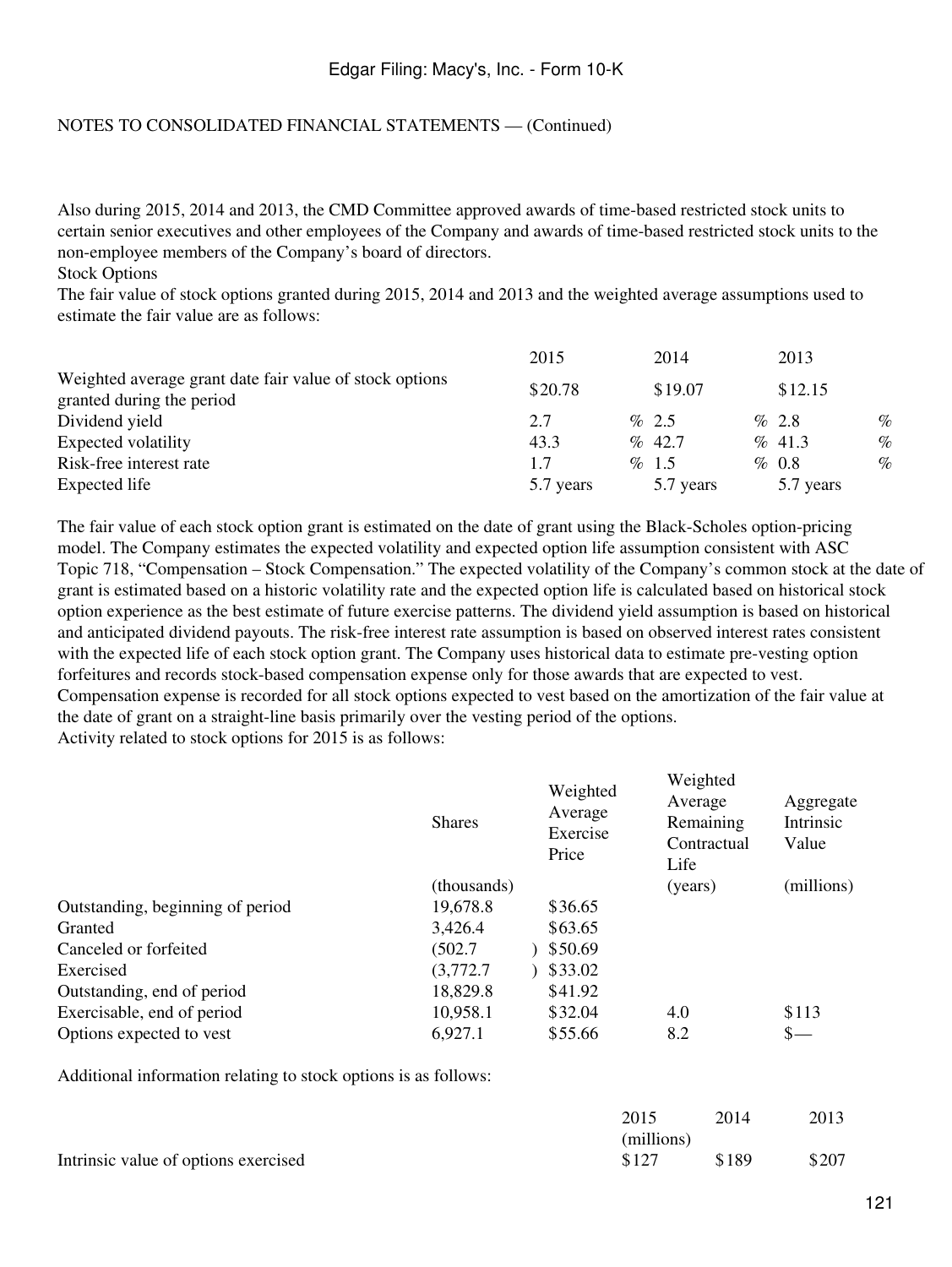NOTES TO CONSOLIDATED FINANCIAL STATEMENTS — (Continued)

Also during 2015, 2014 and 2013, the CMD Committee approved awards of time-based restricted stock units to certain senior executives and other employees of the Company and awards of time-based restricted stock units to the non-employee members of the Company's board of directors.

Stock Options

The fair value of stock options granted during 2015, 2014 and 2013 and the weighted average assumptions used to estimate the fair value are as follows:

| | 2015 | 2014 | 2013 |
|---|---|---|---|
| Weighted average grant date fair value of stock options granted during the period | $20.78 | $19.07 | $12.15 |
| Dividend yield | 2.7 % | 2.5 % | 2.8 % |
| Expected volatility | 43.3 % | 42.7 % | 41.3 % |
| Risk-free interest rate | 1.7 % | 1.5 % | 0.8 % |
| Expected life | 5.7 years | 5.7 years | 5.7 years |

The fair value of each stock option grant is estimated on the date of grant using the Black-Scholes option-pricing model. The Company estimates the expected volatility and expected option life assumption consistent with ASC Topic 718, "Compensation – Stock Compensation." The expected volatility of the Company's common stock at the date of grant is estimated based on a historic volatility rate and the expected option life is calculated based on historical stock option experience as the best estimate of future exercise patterns. The dividend yield assumption is based on historical and anticipated dividend payouts. The risk-free interest rate assumption is based on observed interest rates consistent with the expected life of each stock option grant. The Company uses historical data to estimate pre-vesting option forfeitures and records stock-based compensation expense only for those awards that are expected to vest. Compensation expense is recorded for all stock options expected to vest based on the amortization of the fair value at the date of grant on a straight-line basis primarily over the vesting period of the options.

Activity related to stock options for 2015 is as follows:

| | Shares | Weighted Average Exercise Price | Weighted Average Remaining Contractual Life | Aggregate Intrinsic Value |
|---|---|---|---|---|
| | (thousands) | | (years) | (millions) |
| Outstanding, beginning of period | 19,678.8 | $36.65 | | |
| Granted | 3,426.4 | $63.65 | | |
| Canceled or forfeited | (502.7) | $50.69 | | |
| Exercised | (3,772.7) | $33.02 | | |
| Outstanding, end of period | 18,829.8 | $41.92 | | |
| Exercisable, end of period | 10,958.1 | $32.04 | 4.0 | $113 |
| Options expected to vest | 6,927.1 | $55.66 | 8.2 | $— |

Additional information relating to stock options is as follows:

| | 2015 | 2014 | 2013 |
|---|---|---|---|
| | (millions) | | |
| Intrinsic value of options exercised | $127 | $189 | $207 |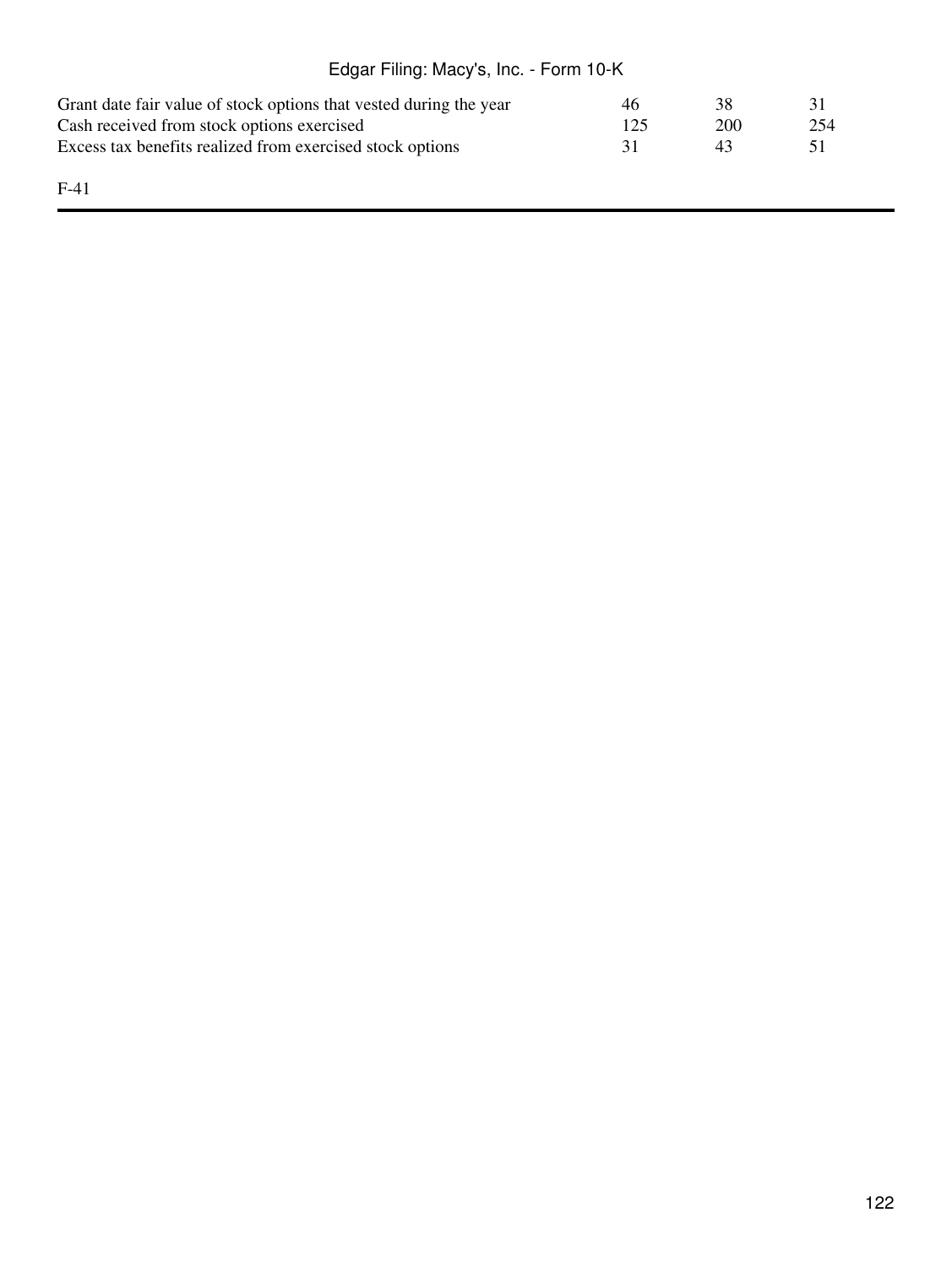| | | | |
|---|---|---|---|
| Grant date fair value of stock options that vested during the year | 46 | 38 | 31 |
| Cash received from stock options exercised | 125 | 200 | 254 |
| Excess tax benefits realized from exercised stock options | 31 | 43 | 51 |

F-41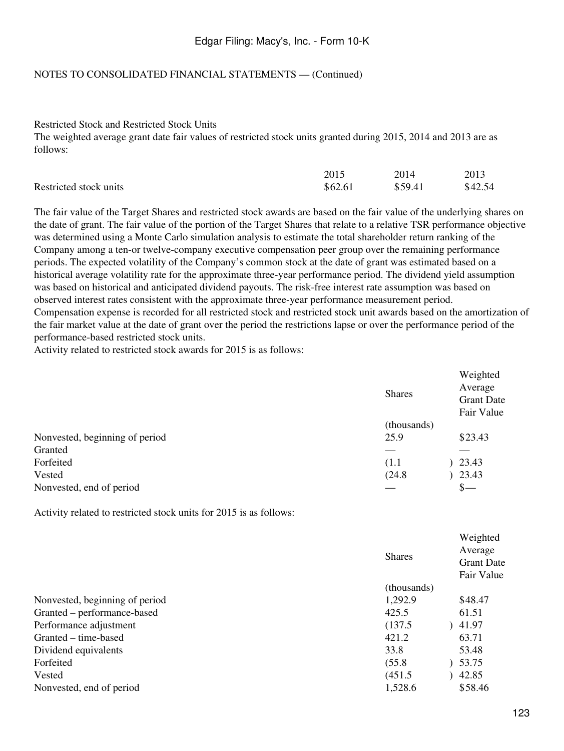NOTES TO CONSOLIDATED FINANCIAL STATEMENTS — (Continued)

Restricted Stock and Restricted Stock Units

The weighted average grant date fair values of restricted stock units granted during 2015, 2014 and 2013 are as follows:

| | 2015 | 2014 | 2013 |
|---|---|---|---|
| Restricted stock units | $62.61 | $59.41 | $42.54 |

The fair value of the Target Shares and restricted stock awards are based on the fair value of the underlying shares on the date of grant. The fair value of the portion of the Target Shares that relate to a relative TSR performance objective was determined using a Monte Carlo simulation analysis to estimate the total shareholder return ranking of the Company among a ten-or twelve-company executive compensation peer group over the remaining performance periods. The expected volatility of the Company's common stock at the date of grant was estimated based on a historical average volatility rate for the approximate three-year performance period. The dividend yield assumption was based on historical and anticipated dividend payouts. The risk-free interest rate assumption was based on observed interest rates consistent with the approximate three-year performance measurement period.

Compensation expense is recorded for all restricted stock and restricted stock unit awards based on the amortization of the fair market value at the date of grant over the period the restrictions lapse or over the performance period of the performance-based restricted stock units.

Activity related to restricted stock awards for 2015 is as follows:

| | Shares | Weighted Average Grant Date Fair Value |
|---|---|---|
| | (thousands) | |
| Nonvested, beginning of period | 25.9 | $23.43 |
| Granted | — | — |
| Forfeited | (1.1) | 23.43 |
| Vested | (24.8) | 23.43 |
| Nonvested, end of period | — | $— |

Activity related to restricted stock units for 2015 is as follows:

| | Shares | Weighted Average Grant Date Fair Value |
|---|---|---|
| | (thousands) | |
| Nonvested, beginning of period | 1,292.9 | $48.47 |
| Granted – performance-based | 425.5 | 61.51 |
| Performance adjustment | (137.5) | 41.97 |
| Granted – time-based | 421.2 | 63.71 |
| Dividend equivalents | 33.8 | 53.48 |
| Forfeited | (55.8) | 53.75 |
| Vested | (451.5) | 42.85 |
| Nonvested, end of period | 1,528.6 | $58.46 |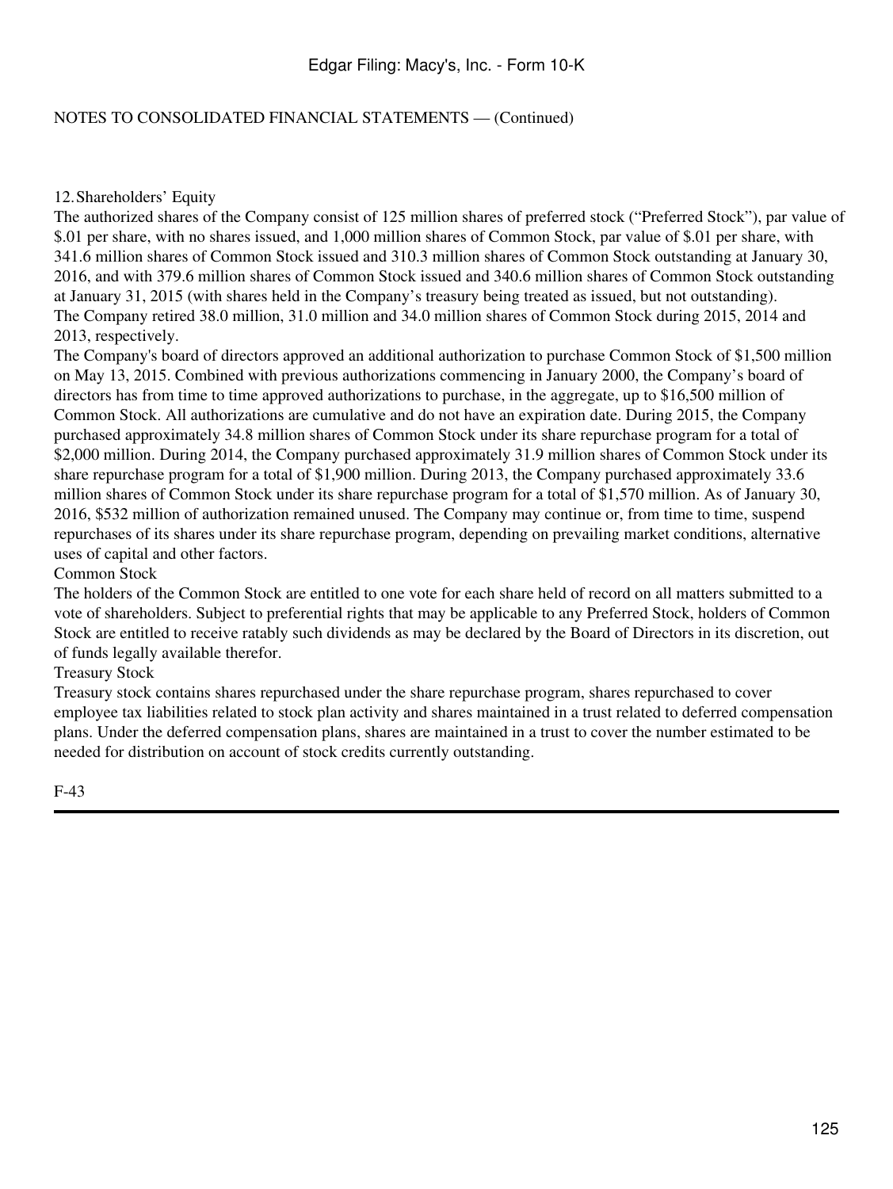NOTES TO CONSOLIDATED FINANCIAL STATEMENTS — (Continued)

## 12. Shareholders' Equity

The authorized shares of the Company consist of 125 million shares of preferred stock ("Preferred Stock"), par value of $.01 per share, with no shares issued, and 1,000 million shares of Common Stock, par value of $.01 per share, with 341.6 million shares of Common Stock issued and 310.3 million shares of Common Stock outstanding at January 30, 2016, and with 379.6 million shares of Common Stock issued and 340.6 million shares of Common Stock outstanding at January 31, 2015 (with shares held in the Company's treasury being treated as issued, but not outstanding). The Company retired 38.0 million, 31.0 million and 34.0 million shares of Common Stock during 2015, 2014 and 2013, respectively.

The Company's board of directors approved an additional authorization to purchase Common Stock of $1,500 million on May 13, 2015. Combined with previous authorizations commencing in January 2000, the Company's board of directors has from time to time approved authorizations to purchase, in the aggregate, up to $16,500 million of Common Stock. All authorizations are cumulative and do not have an expiration date. During 2015, the Company purchased approximately 34.8 million shares of Common Stock under its share repurchase program for a total of $2,000 million. During 2014, the Company purchased approximately 31.9 million shares of Common Stock under its share repurchase program for a total of $1,900 million. During 2013, the Company purchased approximately 33.6 million shares of Common Stock under its share repurchase program for a total of $1,570 million. As of January 30, 2016, $532 million of authorization remained unused. The Company may continue or, from time to time, suspend repurchases of its shares under its share repurchase program, depending on prevailing market conditions, alternative uses of capital and other factors.

### Common Stock

The holders of the Common Stock are entitled to one vote for each share held of record on all matters submitted to a vote of shareholders. Subject to preferential rights that may be applicable to any Preferred Stock, holders of Common Stock are entitled to receive ratably such dividends as may be declared by the Board of Directors in its discretion, out of funds legally available therefor.

### Treasury Stock

Treasury stock contains shares repurchased under the share repurchase program, shares repurchased to cover employee tax liabilities related to stock plan activity and shares maintained in a trust related to deferred compensation plans. Under the deferred compensation plans, shares are maintained in a trust to cover the number estimated to be needed for distribution on account of stock credits currently outstanding.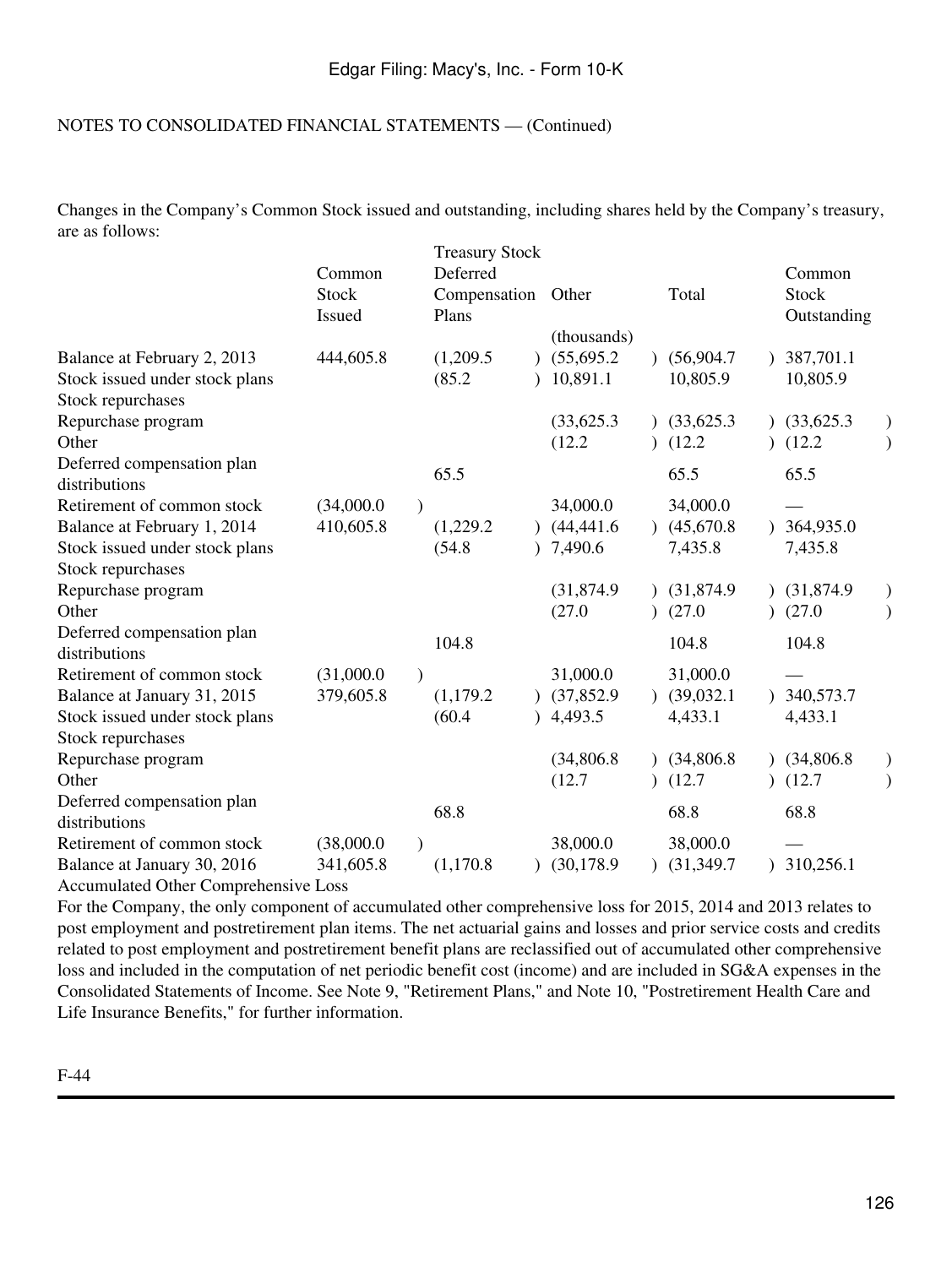NOTES TO CONSOLIDATED FINANCIAL STATEMENTS — (Continued)

Changes in the Company's Common Stock issued and outstanding, including shares held by the Company's treasury, are as follows:

| | Common Stock Issued | Treasury Stock | | | Common Stock Outstanding |
|---|---|---|---|---|---|
| | | Deferred Compensation Plans | Other | Total | |
| | | | (thousands) | | |
| Balance at February 2, 2013 | 444,605.8 | (1,209.5) | (55,695.2) | (56,904.7) | 387,701.1 |
| Stock issued under stock plans | | (85.2) | 10,891.1 | 10,805.9 | 10,805.9 |
| Stock repurchases | | | | | |
| Repurchase program | | | (33,625.3) | (33,625.3) | (33,625.3) |
| Other | | | (12.2) | (12.2) | (12.2) |
| Deferred compensation plan distributions | | 65.5 | | 65.5 | 65.5 |
| Retirement of common stock | (34,000.0) | | 34,000.0 | 34,000.0 | — |
| Balance at February 1, 2014 | 410,605.8 | (1,229.2) | (44,441.6) | (45,670.8) | 364,935.0 |
| Stock issued under stock plans | | (54.8) | 7,490.6 | 7,435.8 | 7,435.8 |
| Stock repurchases | | | | | |
| Repurchase program | | | (31,874.9) | (31,874.9) | (31,874.9) |
| Other | | | (27.0) | (27.0) | (27.0) |
| Deferred compensation plan distributions | | 104.8 | | 104.8 | 104.8 |
| Retirement of common stock | (31,000.0) | | 31,000.0 | 31,000.0 | — |
| Balance at January 31, 2015 | 379,605.8 | (1,179.2) | (37,852.9) | (39,032.1) | 340,573.7 |
| Stock issued under stock plans | | (60.4) | 4,493.5 | 4,433.1 | 4,433.1 |
| Stock repurchases | | | | | |
| Repurchase program | | | (34,806.8) | (34,806.8) | (34,806.8) |
| Other | | | (12.7) | (12.7) | (12.7) |
| Deferred compensation plan distributions | | 68.8 | | 68.8 | 68.8 |
| Retirement of common stock | (38,000.0) | | 38,000.0 | 38,000.0 | — |
| Balance at January 30, 2016 | 341,605.8 | (1,170.8) | (30,178.9) | (31,349.7) | 310,256.1 |

Accumulated Other Comprehensive Loss

For the Company, the only component of accumulated other comprehensive loss for 2015, 2014 and 2013 relates to post employment and postretirement plan items. The net actuarial gains and losses and prior service costs and credits related to post employment and postretirement benefit plans are reclassified out of accumulated other comprehensive loss and included in the computation of net periodic benefit cost (income) and are included in SG&A expenses in the Consolidated Statements of Income. See Note 9, "Retirement Plans," and Note 10, "Postretirement Health Care and Life Insurance Benefits," for further information.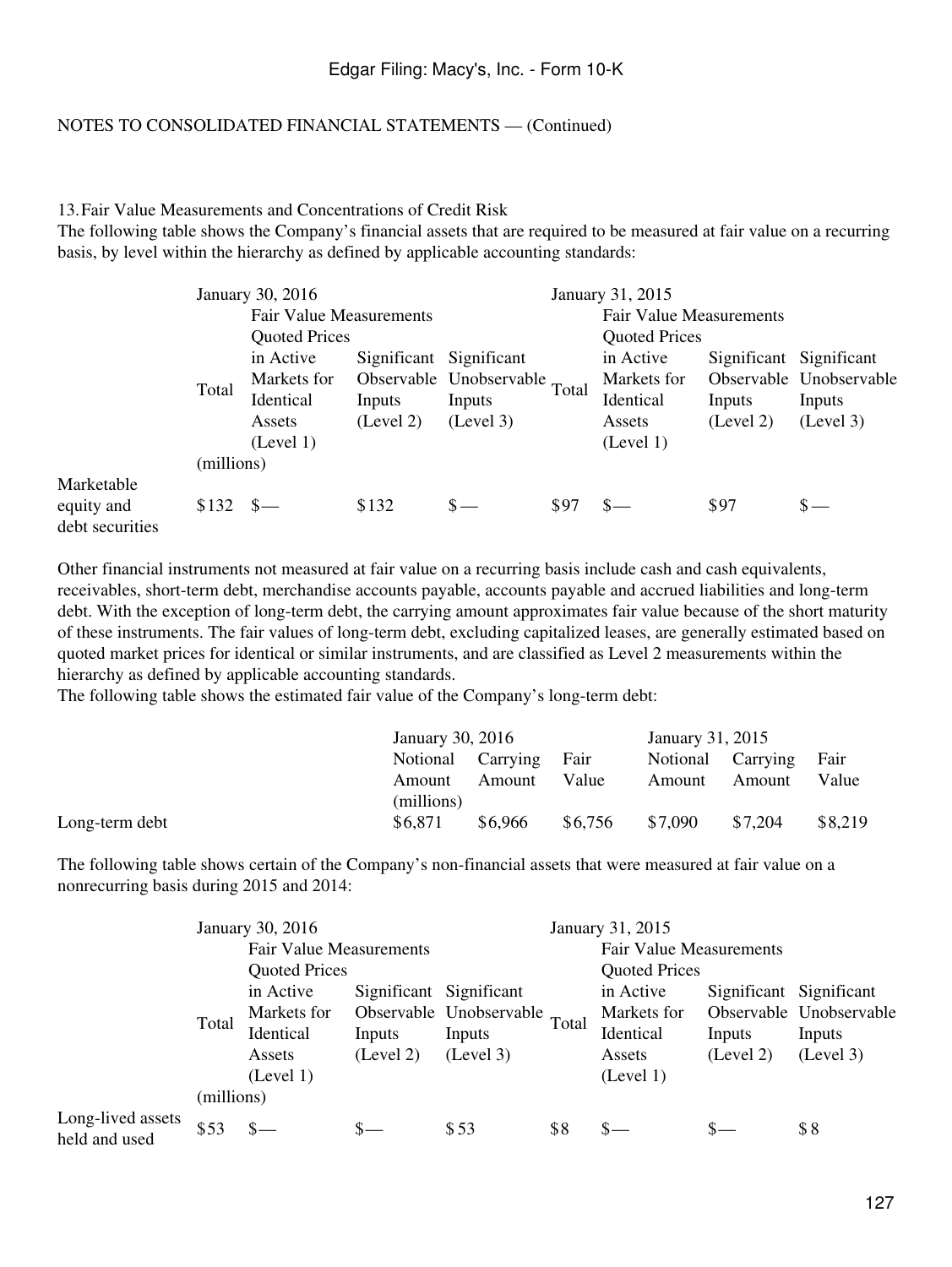NOTES TO CONSOLIDATED FINANCIAL STATEMENTS — (Continued)

## 13. Fair Value Measurements and Concentrations of Credit Risk

The following table shows the Company's financial assets that are required to be measured at fair value on a recurring basis, by level within the hierarchy as defined by applicable accounting standards:

| | January 30, 2016 | | | | January 31, 2015 | | | |
|---|---|---|---|---|---|---|---|---|
| | | Fair Value Measurements | | | | Fair Value Measurements | | |
| | Total | Quoted Prices in Active Markets for Identical Assets (Level 1) | Significant Observable Inputs (Level 2) | Significant Unobservable Inputs (Level 3) | Total | Quoted Prices in Active Markets for Identical Assets (Level 1) | Significant Observable Inputs (Level 2) | Significant Unobservable Inputs (Level 3) |
| | (millions) | | | | | | | |
| Marketable equity and debt securities | $132 | $— | $132 | $— | $97 | $— | $97 | $— |

Other financial instruments not measured at fair value on a recurring basis include cash and cash equivalents, receivables, short-term debt, merchandise accounts payable, accounts payable and accrued liabilities and long-term debt. With the exception of long-term debt, the carrying amount approximates fair value because of the short maturity of these instruments. The fair values of long-term debt, excluding capitalized leases, are generally estimated based on quoted market prices for identical or similar instruments, and are classified as Level 2 measurements within the hierarchy as defined by applicable accounting standards.

The following table shows the estimated fair value of the Company's long-term debt:

| | January 30, 2016 | | | January 31, 2015 | | |
|---|---|---|---|---|---|---|
| | Notional Amount | Carrying Amount | Fair Value | Notional Amount | Carrying Amount | Fair Value |
| | (millions) | | | | | |
| Long-term debt | $6,871 | $6,966 | $6,756 | $7,090 | $7,204 | $8,219 |

The following table shows certain of the Company's non-financial assets that were measured at fair value on a nonrecurring basis during 2015 and 2014:

| | January 30, 2016 | | | | January 31, 2015 | | | |
|---|---|---|---|---|---|---|---|---|
| | | Fair Value Measurements | | | | Fair Value Measurements | | |
| | Total | Quoted Prices in Active Markets for Identical Assets (Level 1) | Significant Observable Inputs (Level 2) | Significant Unobservable Inputs (Level 3) | Total | Quoted Prices in Active Markets for Identical Assets (Level 1) | Significant Observable Inputs (Level 2) | Significant Unobservable Inputs (Level 3) |
| | (millions) | | | | | | | |
| Long-lived assets held and used | $53 | $— | $— | $53 | $8 | $— | $— | $8 |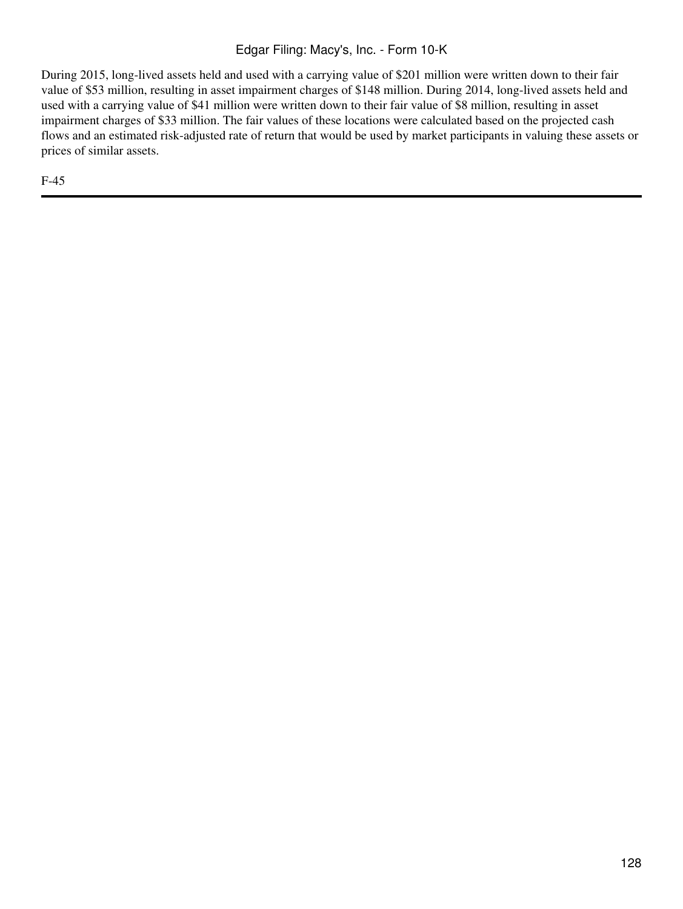During 2015, long-lived assets held and used with a carrying value of $201 million were written down to their fair value of $53 million, resulting in asset impairment charges of $148 million. During 2014, long-lived assets held and used with a carrying value of $41 million were written down to their fair value of $8 million, resulting in asset impairment charges of $33 million. The fair values of these locations were calculated based on the projected cash flows and an estimated risk-adjusted rate of return that would be used by market participants in valuing these assets or prices of similar assets.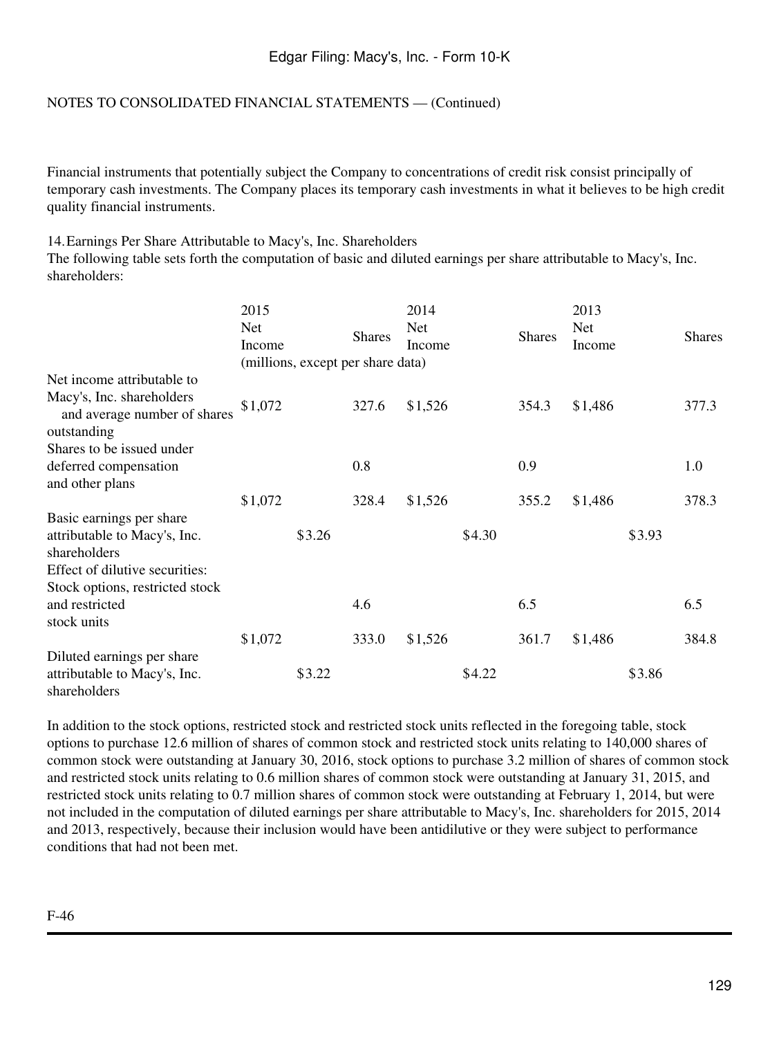NOTES TO CONSOLIDATED FINANCIAL STATEMENTS — (Continued)

Financial instruments that potentially subject the Company to concentrations of credit risk consist principally of temporary cash investments. The Company places its temporary cash investments in what it believes to be high credit quality financial instruments.

14. Earnings Per Share Attributable to Macy's, Inc. Shareholders

The following table sets forth the computation of basic and diluted earnings per share attributable to Macy's, Inc. shareholders:

| | 2015 Net Income | | Shares | 2014 Net Income | | Shares | 2013 Net Income | | Shares |
|---|---|---|---|---|---|---|---|---|---|
| | (millions, except per share data) | | | | | | | | |
| Net income attributable to Macy's, Inc. shareholders and average number of shares outstanding | $1,072 | | 327.6 | $1,526 | | 354.3 | $1,486 | | 377.3 |
| Shares to be issued under deferred compensation and other plans | | | 0.8 | | | 0.9 | | | 1.0 |
| | $1,072 | | 328.4 | $1,526 | | 355.2 | $1,486 | | 378.3 |
| Basic earnings per share attributable to Macy's, Inc. shareholders | | $3.26 | | | $4.30 | | | $3.93 | |
| Effect of dilutive securities: | | | | | | | | | |
| Stock options, restricted stock and restricted stock units | | | 4.6 | | | 6.5 | | | 6.5 |
| | $1,072 | | 333.0 | $1,526 | | 361.7 | $1,486 | | 384.8 |
| Diluted earnings per share attributable to Macy's, Inc. shareholders | | $3.22 | | | $4.22 | | | $3.86 | |

In addition to the stock options, restricted stock and restricted stock units reflected in the foregoing table, stock options to purchase 12.6 million of shares of common stock and restricted stock units relating to 140,000 shares of common stock were outstanding at January 30, 2016, stock options to purchase 3.2 million of shares of common stock and restricted stock units relating to 0.6 million shares of common stock were outstanding at January 31, 2015, and restricted stock units relating to 0.7 million shares of common stock were outstanding at February 1, 2014, but were not included in the computation of diluted earnings per share attributable to Macy's, Inc. shareholders for 2015, 2014 and 2013, respectively, because their inclusion would have been antidilutive or they were subject to performance conditions that had not been met.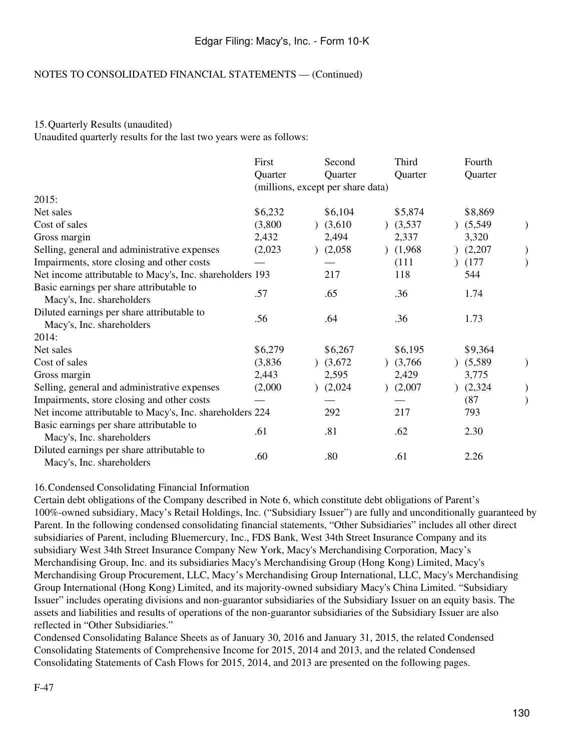NOTES TO CONSOLIDATED FINANCIAL STATEMENTS — (Continued)

15. Quarterly Results (unaudited)

Unaudited quarterly results for the last two years were as follows:

| | First Quarter | Second Quarter | Third Quarter | Fourth Quarter |
|---|---|---|---|---|
| | (millions, except per share data) | | | |
| 2015: | | | | |
| Net sales | $6,232 | $6,104 | $5,874 | $8,869 |
| Cost of sales | (3,800) | (3,610) | (3,537) | (5,549) |
| Gross margin | 2,432 | 2,494 | 2,337 | 3,320 |
| Selling, general and administrative expenses | (2,023) | (2,058) | (1,968) | (2,207) |
| Impairments, store closing and other costs | — | — | (111) | (177) |
| Net income attributable to Macy's, Inc. shareholders | 193 | 217 | 118 | 544 |
| Basic earnings per share attributable to Macy's, Inc. shareholders | .57 | .65 | .36 | 1.74 |
| Diluted earnings per share attributable to Macy's, Inc. shareholders | .56 | .64 | .36 | 1.73 |
| 2014: | | | | |
| Net sales | $6,279 | $6,267 | $6,195 | $9,364 |
| Cost of sales | (3,836) | (3,672) | (3,766) | (5,589) |
| Gross margin | 2,443 | 2,595 | 2,429 | 3,775 |
| Selling, general and administrative expenses | (2,000) | (2,024) | (2,007) | (2,324) |
| Impairments, store closing and other costs | — | — | — | (87) |
| Net income attributable to Macy's, Inc. shareholders | 224 | 292 | 217 | 793 |
| Basic earnings per share attributable to Macy's, Inc. shareholders | .61 | .81 | .62 | 2.30 |
| Diluted earnings per share attributable to Macy's, Inc. shareholders | .60 | .80 | .61 | 2.26 |

16. Condensed Consolidating Financial Information

Certain debt obligations of the Company described in Note 6, which constitute debt obligations of Parent's 100%-owned subsidiary, Macy's Retail Holdings, Inc. ("Subsidiary Issuer") are fully and unconditionally guaranteed by Parent. In the following condensed consolidating financial statements, "Other Subsidiaries" includes all other direct subsidiaries of Parent, including Bluemercury, Inc., FDS Bank, West 34th Street Insurance Company and its subsidiary West 34th Street Insurance Company New York, Macy's Merchandising Corporation, Macy's Merchandising Group, Inc. and its subsidiaries Macy's Merchandising Group (Hong Kong) Limited, Macy's Merchandising Group Procurement, LLC, Macy's Merchandising Group International, LLC, Macy's Merchandising Group International (Hong Kong) Limited, and its majority-owned subsidiary Macy's China Limited. "Subsidiary Issuer" includes operating divisions and non-guarantor subsidiaries of the Subsidiary Issuer on an equity basis. The assets and liabilities and results of operations of the non-guarantor subsidiaries of the Subsidiary Issuer are also reflected in "Other Subsidiaries."

Condensed Consolidating Balance Sheets as of January 30, 2016 and January 31, 2015, the related Condensed Consolidating Statements of Comprehensive Income for 2015, 2014 and 2013, and the related Condensed Consolidating Statements of Cash Flows for 2015, 2014, and 2013 are presented on the following pages.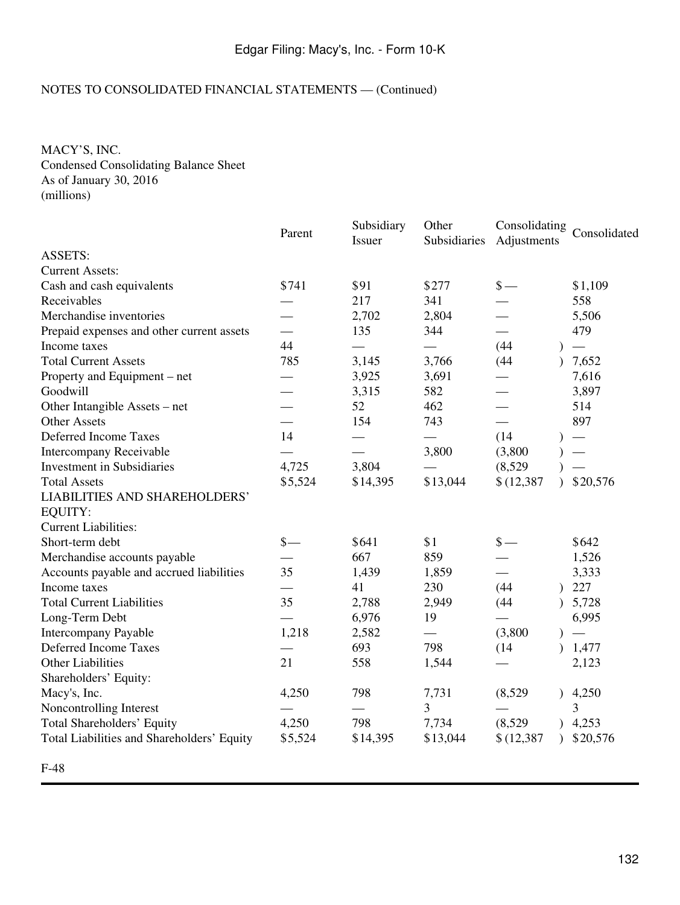NOTES TO CONSOLIDATED FINANCIAL STATEMENTS — (Continued)

MACY'S, INC.
Condensed Consolidating Balance Sheet
As of January 30, 2016
(millions)

| | Parent | Subsidiary Issuer | Other Subsidiaries | Consolidating Adjustments | Consolidated |
|---|---|---|---|---|---|
| ASSETS: | | | | | |
| Current Assets: | | | | | |
| Cash and cash equivalents | $741 | $91 | $277 | $ — | $1,109 |
| Receivables | — | 217 | 341 | — | 558 |
| Merchandise inventories | — | 2,702 | 2,804 | — | 5,506 |
| Prepaid expenses and other current assets | — | 135 | 344 | — | 479 |
| Income taxes | 44 | — | — | (44) | — |
| Total Current Assets | 785 | 3,145 | 3,766 | (44) | 7,652 |
| Property and Equipment – net | — | 3,925 | 3,691 | — | 7,616 |
| Goodwill | — | 3,315 | 582 | — | 3,897 |
| Other Intangible Assets – net | — | 52 | 462 | — | 514 |
| Other Assets | — | 154 | 743 | — | 897 |
| Deferred Income Taxes | 14 | — | — | (14) | — |
| Intercompany Receivable | — | — | 3,800 | (3,800) | — |
| Investment in Subsidiaries | 4,725 | 3,804 | — | (8,529) | — |
| Total Assets | $5,524 | $14,395 | $13,044 | $ (12,387) | $20,576 |
| LIABILITIES AND SHAREHOLDERS' EQUITY: | | | | | |
| Current Liabilities: | | | | | |
| Short-term debt | $— | $641 | $1 | $ — | $642 |
| Merchandise accounts payable | — | 667 | 859 | — | 1,526 |
| Accounts payable and accrued liabilities | 35 | 1,439 | 1,859 | — | 3,333 |
| Income taxes | — | 41 | 230 | (44) | 227 |
| Total Current Liabilities | 35 | 2,788 | 2,949 | (44) | 5,728 |
| Long-Term Debt | — | 6,976 | 19 | — | 6,995 |
| Intercompany Payable | 1,218 | 2,582 | — | (3,800) | — |
| Deferred Income Taxes | — | 693 | 798 | (14) | 1,477 |
| Other Liabilities | 21 | 558 | 1,544 | — | 2,123 |
| Shareholders' Equity: | | | | | |
| Macy's, Inc. | 4,250 | 798 | 7,731 | (8,529) | 4,250 |
| Noncontrolling Interest | — | — | 3 | — | 3 |
| Total Shareholders' Equity | 4,250 | 798 | 7,734 | (8,529) | 4,253 |
| Total Liabilities and Shareholders' Equity | $5,524 | $14,395 | $13,044 | $ (12,387) | $20,576 |

F-48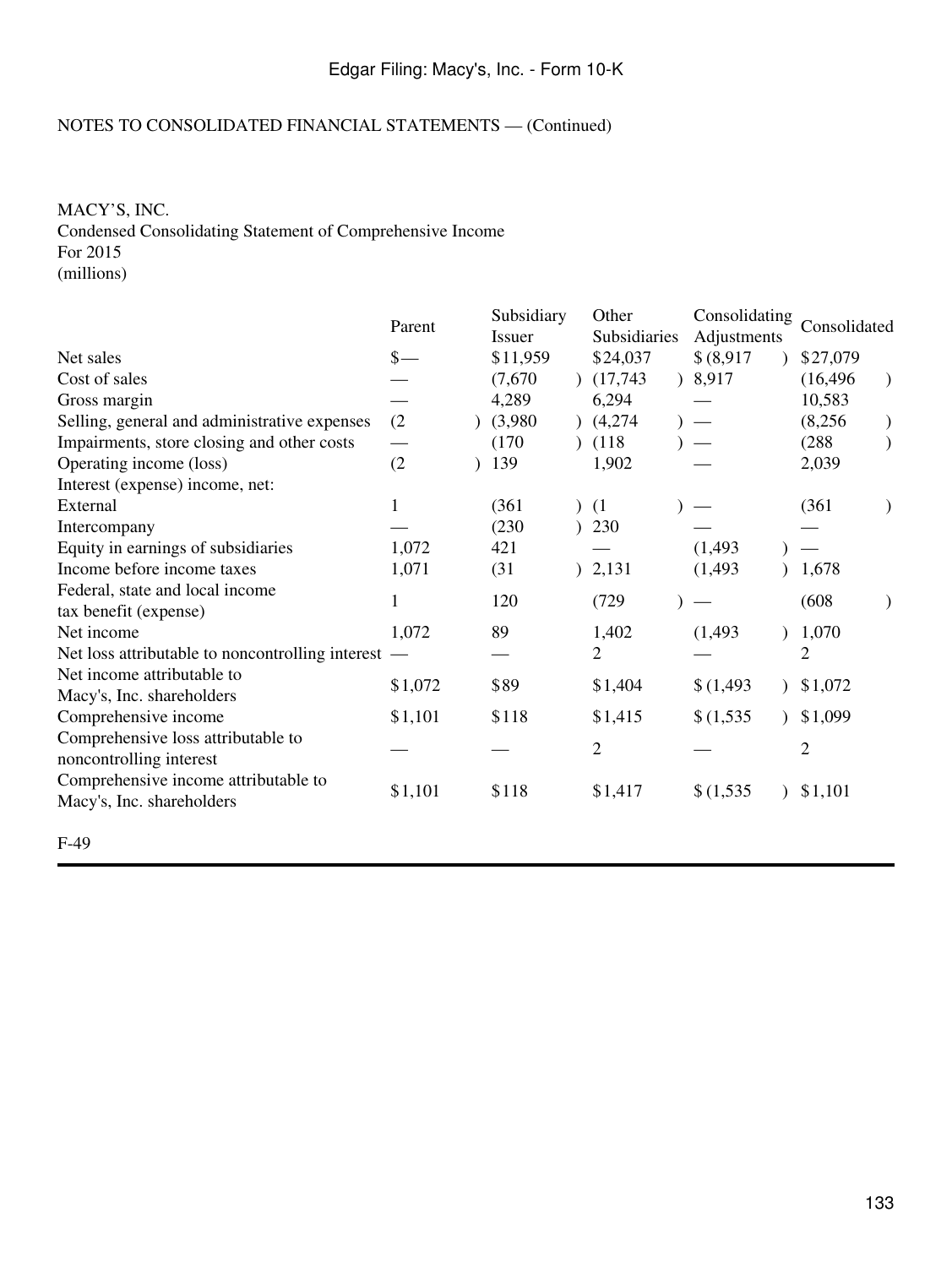NOTES TO CONSOLIDATED FINANCIAL STATEMENTS — (Continued)

MACY'S, INC.
Condensed Consolidating Statement of Comprehensive Income
For 2015
(millions)

| | Parent | Subsidiary Issuer | Other Subsidiaries | Consolidating Adjustments | Consolidated |
|---|---|---|---|---|---|
| Net sales | $— | $11,959 | $24,037 | $(8,917) | $27,079 |
| Cost of sales | — | (7,670) | (17,743) | 8,917 | (16,496) |
| Gross margin | — | 4,289 | 6,294 | — | 10,583 |
| Selling, general and administrative expenses | (2) | (3,980) | (4,274) | — | (8,256) |
| Impairments, store closing and other costs | — | (170) | (118) | — | (288) |
| Operating income (loss) | (2) | 139 | 1,902 | — | 2,039 |
| Interest (expense) income, net: | | | | | |
| External | 1 | (361) | (1) | — | (361) |
| Intercompany | — | (230) | 230 | — | — |
| Equity in earnings of subsidiaries | 1,072 | 421 | — | (1,493) | — |
| Income before income taxes | 1,071 | (31) | 2,131 | (1,493) | 1,678 |
| Federal, state and local income tax benefit (expense) | 1 | 120 | (729) | — | (608) |
| Net income | 1,072 | 89 | 1,402 | (1,493) | 1,070 |
| Net loss attributable to noncontrolling interest | — | — | 2 | — | 2 |
| Net income attributable to Macy's, Inc. shareholders | $1,072 | $89 | $1,404 | $(1,493) | $1,072 |
| Comprehensive income | $1,101 | $118 | $1,415 | $(1,535) | $1,099 |
| Comprehensive loss attributable to noncontrolling interest | — | — | 2 | — | 2 |
| Comprehensive income attributable to Macy's, Inc. shareholders | $1,101 | $118 | $1,417 | $(1,535) | $1,101 |

F-49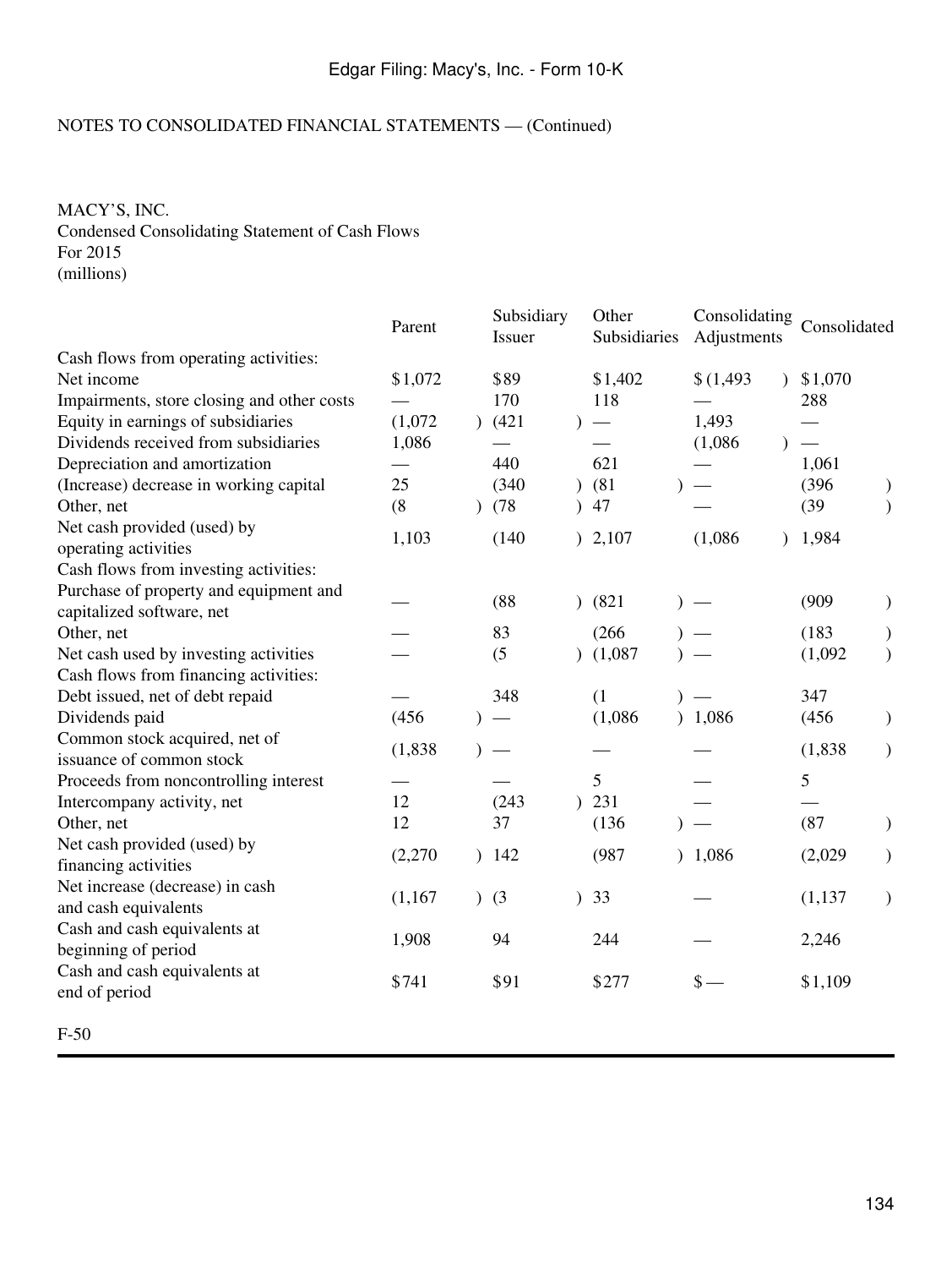NOTES TO CONSOLIDATED FINANCIAL STATEMENTS — (Continued)

MACY'S, INC.
Condensed Consolidating Statement of Cash Flows
For 2015
(millions)

| | Parent | Subsidiary Issuer | Other Subsidiaries | Consolidating Adjustments | Consolidated |
|---|---|---|---|---|---|
| Cash flows from operating activities: | | | | | |
| Net income | $1,072 | $89 | $1,402 | $(1,493) | $1,070 |
| Impairments, store closing and other costs | — | 170 | 118 | — | 288 |
| Equity in earnings of subsidiaries | (1,072) | (421) | — | 1,493 | — |
| Dividends received from subsidiaries | 1,086 | — | — | (1,086) | — |
| Depreciation and amortization | — | 440 | 621 | — | 1,061 |
| (Increase) decrease in working capital | 25 | (340) | (81) | — | (396) |
| Other, net | (8) | (78) | 47 | — | (39) |
| Net cash provided (used) by operating activities | 1,103 | (140) | 2,107 | (1,086) | 1,984 |
| Cash flows from investing activities: | | | | | |
| Purchase of property and equipment and capitalized software, net | — | (88) | (821) | — | (909) |
| Other, net | — | 83 | (266) | — | (183) |
| Net cash used by investing activities | — | (5) | (1,087) | — | (1,092) |
| Cash flows from financing activities: | | | | | |
| Debt issued, net of debt repaid | — | 348 | (1) | — | 347 |
| Dividends paid | (456) | — | (1,086) | 1,086 | (456) |
| Common stock acquired, net of issuance of common stock | (1,838) | — | — | — | (1,838) |
| Proceeds from noncontrolling interest | — | — | 5 | — | 5 |
| Intercompany activity, net | 12 | (243) | 231 | — | — |
| Other, net | 12 | 37 | (136) | — | (87) |
| Net cash provided (used) by financing activities | (2,270) | 142 | (987) | 1,086 | (2,029) |
| Net increase (decrease) in cash and cash equivalents | (1,167) | (3) | 33 | — | (1,137) |
| Cash and cash equivalents at beginning of period | 1,908 | 94 | 244 | — | 2,246 |
| Cash and cash equivalents at end of period | $741 | $91 | $277 | $ — | $1,109 |

F-50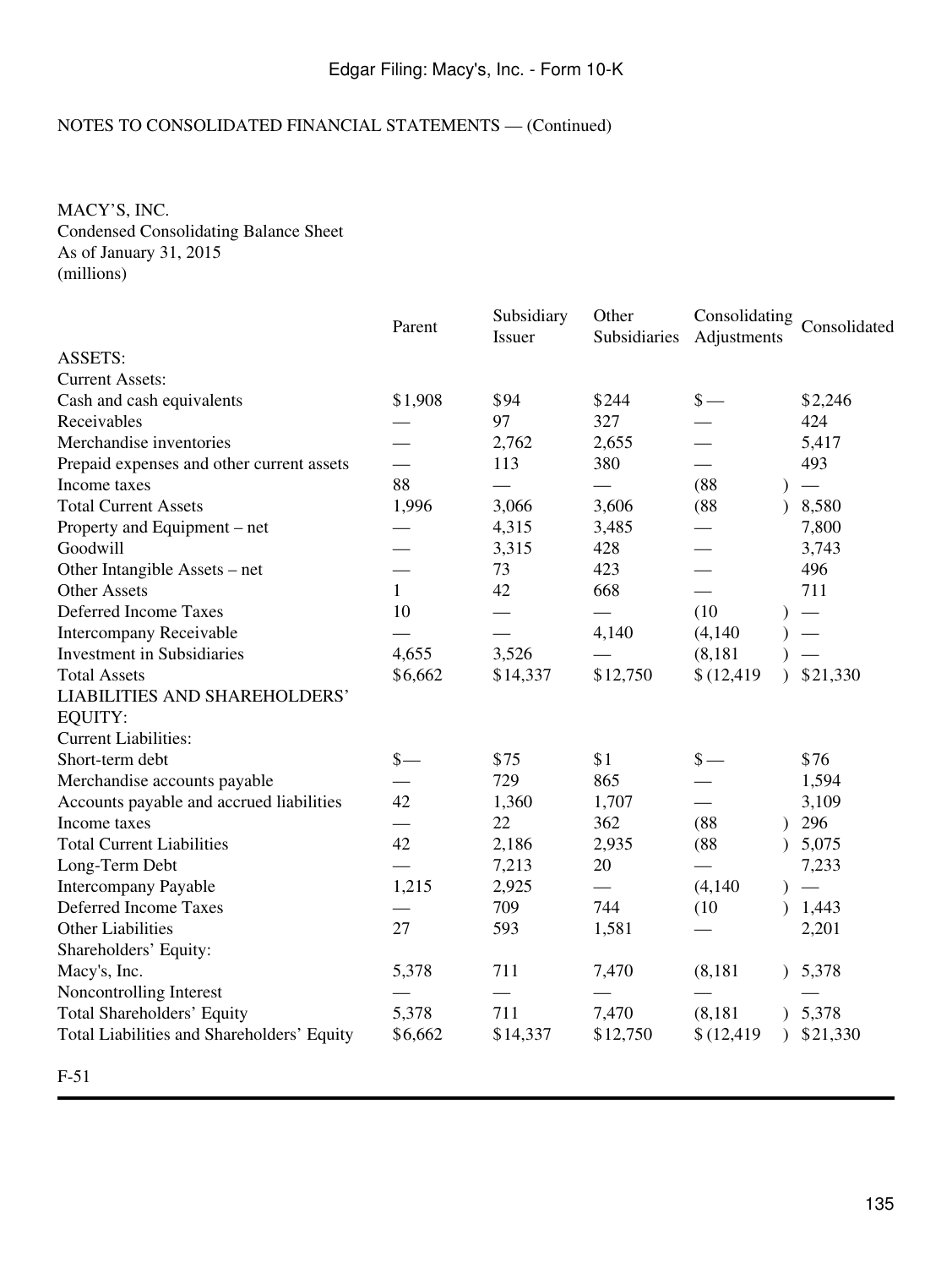NOTES TO CONSOLIDATED FINANCIAL STATEMENTS — (Continued)

MACY'S, INC.
Condensed Consolidating Balance Sheet
As of January 31, 2015
(millions)

| | Parent | Subsidiary Issuer | Other Subsidiaries | Consolidating Adjustments | Consolidated |
|---|---|---|---|---|---|
| ASSETS: | | | | | |
| Current Assets: | | | | | |
| Cash and cash equivalents | $1,908 | $94 | $244 | $ — | $2,246 |
| Receivables | — | 97 | 327 | — | 424 |
| Merchandise inventories | — | 2,762 | 2,655 | — | 5,417 |
| Prepaid expenses and other current assets | — | 113 | 380 | — | 493 |
| Income taxes | 88 | — | — | (88) | — |
| Total Current Assets | 1,996 | 3,066 | 3,606 | (88) | 8,580 |
| Property and Equipment – net | — | 4,315 | 3,485 | — | 7,800 |
| Goodwill | — | 3,315 | 428 | — | 3,743 |
| Other Intangible Assets – net | — | 73 | 423 | — | 496 |
| Other Assets | 1 | 42 | 668 | — | 711 |
| Deferred Income Taxes | 10 | — | — | (10) | — |
| Intercompany Receivable | — | — | 4,140 | (4,140) | — |
| Investment in Subsidiaries | 4,655 | 3,526 | — | (8,181) | — |
| Total Assets | $6,662 | $14,337 | $12,750 | $ (12,419) | $21,330 |
| LIABILITIES AND SHAREHOLDERS' EQUITY: | | | | | |
| Current Liabilities: | | | | | |
| Short-term debt | $— | $75 | $1 | $ — | $76 |
| Merchandise accounts payable | — | 729 | 865 | — | 1,594 |
| Accounts payable and accrued liabilities | 42 | 1,360 | 1,707 | — | 3,109 |
| Income taxes | — | 22 | 362 | (88) | 296 |
| Total Current Liabilities | 42 | 2,186 | 2,935 | (88) | 5,075 |
| Long-Term Debt | — | 7,213 | 20 | — | 7,233 |
| Intercompany Payable | 1,215 | 2,925 | — | (4,140) | — |
| Deferred Income Taxes | — | 709 | 744 | (10) | 1,443 |
| Other Liabilities | 27 | 593 | 1,581 | — | 2,201 |
| Shareholders' Equity: | | | | | |
| Macy's, Inc. | 5,378 | 711 | 7,470 | (8,181) | 5,378 |
| Noncontrolling Interest | — | — | — | — | — |
| Total Shareholders' Equity | 5,378 | 711 | 7,470 | (8,181) | 5,378 |
| Total Liabilities and Shareholders' Equity | $6,662 | $14,337 | $12,750 | $ (12,419) | $21,330 |

F-51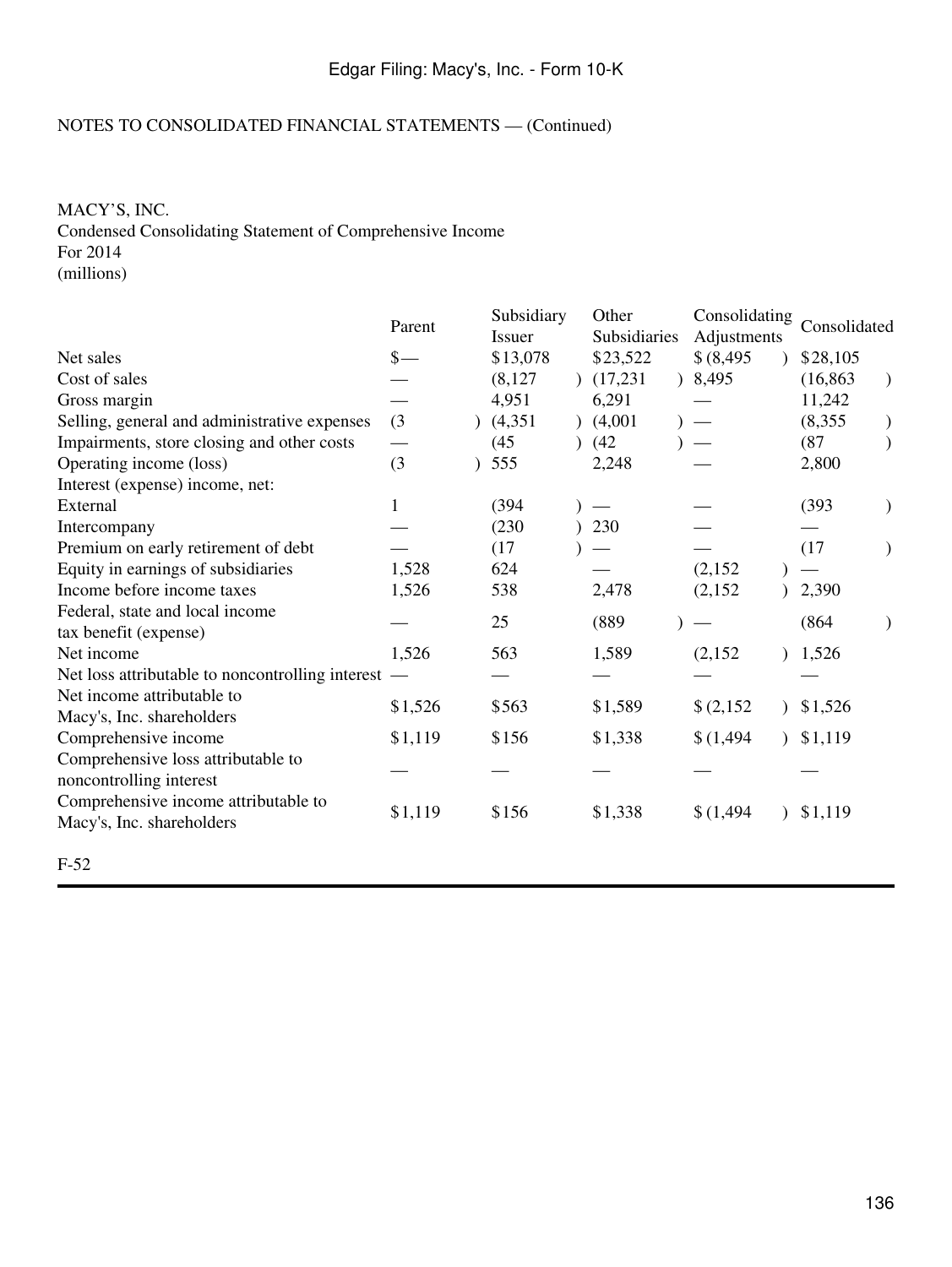NOTES TO CONSOLIDATED FINANCIAL STATEMENTS — (Continued)

MACY'S, INC.
Condensed Consolidating Statement of Comprehensive Income
For 2014
(millions)

| | Parent | Subsidiary Issuer | Other Subsidiaries | Consolidating Adjustments | Consolidated |
|---|---|---|---|---|---|
| Net sales | $— | $13,078 | $23,522 | $(8,495) | $28,105 |
| Cost of sales | — | (8,127) | (17,231) | 8,495 | (16,863) |
| Gross margin | — | 4,951 | 6,291 | — | 11,242 |
| Selling, general and administrative expenses | (3) | (4,351) | (4,001) | — | (8,355) |
| Impairments, store closing and other costs | — | (45) | (42) | — | (87) |
| Operating income (loss) | (3) | 555 | 2,248 | — | 2,800 |
| Interest (expense) income, net: | | | | | |
| External | 1 | (394) | — | — | (393) |
| Intercompany | — | (230) | 230 | — | — |
| Premium on early retirement of debt | — | (17) | — | — | (17) |
| Equity in earnings of subsidiaries | 1,528 | 624 | — | (2,152) | — |
| Income before income taxes | 1,526 | 538 | 2,478 | (2,152) | 2,390 |
| Federal, state and local income tax benefit (expense) | — | 25 | (889) | — | (864) |
| Net income | 1,526 | 563 | 1,589 | (2,152) | 1,526 |
| Net loss attributable to noncontrolling interest | — | — | — | — | — |
| Net income attributable to Macy's, Inc. shareholders | $1,526 | $563 | $1,589 | $(2,152) | $1,526 |
| Comprehensive income | $1,119 | $156 | $1,338 | $(1,494) | $1,119 |
| Comprehensive loss attributable to noncontrolling interest | — | — | — | — | — |
| Comprehensive income attributable to Macy's, Inc. shareholders | $1,119 | $156 | $1,338 | $(1,494) | $1,119 |

F-52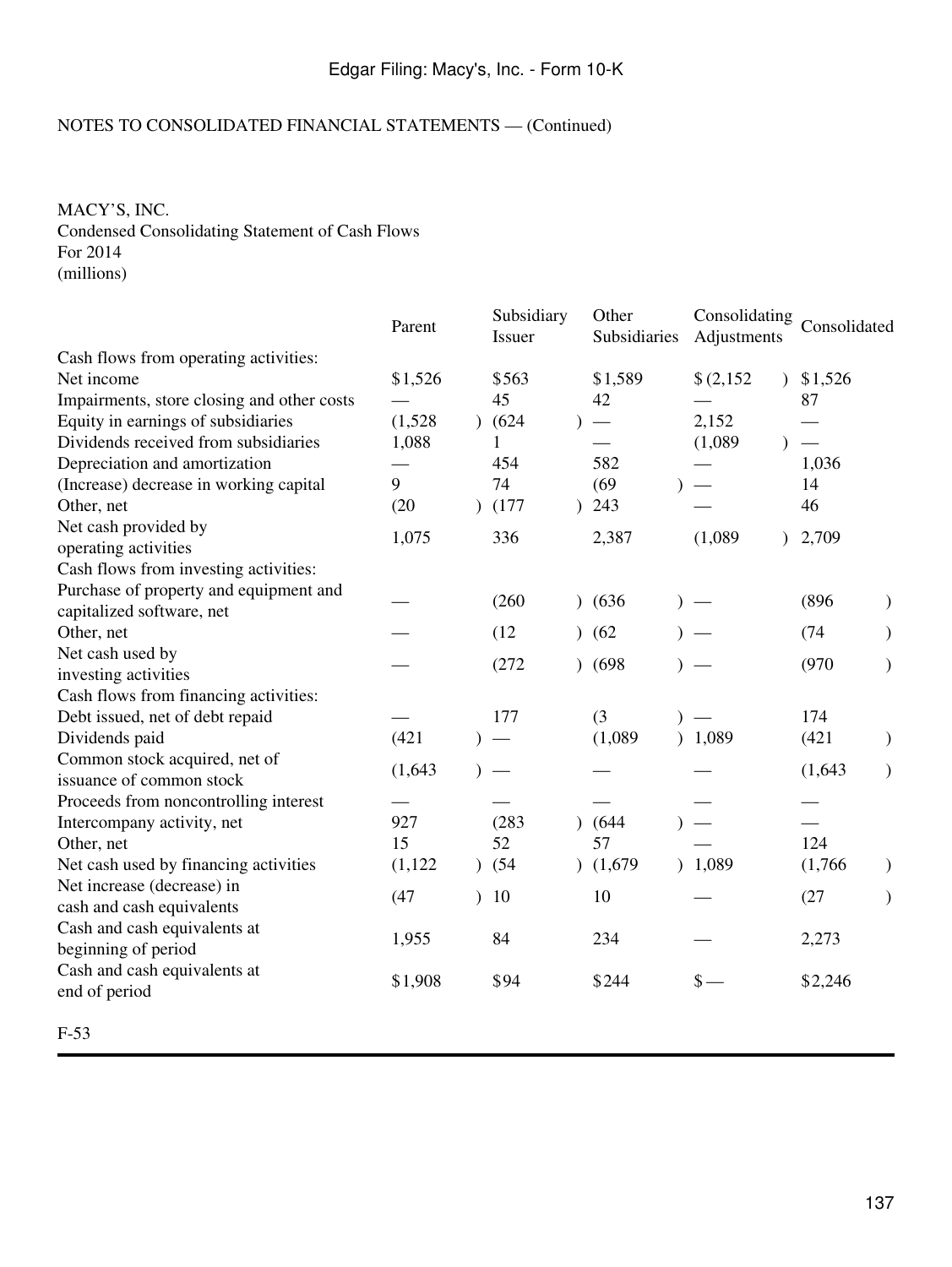NOTES TO CONSOLIDATED FINANCIAL STATEMENTS — (Continued)

MACY'S, INC.
Condensed Consolidating Statement of Cash Flows
For 2014
(millions)

| | Parent | Subsidiary Issuer | Other Subsidiaries | Consolidating Adjustments | Consolidated |
|---|---|---|---|---|---|
| Cash flows from operating activities: | | | | | |
| Net income | $1,526 | $563 | $1,589 | $(2,152) | $1,526 |
| Impairments, store closing and other costs | — | 45 | 42 | — | 87 |
| Equity in earnings of subsidiaries | (1,528) | (624) | — | 2,152 | — |
| Dividends received from subsidiaries | 1,088 | 1 | — | (1,089) | — |
| Depreciation and amortization | — | 454 | 582 | — | 1,036 |
| (Increase) decrease in working capital | 9 | 74 | (69) | — | 14 |
| Other, net | (20) | (177) | 243 | — | 46 |
| Net cash provided by operating activities | 1,075 | 336 | 2,387 | (1,089) | 2,709 |
| Cash flows from investing activities: | | | | | |
| Purchase of property and equipment and capitalized software, net | — | (260) | (636) | — | (896) |
| Other, net | — | (12) | (62) | — | (74) |
| Net cash used by investing activities | — | (272) | (698) | — | (970) |
| Cash flows from financing activities: | | | | | |
| Debt issued, net of debt repaid | — | 177 | (3) | — | 174 |
| Dividends paid | (421) | — | (1,089) | 1,089 | (421) |
| Common stock acquired, net of issuance of common stock | (1,643) | — | — | — | (1,643) |
| Proceeds from noncontrolling interest | — | — | — | — | — |
| Intercompany activity, net | 927 | (283) | (644) | — | — |
| Other, net | 15 | 52 | 57 | — | 124 |
| Net cash used by financing activities | (1,122) | (54) | (1,679) | 1,089 | (1,766) |
| Net increase (decrease) in cash and cash equivalents | (47) | 10 | 10 | — | (27) |
| Cash and cash equivalents at beginning of period | 1,955 | 84 | 234 | — | 2,273 |
| Cash and cash equivalents at end of period | $1,908 | $94 | $244 | $— | $2,246 |

F-53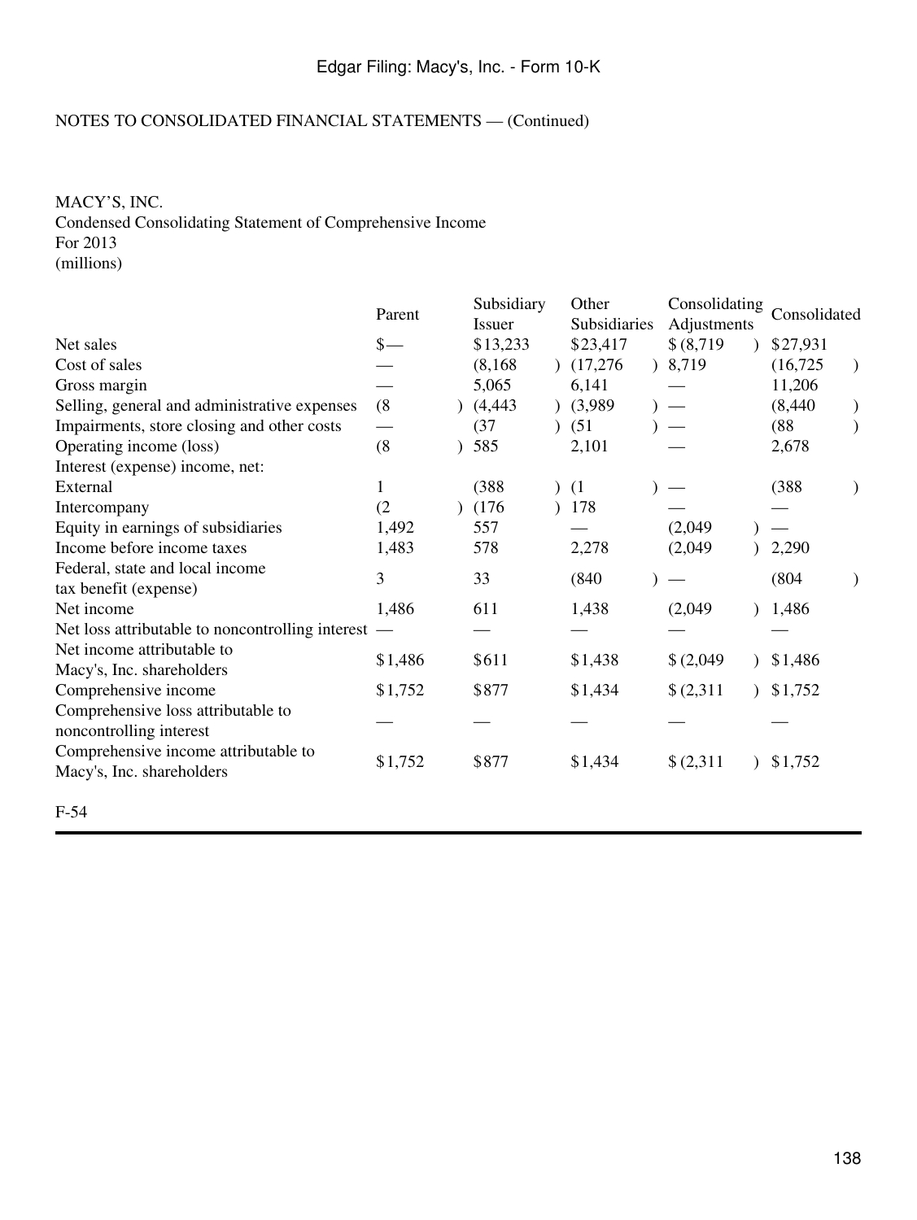NOTES TO CONSOLIDATED FINANCIAL STATEMENTS — (Continued)

MACY'S, INC.
Condensed Consolidating Statement of Comprehensive Income
For 2013
(millions)

| | Parent | Subsidiary Issuer | Other Subsidiaries | Consolidating Adjustments | Consolidated |
|---|---|---|---|---|---|
| Net sales | $— | $13,233 | $23,417 | $(8,719) | $27,931 |
| Cost of sales | — | (8,168) | (17,276) | 8,719 | (16,725) |
| Gross margin | — | 5,065 | 6,141 | — | 11,206 |
| Selling, general and administrative expenses | (8) | (4,443) | (3,989) | — | (8,440) |
| Impairments, store closing and other costs | — | (37) | (51) | — | (88) |
| Operating income (loss) | (8) | 585 | 2,101 | — | 2,678 |
| Interest (expense) income, net: | | | | | |
| External | 1 | (388) | (1) | — | (388) |
| Intercompany | (2) | (176) | 178 | — | — |
| Equity in earnings of subsidiaries | 1,492 | 557 | — | (2,049) | — |
| Income before income taxes | 1,483 | 578 | 2,278 | (2,049) | 2,290 |
| Federal, state and local income tax benefit (expense) | 3 | 33 | (840) | — | (804) |
| Net income | 1,486 | 611 | 1,438 | (2,049) | 1,486 |
| Net loss attributable to noncontrolling interest | — | — | — | — | — |
| Net income attributable to Macy's, Inc. shareholders | $1,486 | $611 | $1,438 | $(2,049) | $1,486 |
| Comprehensive income | $1,752 | $877 | $1,434 | $(2,311) | $1,752 |
| Comprehensive loss attributable to noncontrolling interest | — | — | — | — | — |
| Comprehensive income attributable to Macy's, Inc. shareholders | $1,752 | $877 | $1,434 | $(2,311) | $1,752 |

F-54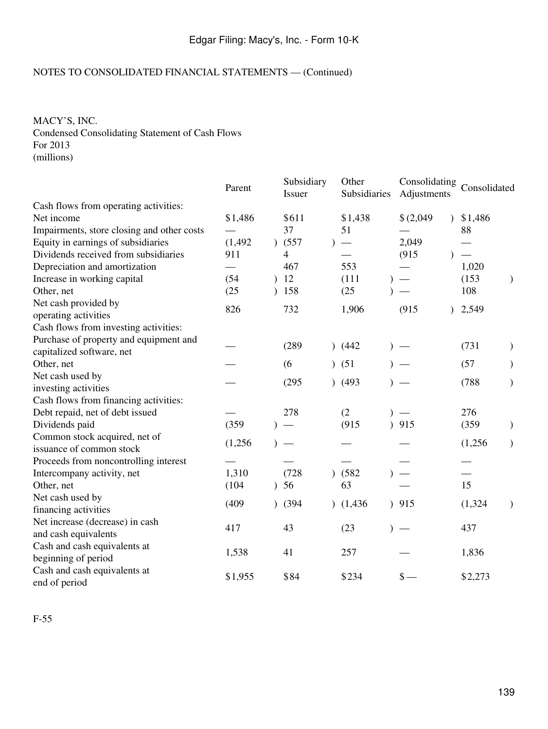NOTES TO CONSOLIDATED FINANCIAL STATEMENTS — (Continued)

MACY’S, INC.
Condensed Consolidating Statement of Cash Flows
For 2013
(millions)

| | Parent | Subsidiary Issuer | Other Subsidiaries | Consolidating Adjustments | Consolidated |
|---|---|---|---|---|---|
| Cash flows from operating activities: | | | | | |
| Net income | $1,486 | $611 | $1,438 | $(2,049) | $1,486 |
| Impairments, store closing and other costs | — | 37 | 51 | — | 88 |
| Equity in earnings of subsidiaries | (1,492) | (557) | — | 2,049 | — |
| Dividends received from subsidiaries | 911 | 4 | — | (915) | — |
| Depreciation and amortization | — | 467 | 553 | — | 1,020 |
| Increase in working capital | (54) | 12 | (111) | — | (153) |
| Other, net | (25) | 158 | (25) | — | 108 |
| Net cash provided by operating activities | 826 | 732 | 1,906 | (915) | 2,549 |
| Cash flows from investing activities: | | | | | |
| Purchase of property and equipment and capitalized software, net | — | (289) | (442) | — | (731) |
| Other, net | — | (6) | (51) | — | (57) |
| Net cash used by investing activities | — | (295) | (493) | — | (788) |
| Cash flows from financing activities: | | | | | |
| Debt repaid, net of debt issued | — | 278 | (2) | — | 276 |
| Dividends paid | (359) | — | (915) | 915 | (359) |
| Common stock acquired, net of issuance of common stock | (1,256) | — | — | — | (1,256) |
| Proceeds from noncontrolling interest | — | — | — | — | — |
| Intercompany activity, net | 1,310 | (728) | (582) | — | — |
| Other, net | (104) | 56 | 63 | — | 15 |
| Net cash used by financing activities | (409) | (394) | (1,436) | 915 | (1,324) |
| Net increase (decrease) in cash and cash equivalents | 417 | 43 | (23) | — | 437 |
| Cash and cash equivalents at beginning of period | 1,538 | 41 | 257 | — | 1,836 |
| Cash and cash equivalents at end of period | $1,955 | $84 | $234 | $— | $2,273 |

F-55